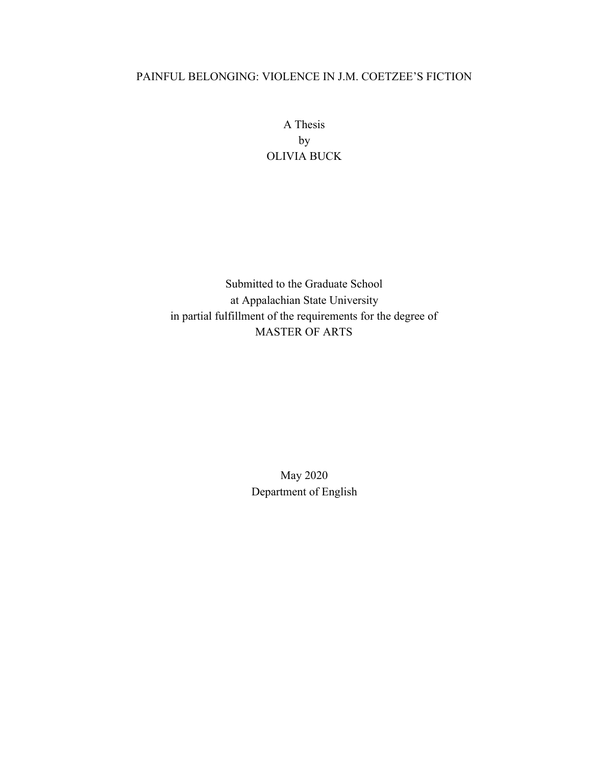# PAINFUL BELONGING: VIOLENCE IN J.M. COETZEE'S FICTION

A Thesis
by
OLIVIA BUCK

Submitted to the Graduate School
at Appalachian State University
in partial fulfillment of the requirements for the degree of
MASTER OF ARTS

May 2020
Department of English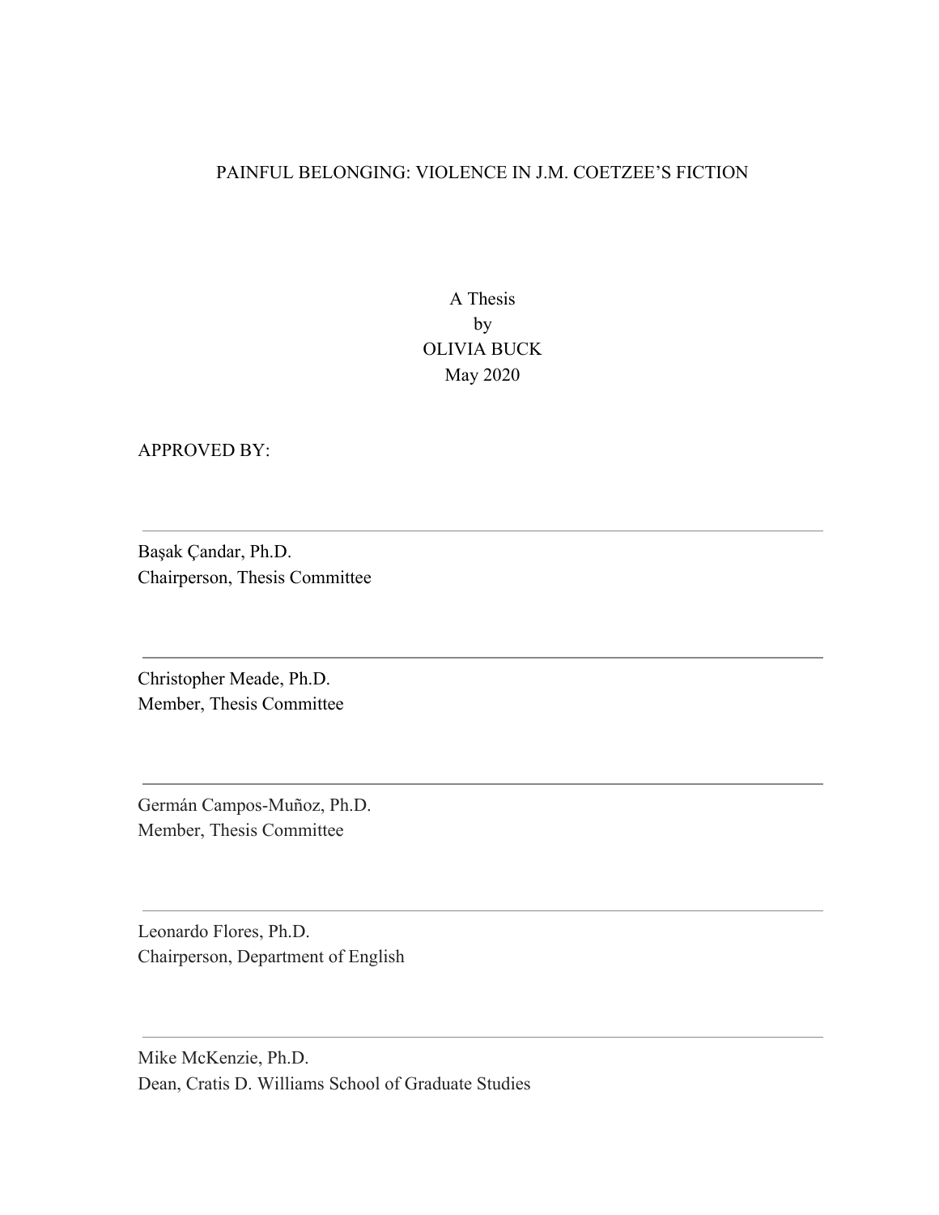PAINFUL BELONGING: VIOLENCE IN J.M. COETZEE'S FICTION

A Thesis
by
OLIVIA BUCK
May 2020

APPROVED BY:

---

Başak Çandar, Ph.D.
Chairperson, Thesis Committee

---

Christopher Meade, Ph.D.
Member, Thesis Committee

---

Germán Campos-Muñoz, Ph.D.
Member, Thesis Committee

---

Leonardo Flores, Ph.D.
Chairperson, Department of English

---

Mike McKenzie, Ph.D.
Dean, Cratis D. Williams School of Graduate Studies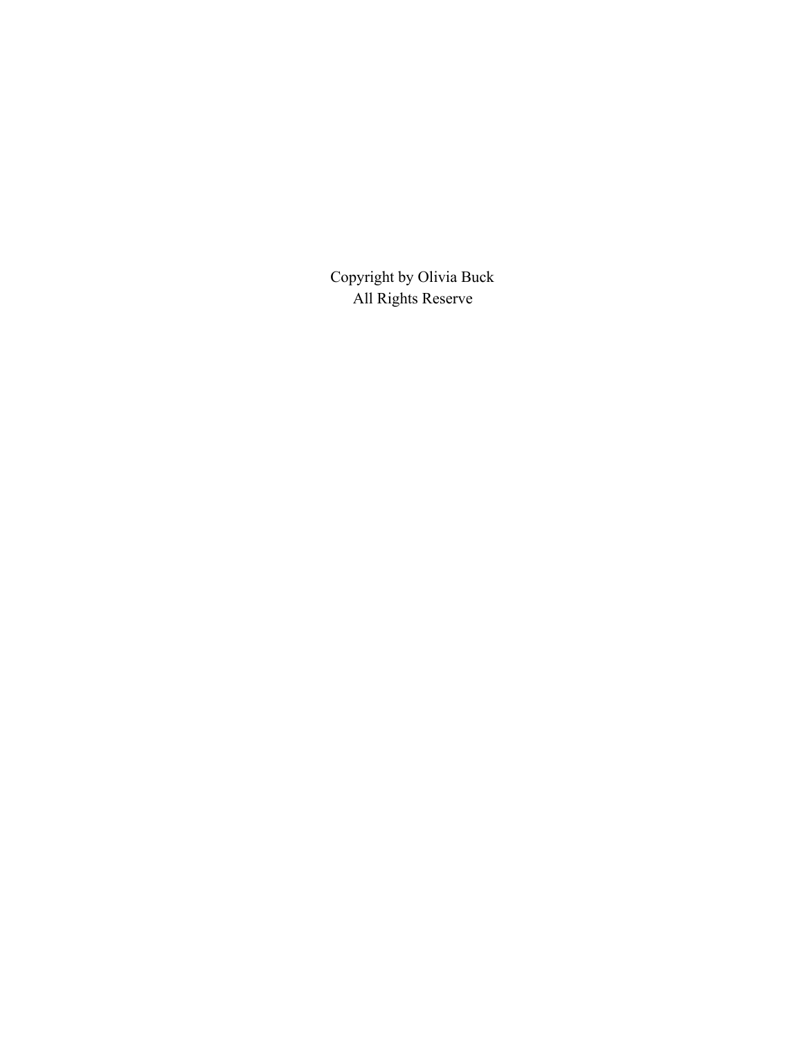Copyright by Olivia Buck
All Rights Reserve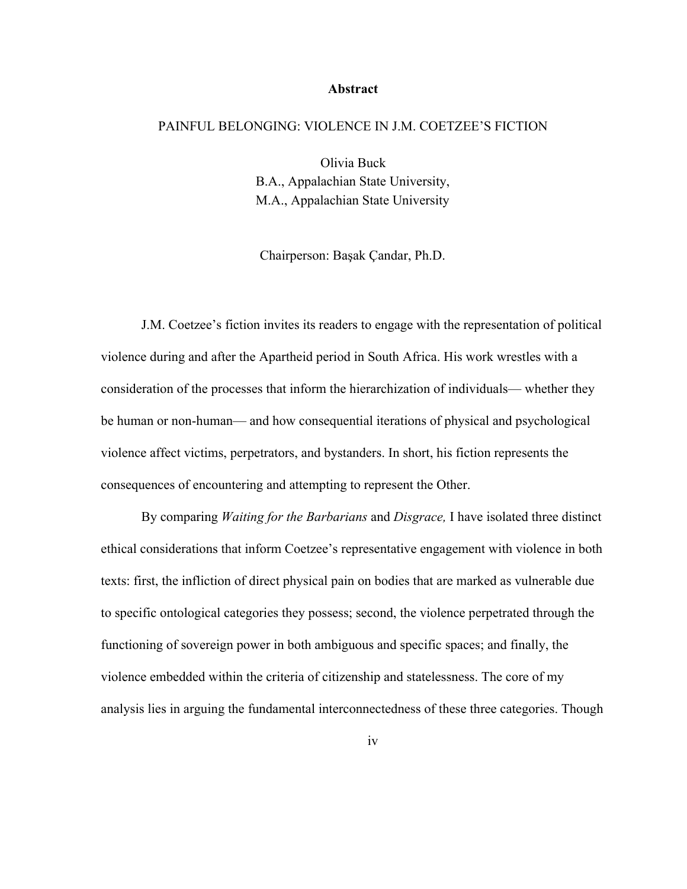# Abstract

PAINFUL BELONGING: VIOLENCE IN J.M. COETZEE'S FICTION

Olivia Buck
B.A., Appalachian State University,
M.A., Appalachian State University

Chairperson: Başak Çandar, Ph.D.

J.M. Coetzee's fiction invites its readers to engage with the representation of political violence during and after the Apartheid period in South Africa. His work wrestles with a consideration of the processes that inform the hierarchization of individuals— whether they be human or non-human— and how consequential iterations of physical and psychological violence affect victims, perpetrators, and bystanders. In short, his fiction represents the consequences of encountering and attempting to represent the Other.

By comparing *Waiting for the Barbarians* and *Disgrace,* I have isolated three distinct ethical considerations that inform Coetzee's representative engagement with violence in both texts: first, the infliction of direct physical pain on bodies that are marked as vulnerable due to specific ontological categories they possess; second, the violence perpetrated through the functioning of sovereign power in both ambiguous and specific spaces; and finally, the violence embedded within the criteria of citizenship and statelessness. The core of my analysis lies in arguing the fundamental interconnectedness of these three categories. Though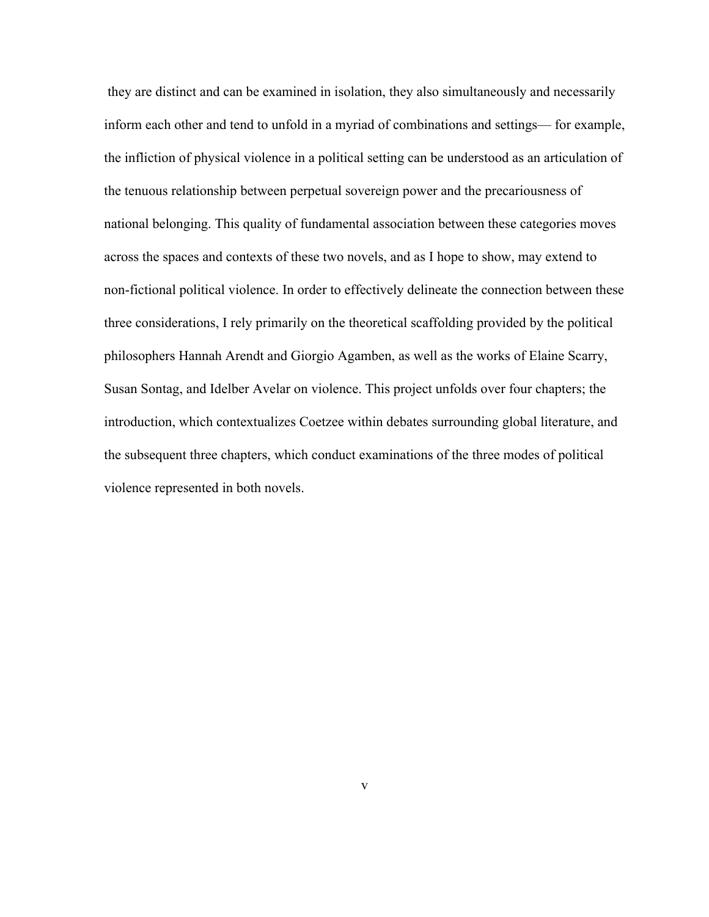they are distinct and can be examined in isolation, they also simultaneously and necessarily inform each other and tend to unfold in a myriad of combinations and settings— for example, the infliction of physical violence in a political setting can be understood as an articulation of the tenuous relationship between perpetual sovereign power and the precariousness of national belonging. This quality of fundamental association between these categories moves across the spaces and contexts of these two novels, and as I hope to show, may extend to non-fictional political violence. In order to effectively delineate the connection between these three considerations, I rely primarily on the theoretical scaffolding provided by the political philosophers Hannah Arendt and Giorgio Agamben, as well as the works of Elaine Scarry, Susan Sontag, and Idelber Avelar on violence. This project unfolds over four chapters; the introduction, which contextualizes Coetzee within debates surrounding global literature, and the subsequent three chapters, which conduct examinations of the three modes of political violence represented in both novels.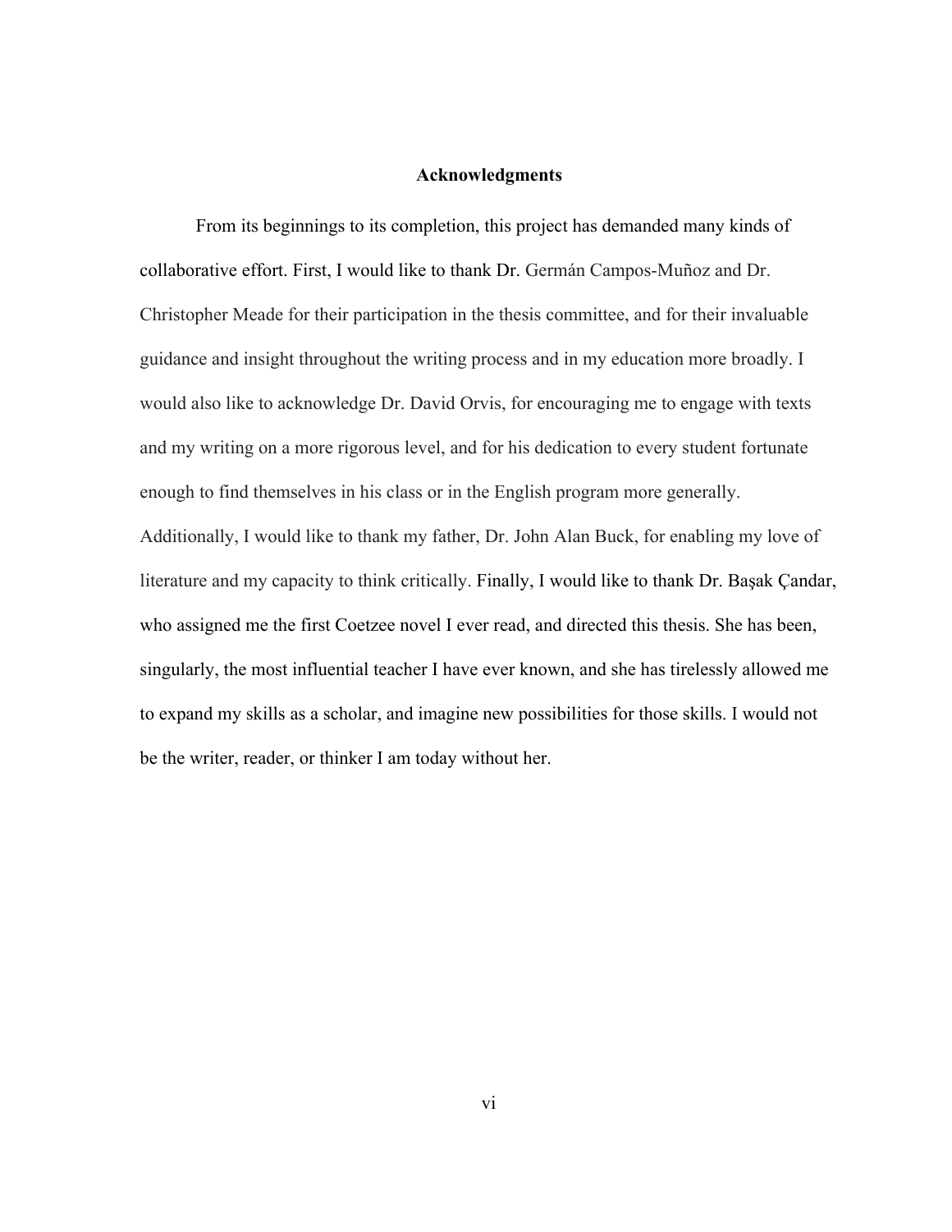## Acknowledgments

From its beginnings to its completion, this project has demanded many kinds of collaborative effort. First, I would like to thank Dr. Germán Campos-Muñoz and Dr. Christopher Meade for their participation in the thesis committee, and for their invaluable guidance and insight throughout the writing process and in my education more broadly. I would also like to acknowledge Dr. David Orvis, for encouraging me to engage with texts and my writing on a more rigorous level, and for his dedication to every student fortunate enough to find themselves in his class or in the English program more generally. Additionally, I would like to thank my father, Dr. John Alan Buck, for enabling my love of literature and my capacity to think critically. Finally, I would like to thank Dr. Başak Çandar, who assigned me the first Coetzee novel I ever read, and directed this thesis. She has been, singularly, the most influential teacher I have ever known, and she has tirelessly allowed me to expand my skills as a scholar, and imagine new possibilities for those skills. I would not be the writer, reader, or thinker I am today without her.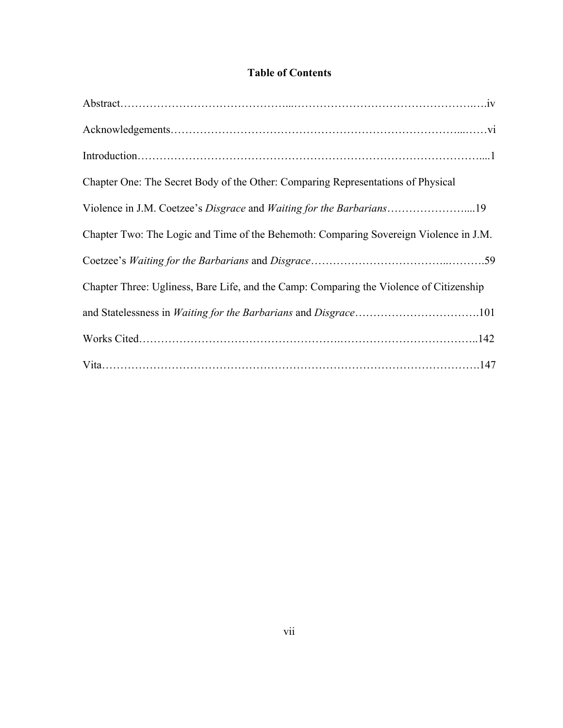# Table of Contents

Abstract……………………………………...…………………………………………..….iv

Acknowledgements…………………………………………………………………...……vi

Introduction…………………………………………………………………………….....1

Chapter One: The Secret Body of the Other: Comparing Representations of Physical Violence in J.M. Coetzee's *Disgrace* and *Waiting for the Barbarians*…………………....19

Chapter Two: The Logic and Time of the Behemoth: Comparing Sovereign Violence in J.M. Coetzee's *Waiting for the Barbarians* and *Disgrace*……………………………..……….59

Chapter Three: Ugliness, Bare Life, and the Camp: Comparing the Violence of Citizenship and Statelessness in *Waiting for the Barbarians* and *Disgrace*…………………………….101

Works Cited…………………………………………..………………………………..142

Vita………………………………………………………………………….…………….147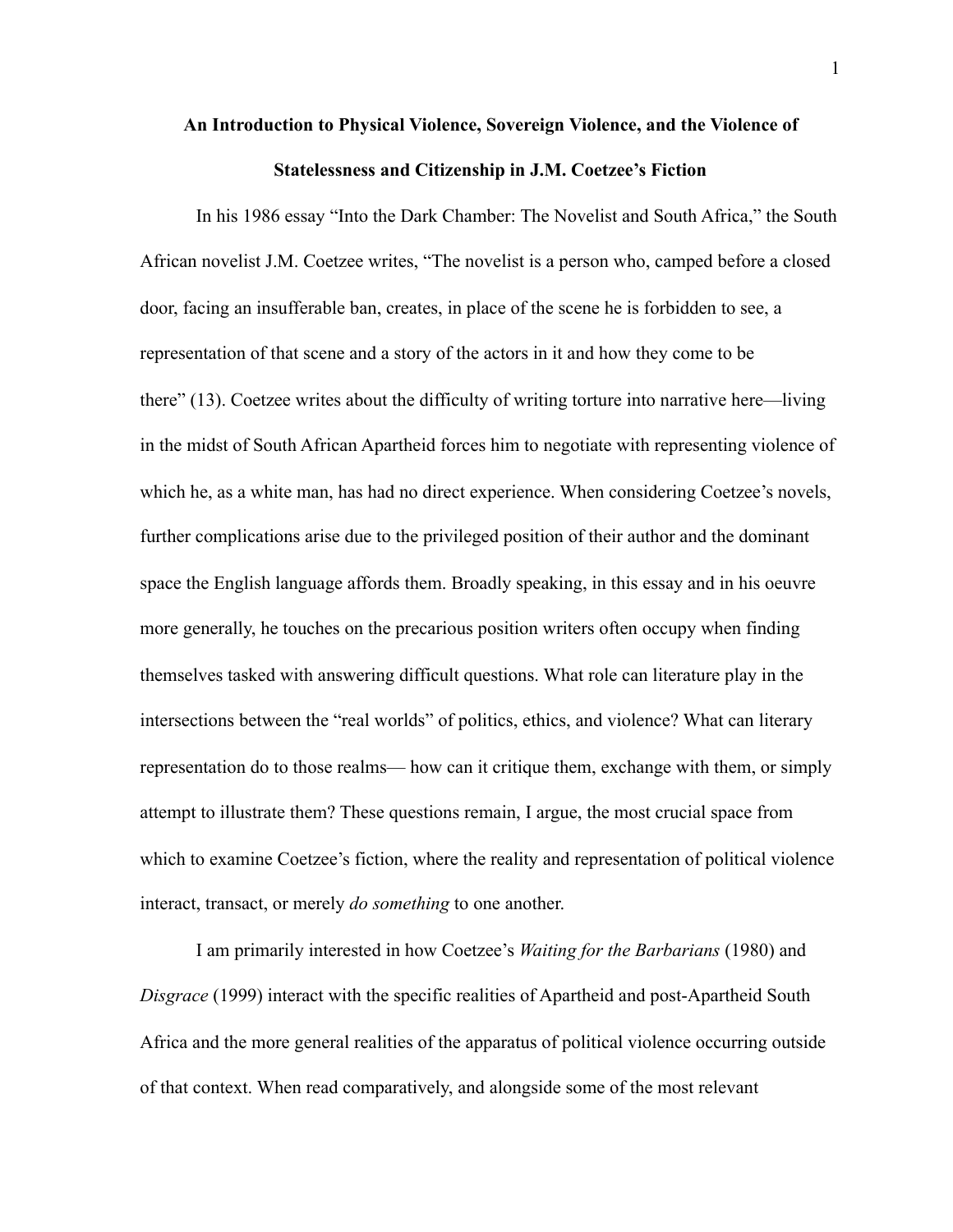# An Introduction to Physical Violence, Sovereign Violence, and the Violence of Statelessness and Citizenship in J.M. Coetzee's Fiction

In his 1986 essay "Into the Dark Chamber: The Novelist and South Africa," the South African novelist J.M. Coetzee writes, "The novelist is a person who, camped before a closed door, facing an insufferable ban, creates, in place of the scene he is forbidden to see, a representation of that scene and a story of the actors in it and how they come to be there" (13). Coetzee writes about the difficulty of writing torture into narrative here—living in the midst of South African Apartheid forces him to negotiate with representing violence of which he, as a white man, has had no direct experience. When considering Coetzee's novels, further complications arise due to the privileged position of their author and the dominant space the English language affords them. Broadly speaking, in this essay and in his oeuvre more generally, he touches on the precarious position writers often occupy when finding themselves tasked with answering difficult questions. What role can literature play in the intersections between the "real worlds" of politics, ethics, and violence? What can literary representation do to those realms— how can it critique them, exchange with them, or simply attempt to illustrate them? These questions remain, I argue, the most crucial space from which to examine Coetzee's fiction, where the reality and representation of political violence interact, transact, or merely *do something* to one another.

I am primarily interested in how Coetzee's *Waiting for the Barbarians* (1980) and *Disgrace* (1999) interact with the specific realities of Apartheid and post-Apartheid South Africa and the more general realities of the apparatus of political violence occurring outside of that context. When read comparatively, and alongside some of the most relevant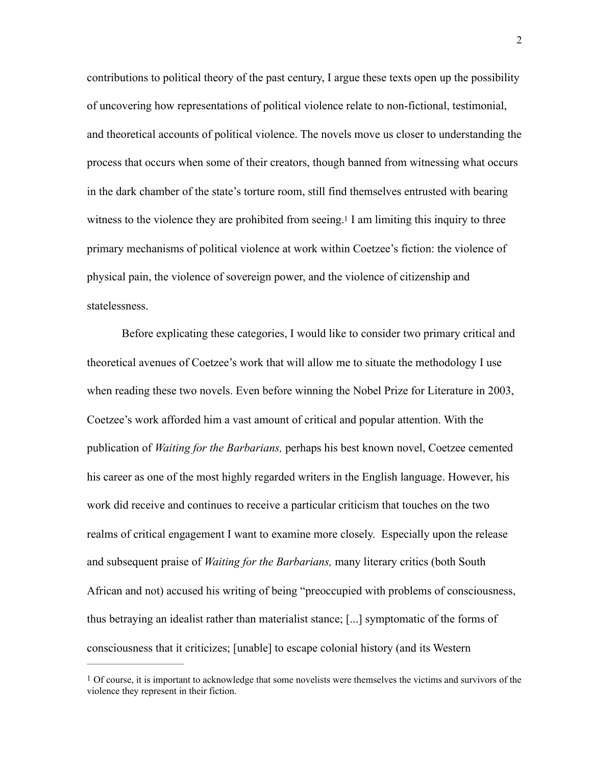contributions to political theory of the past century, I argue these texts open up the possibility of uncovering how representations of political violence relate to non-fictional, testimonial, and theoretical accounts of political violence. The novels move us closer to understanding the process that occurs when some of their creators, though banned from witnessing what occurs in the dark chamber of the state's torture room, still find themselves entrusted with bearing witness to the violence they are prohibited from seeing.[1] I am limiting this inquiry to three primary mechanisms of political violence at work within Coetzee's fiction: the violence of physical pain, the violence of sovereign power, and the violence of citizenship and statelessness.

Before explicating these categories, I would like to consider two primary critical and theoretical avenues of Coetzee's work that will allow me to situate the methodology I use when reading these two novels. Even before winning the Nobel Prize for Literature in 2003, Coetzee's work afforded him a vast amount of critical and popular attention. With the publication of *Waiting for the Barbarians,* perhaps his best known novel, Coetzee cemented his career as one of the most highly regarded writers in the English language. However, his work did receive and continues to receive a particular criticism that touches on the two realms of critical engagement I want to examine more closely. Especially upon the release and subsequent praise of *Waiting for the Barbarians,* many literary critics (both South African and not) accused his writing of being "preoccupied with problems of consciousness, thus betraying an idealist rather than materialist stance; [...] symptomatic of the forms of consciousness that it criticizes; [unable] to escape colonial history (and its Western

---

[1] Of course, it is important to acknowledge that some novelists were themselves the victims and survivors of the violence they represent in their fiction.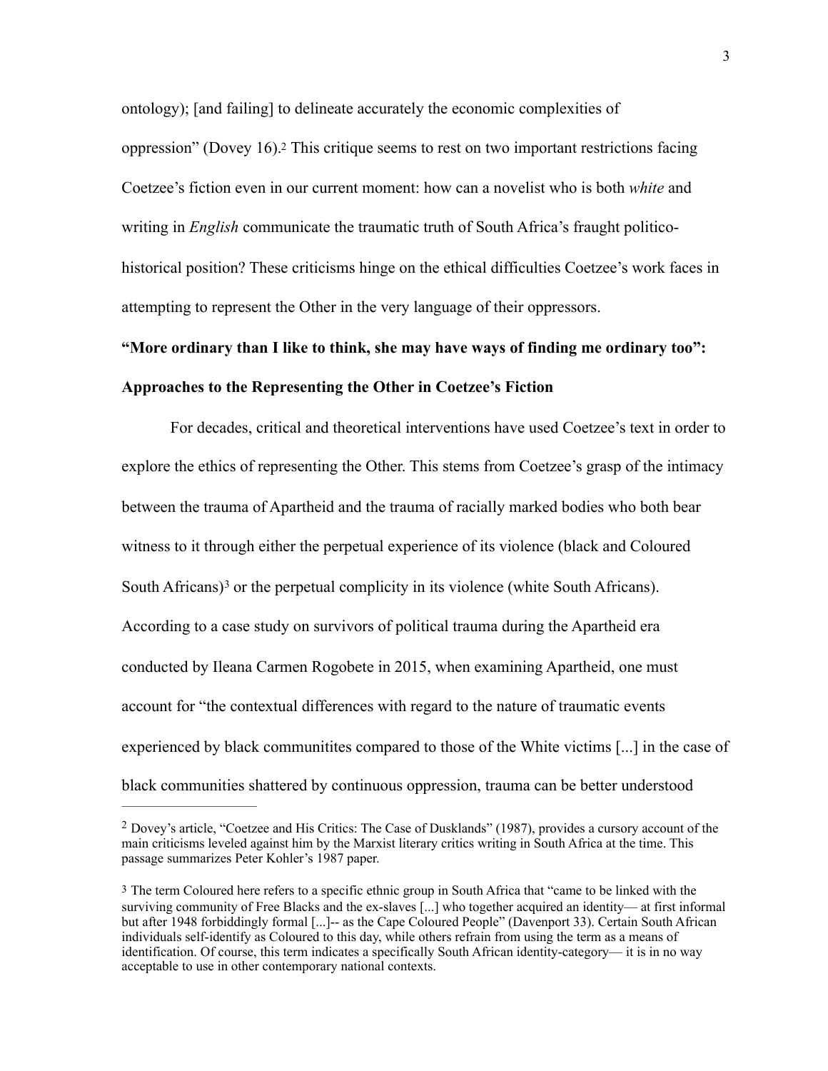ontology); [and failing] to delineate accurately the economic complexities of oppression" (Dovey 16).[2] This critique seems to rest on two important restrictions facing Coetzee's fiction even in our current moment: how can a novelist who is both *white* and writing in *English* communicate the traumatic truth of South Africa's fraught politico-historical position? These criticisms hinge on the ethical difficulties Coetzee's work faces in attempting to represent the Other in the very language of their oppressors.

**"More ordinary than I like to think, she may have ways of finding me ordinary too": Approaches to the Representing the Other in Coetzee's Fiction**

For decades, critical and theoretical interventions have used Coetzee's text in order to explore the ethics of representing the Other. This stems from Coetzee's grasp of the intimacy between the trauma of Apartheid and the trauma of racially marked bodies who both bear witness to it through either the perpetual experience of its violence (black and Coloured South Africans)[3] or the perpetual complicity in its violence (white South Africans). According to a case study on survivors of political trauma during the Apartheid era conducted by Ileana Carmen Rogobete in 2015, when examining Apartheid, one must account for "the contextual differences with regard to the nature of traumatic events experienced by black communitites compared to those of the White victims [...] in the case of black communities shattered by continuous oppression, trauma can be better understood

---

[2] Dovey's article, "Coetzee and His Critics: The Case of Dusklands" (1987), provides a cursory account of the main criticisms leveled against him by the Marxist literary critics writing in South Africa at the time. This passage summarizes Peter Kohler's 1987 paper.

[3] The term Coloured here refers to a specific ethnic group in South Africa that "came to be linked with the surviving community of Free Blacks and the ex-slaves [...] who together acquired an identity— at first informal but after 1948 forbiddingly formal [...]-- as the Cape Coloured People" (Davenport 33). Certain South African individuals self-identify as Coloured to this day, while others refrain from using the term as a means of identification. Of course, this term indicates a specifically South African identity-category— it is in no way acceptable to use in other contemporary national contexts.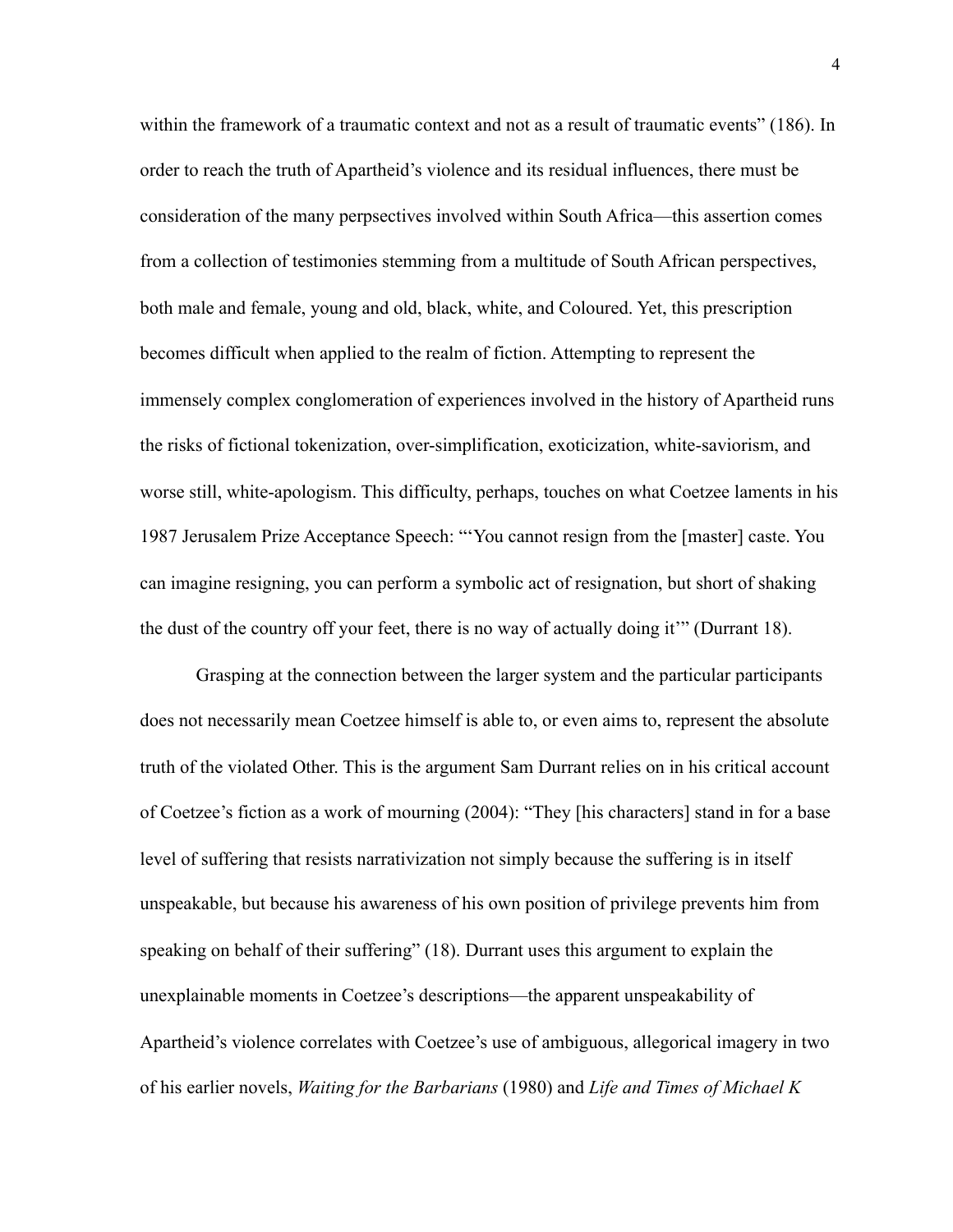within the framework of a traumatic context and not as a result of traumatic events" (186). In order to reach the truth of Apartheid's violence and its residual influences, there must be consideration of the many perpsectives involved within South Africa—this assertion comes from a collection of testimonies stemming from a multitude of South African perspectives, both male and female, young and old, black, white, and Coloured. Yet, this prescription becomes difficult when applied to the realm of fiction. Attempting to represent the immensely complex conglomeration of experiences involved in the history of Apartheid runs the risks of fictional tokenization, over-simplification, exoticization, white-saviorism, and worse still, white-apologism. This difficulty, perhaps, touches on what Coetzee laments in his 1987 Jerusalem Prize Acceptance Speech: "'You cannot resign from the [master] caste. You can imagine resigning, you can perform a symbolic act of resignation, but short of shaking the dust of the country off your feet, there is no way of actually doing it'" (Durrant 18).

Grasping at the connection between the larger system and the particular participants does not necessarily mean Coetzee himself is able to, or even aims to, represent the absolute truth of the violated Other. This is the argument Sam Durrant relies on in his critical account of Coetzee's fiction as a work of mourning (2004): "They [his characters] stand in for a base level of suffering that resists narrativization not simply because the suffering is in itself unspeakable, but because his awareness of his own position of privilege prevents him from speaking on behalf of their suffering" (18). Durrant uses this argument to explain the unexplainable moments in Coetzee's descriptions—the apparent unspeakability of Apartheid's violence correlates with Coetzee's use of ambiguous, allegorical imagery in two of his earlier novels, *Waiting for the Barbarians* (1980) and *Life and Times of Michael K*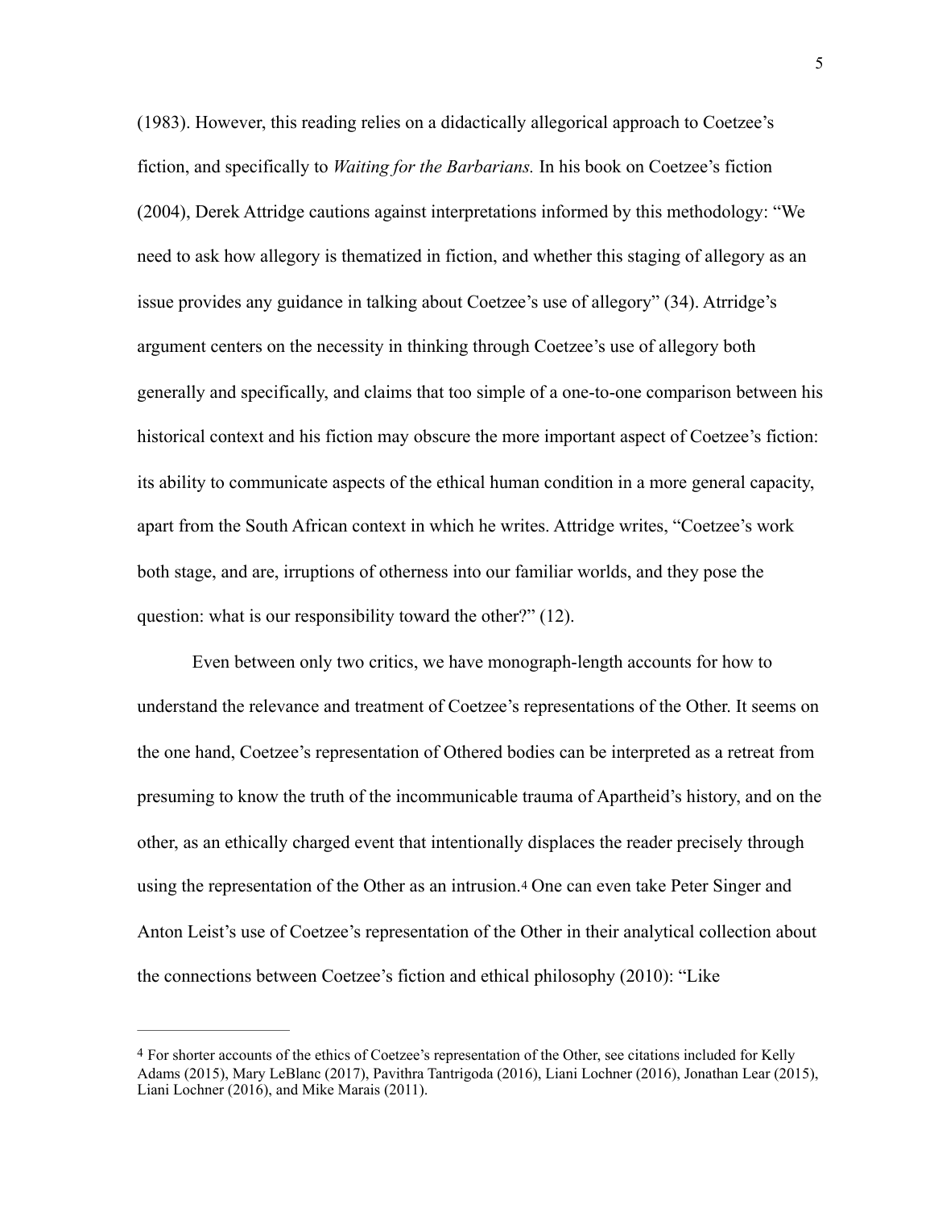(1983). However, this reading relies on a didactically allegorical approach to Coetzee's fiction, and specifically to *Waiting for the Barbarians.* In his book on Coetzee's fiction (2004), Derek Attridge cautions against interpretations informed by this methodology: "We need to ask how allegory is thematized in fiction, and whether this staging of allegory as an issue provides any guidance in talking about Coetzee's use of allegory" (34). Atrridge's argument centers on the necessity in thinking through Coetzee's use of allegory both generally and specifically, and claims that too simple of a one-to-one comparison between his historical context and his fiction may obscure the more important aspect of Coetzee's fiction: its ability to communicate aspects of the ethical human condition in a more general capacity, apart from the South African context in which he writes. Attridge writes, "Coetzee's work both stage, and are, irruptions of otherness into our familiar worlds, and they pose the question: what is our responsibility toward the other?" (12).

Even between only two critics, we have monograph-length accounts for how to understand the relevance and treatment of Coetzee's representations of the Other. It seems on the one hand, Coetzee's representation of Othered bodies can be interpreted as a retreat from presuming to know the truth of the incommunicable trauma of Apartheid's history, and on the other, as an ethically charged event that intentionally displaces the reader precisely through using the representation of the Other as an intrusion.[4] One can even take Peter Singer and Anton Leist's use of Coetzee's representation of the Other in their analytical collection about the connections between Coetzee's fiction and ethical philosophy (2010): "Like

---

[4] For shorter accounts of the ethics of Coetzee's representation of the Other, see citations included for Kelly Adams (2015), Mary LeBlanc (2017), Pavithra Tantrigoda (2016), Liani Lochner (2016), Jonathan Lear (2015), Liani Lochner (2016), and Mike Marais (2011).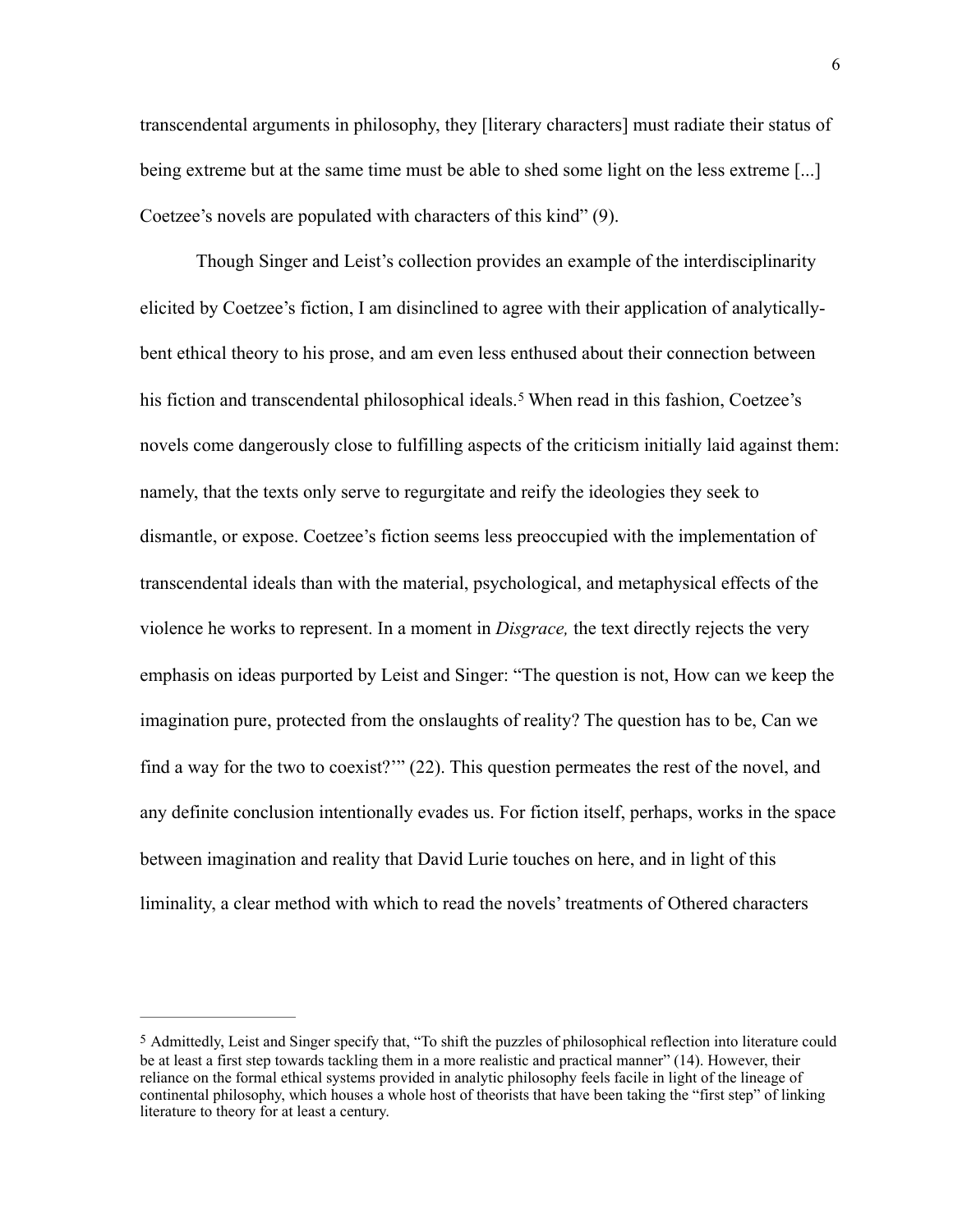transcendental arguments in philosophy, they [literary characters] must radiate their status of being extreme but at the same time must be able to shed some light on the less extreme [...] Coetzee's novels are populated with characters of this kind" (9).

Though Singer and Leist's collection provides an example of the interdisciplinarity elicited by Coetzee's fiction, I am disinclined to agree with their application of analytically-bent ethical theory to his prose, and am even less enthused about their connection between his fiction and transcendental philosophical ideals.[5] When read in this fashion, Coetzee's novels come dangerously close to fulfilling aspects of the criticism initially laid against them: namely, that the texts only serve to regurgitate and reify the ideologies they seek to dismantle, or expose. Coetzee's fiction seems less preoccupied with the implementation of transcendental ideals than with the material, psychological, and metaphysical effects of the violence he works to represent. In a moment in *Disgrace,* the text directly rejects the very emphasis on ideas purported by Leist and Singer: "The question is not, How can we keep the imagination pure, protected from the onslaughts of reality? The question has to be, Can we find a way for the two to coexist?'" (22). This question permeates the rest of the novel, and any definite conclusion intentionally evades us. For fiction itself, perhaps, works in the space between imagination and reality that David Lurie touches on here, and in light of this liminality, a clear method with which to read the novels' treatments of Othered characters

---

[5] Admittedly, Leist and Singer specify that, "To shift the puzzles of philosophical reflection into literature could be at least a first step towards tackling them in a more realistic and practical manner" (14). However, their reliance on the formal ethical systems provided in analytic philosophy feels facile in light of the lineage of continental philosophy, which houses a whole host of theorists that have been taking the "first step" of linking literature to theory for at least a century.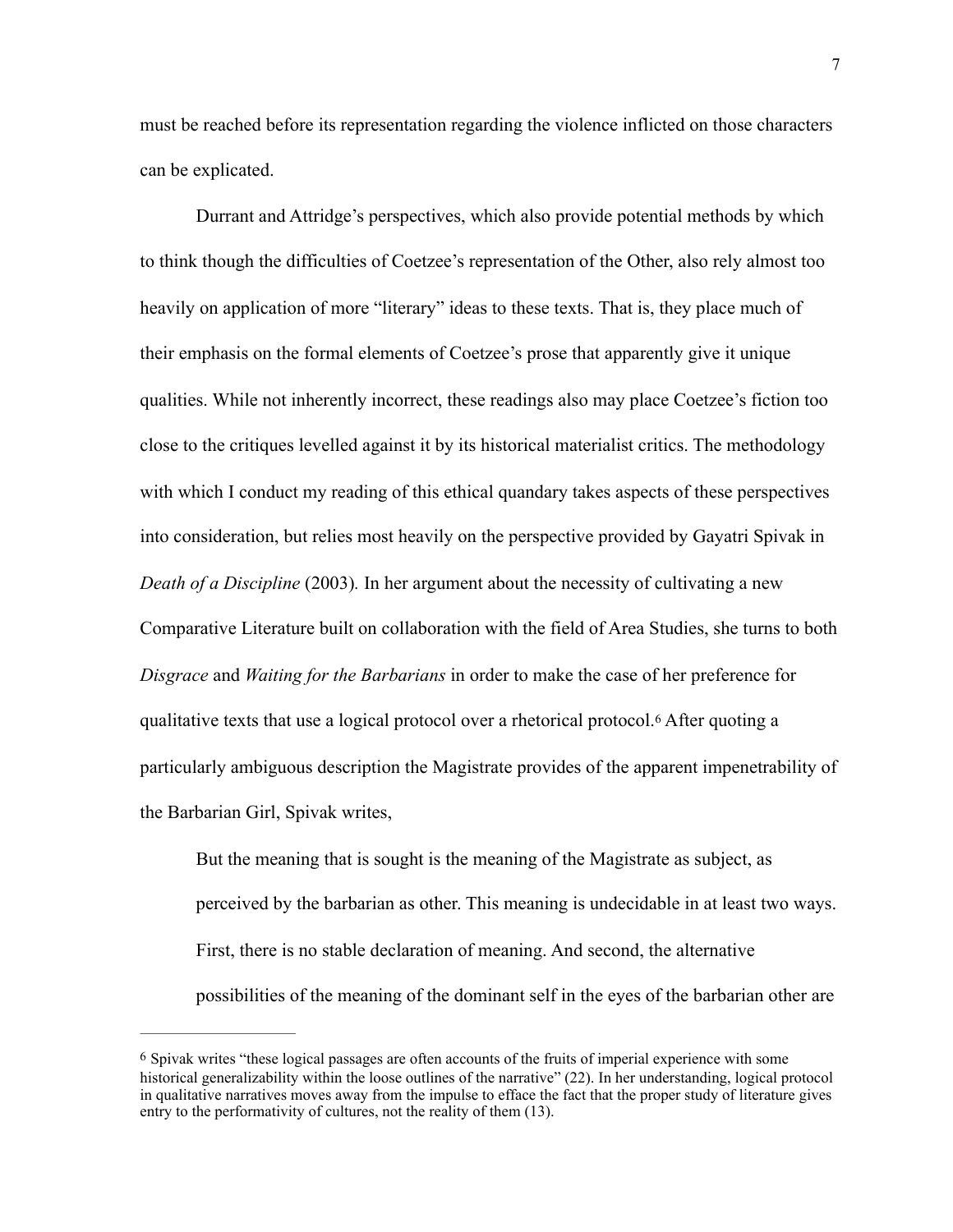must be reached before its representation regarding the violence inflicted on those characters can be explicated.

Durrant and Attridge's perspectives, which also provide potential methods by which to think though the difficulties of Coetzee's representation of the Other, also rely almost too heavily on application of more "literary" ideas to these texts. That is, they place much of their emphasis on the formal elements of Coetzee's prose that apparently give it unique qualities. While not inherently incorrect, these readings also may place Coetzee's fiction too close to the critiques levelled against it by its historical materialist critics. The methodology with which I conduct my reading of this ethical quandary takes aspects of these perspectives into consideration, but relies most heavily on the perspective provided by Gayatri Spivak in *Death of a Discipline* (2003). In her argument about the necessity of cultivating a new Comparative Literature built on collaboration with the field of Area Studies, she turns to both *Disgrace* and *Waiting for the Barbarians* in order to make the case of her preference for qualitative texts that use a logical protocol over a rhetorical protocol.[6] After quoting a particularly ambiguous description the Magistrate provides of the apparent impenetrability of the Barbarian Girl, Spivak writes,

> But the meaning that is sought is the meaning of the Magistrate as subject, as perceived by the barbarian as other. This meaning is undecidable in at least two ways. First, there is no stable declaration of meaning. And second, the alternative possibilities of the meaning of the dominant self in the eyes of the barbarian other are

---

[6] Spivak writes "these logical passages are often accounts of the fruits of imperial experience with some historical generalizability within the loose outlines of the narrative" (22). In her understanding, logical protocol in qualitative narratives moves away from the impulse to efface the fact that the proper study of literature gives entry to the performativity of cultures, not the reality of them (13).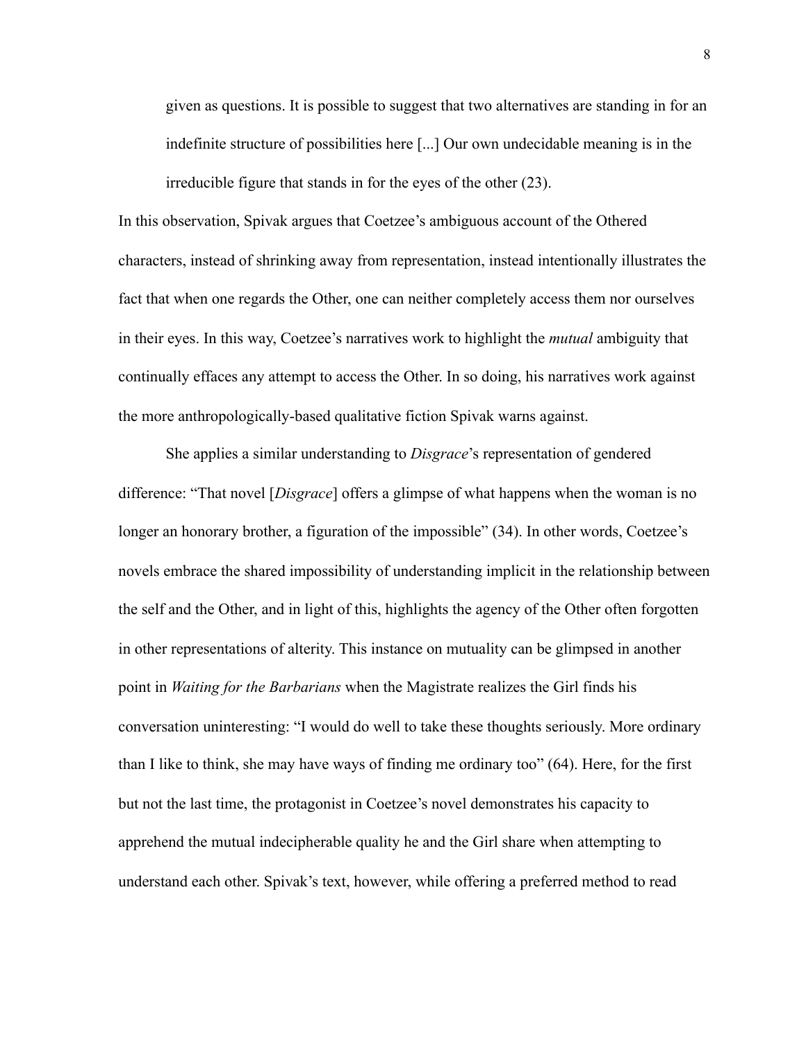> given as questions. It is possible to suggest that two alternatives are standing in for an indefinite structure of possibilities here [...] Our own undecidable meaning is in the irreducible figure that stands in for the eyes of the other (23).

In this observation, Spivak argues that Coetzee's ambiguous account of the Othered characters, instead of shrinking away from representation, instead intentionally illustrates the fact that when one regards the Other, one can neither completely access them nor ourselves in their eyes. In this way, Coetzee's narratives work to highlight the *mutual* ambiguity that continually effaces any attempt to access the Other. In so doing, his narratives work against the more anthropologically-based qualitative fiction Spivak warns against.

She applies a similar understanding to *Disgrace*'s representation of gendered difference: "That novel [*Disgrace*] offers a glimpse of what happens when the woman is no longer an honorary brother, a figuration of the impossible" (34). In other words, Coetzee's novels embrace the shared impossibility of understanding implicit in the relationship between the self and the Other, and in light of this, highlights the agency of the Other often forgotten in other representations of alterity. This instance on mutuality can be glimpsed in another point in *Waiting for the Barbarians* when the Magistrate realizes the Girl finds his conversation uninteresting: "I would do well to take these thoughts seriously. More ordinary than I like to think, she may have ways of finding me ordinary too" (64). Here, for the first but not the last time, the protagonist in Coetzee's novel demonstrates his capacity to apprehend the mutual indecipherable quality he and the Girl share when attempting to understand each other. Spivak's text, however, while offering a preferred method to read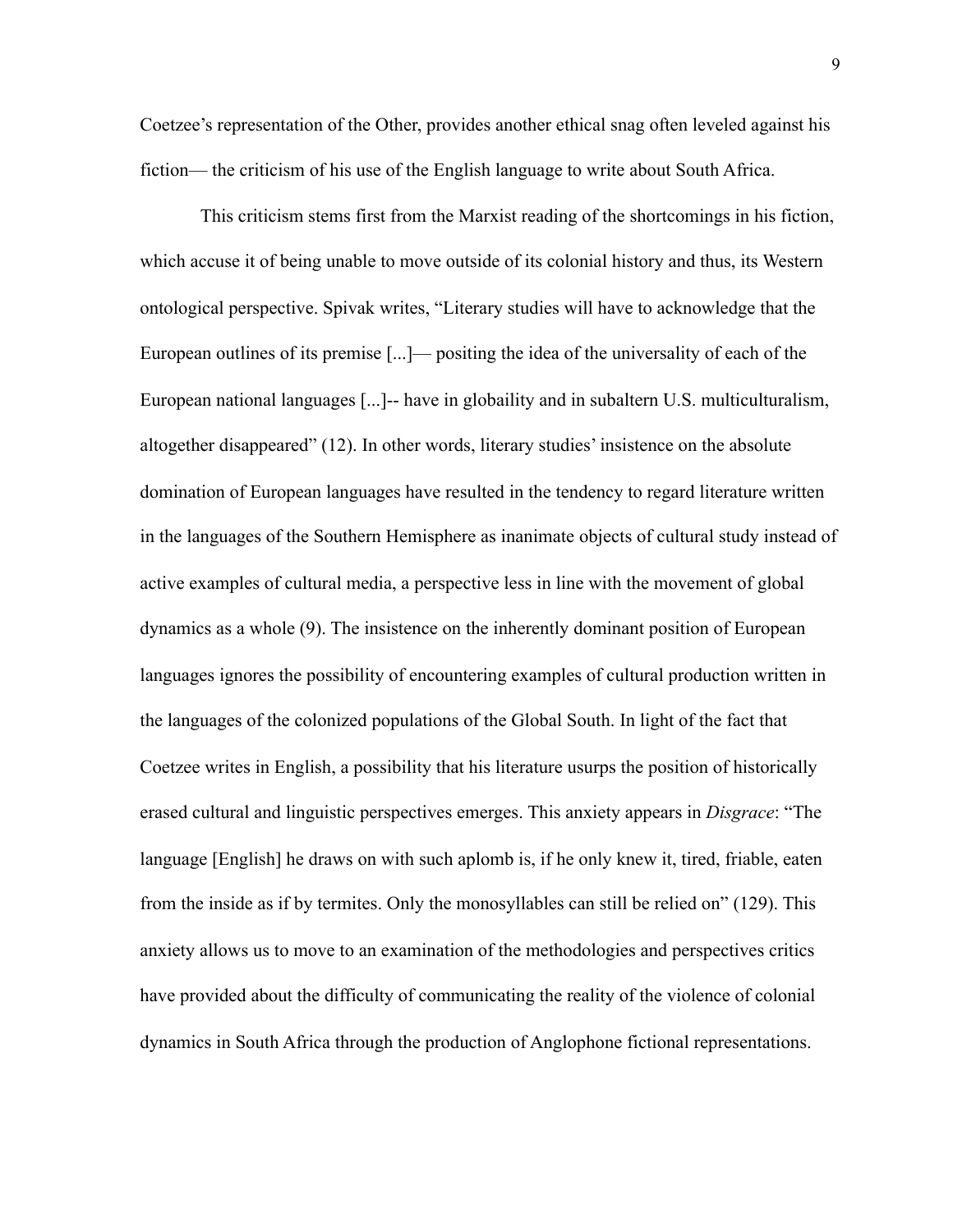Coetzee's representation of the Other, provides another ethical snag often leveled against his fiction— the criticism of his use of the English language to write about South Africa.

This criticism stems first from the Marxist reading of the shortcomings in his fiction, which accuse it of being unable to move outside of its colonial history and thus, its Western ontological perspective. Spivak writes, "Literary studies will have to acknowledge that the European outlines of its premise [...]— positing the idea of the universality of each of the European national languages [...]-- have in globaility and in subaltern U.S. multiculturalism, altogether disappeared" (12). In other words, literary studies' insistence on the absolute domination of European languages have resulted in the tendency to regard literature written in the languages of the Southern Hemisphere as inanimate objects of cultural study instead of active examples of cultural media, a perspective less in line with the movement of global dynamics as a whole (9). The insistence on the inherently dominant position of European languages ignores the possibility of encountering examples of cultural production written in the languages of the colonized populations of the Global South. In light of the fact that Coetzee writes in English, a possibility that his literature usurps the position of historically erased cultural and linguistic perspectives emerges. This anxiety appears in *Disgrace*: "The language [English] he draws on with such aplomb is, if he only knew it, tired, friable, eaten from the inside as if by termites. Only the monosyllables can still be relied on" (129). This anxiety allows us to move to an examination of the methodologies and perspectives critics have provided about the difficulty of communicating the reality of the violence of colonial dynamics in South Africa through the production of Anglophone fictional representations.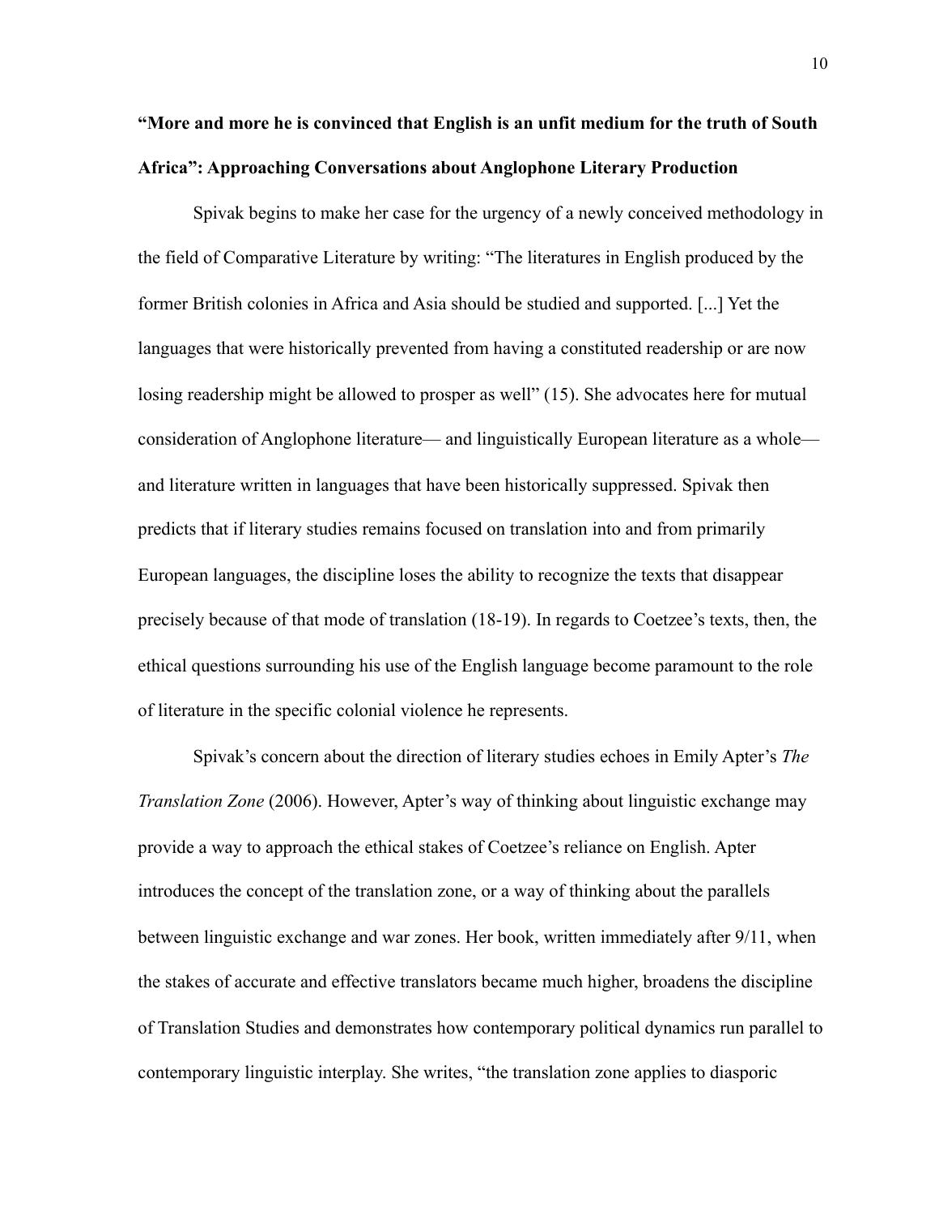## **"More and more he is convinced that English is an unfit medium for the truth of South Africa": Approaching Conversations about Anglophone Literary Production**

Spivak begins to make her case for the urgency of a newly conceived methodology in the field of Comparative Literature by writing: "The literatures in English produced by the former British colonies in Africa and Asia should be studied and supported. [...] Yet the languages that were historically prevented from having a constituted readership or are now losing readership might be allowed to prosper as well" (15). She advocates here for mutual consideration of Anglophone literature— and linguistically European literature as a whole— and literature written in languages that have been historically suppressed. Spivak then predicts that if literary studies remains focused on translation into and from primarily European languages, the discipline loses the ability to recognize the texts that disappear precisely because of that mode of translation (18-19). In regards to Coetzee's texts, then, the ethical questions surrounding his use of the English language become paramount to the role of literature in the specific colonial violence he represents.

Spivak's concern about the direction of literary studies echoes in Emily Apter's *The Translation Zone* (2006). However, Apter's way of thinking about linguistic exchange may provide a way to approach the ethical stakes of Coetzee's reliance on English. Apter introduces the concept of the translation zone, or a way of thinking about the parallels between linguistic exchange and war zones. Her book, written immediately after 9/11, when the stakes of accurate and effective translators became much higher, broadens the discipline of Translation Studies and demonstrates how contemporary political dynamics run parallel to contemporary linguistic interplay. She writes, "the translation zone applies to diasporic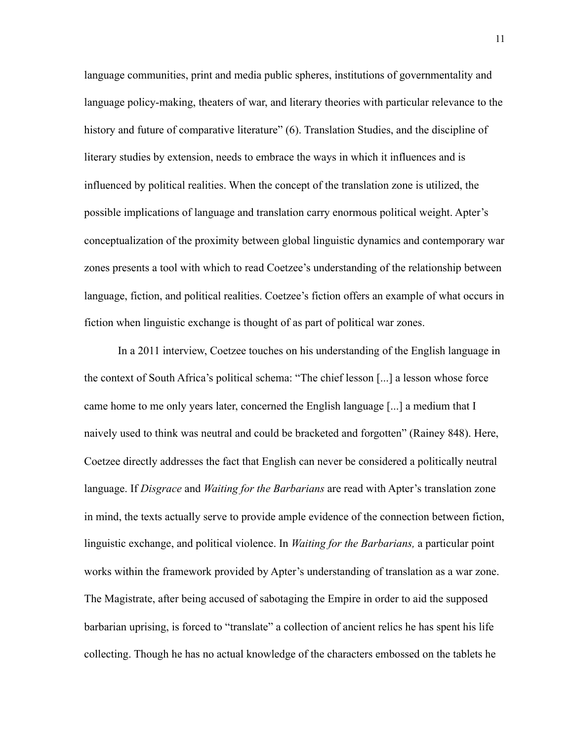language communities, print and media public spheres, institutions of governmentality and language policy-making, theaters of war, and literary theories with particular relevance to the history and future of comparative literature" (6). Translation Studies, and the discipline of literary studies by extension, needs to embrace the ways in which it influences and is influenced by political realities. When the concept of the translation zone is utilized, the possible implications of language and translation carry enormous political weight. Apter's conceptualization of the proximity between global linguistic dynamics and contemporary war zones presents a tool with which to read Coetzee's understanding of the relationship between language, fiction, and political realities. Coetzee's fiction offers an example of what occurs in fiction when linguistic exchange is thought of as part of political war zones.

In a 2011 interview, Coetzee touches on his understanding of the English language in the context of South Africa's political schema: "The chief lesson [...] a lesson whose force came home to me only years later, concerned the English language [...] a medium that I naively used to think was neutral and could be bracketed and forgotten" (Rainey 848). Here, Coetzee directly addresses the fact that English can never be considered a politically neutral language. If *Disgrace* and *Waiting for the Barbarians* are read with Apter's translation zone in mind, the texts actually serve to provide ample evidence of the connection between fiction, linguistic exchange, and political violence. In *Waiting for the Barbarians,* a particular point works within the framework provided by Apter's understanding of translation as a war zone. The Magistrate, after being accused of sabotaging the Empire in order to aid the supposed barbarian uprising, is forced to "translate" a collection of ancient relics he has spent his life collecting. Though he has no actual knowledge of the characters embossed on the tablets he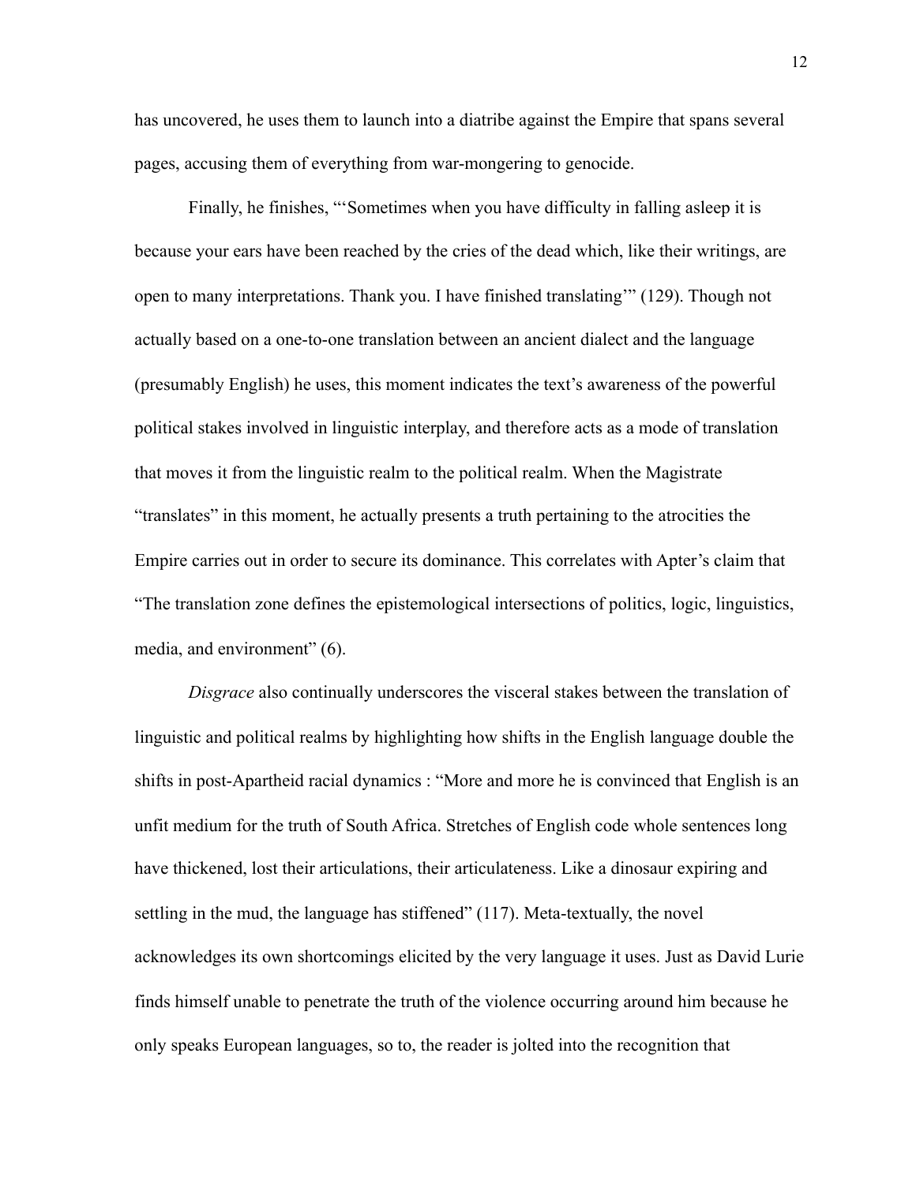has uncovered, he uses them to launch into a diatribe against the Empire that spans several pages, accusing them of everything from war-mongering to genocide.

Finally, he finishes, "'Sometimes when you have difficulty in falling asleep it is because your ears have been reached by the cries of the dead which, like their writings, are open to many interpretations. Thank you. I have finished translating'" (129). Though not actually based on a one-to-one translation between an ancient dialect and the language (presumably English) he uses, this moment indicates the text's awareness of the powerful political stakes involved in linguistic interplay, and therefore acts as a mode of translation that moves it from the linguistic realm to the political realm. When the Magistrate "translates" in this moment, he actually presents a truth pertaining to the atrocities the Empire carries out in order to secure its dominance. This correlates with Apter's claim that "The translation zone defines the epistemological intersections of politics, logic, linguistics, media, and environment" (6).

*Disgrace* also continually underscores the visceral stakes between the translation of linguistic and political realms by highlighting how shifts in the English language double the shifts in post-Apartheid racial dynamics : "More and more he is convinced that English is an unfit medium for the truth of South Africa. Stretches of English code whole sentences long have thickened, lost their articulations, their articulateness. Like a dinosaur expiring and settling in the mud, the language has stiffened" (117). Meta-textually, the novel acknowledges its own shortcomings elicited by the very language it uses. Just as David Lurie finds himself unable to penetrate the truth of the violence occurring around him because he only speaks European languages, so to, the reader is jolted into the recognition that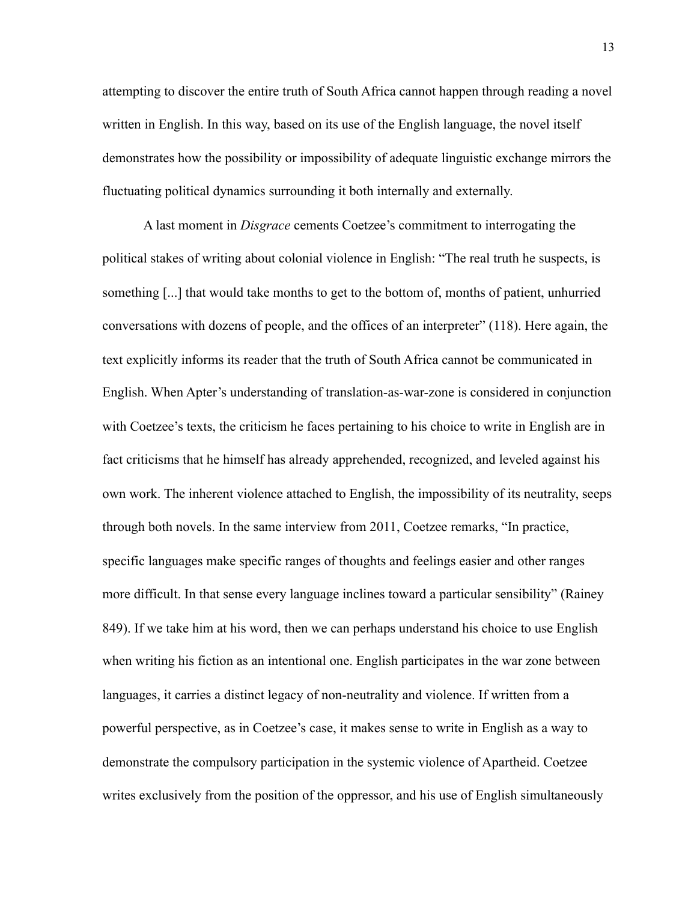attempting to discover the entire truth of South Africa cannot happen through reading a novel written in English. In this way, based on its use of the English language, the novel itself demonstrates how the possibility or impossibility of adequate linguistic exchange mirrors the fluctuating political dynamics surrounding it both internally and externally.

A last moment in *Disgrace* cements Coetzee's commitment to interrogating the political stakes of writing about colonial violence in English: "The real truth he suspects, is something [...] that would take months to get to the bottom of, months of patient, unhurried conversations with dozens of people, and the offices of an interpreter" (118). Here again, the text explicitly informs its reader that the truth of South Africa cannot be communicated in English. When Apter's understanding of translation-as-war-zone is considered in conjunction with Coetzee's texts, the criticism he faces pertaining to his choice to write in English are in fact criticisms that he himself has already apprehended, recognized, and leveled against his own work. The inherent violence attached to English, the impossibility of its neutrality, seeps through both novels. In the same interview from 2011, Coetzee remarks, "In practice, specific languages make specific ranges of thoughts and feelings easier and other ranges more difficult. In that sense every language inclines toward a particular sensibility" (Rainey 849). If we take him at his word, then we can perhaps understand his choice to use English when writing his fiction as an intentional one. English participates in the war zone between languages, it carries a distinct legacy of non-neutrality and violence. If written from a powerful perspective, as in Coetzee's case, it makes sense to write in English as a way to demonstrate the compulsory participation in the systemic violence of Apartheid. Coetzee writes exclusively from the position of the oppressor, and his use of English simultaneously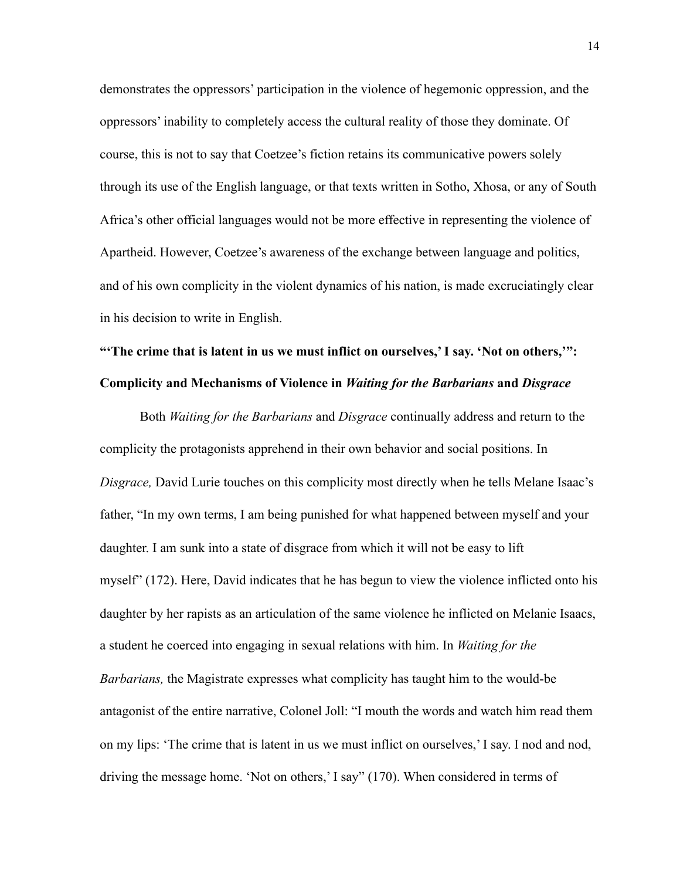demonstrates the oppressors' participation in the violence of hegemonic oppression, and the oppressors' inability to completely access the cultural reality of those they dominate. Of course, this is not to say that Coetzee's fiction retains its communicative powers solely through its use of the English language, or that texts written in Sotho, Xhosa, or any of South Africa's other official languages would not be more effective in representing the violence of Apartheid. However, Coetzee's awareness of the exchange between language and politics, and of his own complicity in the violent dynamics of his nation, is made excruciatingly clear in his decision to write in English.

## "'The crime that is latent in us we must inflict on ourselves,' I say. 'Not on others,'": Complicity and Mechanisms of Violence in *Waiting for the Barbarians* and *Disgrace*

Both *Waiting for the Barbarians* and *Disgrace* continually address and return to the complicity the protagonists apprehend in their own behavior and social positions. In *Disgrace,* David Lurie touches on this complicity most directly when he tells Melane Isaac's father, "In my own terms, I am being punished for what happened between myself and your daughter. I am sunk into a state of disgrace from which it will not be easy to lift myself" (172). Here, David indicates that he has begun to view the violence inflicted onto his daughter by her rapists as an articulation of the same violence he inflicted on Melanie Isaacs, a student he coerced into engaging in sexual relations with him. In *Waiting for the Barbarians,* the Magistrate expresses what complicity has taught him to the would-be antagonist of the entire narrative, Colonel Joll: "I mouth the words and watch him read them on my lips: 'The crime that is latent in us we must inflict on ourselves,' I say. I nod and nod, driving the message home. 'Not on others,' I say" (170). When considered in terms of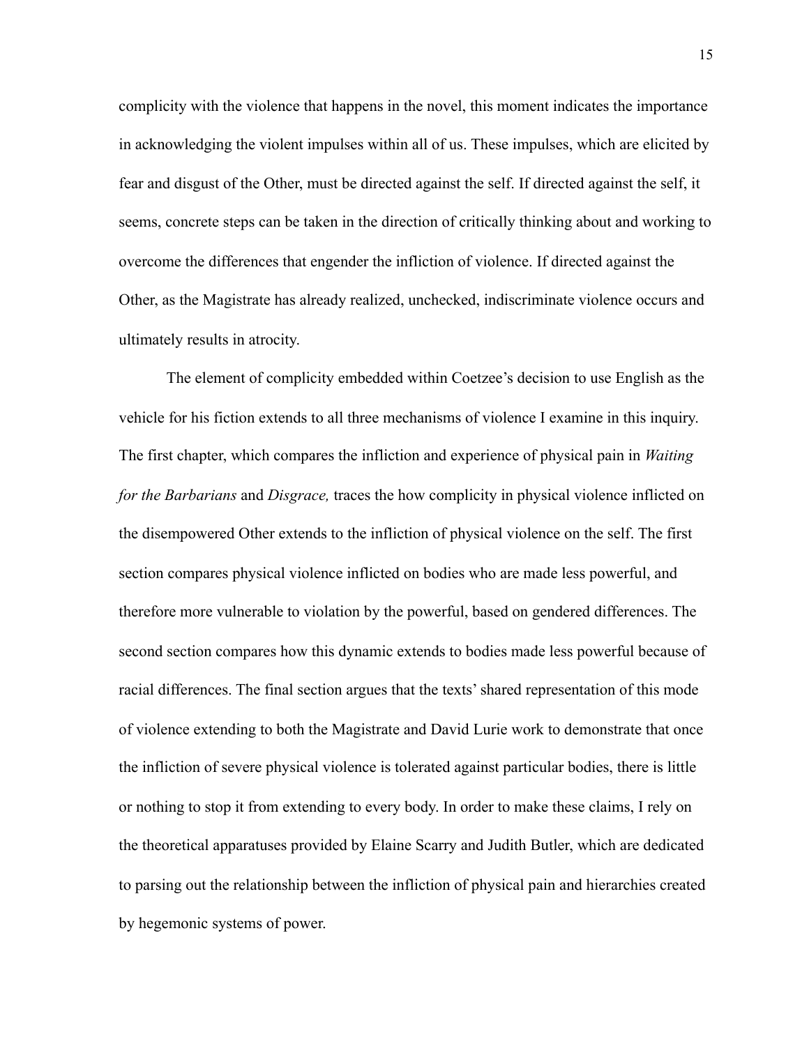complicity with the violence that happens in the novel, this moment indicates the importance in acknowledging the violent impulses within all of us. These impulses, which are elicited by fear and disgust of the Other, must be directed against the self. If directed against the self, it seems, concrete steps can be taken in the direction of critically thinking about and working to overcome the differences that engender the infliction of violence. If directed against the Other, as the Magistrate has already realized, unchecked, indiscriminate violence occurs and ultimately results in atrocity.

The element of complicity embedded within Coetzee's decision to use English as the vehicle for his fiction extends to all three mechanisms of violence I examine in this inquiry. The first chapter, which compares the infliction and experience of physical pain in *Waiting for the Barbarians* and *Disgrace,* traces the how complicity in physical violence inflicted on the disempowered Other extends to the infliction of physical violence on the self. The first section compares physical violence inflicted on bodies who are made less powerful, and therefore more vulnerable to violation by the powerful, based on gendered differences. The second section compares how this dynamic extends to bodies made less powerful because of racial differences. The final section argues that the texts' shared representation of this mode of violence extending to both the Magistrate and David Lurie work to demonstrate that once the infliction of severe physical violence is tolerated against particular bodies, there is little or nothing to stop it from extending to every body. In order to make these claims, I rely on the theoretical apparatuses provided by Elaine Scarry and Judith Butler, which are dedicated to parsing out the relationship between the infliction of physical pain and hierarchies created by hegemonic systems of power.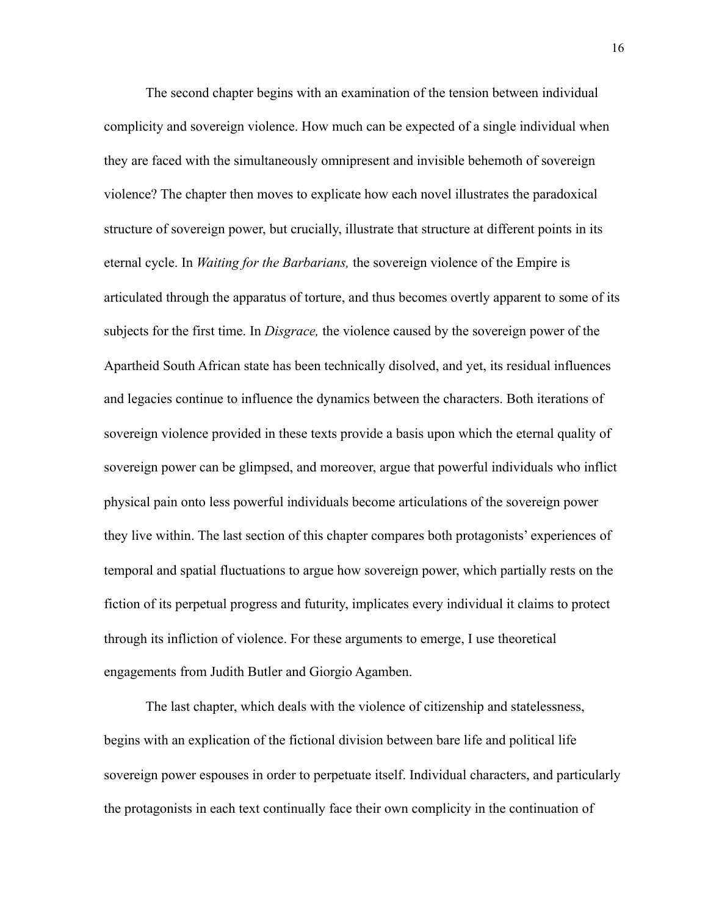The second chapter begins with an examination of the tension between individual complicity and sovereign violence. How much can be expected of a single individual when they are faced with the simultaneously omnipresent and invisible behemoth of sovereign violence? The chapter then moves to explicate how each novel illustrates the paradoxical structure of sovereign power, but crucially, illustrate that structure at different points in its eternal cycle. In *Waiting for the Barbarians,* the sovereign violence of the Empire is articulated through the apparatus of torture, and thus becomes overtly apparent to some of its subjects for the first time. In *Disgrace,* the violence caused by the sovereign power of the Apartheid South African state has been technically disolved, and yet, its residual influences and legacies continue to influence the dynamics between the characters. Both iterations of sovereign violence provided in these texts provide a basis upon which the eternal quality of sovereign power can be glimpsed, and moreover, argue that powerful individuals who inflict physical pain onto less powerful individuals become articulations of the sovereign power they live within. The last section of this chapter compares both protagonists' experiences of temporal and spatial fluctuations to argue how sovereign power, which partially rests on the fiction of its perpetual progress and futurity, implicates every individual it claims to protect through its infliction of violence. For these arguments to emerge, I use theoretical engagements from Judith Butler and Giorgio Agamben.

The last chapter, which deals with the violence of citizenship and statelessness, begins with an explication of the fictional division between bare life and political life sovereign power espouses in order to perpetuate itself. Individual characters, and particularly the protagonists in each text continually face their own complicity in the continuation of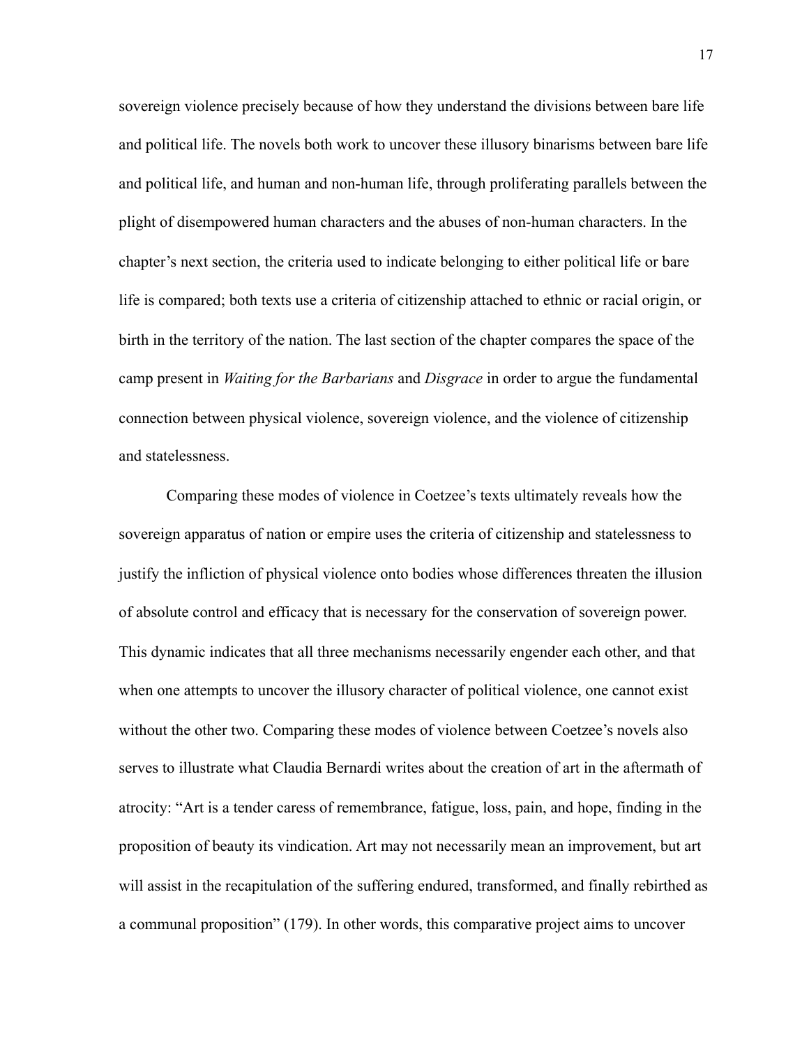sovereign violence precisely because of how they understand the divisions between bare life and political life. The novels both work to uncover these illusory binarisms between bare life and political life, and human and non-human life, through proliferating parallels between the plight of disempowered human characters and the abuses of non-human characters. In the chapter's next section, the criteria used to indicate belonging to either political life or bare life is compared; both texts use a criteria of citizenship attached to ethnic or racial origin, or birth in the territory of the nation. The last section of the chapter compares the space of the camp present in *Waiting for the Barbarians* and *Disgrace* in order to argue the fundamental connection between physical violence, sovereign violence, and the violence of citizenship and statelessness.

Comparing these modes of violence in Coetzee's texts ultimately reveals how the sovereign apparatus of nation or empire uses the criteria of citizenship and statelessness to justify the infliction of physical violence onto bodies whose differences threaten the illusion of absolute control and efficacy that is necessary for the conservation of sovereign power. This dynamic indicates that all three mechanisms necessarily engender each other, and that when one attempts to uncover the illusory character of political violence, one cannot exist without the other two. Comparing these modes of violence between Coetzee's novels also serves to illustrate what Claudia Bernardi writes about the creation of art in the aftermath of atrocity: "Art is a tender caress of remembrance, fatigue, loss, pain, and hope, finding in the proposition of beauty its vindication. Art may not necessarily mean an improvement, but art will assist in the recapitulation of the suffering endured, transformed, and finally rebirthed as a communal proposition" (179). In other words, this comparative project aims to uncover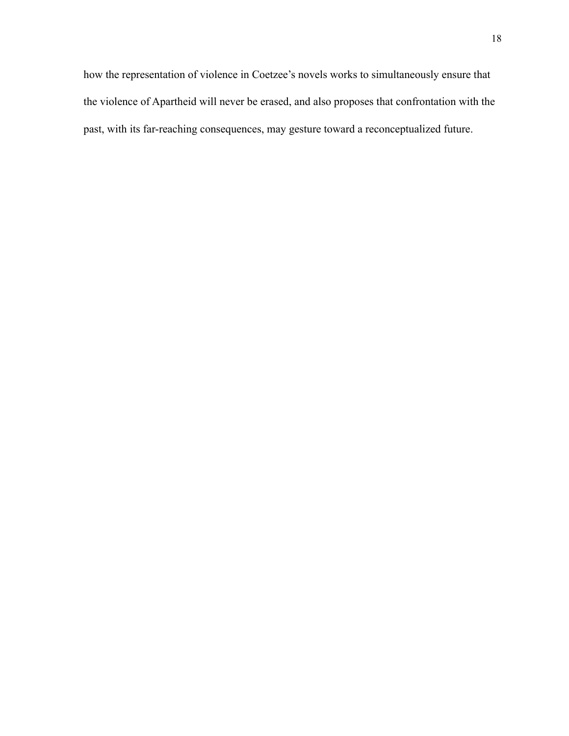how the representation of violence in Coetzee's novels works to simultaneously ensure that the violence of Apartheid will never be erased, and also proposes that confrontation with the past, with its far-reaching consequences, may gesture toward a reconceptualized future.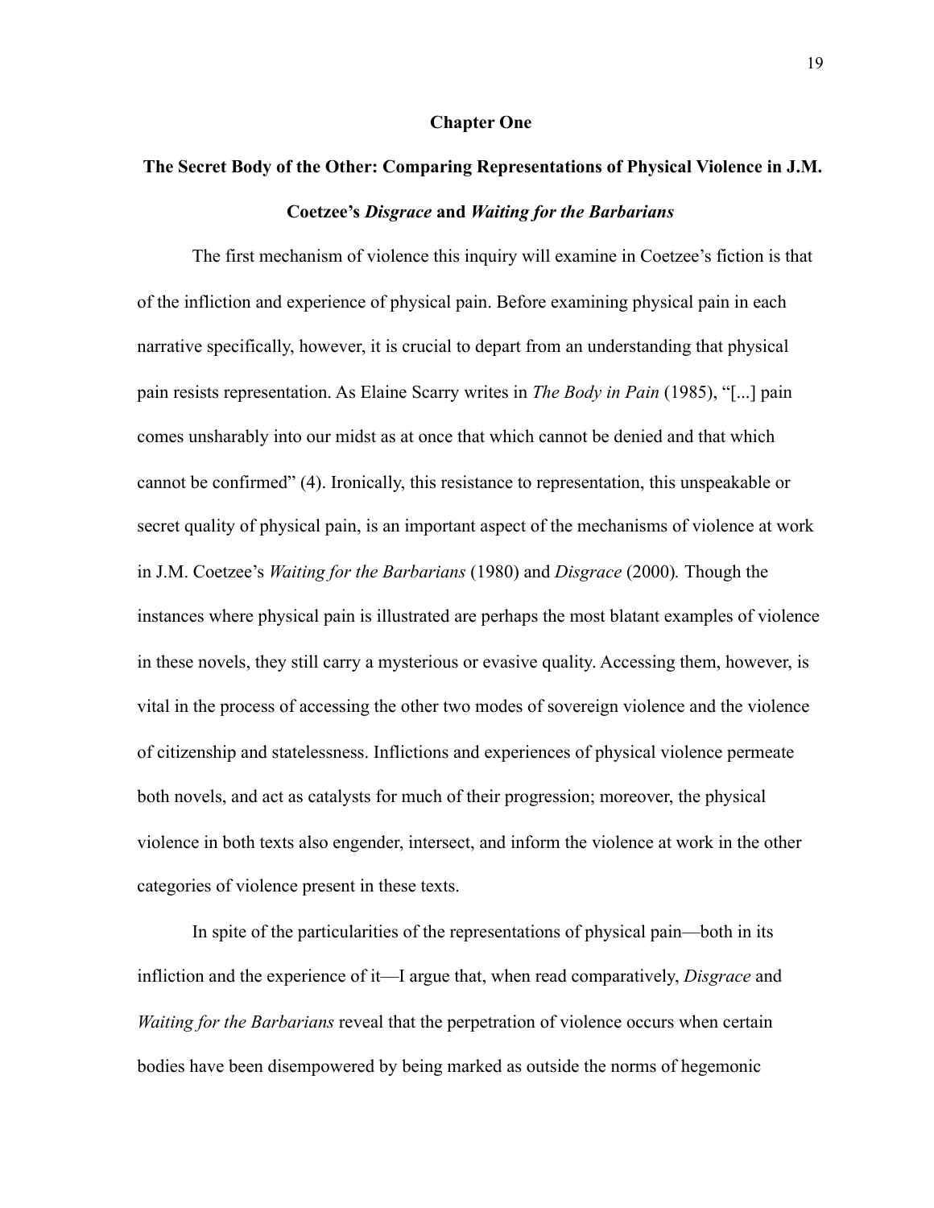## Chapter One

## The Secret Body of the Other: Comparing Representations of Physical Violence in J.M. Coetzee's *Disgrace* and *Waiting for the Barbarians*

The first mechanism of violence this inquiry will examine in Coetzee's fiction is that of the infliction and experience of physical pain. Before examining physical pain in each narrative specifically, however, it is crucial to depart from an understanding that physical pain resists representation. As Elaine Scarry writes in *The Body in Pain* (1985), "[...] pain comes unsharably into our midst as at once that which cannot be denied and that which cannot be confirmed" (4). Ironically, this resistance to representation, this unspeakable or secret quality of physical pain, is an important aspect of the mechanisms of violence at work in J.M. Coetzee's *Waiting for the Barbarians* (1980) and *Disgrace* (2000). Though the instances where physical pain is illustrated are perhaps the most blatant examples of violence in these novels, they still carry a mysterious or evasive quality. Accessing them, however, is vital in the process of accessing the other two modes of sovereign violence and the violence of citizenship and statelessness. Inflictions and experiences of physical violence permeate both novels, and act as catalysts for much of their progression; moreover, the physical violence in both texts also engender, intersect, and inform the violence at work in the other categories of violence present in these texts.

In spite of the particularities of the representations of physical pain—both in its infliction and the experience of it—I argue that, when read comparatively, *Disgrace* and *Waiting for the Barbarians* reveal that the perpetration of violence occurs when certain bodies have been disempowered by being marked as outside the norms of hegemonic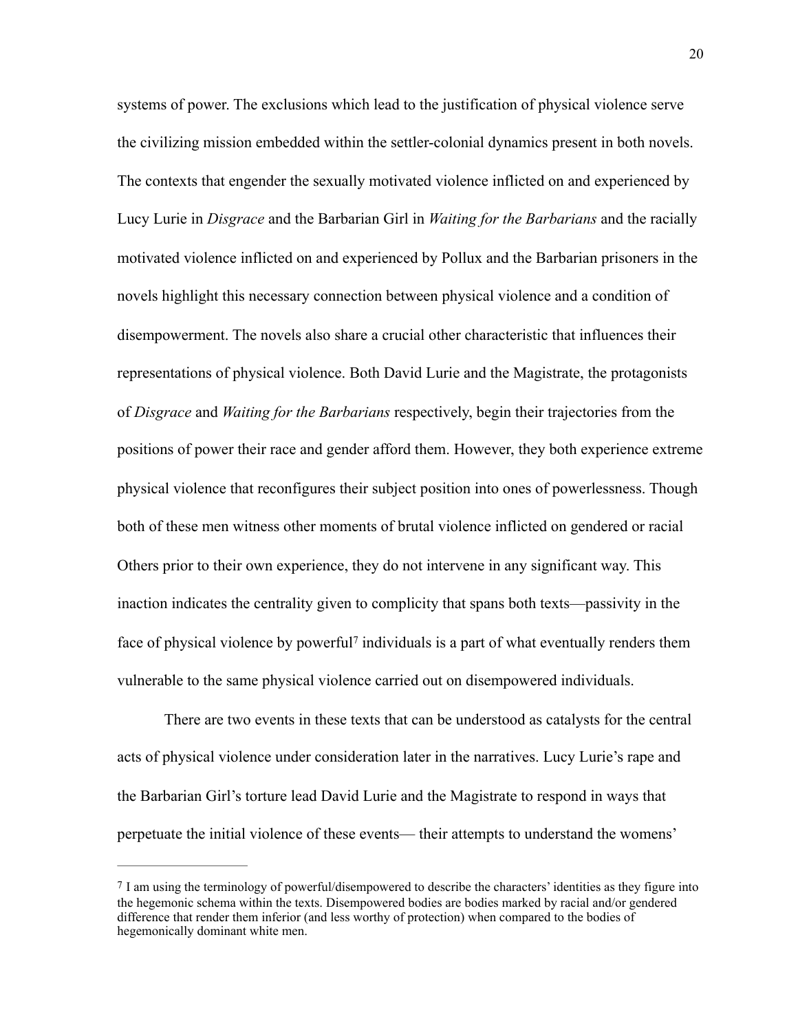systems of power. The exclusions which lead to the justification of physical violence serve the civilizing mission embedded within the settler-colonial dynamics present in both novels. The contexts that engender the sexually motivated violence inflicted on and experienced by Lucy Lurie in *Disgrace* and the Barbarian Girl in *Waiting for the Barbarians* and the racially motivated violence inflicted on and experienced by Pollux and the Barbarian prisoners in the novels highlight this necessary connection between physical violence and a condition of disempowerment. The novels also share a crucial other characteristic that influences their representations of physical violence. Both David Lurie and the Magistrate, the protagonists of *Disgrace* and *Waiting for the Barbarians* respectively, begin their trajectories from the positions of power their race and gender afford them. However, they both experience extreme physical violence that reconfigures their subject position into ones of powerlessness. Though both of these men witness other moments of brutal violence inflicted on gendered or racial Others prior to their own experience, they do not intervene in any significant way. This inaction indicates the centrality given to complicity that spans both texts—passivity in the face of physical violence by powerful[7] individuals is a part of what eventually renders them vulnerable to the same physical violence carried out on disempowered individuals.

There are two events in these texts that can be understood as catalysts for the central acts of physical violence under consideration later in the narratives. Lucy Lurie's rape and the Barbarian Girl's torture lead David Lurie and the Magistrate to respond in ways that perpetuate the initial violence of these events— their attempts to understand the womens'

---

[7] I am using the terminology of powerful/disempowered to describe the characters' identities as they figure into the hegemonic schema within the texts. Disempowered bodies are bodies marked by racial and/or gendered difference that render them inferior (and less worthy of protection) when compared to the bodies of hegemonically dominant white men.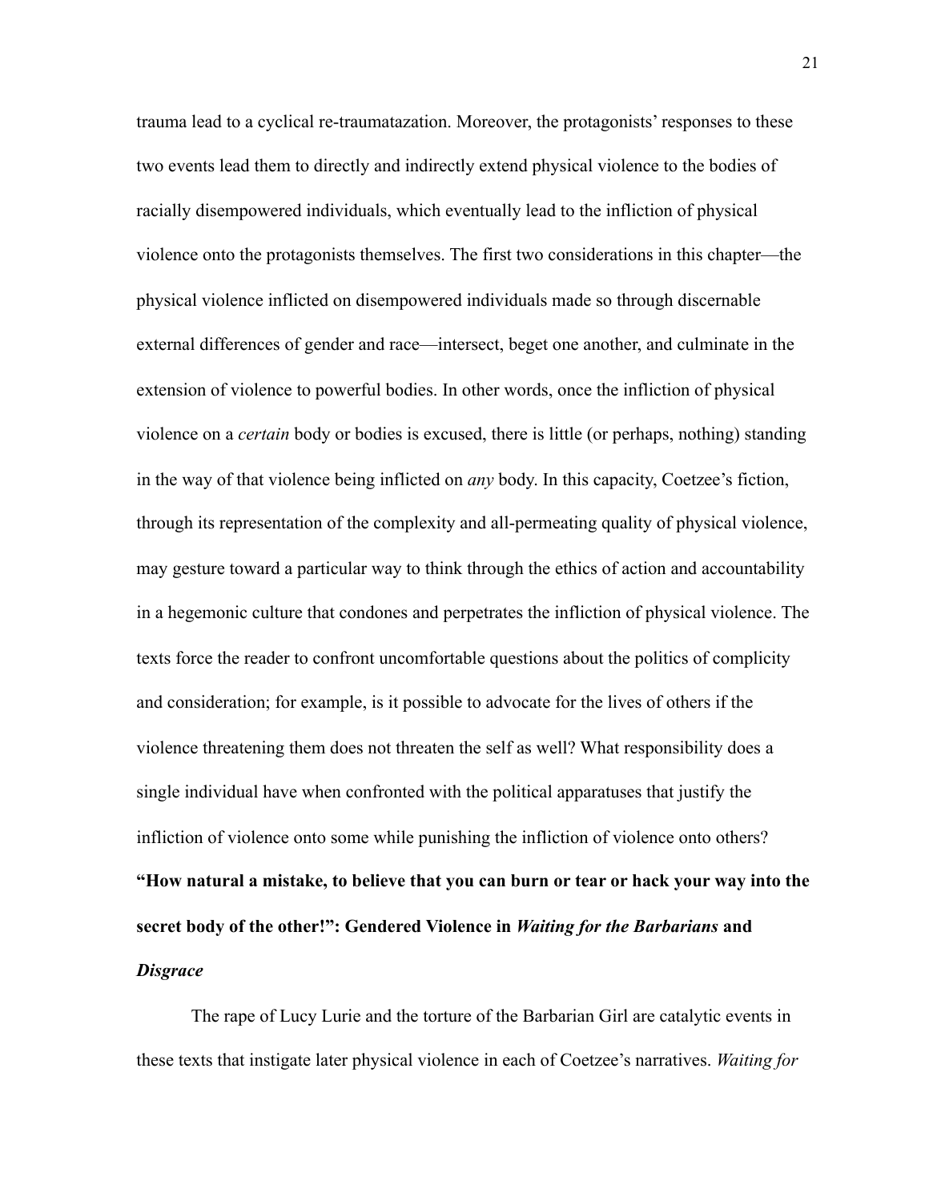trauma lead to a cyclical re-traumatazation. Moreover, the protagonists' responses to these two events lead them to directly and indirectly extend physical violence to the bodies of racially disempowered individuals, which eventually lead to the infliction of physical violence onto the protagonists themselves. The first two considerations in this chapter—the physical violence inflicted on disempowered individuals made so through discernable external differences of gender and race—intersect, beget one another, and culminate in the extension of violence to powerful bodies. In other words, once the infliction of physical violence on a *certain* body or bodies is excused, there is little (or perhaps, nothing) standing in the way of that violence being inflicted on *any* body. In this capacity, Coetzee's fiction, through its representation of the complexity and all-permeating quality of physical violence, may gesture toward a particular way to think through the ethics of action and accountability in a hegemonic culture that condones and perpetrates the infliction of physical violence. The texts force the reader to confront uncomfortable questions about the politics of complicity and consideration; for example, is it possible to advocate for the lives of others if the violence threatening them does not threaten the self as well? What responsibility does a single individual have when confronted with the political apparatuses that justify the infliction of violence onto some while punishing the infliction of violence onto others?

**"How natural a mistake, to believe that you can burn or tear or hack your way into the secret body of the other!": Gendered Violence in *Waiting for the Barbarians* and *Disgrace***

The rape of Lucy Lurie and the torture of the Barbarian Girl are catalytic events in these texts that instigate later physical violence in each of Coetzee's narratives. *Waiting for*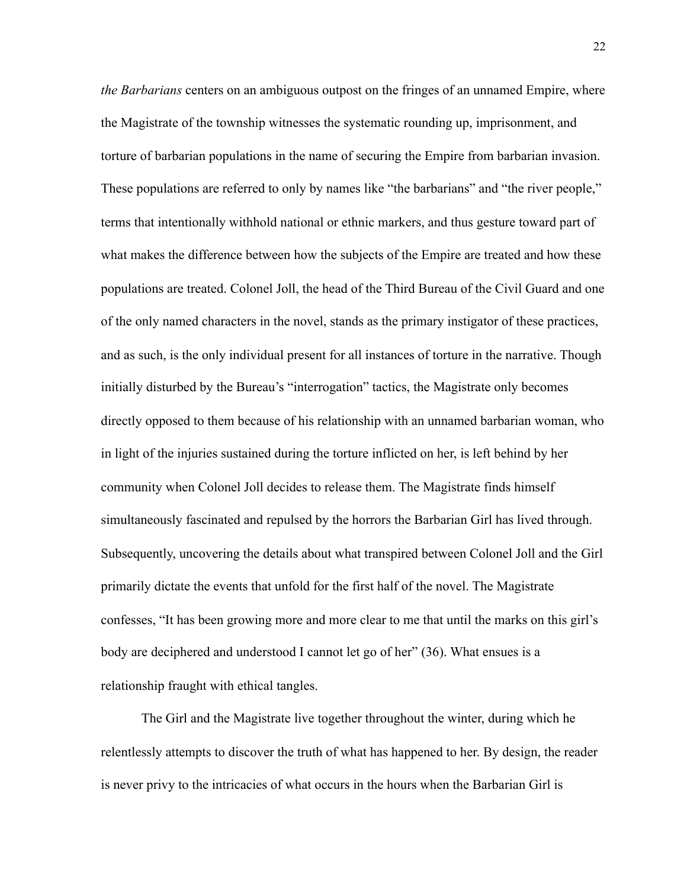*the Barbarians* centers on an ambiguous outpost on the fringes of an unnamed Empire, where the Magistrate of the township witnesses the systematic rounding up, imprisonment, and torture of barbarian populations in the name of securing the Empire from barbarian invasion. These populations are referred to only by names like "the barbarians" and "the river people," terms that intentionally withhold national or ethnic markers, and thus gesture toward part of what makes the difference between how the subjects of the Empire are treated and how these populations are treated. Colonel Joll, the head of the Third Bureau of the Civil Guard and one of the only named characters in the novel, stands as the primary instigator of these practices, and as such, is the only individual present for all instances of torture in the narrative. Though initially disturbed by the Bureau's "interrogation" tactics, the Magistrate only becomes directly opposed to them because of his relationship with an unnamed barbarian woman, who in light of the injuries sustained during the torture inflicted on her, is left behind by her community when Colonel Joll decides to release them. The Magistrate finds himself simultaneously fascinated and repulsed by the horrors the Barbarian Girl has lived through. Subsequently, uncovering the details about what transpired between Colonel Joll and the Girl primarily dictate the events that unfold for the first half of the novel. The Magistrate confesses, "It has been growing more and more clear to me that until the marks on this girl's body are deciphered and understood I cannot let go of her" (36). What ensues is a relationship fraught with ethical tangles.

The Girl and the Magistrate live together throughout the winter, during which he relentlessly attempts to discover the truth of what has happened to her. By design, the reader is never privy to the intricacies of what occurs in the hours when the Barbarian Girl is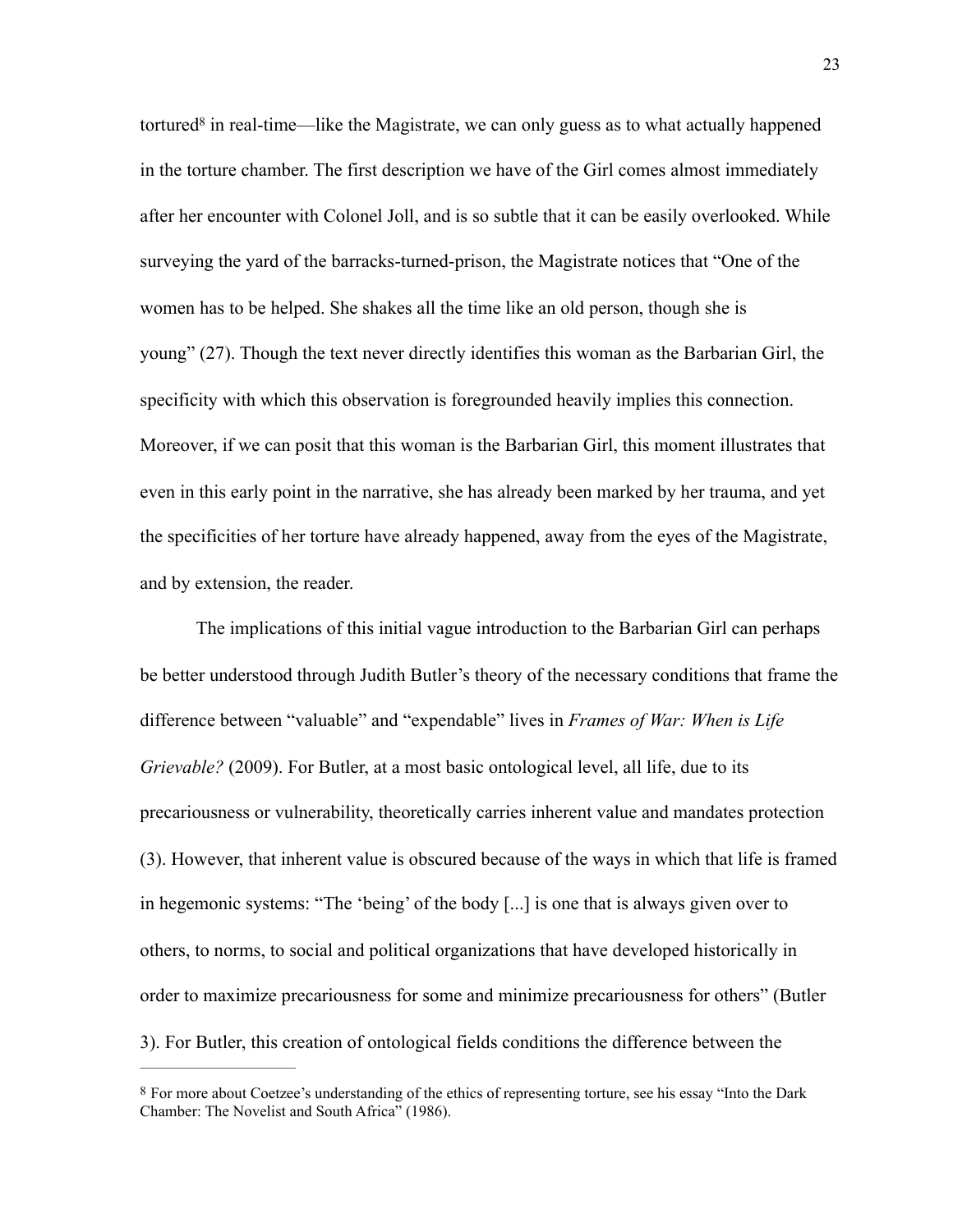tortured[8] in real-time—like the Magistrate, we can only guess as to what actually happened in the torture chamber. The first description we have of the Girl comes almost immediately after her encounter with Colonel Joll, and is so subtle that it can be easily overlooked. While surveying the yard of the barracks-turned-prison, the Magistrate notices that "One of the women has to be helped. She shakes all the time like an old person, though she is young" (27). Though the text never directly identifies this woman as the Barbarian Girl, the specificity with which this observation is foregrounded heavily implies this connection. Moreover, if we can posit that this woman is the Barbarian Girl, this moment illustrates that even in this early point in the narrative, she has already been marked by her trauma, and yet the specificities of her torture have already happened, away from the eyes of the Magistrate, and by extension, the reader.

The implications of this initial vague introduction to the Barbarian Girl can perhaps be better understood through Judith Butler's theory of the necessary conditions that frame the difference between "valuable" and "expendable" lives in *Frames of War: When is Life Grievable?* (2009). For Butler, at a most basic ontological level, all life, due to its precariousness or vulnerability, theoretically carries inherent value and mandates protection (3). However, that inherent value is obscured because of the ways in which that life is framed in hegemonic systems: "The 'being' of the body [...] is one that is always given over to others, to norms, to social and political organizations that have developed historically in order to maximize precariousness for some and minimize precariousness for others" (Butler 3). For Butler, this creation of ontological fields conditions the difference between the

[8] For more about Coetzee's understanding of the ethics of representing torture, see his essay "Into the Dark Chamber: The Novelist and South Africa" (1986).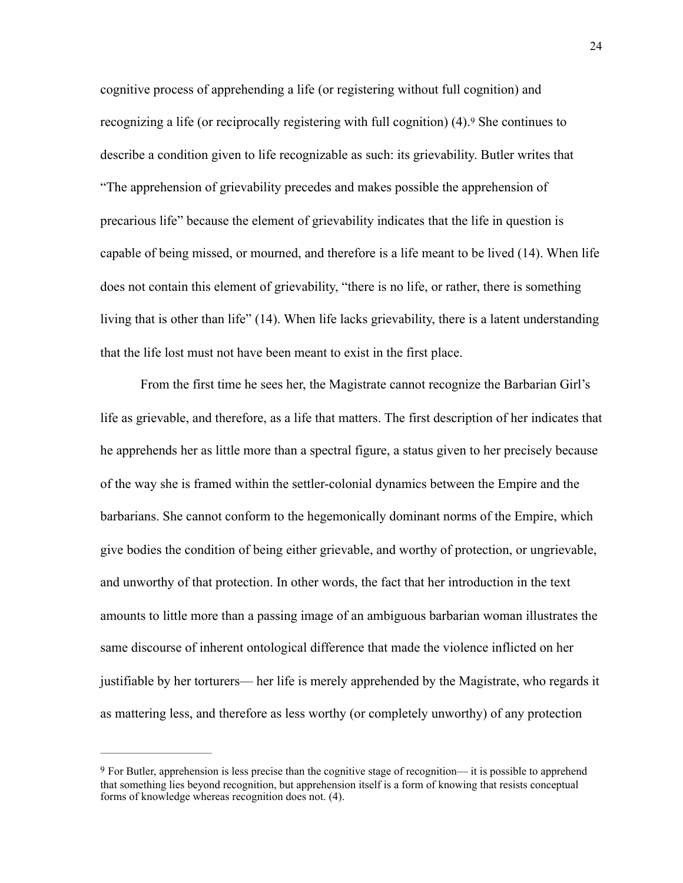cognitive process of apprehending a life (or registering without full cognition) and recognizing a life (or reciprocally registering with full cognition) (4).[9] She continues to describe a condition given to life recognizable as such: its grievability. Butler writes that "The apprehension of grievability precedes and makes possible the apprehension of precarious life" because the element of grievability indicates that the life in question is capable of being missed, or mourned, and therefore is a life meant to be lived (14). When life does not contain this element of grievability, "there is no life, or rather, there is something living that is other than life" (14). When life lacks grievability, there is a latent understanding that the life lost must not have been meant to exist in the first place.

From the first time he sees her, the Magistrate cannot recognize the Barbarian Girl's life as grievable, and therefore, as a life that matters. The first description of her indicates that he apprehends her as little more than a spectral figure, a status given to her precisely because of the way she is framed within the settler-colonial dynamics between the Empire and the barbarians. She cannot conform to the hegemonically dominant norms of the Empire, which give bodies the condition of being either grievable, and worthy of protection, or ungrievable, and unworthy of that protection. In other words, the fact that her introduction in the text amounts to little more than a passing image of an ambiguous barbarian woman illustrates the same discourse of inherent ontological difference that made the violence inflicted on her justifiable by her torturers— her life is merely apprehended by the Magistrate, who regards it as mattering less, and therefore as less worthy (or completely unworthy) of any protection

---

[9] For Butler, apprehension is less precise than the cognitive stage of recognition— it is possible to apprehend that something lies beyond recognition, but apprehension itself is a form of knowing that resists conceptual forms of knowledge whereas recognition does not. (4).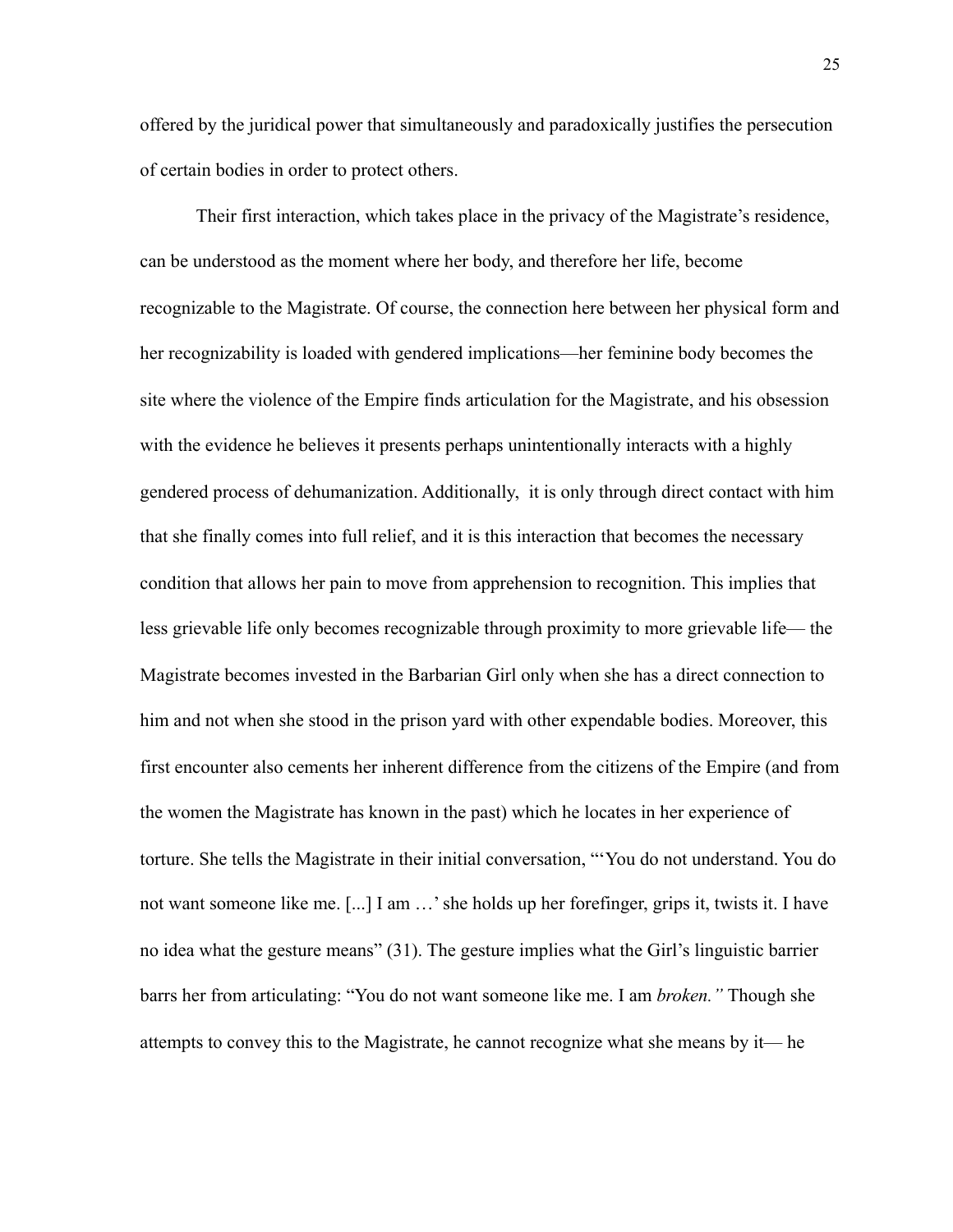offered by the juridical power that simultaneously and paradoxically justifies the persecution of certain bodies in order to protect others.

Their first interaction, which takes place in the privacy of the Magistrate's residence, can be understood as the moment where her body, and therefore her life, become recognizable to the Magistrate. Of course, the connection here between her physical form and her recognizability is loaded with gendered implications—her feminine body becomes the site where the violence of the Empire finds articulation for the Magistrate, and his obsession with the evidence he believes it presents perhaps unintentionally interacts with a highly gendered process of dehumanization. Additionally, it is only through direct contact with him that she finally comes into full relief, and it is this interaction that becomes the necessary condition that allows her pain to move from apprehension to recognition. This implies that less grievable life only becomes recognizable through proximity to more grievable life— the Magistrate becomes invested in the Barbarian Girl only when she has a direct connection to him and not when she stood in the prison yard with other expendable bodies. Moreover, this first encounter also cements her inherent difference from the citizens of the Empire (and from the women the Magistrate has known in the past) which he locates in her experience of torture. She tells the Magistrate in their initial conversation, "'You do not understand. You do not want someone like me. [...] I am …' she holds up her forefinger, grips it, twists it. I have no idea what the gesture means" (31). The gesture implies what the Girl's linguistic barrier barrs her from articulating: "You do not want someone like me. I am *broken."* Though she attempts to convey this to the Magistrate, he cannot recognize what she means by it— he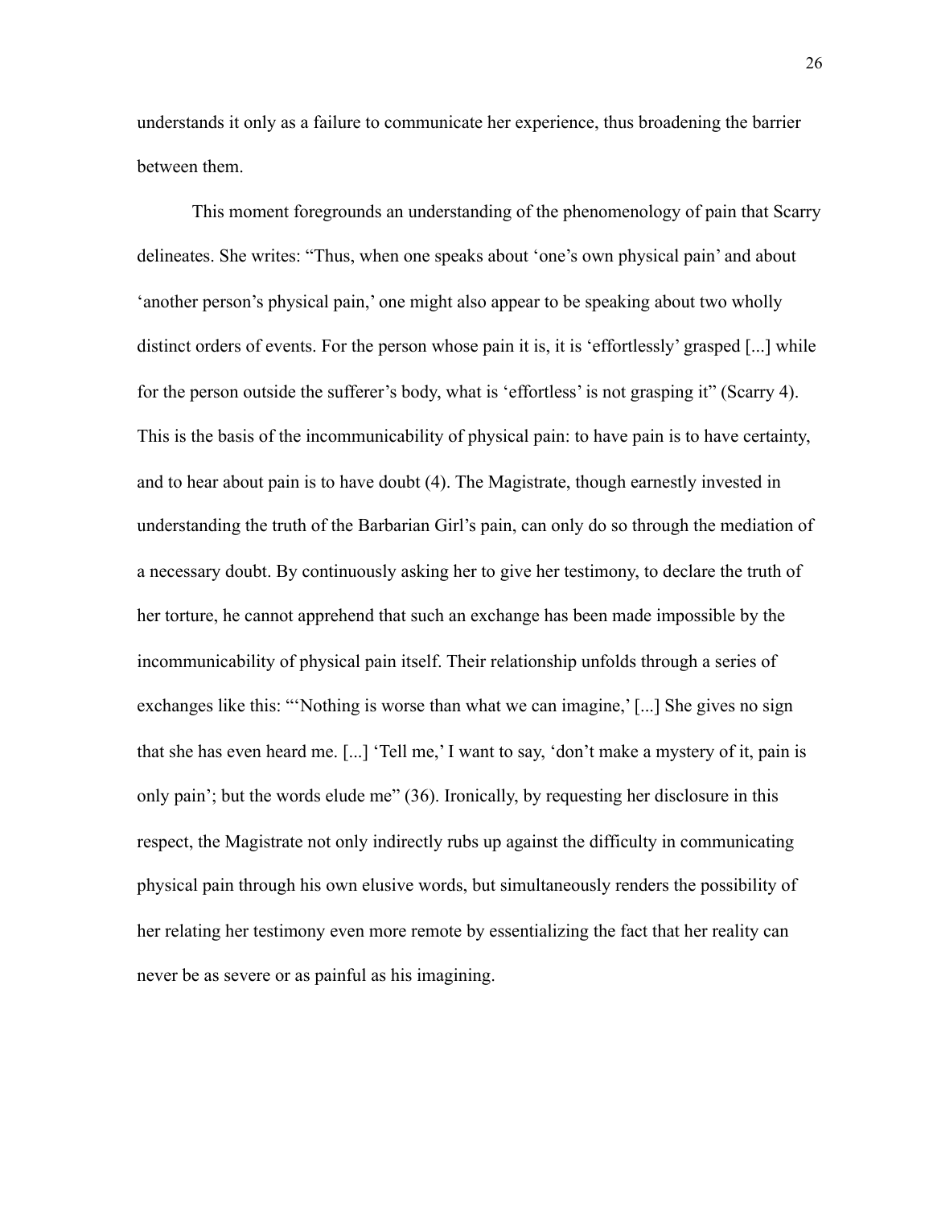understands it only as a failure to communicate her experience, thus broadening the barrier between them.

This moment foregrounds an understanding of the phenomenology of pain that Scarry delineates. She writes: "Thus, when one speaks about 'one's own physical pain' and about 'another person's physical pain,' one might also appear to be speaking about two wholly distinct orders of events. For the person whose pain it is, it is 'effortlessly' grasped [...] while for the person outside the sufferer's body, what is 'effortless' is not grasping it" (Scarry 4). This is the basis of the incommunicability of physical pain: to have pain is to have certainty, and to hear about pain is to have doubt (4). The Magistrate, though earnestly invested in understanding the truth of the Barbarian Girl's pain, can only do so through the mediation of a necessary doubt. By continuously asking her to give her testimony, to declare the truth of her torture, he cannot apprehend that such an exchange has been made impossible by the incommunicability of physical pain itself. Their relationship unfolds through a series of exchanges like this: "'Nothing is worse than what we can imagine,' [...] She gives no sign that she has even heard me. [...] 'Tell me,' I want to say, 'don't make a mystery of it, pain is only pain'; but the words elude me" (36). Ironically, by requesting her disclosure in this respect, the Magistrate not only indirectly rubs up against the difficulty in communicating physical pain through his own elusive words, but simultaneously renders the possibility of her relating her testimony even more remote by essentializing the fact that her reality can never be as severe or as painful as his imagining.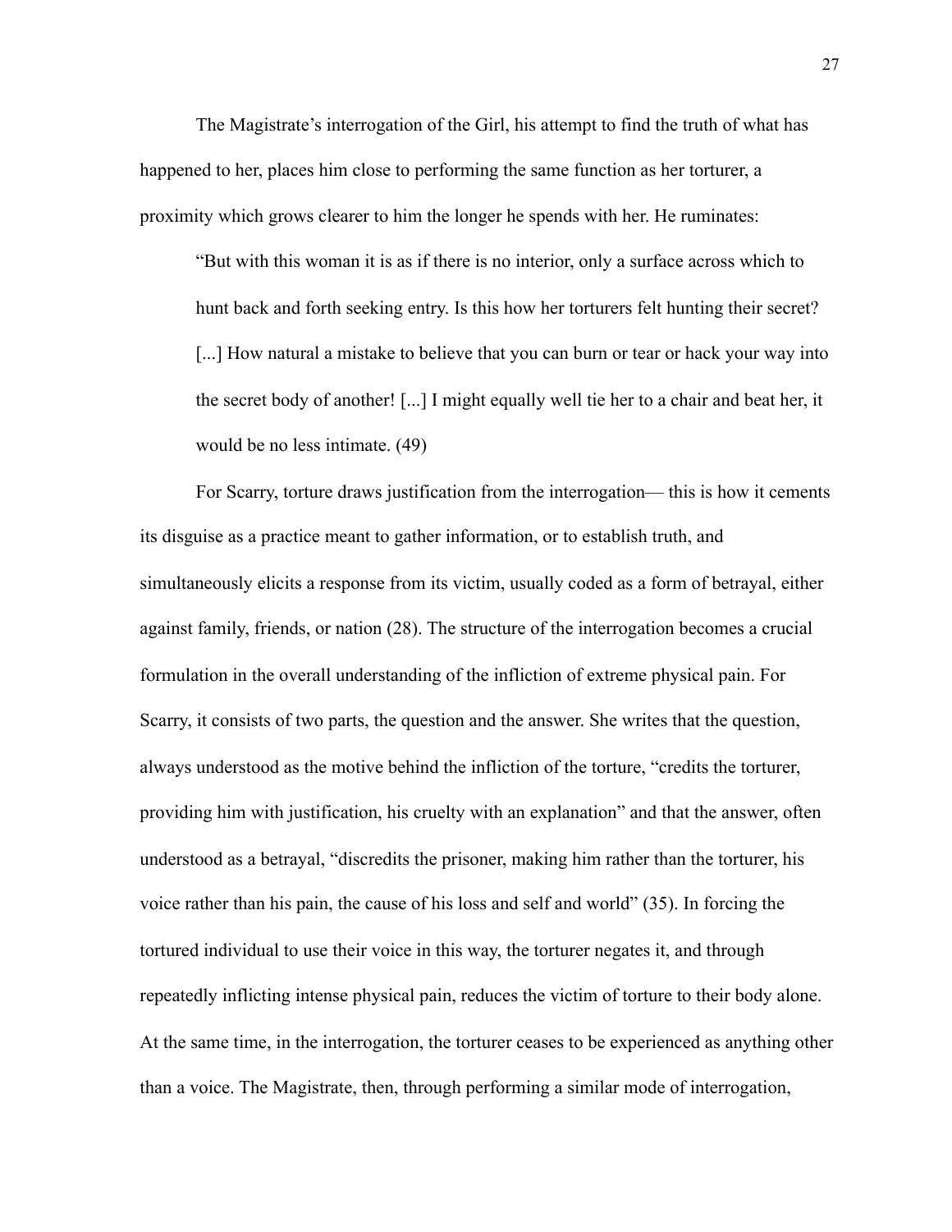The Magistrate's interrogation of the Girl, his attempt to find the truth of what has happened to her, places him close to performing the same function as her torturer, a proximity which grows clearer to him the longer he spends with her. He ruminates:

> "But with this woman it is as if there is no interior, only a surface across which to hunt back and forth seeking entry. Is this how her torturers felt hunting their secret? [...] How natural a mistake to believe that you can burn or tear or hack your way into the secret body of another! [...] I might equally well tie her to a chair and beat her, it would be no less intimate. (49)

For Scarry, torture draws justification from the interrogation— this is how it cements its disguise as a practice meant to gather information, or to establish truth, and simultaneously elicits a response from its victim, usually coded as a form of betrayal, either against family, friends, or nation (28). The structure of the interrogation becomes a crucial formulation in the overall understanding of the infliction of extreme physical pain. For Scarry, it consists of two parts, the question and the answer. She writes that the question, always understood as the motive behind the infliction of the torture, "credits the torturer, providing him with justification, his cruelty with an explanation" and that the answer, often understood as a betrayal, "discredits the prisoner, making him rather than the torturer, his voice rather than his pain, the cause of his loss and self and world" (35). In forcing the tortured individual to use their voice in this way, the torturer negates it, and through repeatedly inflicting intense physical pain, reduces the victim of torture to their body alone. At the same time, in the interrogation, the torturer ceases to be experienced as anything other than a voice. The Magistrate, then, through performing a similar mode of interrogation,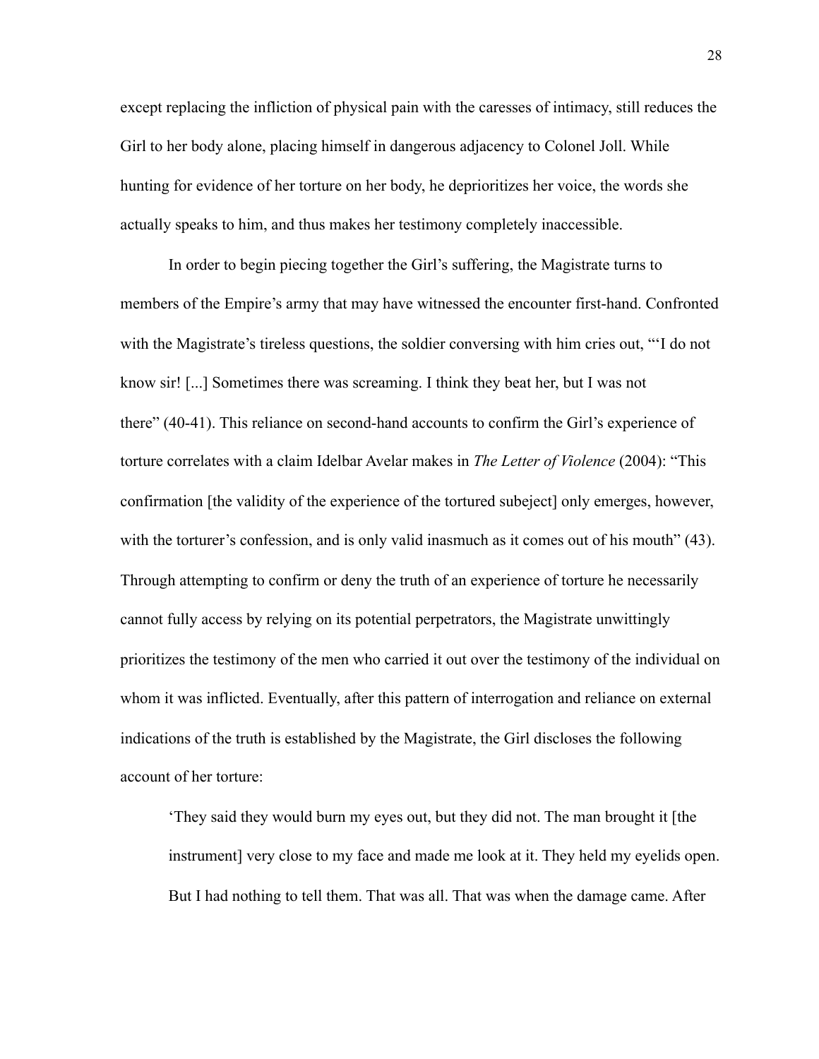except replacing the infliction of physical pain with the caresses of intimacy, still reduces the Girl to her body alone, placing himself in dangerous adjacency to Colonel Joll. While hunting for evidence of her torture on her body, he deprioritizes her voice, the words she actually speaks to him, and thus makes her testimony completely inaccessible.

In order to begin piecing together the Girl's suffering, the Magistrate turns to members of the Empire's army that may have witnessed the encounter first-hand. Confronted with the Magistrate's tireless questions, the soldier conversing with him cries out, "'I do not know sir! [...] Sometimes there was screaming. I think they beat her, but I was not there" (40-41). This reliance on second-hand accounts to confirm the Girl's experience of torture correlates with a claim Idelbar Avelar makes in *The Letter of Violence* (2004): "This confirmation [the validity of the experience of the tortured subeject] only emerges, however, with the torturer's confession, and is only valid inasmuch as it comes out of his mouth" (43). Through attempting to confirm or deny the truth of an experience of torture he necessarily cannot fully access by relying on its potential perpetrators, the Magistrate unwittingly prioritizes the testimony of the men who carried it out over the testimony of the individual on whom it was inflicted. Eventually, after this pattern of interrogation and reliance on external indications of the truth is established by the Magistrate, the Girl discloses the following account of her torture:

> 'They said they would burn my eyes out, but they did not. The man brought it [the instrument] very close to my face and made me look at it. They held my eyelids open. But I had nothing to tell them. That was all. That was when the damage came. After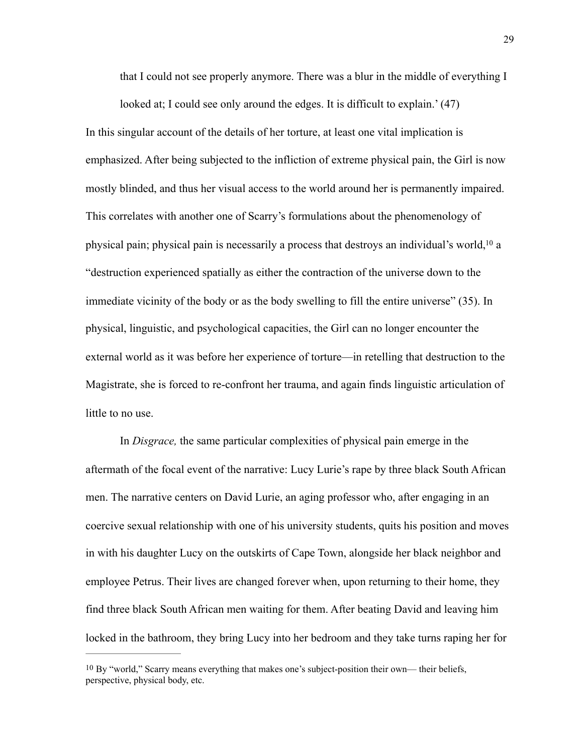> that I could not see properly anymore. There was a blur in the middle of everything I looked at; I could see only around the edges. It is difficult to explain.' (47)

In this singular account of the details of her torture, at least one vital implication is emphasized. After being subjected to the infliction of extreme physical pain, the Girl is now mostly blinded, and thus her visual access to the world around her is permanently impaired. This correlates with another one of Scarry's formulations about the phenomenology of physical pain; physical pain is necessarily a process that destroys an individual's world,[10] a "destruction experienced spatially as either the contraction of the universe down to the immediate vicinity of the body or as the body swelling to fill the entire universe" (35). In physical, linguistic, and psychological capacities, the Girl can no longer encounter the external world as it was before her experience of torture—in retelling that destruction to the Magistrate, she is forced to re-confront her trauma, and again finds linguistic articulation of little to no use.

In *Disgrace,* the same particular complexities of physical pain emerge in the aftermath of the focal event of the narrative: Lucy Lurie's rape by three black South African men. The narrative centers on David Lurie, an aging professor who, after engaging in an coercive sexual relationship with one of his university students, quits his position and moves in with his daughter Lucy on the outskirts of Cape Town, alongside her black neighbor and employee Petrus. Their lives are changed forever when, upon returning to their home, they find three black South African men waiting for them. After beating David and leaving him locked in the bathroom, they bring Lucy into her bedroom and they take turns raping her for

---

[10] By "world," Scarry means everything that makes one's subject-position their own— their beliefs, perspective, physical body, etc.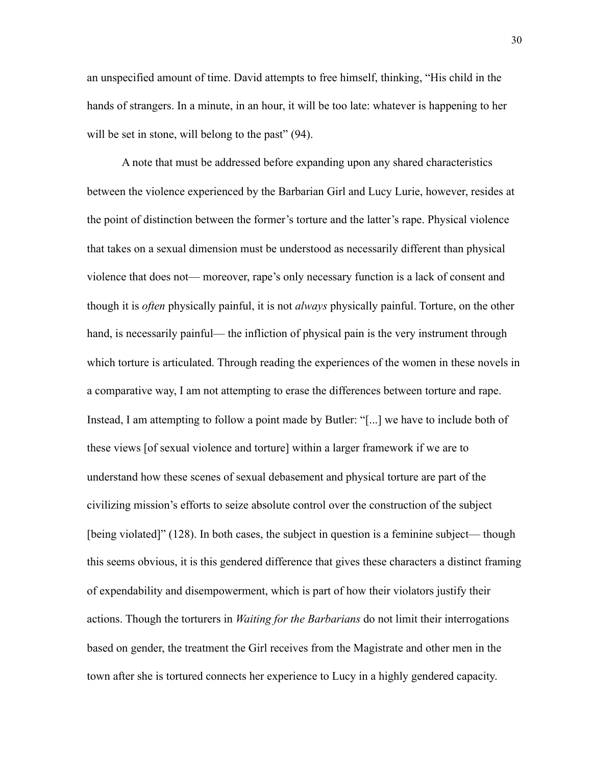an unspecified amount of time. David attempts to free himself, thinking, "His child in the hands of strangers. In a minute, in an hour, it will be too late: whatever is happening to her will be set in stone, will belong to the past" (94).

A note that must be addressed before expanding upon any shared characteristics between the violence experienced by the Barbarian Girl and Lucy Lurie, however, resides at the point of distinction between the former's torture and the latter's rape. Physical violence that takes on a sexual dimension must be understood as necessarily different than physical violence that does not— moreover, rape's only necessary function is a lack of consent and though it is *often* physically painful, it is not *always* physically painful. Torture, on the other hand, is necessarily painful— the infliction of physical pain is the very instrument through which torture is articulated. Through reading the experiences of the women in these novels in a comparative way, I am not attempting to erase the differences between torture and rape. Instead, I am attempting to follow a point made by Butler: "[...] we have to include both of these views [of sexual violence and torture] within a larger framework if we are to understand how these scenes of sexual debasement and physical torture are part of the civilizing mission's efforts to seize absolute control over the construction of the subject [being violated]" (128). In both cases, the subject in question is a feminine subject— though this seems obvious, it is this gendered difference that gives these characters a distinct framing of expendability and disempowerment, which is part of how their violators justify their actions. Though the torturers in *Waiting for the Barbarians* do not limit their interrogations based on gender, the treatment the Girl receives from the Magistrate and other men in the town after she is tortured connects her experience to Lucy in a highly gendered capacity.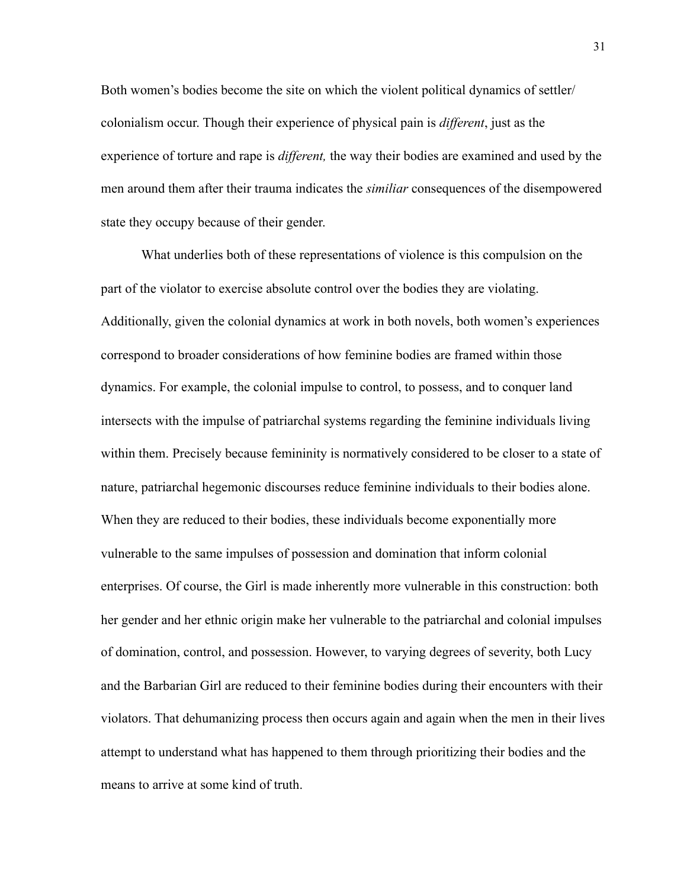Both women's bodies become the site on which the violent political dynamics of settler/ colonialism occur. Though their experience of physical pain is *different*, just as the experience of torture and rape is *different,* the way their bodies are examined and used by the men around them after their trauma indicates the *similiar* consequences of the disempowered state they occupy because of their gender.

What underlies both of these representations of violence is this compulsion on the part of the violator to exercise absolute control over the bodies they are violating. Additionally, given the colonial dynamics at work in both novels, both women's experiences correspond to broader considerations of how feminine bodies are framed within those dynamics. For example, the colonial impulse to control, to possess, and to conquer land intersects with the impulse of patriarchal systems regarding the feminine individuals living within them. Precisely because femininity is normatively considered to be closer to a state of nature, patriarchal hegemonic discourses reduce feminine individuals to their bodies alone. When they are reduced to their bodies, these individuals become exponentially more vulnerable to the same impulses of possession and domination that inform colonial enterprises. Of course, the Girl is made inherently more vulnerable in this construction: both her gender and her ethnic origin make her vulnerable to the patriarchal and colonial impulses of domination, control, and possession. However, to varying degrees of severity, both Lucy and the Barbarian Girl are reduced to their feminine bodies during their encounters with their violators. That dehumanizing process then occurs again and again when the men in their lives attempt to understand what has happened to them through prioritizing their bodies and the means to arrive at some kind of truth.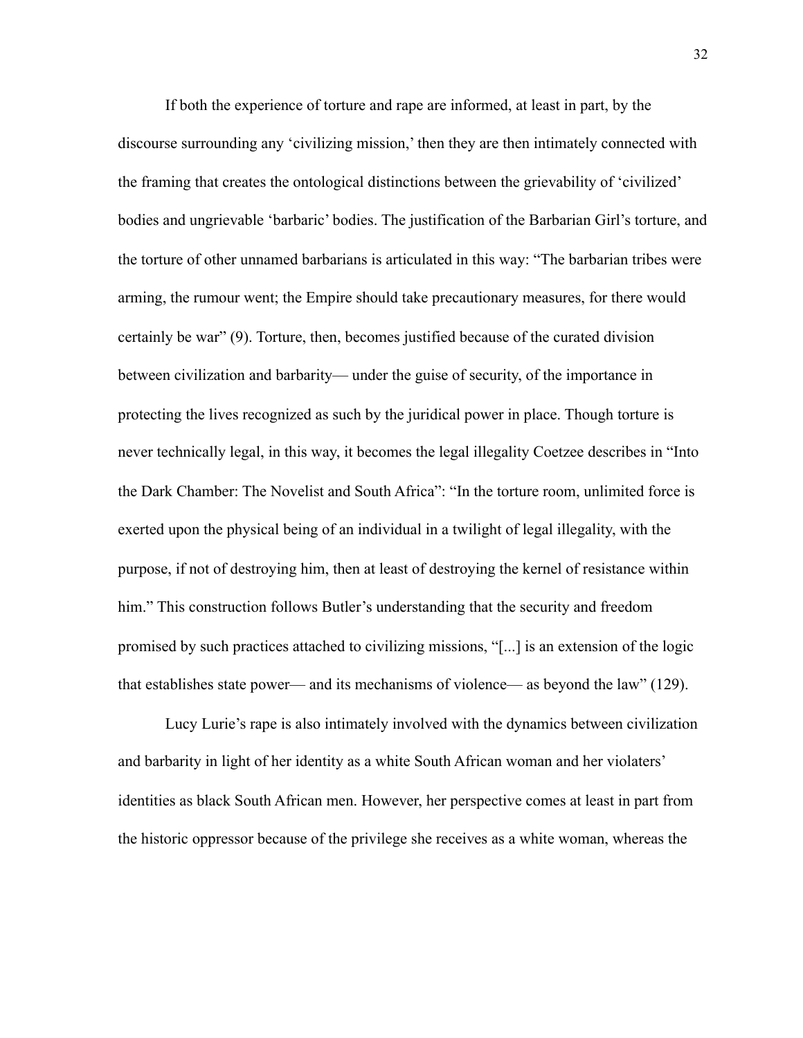If both the experience of torture and rape are informed, at least in part, by the discourse surrounding any 'civilizing mission,' then they are then intimately connected with the framing that creates the ontological distinctions between the grievability of 'civilized' bodies and ungrievable 'barbaric' bodies. The justification of the Barbarian Girl's torture, and the torture of other unnamed barbarians is articulated in this way: "The barbarian tribes were arming, the rumour went; the Empire should take precautionary measures, for there would certainly be war" (9). Torture, then, becomes justified because of the curated division between civilization and barbarity— under the guise of security, of the importance in protecting the lives recognized as such by the juridical power in place. Though torture is never technically legal, in this way, it becomes the legal illegality Coetzee describes in "Into the Dark Chamber: The Novelist and South Africa": "In the torture room, unlimited force is exerted upon the physical being of an individual in a twilight of legal illegality, with the purpose, if not of destroying him, then at least of destroying the kernel of resistance within him." This construction follows Butler's understanding that the security and freedom promised by such practices attached to civilizing missions, "[...] is an extension of the logic that establishes state power— and its mechanisms of violence— as beyond the law" (129).

Lucy Lurie's rape is also intimately involved with the dynamics between civilization and barbarity in light of her identity as a white South African woman and her violaters' identities as black South African men. However, her perspective comes at least in part from the historic oppressor because of the privilege she receives as a white woman, whereas the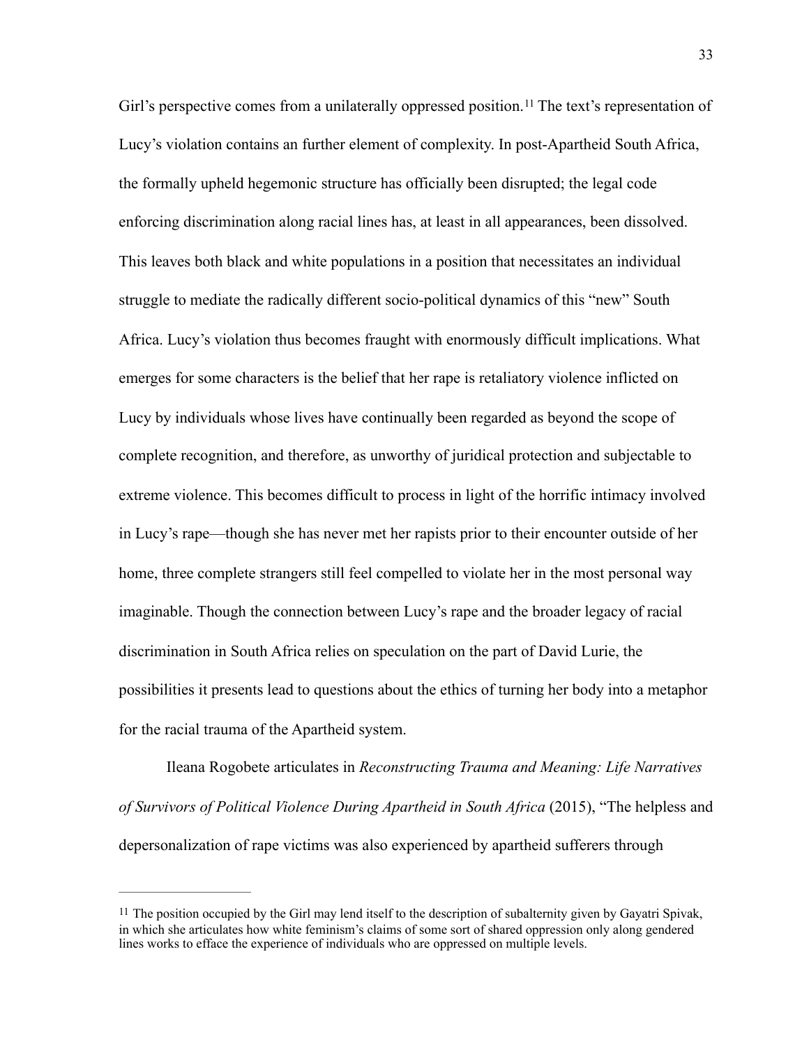Girl's perspective comes from a unilaterally oppressed position.[11] The text's representation of Lucy's violation contains an further element of complexity. In post-Apartheid South Africa, the formally upheld hegemonic structure has officially been disrupted; the legal code enforcing discrimination along racial lines has, at least in all appearances, been dissolved. This leaves both black and white populations in a position that necessitates an individual struggle to mediate the radically different socio-political dynamics of this "new" South Africa. Lucy's violation thus becomes fraught with enormously difficult implications. What emerges for some characters is the belief that her rape is retaliatory violence inflicted on Lucy by individuals whose lives have continually been regarded as beyond the scope of complete recognition, and therefore, as unworthy of juridical protection and subjectable to extreme violence. This becomes difficult to process in light of the horrific intimacy involved in Lucy's rape—though she has never met her rapists prior to their encounter outside of her home, three complete strangers still feel compelled to violate her in the most personal way imaginable. Though the connection between Lucy's rape and the broader legacy of racial discrimination in South Africa relies on speculation on the part of David Lurie, the possibilities it presents lead to questions about the ethics of turning her body into a metaphor for the racial trauma of the Apartheid system.

Ileana Rogobete articulates in *Reconstructing Trauma and Meaning: Life Narratives of Survivors of Political Violence During Apartheid in South Africa* (2015), "The helpless and depersonalization of rape victims was also experienced by apartheid sufferers through

---

[11] The position occupied by the Girl may lend itself to the description of subalternity given by Gayatri Spivak, in which she articulates how white feminism's claims of some sort of shared oppression only along gendered lines works to efface the experience of individuals who are oppressed on multiple levels.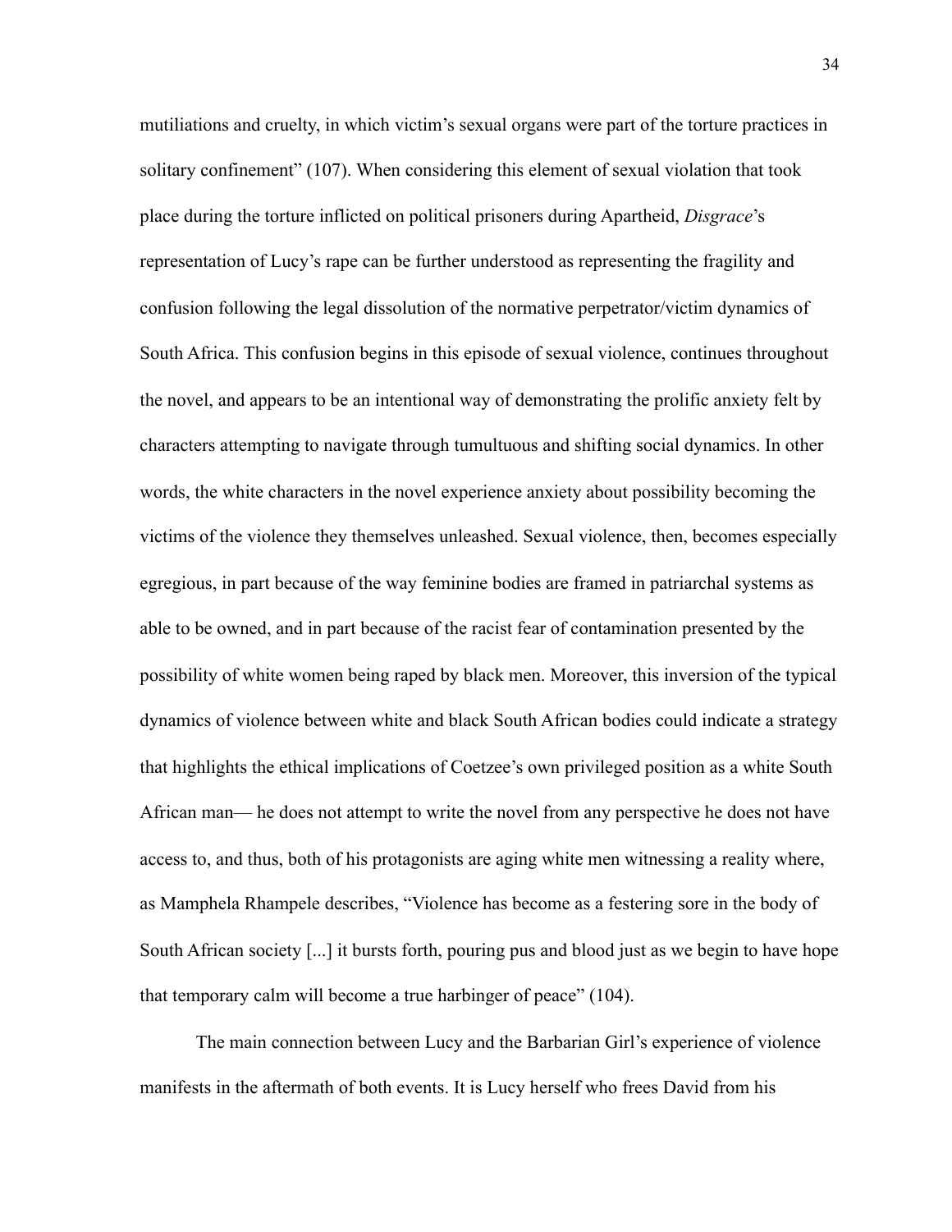mutiliations and cruelty, in which victim's sexual organs were part of the torture practices in solitary confinement" (107). When considering this element of sexual violation that took place during the torture inflicted on political prisoners during Apartheid, *Disgrace*'s representation of Lucy's rape can be further understood as representing the fragility and confusion following the legal dissolution of the normative perpetrator/victim dynamics of South Africa. This confusion begins in this episode of sexual violence, continues throughout the novel, and appears to be an intentional way of demonstrating the prolific anxiety felt by characters attempting to navigate through tumultuous and shifting social dynamics. In other words, the white characters in the novel experience anxiety about possibility becoming the victims of the violence they themselves unleashed. Sexual violence, then, becomes especially egregious, in part because of the way feminine bodies are framed in patriarchal systems as able to be owned, and in part because of the racist fear of contamination presented by the possibility of white women being raped by black men. Moreover, this inversion of the typical dynamics of violence between white and black South African bodies could indicate a strategy that highlights the ethical implications of Coetzee's own privileged position as a white South African man— he does not attempt to write the novel from any perspective he does not have access to, and thus, both of his protagonists are aging white men witnessing a reality where, as Mamphela Rhampele describes, "Violence has become as a festering sore in the body of South African society [...] it bursts forth, pouring pus and blood just as we begin to have hope that temporary calm will become a true harbinger of peace" (104).

The main connection between Lucy and the Barbarian Girl's experience of violence manifests in the aftermath of both events. It is Lucy herself who frees David from his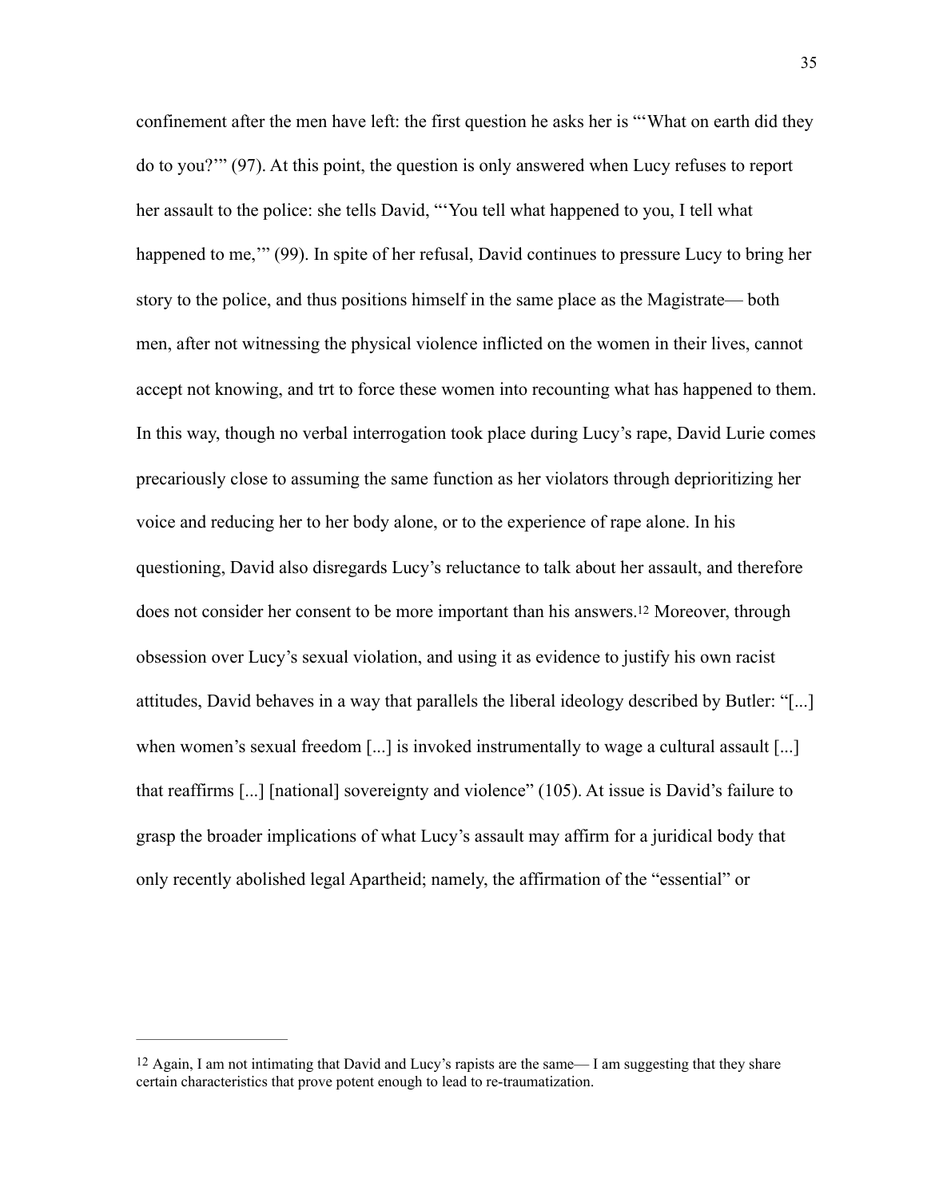confinement after the men have left: the first question he asks her is "'What on earth did they do to you?'" (97). At this point, the question is only answered when Lucy refuses to report her assault to the police: she tells David, "'You tell what happened to you, I tell what happened to me,'" (99). In spite of her refusal, David continues to pressure Lucy to bring her story to the police, and thus positions himself in the same place as the Magistrate— both men, after not witnessing the physical violence inflicted on the women in their lives, cannot accept not knowing, and trt to force these women into recounting what has happened to them. In this way, though no verbal interrogation took place during Lucy's rape, David Lurie comes precariously close to assuming the same function as her violators through deprioritizing her voice and reducing her to her body alone, or to the experience of rape alone. In his questioning, David also disregards Lucy's reluctance to talk about her assault, and therefore does not consider her consent to be more important than his answers.[12] Moreover, through obsession over Lucy's sexual violation, and using it as evidence to justify his own racist attitudes, David behaves in a way that parallels the liberal ideology described by Butler: "[...] when women's sexual freedom [...] is invoked instrumentally to wage a cultural assault [...] that reaffirms [...] [national] sovereignty and violence" (105). At issue is David's failure to grasp the broader implications of what Lucy's assault may affirm for a juridical body that only recently abolished legal Apartheid; namely, the affirmation of the "essential" or

---

[12] Again, I am not intimating that David and Lucy's rapists are the same— I am suggesting that they share certain characteristics that prove potent enough to lead to re-traumatization.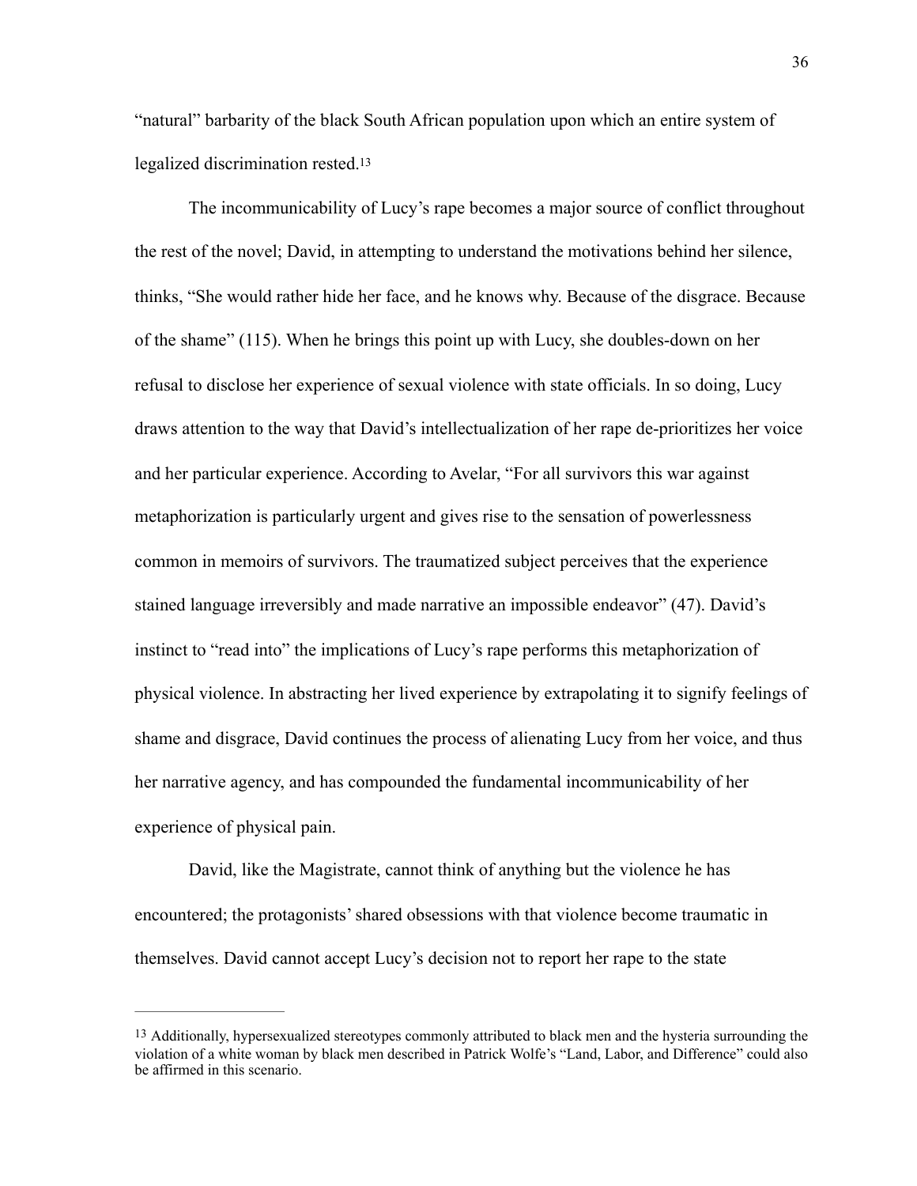"natural" barbarity of the black South African population upon which an entire system of legalized discrimination rested.[13]

The incommunicability of Lucy's rape becomes a major source of conflict throughout the rest of the novel; David, in attempting to understand the motivations behind her silence, thinks, "She would rather hide her face, and he knows why. Because of the disgrace. Because of the shame" (115). When he brings this point up with Lucy, she doubles-down on her refusal to disclose her experience of sexual violence with state officials. In so doing, Lucy draws attention to the way that David's intellectualization of her rape de-prioritizes her voice and her particular experience. According to Avelar, "For all survivors this war against metaphorization is particularly urgent and gives rise to the sensation of powerlessness common in memoirs of survivors. The traumatized subject perceives that the experience stained language irreversibly and made narrative an impossible endeavor" (47). David's instinct to "read into" the implications of Lucy's rape performs this metaphorization of physical violence. In abstracting her lived experience by extrapolating it to signify feelings of shame and disgrace, David continues the process of alienating Lucy from her voice, and thus her narrative agency, and has compounded the fundamental incommunicability of her experience of physical pain.

David, like the Magistrate, cannot think of anything but the violence he has encountered; the protagonists' shared obsessions with that violence become traumatic in themselves. David cannot accept Lucy's decision not to report her rape to the state

---

[13] Additionally, hypersexualized stereotypes commonly attributed to black men and the hysteria surrounding the violation of a white woman by black men described in Patrick Wolfe's "Land, Labor, and Difference" could also be affirmed in this scenario.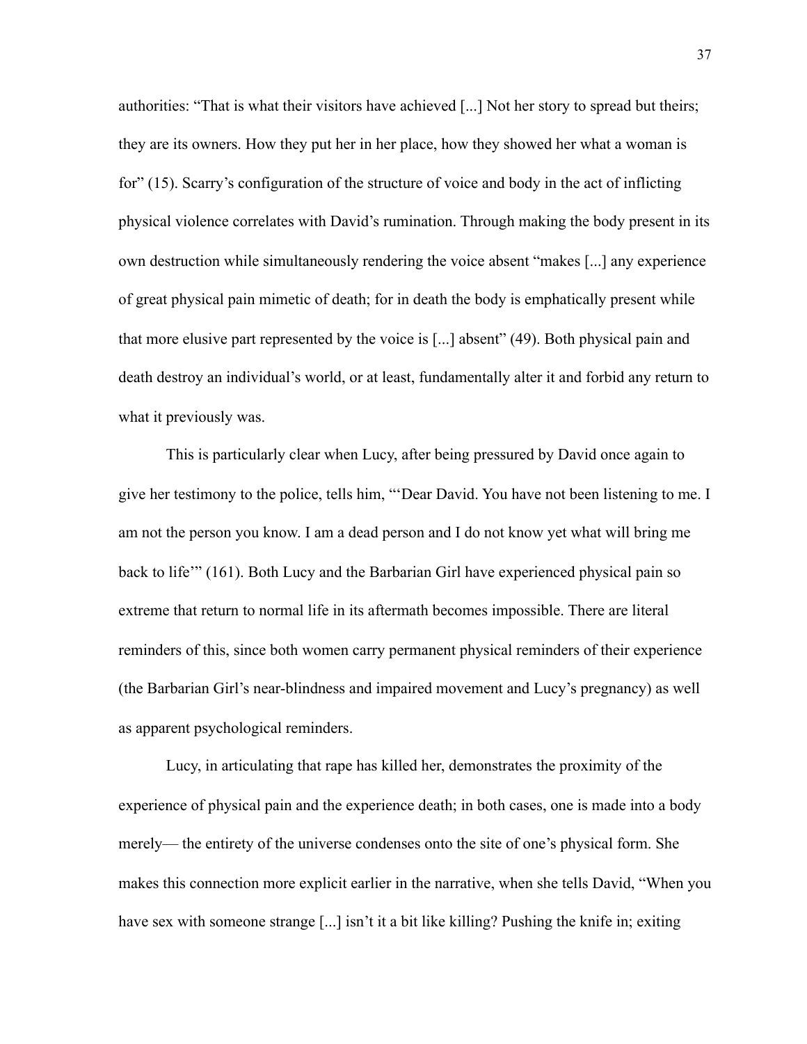authorities: "That is what their visitors have achieved [...] Not her story to spread but theirs; they are its owners. How they put her in her place, how they showed her what a woman is for" (15). Scarry's configuration of the structure of voice and body in the act of inflicting physical violence correlates with David's rumination. Through making the body present in its own destruction while simultaneously rendering the voice absent "makes [...] any experience of great physical pain mimetic of death; for in death the body is emphatically present while that more elusive part represented by the voice is [...] absent" (49). Both physical pain and death destroy an individual's world, or at least, fundamentally alter it and forbid any return to what it previously was.

This is particularly clear when Lucy, after being pressured by David once again to give her testimony to the police, tells him, "'Dear David. You have not been listening to me. I am not the person you know. I am a dead person and I do not know yet what will bring me back to life'" (161). Both Lucy and the Barbarian Girl have experienced physical pain so extreme that return to normal life in its aftermath becomes impossible. There are literal reminders of this, since both women carry permanent physical reminders of their experience (the Barbarian Girl's near-blindness and impaired movement and Lucy's pregnancy) as well as apparent psychological reminders.

Lucy, in articulating that rape has killed her, demonstrates the proximity of the experience of physical pain and the experience death; in both cases, one is made into a body merely— the entirety of the universe condenses onto the site of one's physical form. She makes this connection more explicit earlier in the narrative, when she tells David, "When you have sex with someone strange [...] isn't it a bit like killing? Pushing the knife in; exiting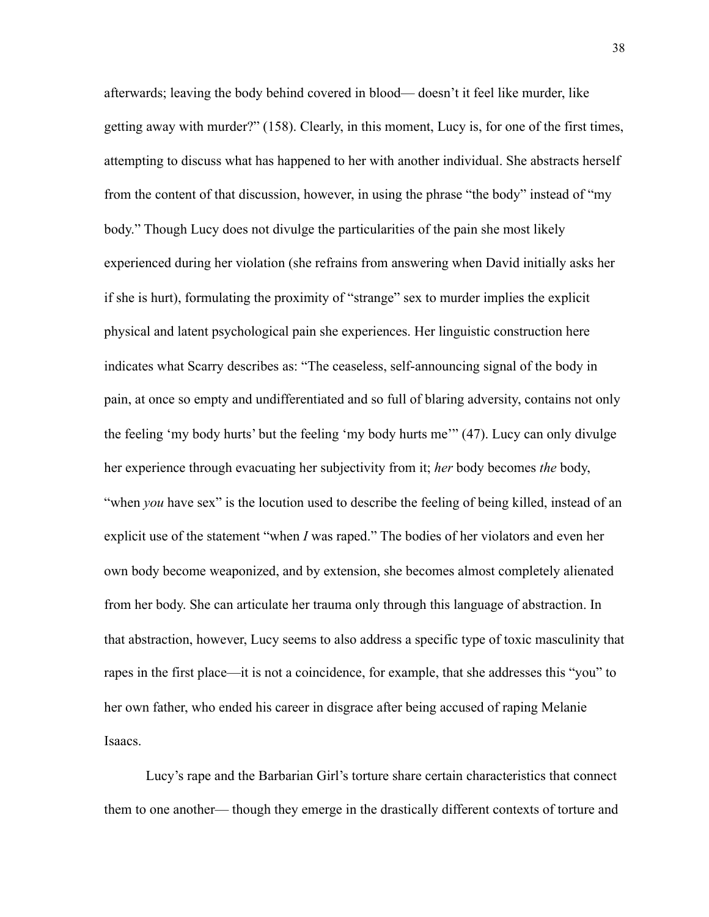afterwards; leaving the body behind covered in blood— doesn't it feel like murder, like getting away with murder?" (158). Clearly, in this moment, Lucy is, for one of the first times, attempting to discuss what has happened to her with another individual. She abstracts herself from the content of that discussion, however, in using the phrase "the body" instead of "my body." Though Lucy does not divulge the particularities of the pain she most likely experienced during her violation (she refrains from answering when David initially asks her if she is hurt), formulating the proximity of "strange" sex to murder implies the explicit physical and latent psychological pain she experiences. Her linguistic construction here indicates what Scarry describes as: "The ceaseless, self-announcing signal of the body in pain, at once so empty and undifferentiated and so full of blaring adversity, contains not only the feeling 'my body hurts' but the feeling 'my body hurts me'" (47). Lucy can only divulge her experience through evacuating her subjectivity from it; *her* body becomes *the* body, "when *you* have sex" is the locution used to describe the feeling of being killed, instead of an explicit use of the statement "when *I* was raped." The bodies of her violators and even her own body become weaponized, and by extension, she becomes almost completely alienated from her body. She can articulate her trauma only through this language of abstraction. In that abstraction, however, Lucy seems to also address a specific type of toxic masculinity that rapes in the first place—it is not a coincidence, for example, that she addresses this "you" to her own father, who ended his career in disgrace after being accused of raping Melanie Isaacs.

Lucy's rape and the Barbarian Girl's torture share certain characteristics that connect them to one another— though they emerge in the drastically different contexts of torture and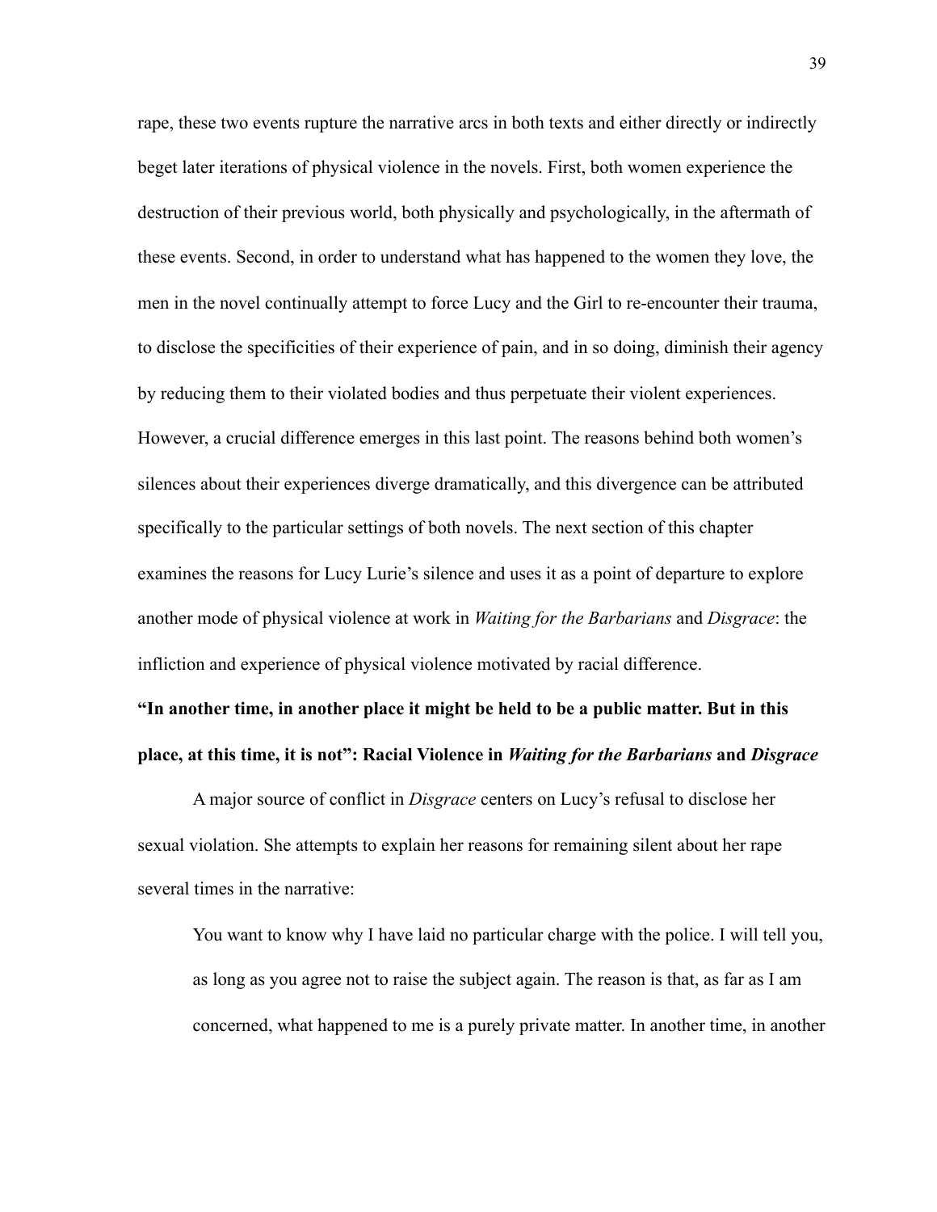rape, these two events rupture the narrative arcs in both texts and either directly or indirectly beget later iterations of physical violence in the novels. First, both women experience the destruction of their previous world, both physically and psychologically, in the aftermath of these events. Second, in order to understand what has happened to the women they love, the men in the novel continually attempt to force Lucy and the Girl to re-encounter their trauma, to disclose the specificities of their experience of pain, and in so doing, diminish their agency by reducing them to their violated bodies and thus perpetuate their violent experiences. However, a crucial difference emerges in this last point. The reasons behind both women's silences about their experiences diverge dramatically, and this divergence can be attributed specifically to the particular settings of both novels. The next section of this chapter examines the reasons for Lucy Lurie's silence and uses it as a point of departure to explore another mode of physical violence at work in *Waiting for the Barbarians* and *Disgrace*: the infliction and experience of physical violence motivated by racial difference.

**"In another time, in another place it might be held to be a public matter. But in this place, at this time, it is not": Racial Violence in *Waiting for the Barbarians* and *Disgrace***

A major source of conflict in *Disgrace* centers on Lucy's refusal to disclose her sexual violation. She attempts to explain her reasons for remaining silent about her rape several times in the narrative:

> You want to know why I have laid no particular charge with the police. I will tell you, as long as you agree not to raise the subject again. The reason is that, as far as I am concerned, what happened to me is a purely private matter. In another time, in another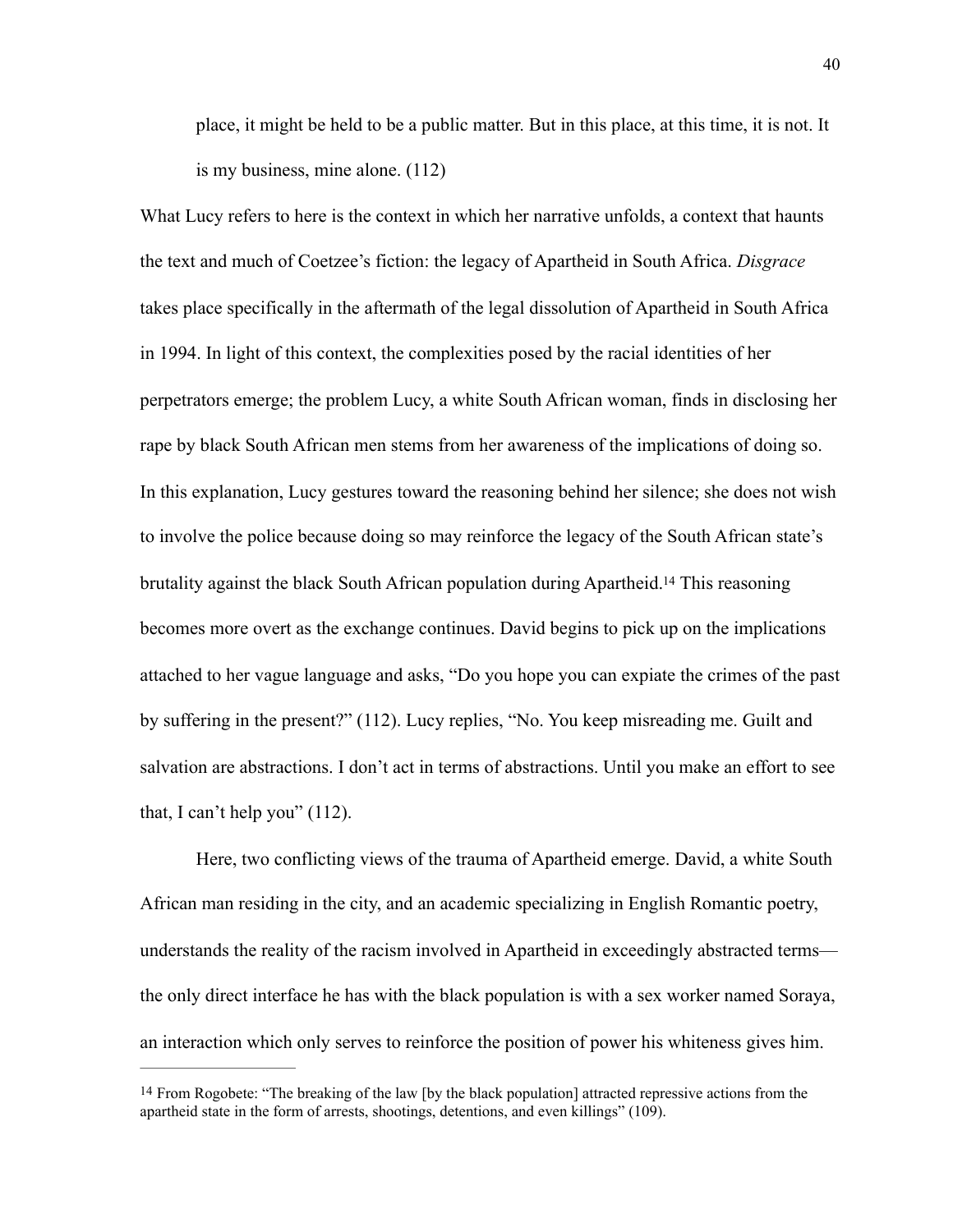> place, it might be held to be a public matter. But in this place, at this time, it is not. It is my business, mine alone. (112)

What Lucy refers to here is the context in which her narrative unfolds, a context that haunts the text and much of Coetzee's fiction: the legacy of Apartheid in South Africa. *Disgrace* takes place specifically in the aftermath of the legal dissolution of Apartheid in South Africa in 1994. In light of this context, the complexities posed by the racial identities of her perpetrators emerge; the problem Lucy, a white South African woman, finds in disclosing her rape by black South African men stems from her awareness of the implications of doing so. In this explanation, Lucy gestures toward the reasoning behind her silence; she does not wish to involve the police because doing so may reinforce the legacy of the South African state's brutality against the black South African population during Apartheid.[14] This reasoning becomes more overt as the exchange continues. David begins to pick up on the implications attached to her vague language and asks, "Do you hope you can expiate the crimes of the past by suffering in the present?" (112). Lucy replies, "No. You keep misreading me. Guilt and salvation are abstractions. I don't act in terms of abstractions. Until you make an effort to see that, I can't help you" (112).

Here, two conflicting views of the trauma of Apartheid emerge. David, a white South African man residing in the city, and an academic specializing in English Romantic poetry, understands the reality of the racism involved in Apartheid in exceedingly abstracted terms—the only direct interface he has with the black population is with a sex worker named Soraya, an interaction which only serves to reinforce the position of power his whiteness gives him.

---

[14] From Rogobete: "The breaking of the law [by the black population] attracted repressive actions from the apartheid state in the form of arrests, shootings, detentions, and even killings" (109).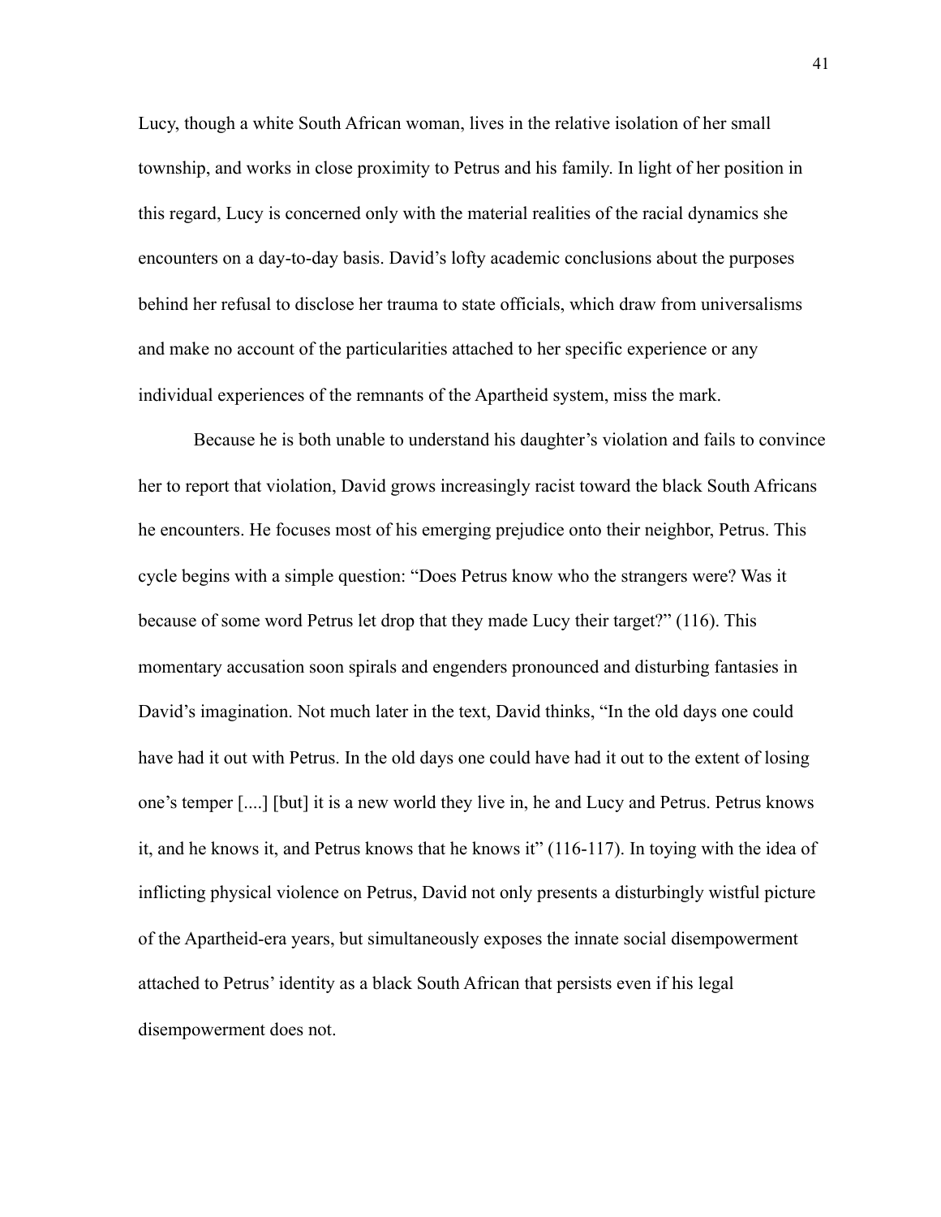Lucy, though a white South African woman, lives in the relative isolation of her small township, and works in close proximity to Petrus and his family. In light of her position in this regard, Lucy is concerned only with the material realities of the racial dynamics she encounters on a day-to-day basis. David's lofty academic conclusions about the purposes behind her refusal to disclose her trauma to state officials, which draw from universalisms and make no account of the particularities attached to her specific experience or any individual experiences of the remnants of the Apartheid system, miss the mark.

Because he is both unable to understand his daughter's violation and fails to convince her to report that violation, David grows increasingly racist toward the black South Africans he encounters. He focuses most of his emerging prejudice onto their neighbor, Petrus. This cycle begins with a simple question: "Does Petrus know who the strangers were? Was it because of some word Petrus let drop that they made Lucy their target?" (116). This momentary accusation soon spirals and engenders pronounced and disturbing fantasies in David's imagination. Not much later in the text, David thinks, "In the old days one could have had it out with Petrus. In the old days one could have had it out to the extent of losing one's temper [....] [but] it is a new world they live in, he and Lucy and Petrus. Petrus knows it, and he knows it, and Petrus knows that he knows it" (116-117). In toying with the idea of inflicting physical violence on Petrus, David not only presents a disturbingly wistful picture of the Apartheid-era years, but simultaneously exposes the innate social disempowerment attached to Petrus' identity as a black South African that persists even if his legal disempowerment does not.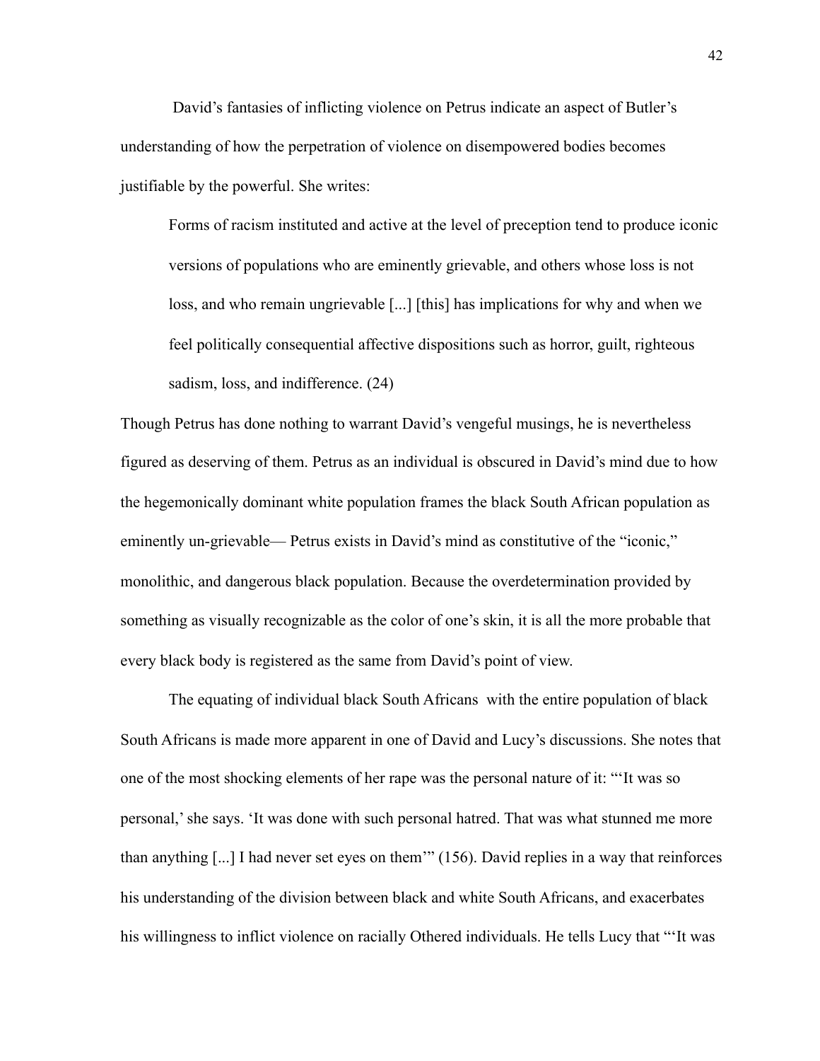David's fantasies of inflicting violence on Petrus indicate an aspect of Butler's understanding of how the perpetration of violence on disempowered bodies becomes justifiable by the powerful. She writes:

> Forms of racism instituted and active at the level of preception tend to produce iconic versions of populations who are eminently grievable, and others whose loss is not loss, and who remain ungrievable [...] [this] has implications for why and when we feel politically consequential affective dispositions such as horror, guilt, righteous sadism, loss, and indifference. (24)

Though Petrus has done nothing to warrant David's vengeful musings, he is nevertheless figured as deserving of them. Petrus as an individual is obscured in David's mind due to how the hegemonically dominant white population frames the black South African population as eminently un-grievable— Petrus exists in David's mind as constitutive of the "iconic," monolithic, and dangerous black population. Because the overdetermination provided by something as visually recognizable as the color of one's skin, it is all the more probable that every black body is registered as the same from David's point of view.

The equating of individual black South Africans with the entire population of black South Africans is made more apparent in one of David and Lucy's discussions. She notes that one of the most shocking elements of her rape was the personal nature of it: "'It was so personal,' she says. 'It was done with such personal hatred. That was what stunned me more than anything [...] I had never set eyes on them'" (156). David replies in a way that reinforces his understanding of the division between black and white South Africans, and exacerbates his willingness to inflict violence on racially Othered individuals. He tells Lucy that "'It was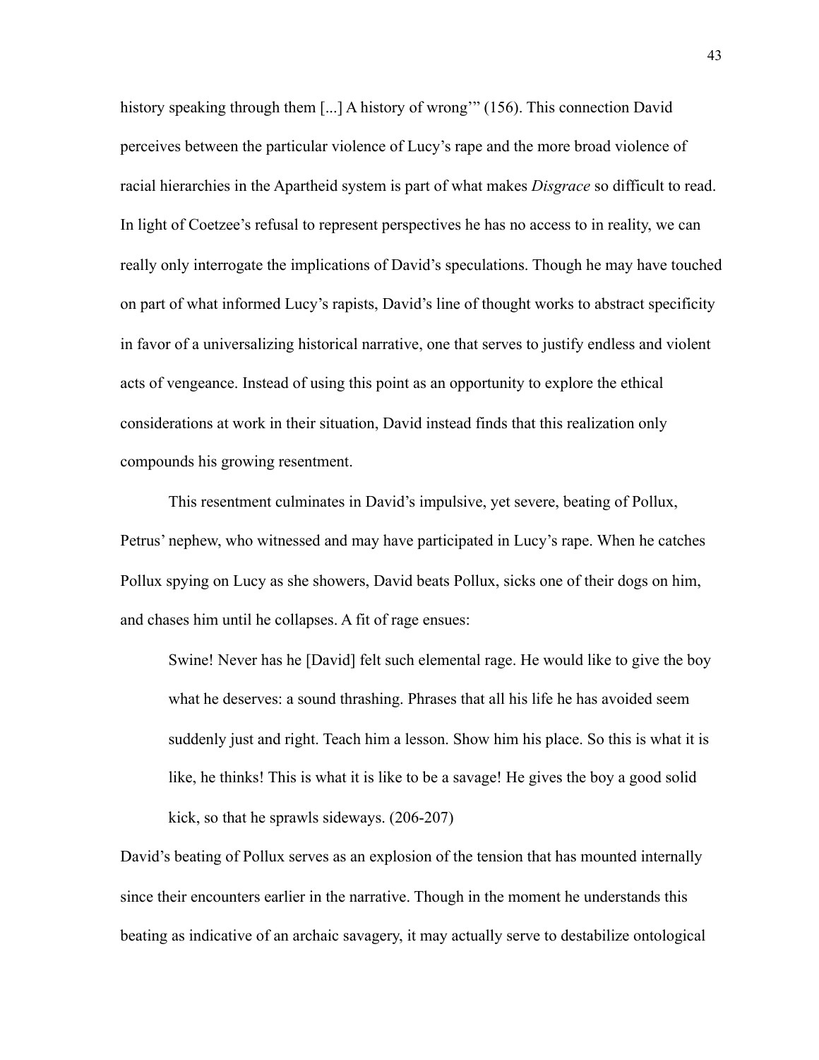history speaking through them [...] A history of wrong'" (156). This connection David perceives between the particular violence of Lucy's rape and the more broad violence of racial hierarchies in the Apartheid system is part of what makes *Disgrace* so difficult to read. In light of Coetzee's refusal to represent perspectives he has no access to in reality, we can really only interrogate the implications of David's speculations. Though he may have touched on part of what informed Lucy's rapists, David's line of thought works to abstract specificity in favor of a universalizing historical narrative, one that serves to justify endless and violent acts of vengeance. Instead of using this point as an opportunity to explore the ethical considerations at work in their situation, David instead finds that this realization only compounds his growing resentment.

This resentment culminates in David's impulsive, yet severe, beating of Pollux, Petrus' nephew, who witnessed and may have participated in Lucy's rape. When he catches Pollux spying on Lucy as she showers, David beats Pollux, sicks one of their dogs on him, and chases him until he collapses. A fit of rage ensues:

> Swine! Never has he [David] felt such elemental rage. He would like to give the boy what he deserves: a sound thrashing. Phrases that all his life he has avoided seem suddenly just and right. Teach him a lesson. Show him his place. So this is what it is like, he thinks! This is what it is like to be a savage! He gives the boy a good solid kick, so that he sprawls sideways. (206-207)

David's beating of Pollux serves as an explosion of the tension that has mounted internally since their encounters earlier in the narrative. Though in the moment he understands this beating as indicative of an archaic savagery, it may actually serve to destabilize ontological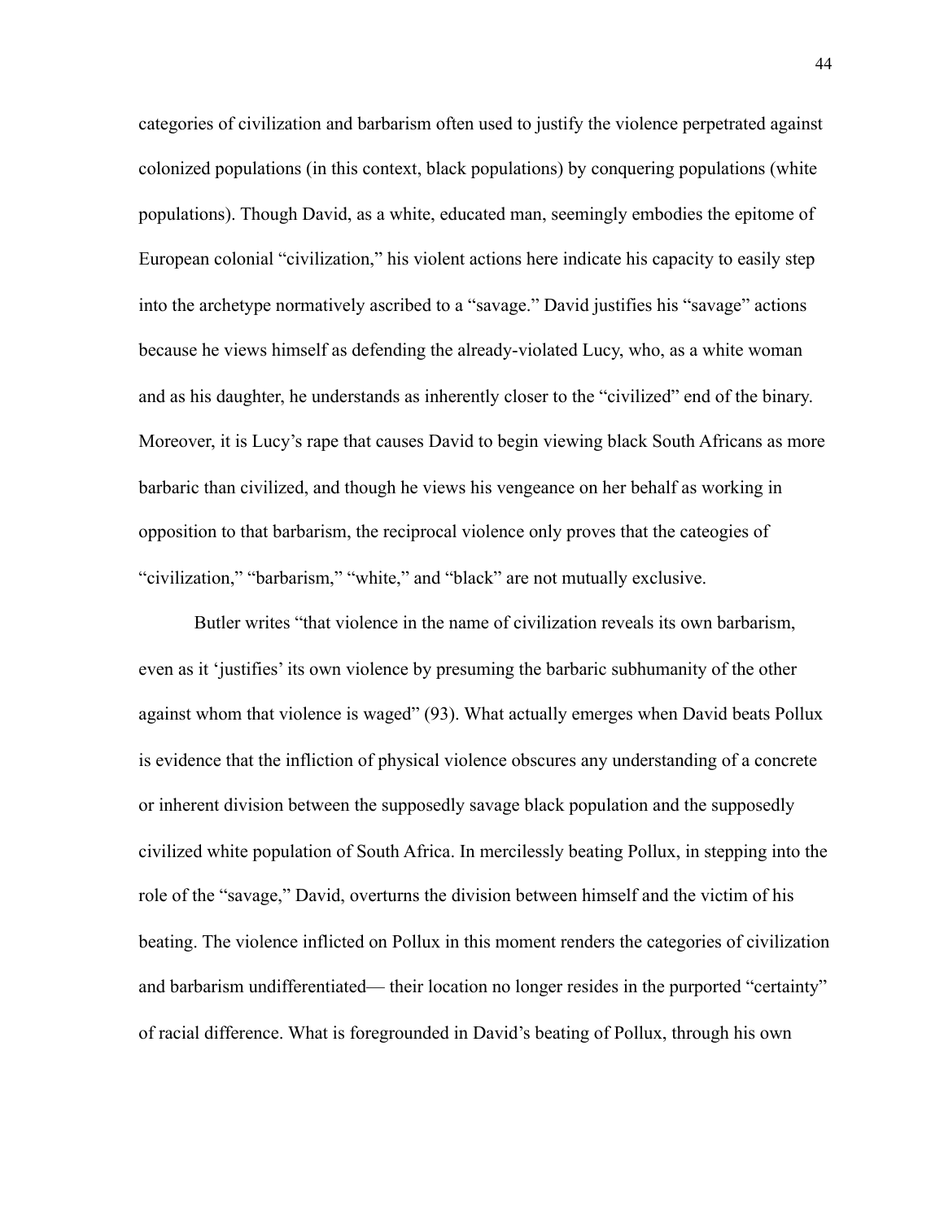categories of civilization and barbarism often used to justify the violence perpetrated against colonized populations (in this context, black populations) by conquering populations (white populations). Though David, as a white, educated man, seemingly embodies the epitome of European colonial "civilization," his violent actions here indicate his capacity to easily step into the archetype normatively ascribed to a "savage." David justifies his "savage" actions because he views himself as defending the already-violated Lucy, who, as a white woman and as his daughter, he understands as inherently closer to the "civilized" end of the binary. Moreover, it is Lucy's rape that causes David to begin viewing black South Africans as more barbaric than civilized, and though he views his vengeance on her behalf as working in opposition to that barbarism, the reciprocal violence only proves that the cateogies of "civilization," "barbarism," "white," and "black" are not mutually exclusive.

Butler writes "that violence in the name of civilization reveals its own barbarism, even as it 'justifies' its own violence by presuming the barbaric subhumanity of the other against whom that violence is waged" (93). What actually emerges when David beats Pollux is evidence that the infliction of physical violence obscures any understanding of a concrete or inherent division between the supposedly savage black population and the supposedly civilized white population of South Africa. In mercilessly beating Pollux, in stepping into the role of the "savage," David, overturns the division between himself and the victim of his beating. The violence inflicted on Pollux in this moment renders the categories of civilization and barbarism undifferentiated— their location no longer resides in the purported "certainty" of racial difference. What is foregrounded in David's beating of Pollux, through his own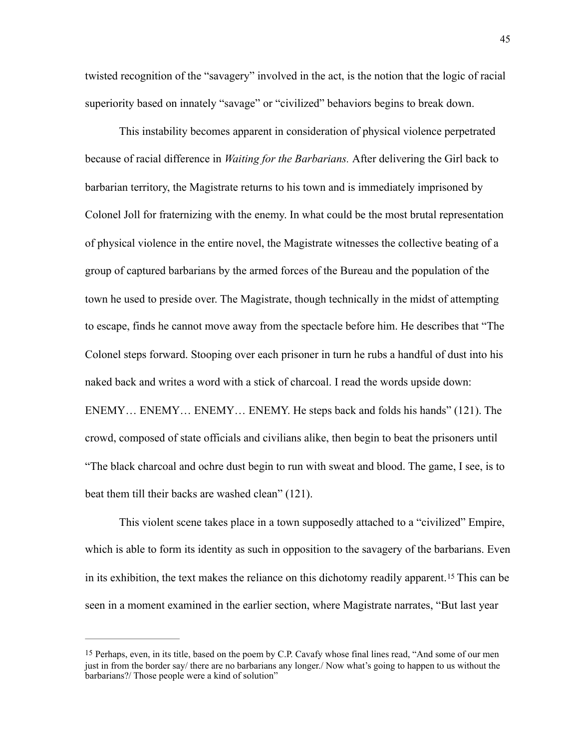twisted recognition of the "savagery" involved in the act, is the notion that the logic of racial superiority based on innately "savage" or "civilized" behaviors begins to break down.

This instability becomes apparent in consideration of physical violence perpetrated because of racial difference in *Waiting for the Barbarians.* After delivering the Girl back to barbarian territory, the Magistrate returns to his town and is immediately imprisoned by Colonel Joll for fraternizing with the enemy. In what could be the most brutal representation of physical violence in the entire novel, the Magistrate witnesses the collective beating of a group of captured barbarians by the armed forces of the Bureau and the population of the town he used to preside over. The Magistrate, though technically in the midst of attempting to escape, finds he cannot move away from the spectacle before him. He describes that "The Colonel steps forward. Stooping over each prisoner in turn he rubs a handful of dust into his naked back and writes a word with a stick of charcoal. I read the words upside down: ENEMY… ENEMY… ENEMY… ENEMY. He steps back and folds his hands" (121). The crowd, composed of state officials and civilians alike, then begin to beat the prisoners until "The black charcoal and ochre dust begin to run with sweat and blood. The game, I see, is to beat them till their backs are washed clean" (121).

This violent scene takes place in a town supposedly attached to a "civilized" Empire, which is able to form its identity as such in opposition to the savagery of the barbarians. Even in its exhibition, the text makes the reliance on this dichotomy readily apparent.[15] This can be seen in a moment examined in the earlier section, where Magistrate narrates, "But last year

[15] Perhaps, even, in its title, based on the poem by C.P. Cavafy whose final lines read, "And some of our men just in from the border say/ there are no barbarians any longer./ Now what's going to happen to us without the barbarians?/ Those people were a kind of solution"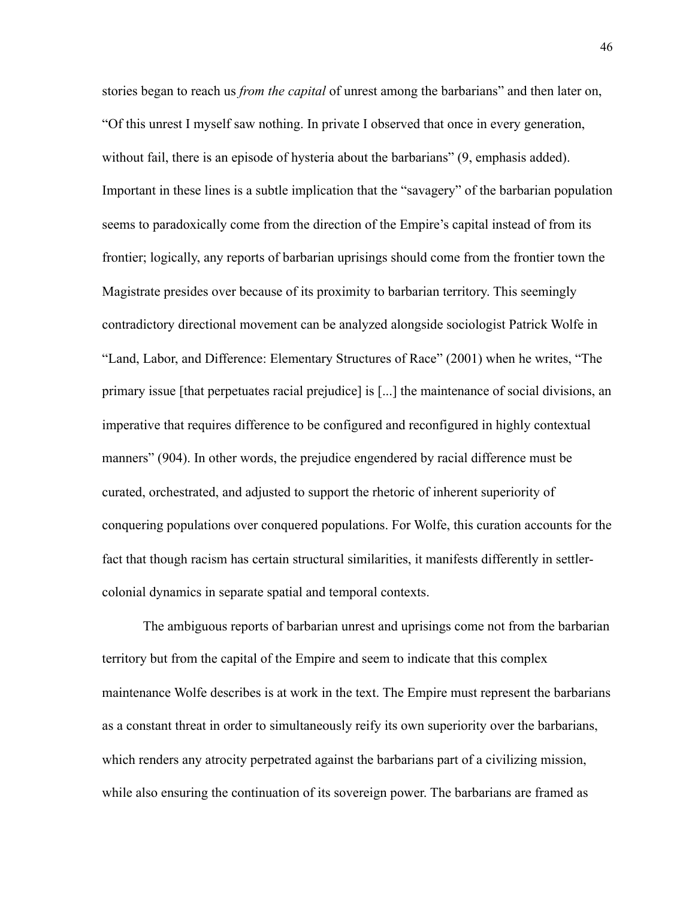stories began to reach us *from the capital* of unrest among the barbarians" and then later on, "Of this unrest I myself saw nothing. In private I observed that once in every generation, without fail, there is an episode of hysteria about the barbarians" (9, emphasis added). Important in these lines is a subtle implication that the "savagery" of the barbarian population seems to paradoxically come from the direction of the Empire's capital instead of from its frontier; logically, any reports of barbarian uprisings should come from the frontier town the Magistrate presides over because of its proximity to barbarian territory. This seemingly contradictory directional movement can be analyzed alongside sociologist Patrick Wolfe in "Land, Labor, and Difference: Elementary Structures of Race" (2001) when he writes, "The primary issue [that perpetuates racial prejudice] is [...] the maintenance of social divisions, an imperative that requires difference to be configured and reconfigured in highly contextual manners" (904). In other words, the prejudice engendered by racial difference must be curated, orchestrated, and adjusted to support the rhetoric of inherent superiority of conquering populations over conquered populations. For Wolfe, this curation accounts for the fact that though racism has certain structural similarities, it manifests differently in settler-colonial dynamics in separate spatial and temporal contexts.

The ambiguous reports of barbarian unrest and uprisings come not from the barbarian territory but from the capital of the Empire and seem to indicate that this complex maintenance Wolfe describes is at work in the text. The Empire must represent the barbarians as a constant threat in order to simultaneously reify its own superiority over the barbarians, which renders any atrocity perpetrated against the barbarians part of a civilizing mission, while also ensuring the continuation of its sovereign power. The barbarians are framed as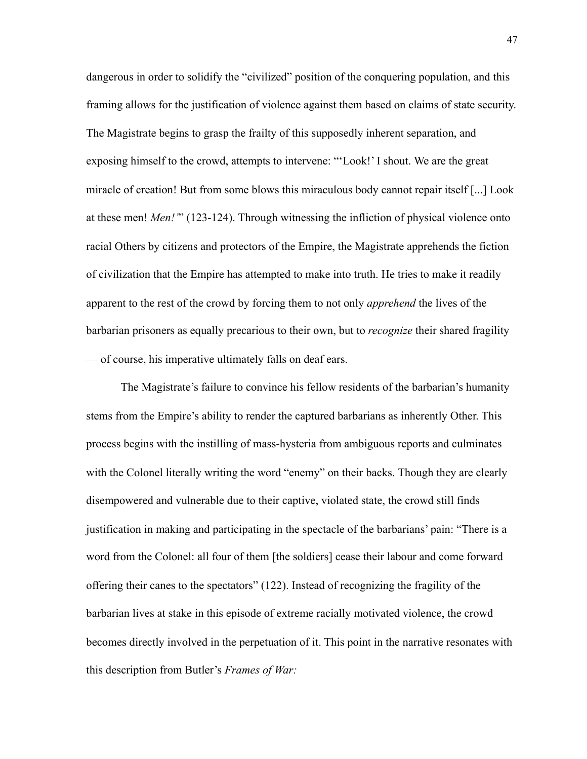dangerous in order to solidify the "civilized" position of the conquering population, and this framing allows for the justification of violence against them based on claims of state security. The Magistrate begins to grasp the frailty of this supposedly inherent separation, and exposing himself to the crowd, attempts to intervene: "'Look!' I shout. We are the great miracle of creation! But from some blows this miraculous body cannot repair itself [...] Look at these men! *Men!'*" (123-124). Through witnessing the infliction of physical violence onto racial Others by citizens and protectors of the Empire, the Magistrate apprehends the fiction of civilization that the Empire has attempted to make into truth. He tries to make it readily apparent to the rest of the crowd by forcing them to not only *apprehend* the lives of the barbarian prisoners as equally precarious to their own, but to *recognize* their shared fragility — of course, his imperative ultimately falls on deaf ears.

The Magistrate's failure to convince his fellow residents of the barbarian's humanity stems from the Empire's ability to render the captured barbarians as inherently Other. This process begins with the instilling of mass-hysteria from ambiguous reports and culminates with the Colonel literally writing the word "enemy" on their backs. Though they are clearly disempowered and vulnerable due to their captive, violated state, the crowd still finds justification in making and participating in the spectacle of the barbarians' pain: "There is a word from the Colonel: all four of them [the soldiers] cease their labour and come forward offering their canes to the spectators" (122). Instead of recognizing the fragility of the barbarian lives at stake in this episode of extreme racially motivated violence, the crowd becomes directly involved in the perpetuation of it. This point in the narrative resonates with this description from Butler's *Frames of War:*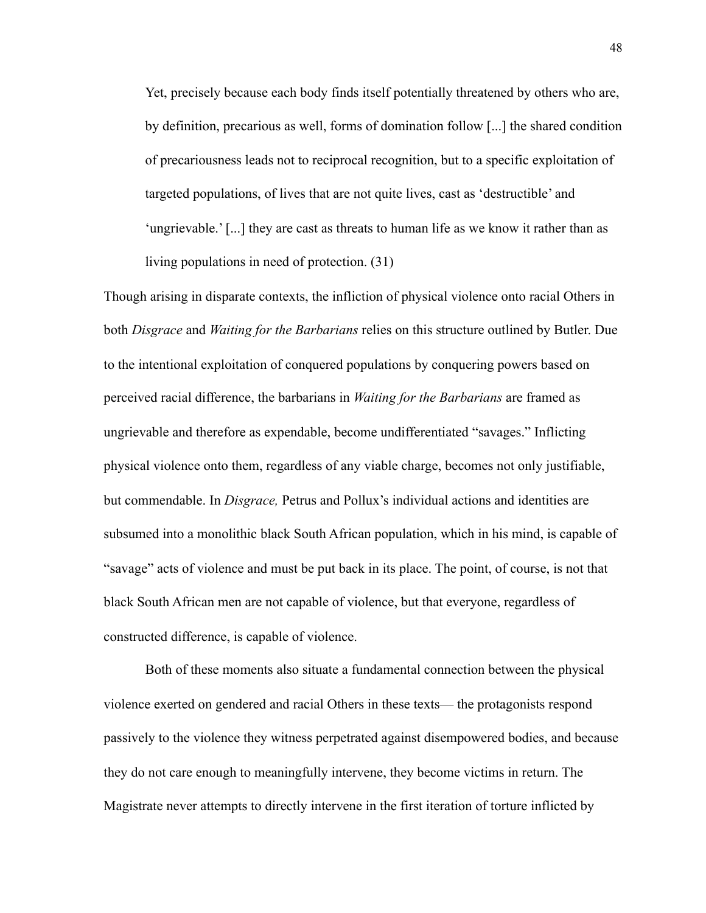> Yet, precisely because each body finds itself potentially threatened by others who are, by definition, precarious as well, forms of domination follow [...] the shared condition of precariousness leads not to reciprocal recognition, but to a specific exploitation of targeted populations, of lives that are not quite lives, cast as 'destructible' and 'ungrievable.' [...] they are cast as threats to human life as we know it rather than as living populations in need of protection. (31)

Though arising in disparate contexts, the infliction of physical violence onto racial Others in both *Disgrace* and *Waiting for the Barbarians* relies on this structure outlined by Butler. Due to the intentional exploitation of conquered populations by conquering powers based on perceived racial difference, the barbarians in *Waiting for the Barbarians* are framed as ungrievable and therefore as expendable, become undifferentiated "savages." Inflicting physical violence onto them, regardless of any viable charge, becomes not only justifiable, but commendable. In *Disgrace,* Petrus and Pollux's individual actions and identities are subsumed into a monolithic black South African population, which in his mind, is capable of "savage" acts of violence and must be put back in its place. The point, of course, is not that black South African men are not capable of violence, but that everyone, regardless of constructed difference, is capable of violence.

Both of these moments also situate a fundamental connection between the physical violence exerted on gendered and racial Others in these texts— the protagonists respond passively to the violence they witness perpetrated against disempowered bodies, and because they do not care enough to meaningfully intervene, they become victims in return. The Magistrate never attempts to directly intervene in the first iteration of torture inflicted by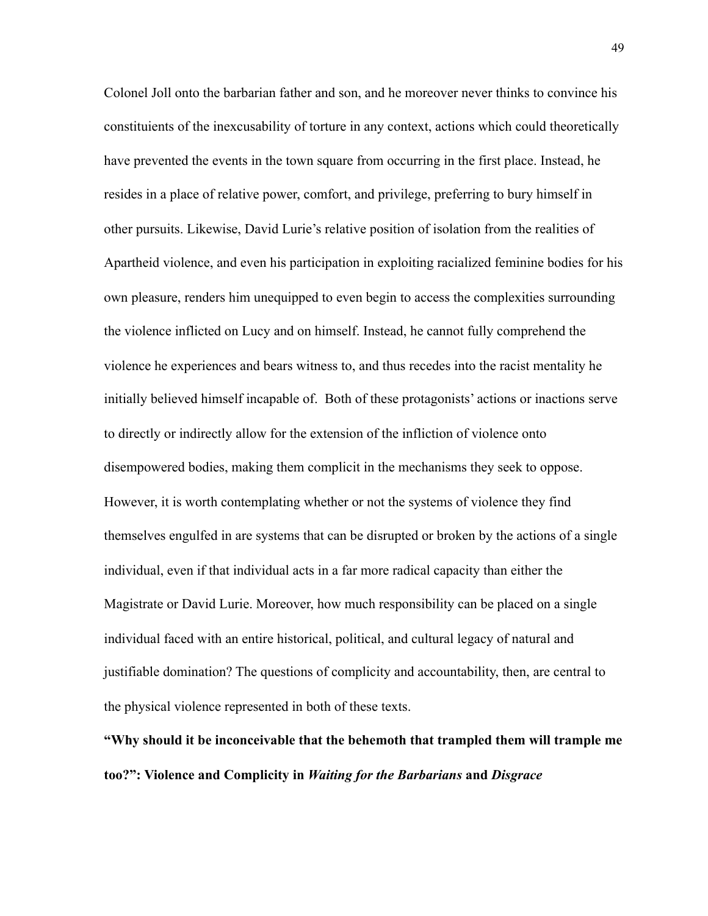Colonel Joll onto the barbarian father and son, and he moreover never thinks to convince his constituients of the inexcusability of torture in any context, actions which could theoretically have prevented the events in the town square from occurring in the first place. Instead, he resides in a place of relative power, comfort, and privilege, preferring to bury himself in other pursuits. Likewise, David Lurie's relative position of isolation from the realities of Apartheid violence, and even his participation in exploiting racialized feminine bodies for his own pleasure, renders him unequipped to even begin to access the complexities surrounding the violence inflicted on Lucy and on himself. Instead, he cannot fully comprehend the violence he experiences and bears witness to, and thus recedes into the racist mentality he initially believed himself incapable of. Both of these protagonists' actions or inactions serve to directly or indirectly allow for the extension of the infliction of violence onto disempowered bodies, making them complicit in the mechanisms they seek to oppose. However, it is worth contemplating whether or not the systems of violence they find themselves engulfed in are systems that can be disrupted or broken by the actions of a single individual, even if that individual acts in a far more radical capacity than either the Magistrate or David Lurie. Moreover, how much responsibility can be placed on a single individual faced with an entire historical, political, and cultural legacy of natural and justifiable domination? The questions of complicity and accountability, then, are central to the physical violence represented in both of these texts.

## "Why should it be inconceivable that the behemoth that trampled them will trample me too?": Violence and Complicity in *Waiting for the Barbarians* and *Disgrace*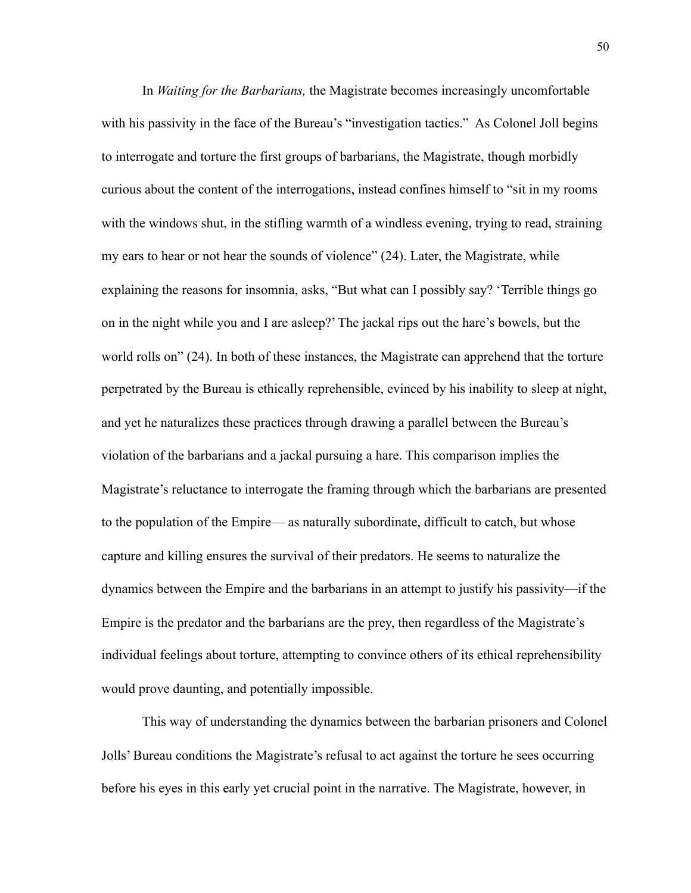In *Waiting for the Barbarians,* the Magistrate becomes increasingly uncomfortable with his passivity in the face of the Bureau's "investigation tactics." As Colonel Joll begins to interrogate and torture the first groups of barbarians, the Magistrate, though morbidly curious about the content of the interrogations, instead confines himself to "sit in my rooms with the windows shut, in the stifling warmth of a windless evening, trying to read, straining my ears to hear or not hear the sounds of violence" (24). Later, the Magistrate, while explaining the reasons for insomnia, asks, "But what can I possibly say? 'Terrible things go on in the night while you and I are asleep?' The jackal rips out the hare's bowels, but the world rolls on" (24). In both of these instances, the Magistrate can apprehend that the torture perpetrated by the Bureau is ethically reprehensible, evinced by his inability to sleep at night, and yet he naturalizes these practices through drawing a parallel between the Bureau's violation of the barbarians and a jackal pursuing a hare. This comparison implies the Magistrate's reluctance to interrogate the framing through which the barbarians are presented to the population of the Empire— as naturally subordinate, difficult to catch, but whose capture and killing ensures the survival of their predators. He seems to naturalize the dynamics between the Empire and the barbarians in an attempt to justify his passivity—if the Empire is the predator and the barbarians are the prey, then regardless of the Magistrate's individual feelings about torture, attempting to convince others of its ethical reprehensibility would prove daunting, and potentially impossible.

This way of understanding the dynamics between the barbarian prisoners and Colonel Jolls' Bureau conditions the Magistrate's refusal to act against the torture he sees occurring before his eyes in this early yet crucial point in the narrative. The Magistrate, however, in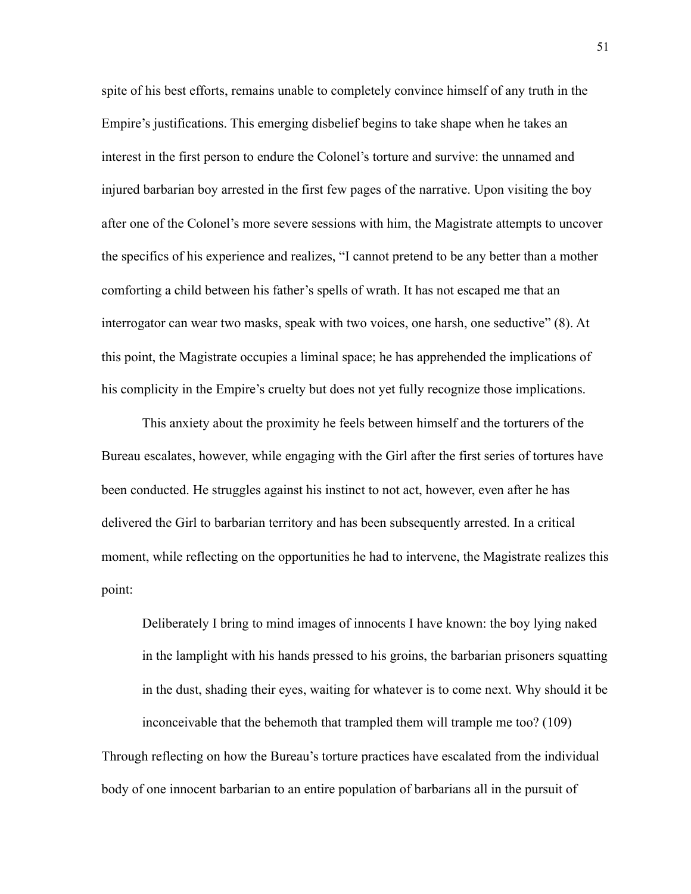spite of his best efforts, remains unable to completely convince himself of any truth in the Empire's justifications. This emerging disbelief begins to take shape when he takes an interest in the first person to endure the Colonel's torture and survive: the unnamed and injured barbarian boy arrested in the first few pages of the narrative. Upon visiting the boy after one of the Colonel's more severe sessions with him, the Magistrate attempts to uncover the specifics of his experience and realizes, "I cannot pretend to be any better than a mother comforting a child between his father's spells of wrath. It has not escaped me that an interrogator can wear two masks, speak with two voices, one harsh, one seductive" (8). At this point, the Magistrate occupies a liminal space; he has apprehended the implications of his complicity in the Empire's cruelty but does not yet fully recognize those implications.

This anxiety about the proximity he feels between himself and the torturers of the Bureau escalates, however, while engaging with the Girl after the first series of tortures have been conducted. He struggles against his instinct to not act, however, even after he has delivered the Girl to barbarian territory and has been subsequently arrested. In a critical moment, while reflecting on the opportunities he had to intervene, the Magistrate realizes this point:

> Deliberately I bring to mind images of innocents I have known: the boy lying naked in the lamplight with his hands pressed to his groins, the barbarian prisoners squatting in the dust, shading their eyes, waiting for whatever is to come next. Why should it be inconceivable that the behemoth that trampled them will trample me too? (109)

Through reflecting on how the Bureau's torture practices have escalated from the individual body of one innocent barbarian to an entire population of barbarians all in the pursuit of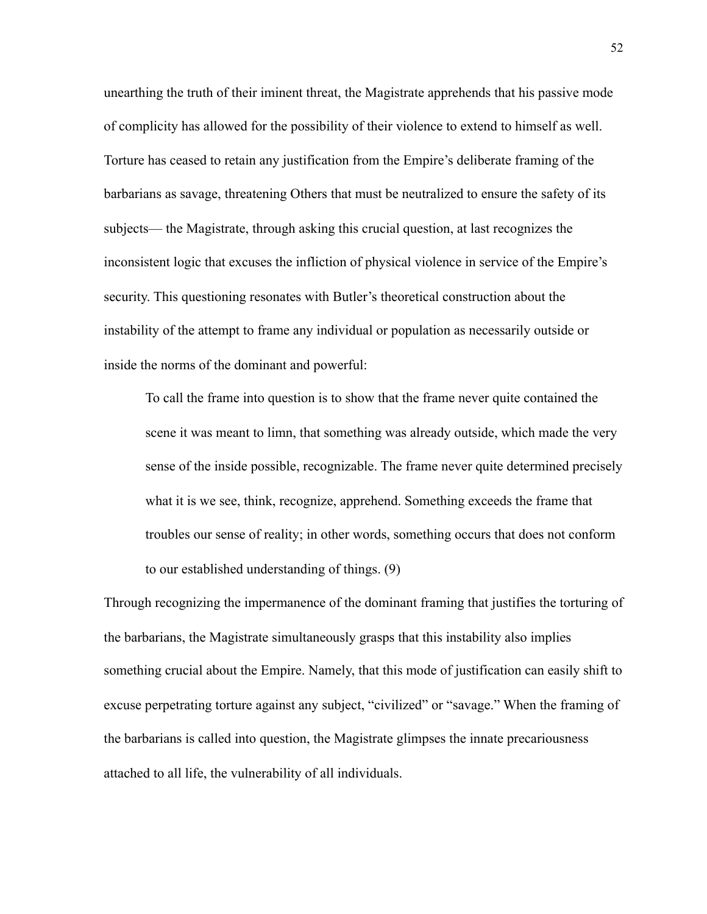unearthing the truth of their iminent threat, the Magistrate apprehends that his passive mode of complicity has allowed for the possibility of their violence to extend to himself as well. Torture has ceased to retain any justification from the Empire's deliberate framing of the barbarians as savage, threatening Others that must be neutralized to ensure the safety of its subjects— the Magistrate, through asking this crucial question, at last recognizes the inconsistent logic that excuses the infliction of physical violence in service of the Empire's security. This questioning resonates with Butler's theoretical construction about the instability of the attempt to frame any individual or population as necessarily outside or inside the norms of the dominant and powerful:

> To call the frame into question is to show that the frame never quite contained the scene it was meant to limn, that something was already outside, which made the very sense of the inside possible, recognizable. The frame never quite determined precisely what it is we see, think, recognize, apprehend. Something exceeds the frame that troubles our sense of reality; in other words, something occurs that does not conform to our established understanding of things. (9)

Through recognizing the impermanence of the dominant framing that justifies the torturing of the barbarians, the Magistrate simultaneously grasps that this instability also implies something crucial about the Empire. Namely, that this mode of justification can easily shift to excuse perpetrating torture against any subject, "civilized" or "savage." When the framing of the barbarians is called into question, the Magistrate glimpses the innate precariousness attached to all life, the vulnerability of all individuals.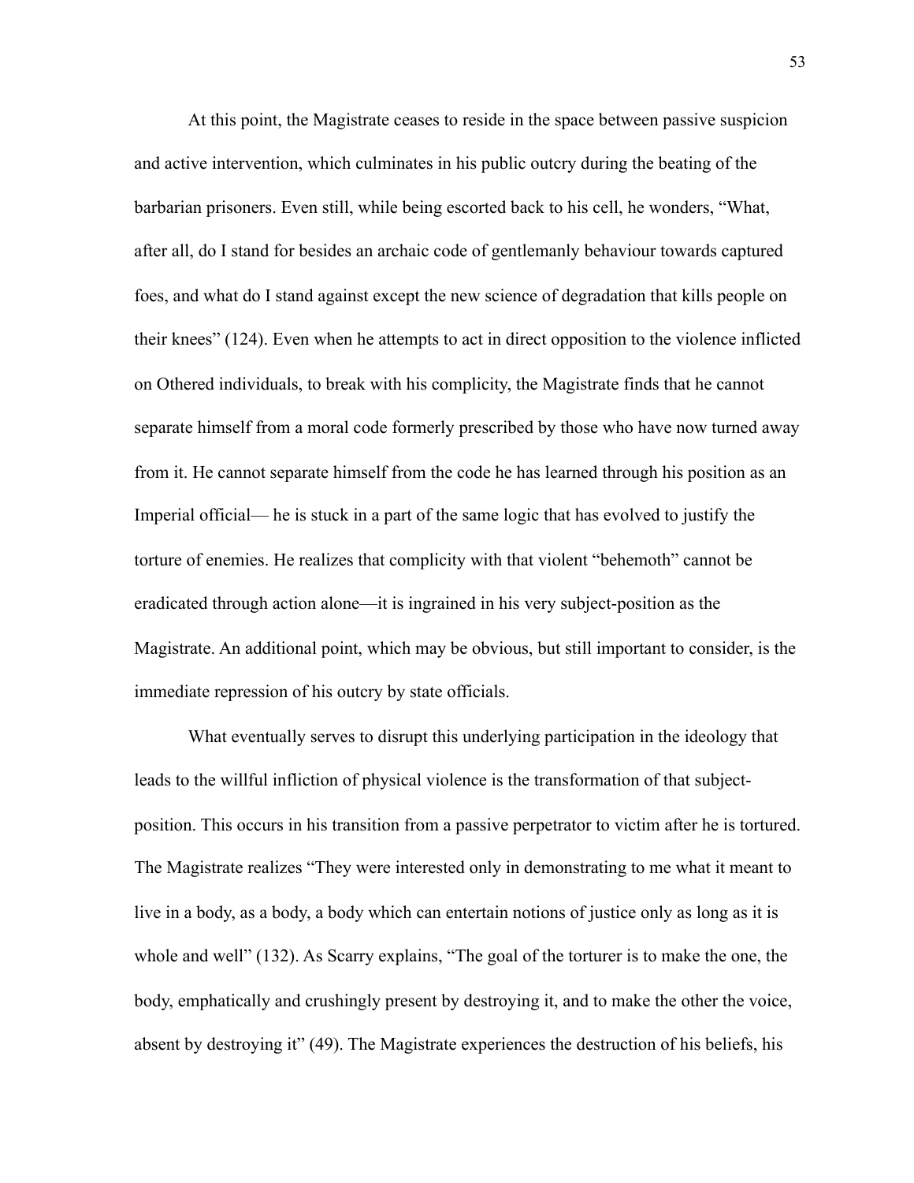At this point, the Magistrate ceases to reside in the space between passive suspicion and active intervention, which culminates in his public outcry during the beating of the barbarian prisoners. Even still, while being escorted back to his cell, he wonders, "What, after all, do I stand for besides an archaic code of gentlemanly behaviour towards captured foes, and what do I stand against except the new science of degradation that kills people on their knees" (124). Even when he attempts to act in direct opposition to the violence inflicted on Othered individuals, to break with his complicity, the Magistrate finds that he cannot separate himself from a moral code formerly prescribed by those who have now turned away from it. He cannot separate himself from the code he has learned through his position as an Imperial official— he is stuck in a part of the same logic that has evolved to justify the torture of enemies. He realizes that complicity with that violent "behemoth" cannot be eradicated through action alone—it is ingrained in his very subject-position as the Magistrate. An additional point, which may be obvious, but still important to consider, is the immediate repression of his outcry by state officials.

What eventually serves to disrupt this underlying participation in the ideology that leads to the willful infliction of physical violence is the transformation of that subject-position. This occurs in his transition from a passive perpetrator to victim after he is tortured. The Magistrate realizes "They were interested only in demonstrating to me what it meant to live in a body, as a body, a body which can entertain notions of justice only as long as it is whole and well" (132). As Scarry explains, "The goal of the torturer is to make the one, the body, emphatically and crushingly present by destroying it, and to make the other the voice, absent by destroying it" (49). The Magistrate experiences the destruction of his beliefs, his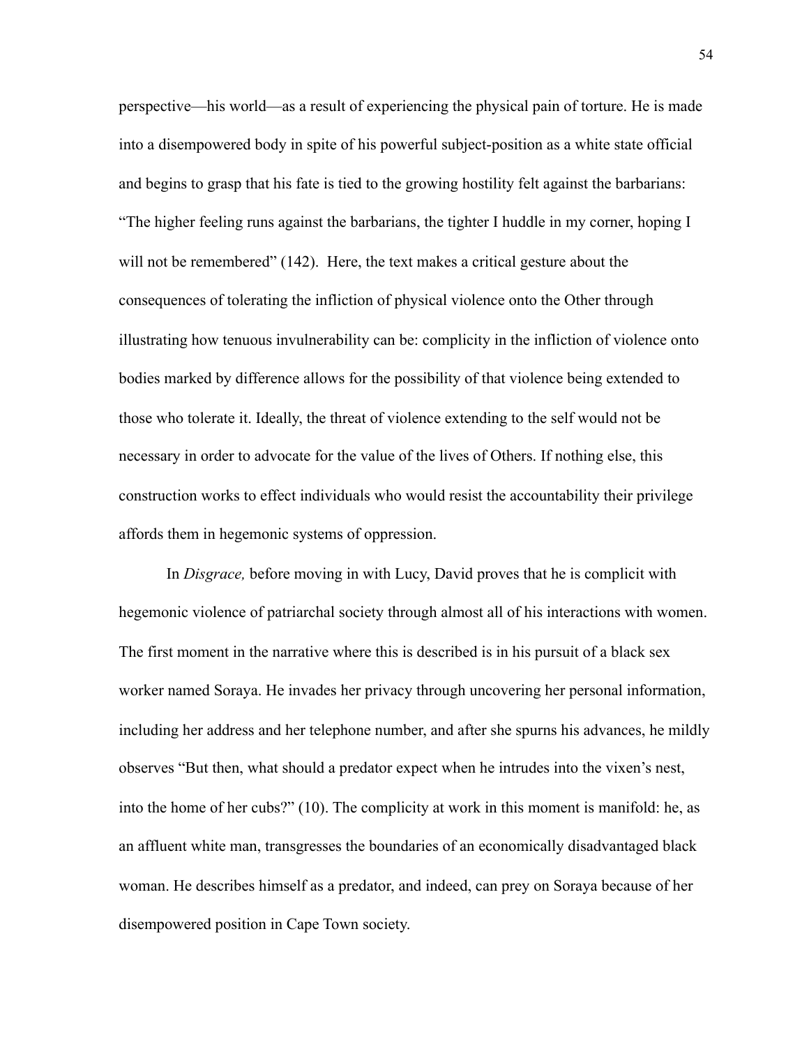perspective—his world—as a result of experiencing the physical pain of torture. He is made into a disempowered body in spite of his powerful subject-position as a white state official and begins to grasp that his fate is tied to the growing hostility felt against the barbarians: "The higher feeling runs against the barbarians, the tighter I huddle in my corner, hoping I will not be remembered" (142). Here, the text makes a critical gesture about the consequences of tolerating the infliction of physical violence onto the Other through illustrating how tenuous invulnerability can be: complicity in the infliction of violence onto bodies marked by difference allows for the possibility of that violence being extended to those who tolerate it. Ideally, the threat of violence extending to the self would not be necessary in order to advocate for the value of the lives of Others. If nothing else, this construction works to effect individuals who would resist the accountability their privilege affords them in hegemonic systems of oppression.

In *Disgrace,* before moving in with Lucy, David proves that he is complicit with hegemonic violence of patriarchal society through almost all of his interactions with women. The first moment in the narrative where this is described is in his pursuit of a black sex worker named Soraya. He invades her privacy through uncovering her personal information, including her address and her telephone number, and after she spurns his advances, he mildly observes "But then, what should a predator expect when he intrudes into the vixen's nest, into the home of her cubs?" (10). The complicity at work in this moment is manifold: he, as an affluent white man, transgresses the boundaries of an economically disadvantaged black woman. He describes himself as a predator, and indeed, can prey on Soraya because of her disempowered position in Cape Town society.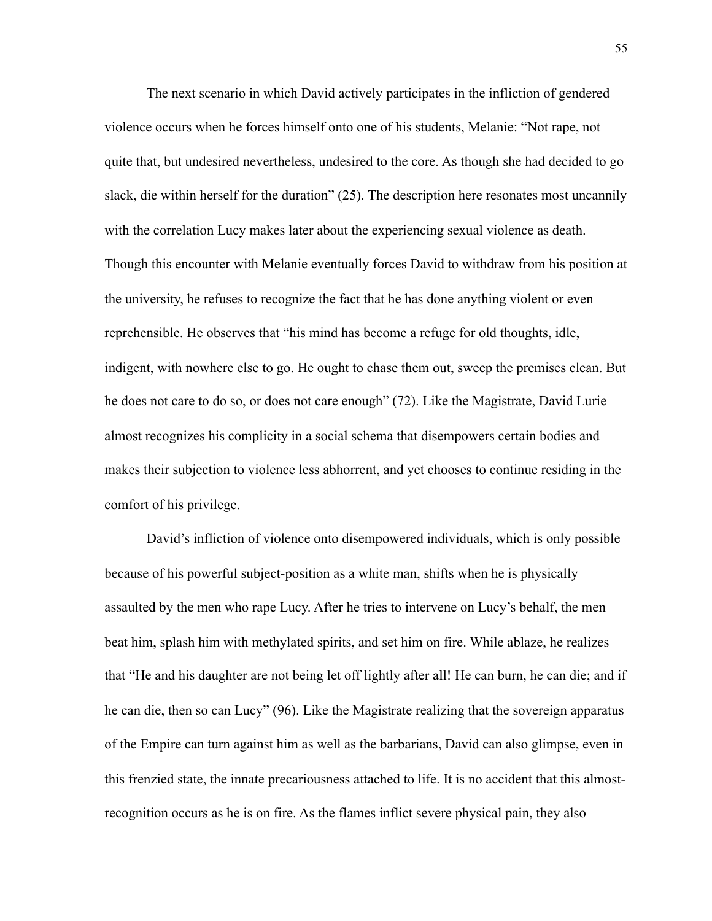The next scenario in which David actively participates in the infliction of gendered violence occurs when he forces himself onto one of his students, Melanie: "Not rape, not quite that, but undesired nevertheless, undesired to the core. As though she had decided to go slack, die within herself for the duration" (25). The description here resonates most uncannily with the correlation Lucy makes later about the experiencing sexual violence as death. Though this encounter with Melanie eventually forces David to withdraw from his position at the university, he refuses to recognize the fact that he has done anything violent or even reprehensible. He observes that "his mind has become a refuge for old thoughts, idle, indigent, with nowhere else to go. He ought to chase them out, sweep the premises clean. But he does not care to do so, or does not care enough" (72). Like the Magistrate, David Lurie almost recognizes his complicity in a social schema that disempowers certain bodies and makes their subjection to violence less abhorrent, and yet chooses to continue residing in the comfort of his privilege.

David's infliction of violence onto disempowered individuals, which is only possible because of his powerful subject-position as a white man, shifts when he is physically assaulted by the men who rape Lucy. After he tries to intervene on Lucy's behalf, the men beat him, splash him with methylated spirits, and set him on fire. While ablaze, he realizes that "He and his daughter are not being let off lightly after all! He can burn, he can die; and if he can die, then so can Lucy" (96). Like the Magistrate realizing that the sovereign apparatus of the Empire can turn against him as well as the barbarians, David can also glimpse, even in this frenzied state, the innate precariousness attached to life. It is no accident that this almost-recognition occurs as he is on fire. As the flames inflict severe physical pain, they also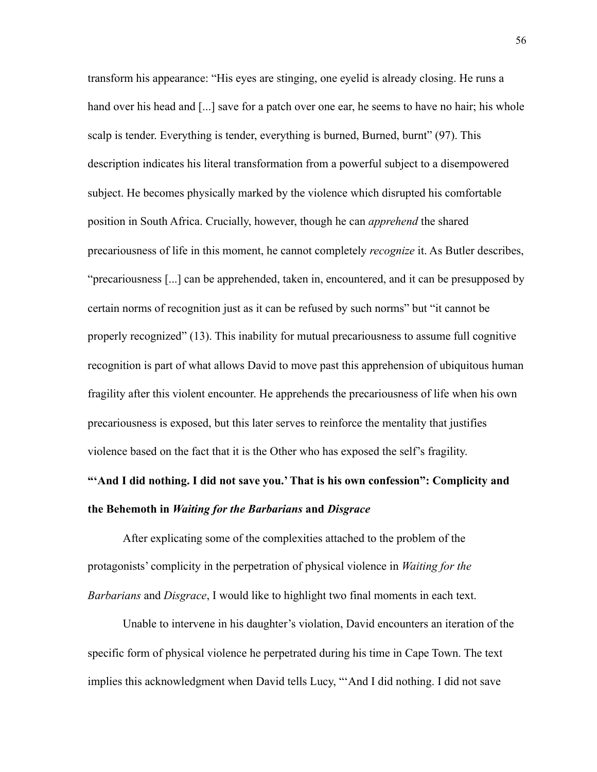transform his appearance: "His eyes are stinging, one eyelid is already closing. He runs a hand over his head and [...] save for a patch over one ear, he seems to have no hair; his whole scalp is tender. Everything is tender, everything is burned, Burned, burnt" (97). This description indicates his literal transformation from a powerful subject to a disempowered subject. He becomes physically marked by the violence which disrupted his comfortable position in South Africa. Crucially, however, though he can *apprehend* the shared precariousness of life in this moment, he cannot completely *recognize* it. As Butler describes, "precariousness [...] can be apprehended, taken in, encountered, and it can be presupposed by certain norms of recognition just as it can be refused by such norms" but "it cannot be properly recognized" (13). This inability for mutual precariousness to assume full cognitive recognition is part of what allows David to move past this apprehension of ubiquitous human fragility after this violent encounter. He apprehends the precariousness of life when his own precariousness is exposed, but this later serves to reinforce the mentality that justifies violence based on the fact that it is the Other who has exposed the self's fragility.

**"'And I did nothing. I did not save you.' That is his own confession": Complicity and the Behemoth in *Waiting for the Barbarians* and *Disgrace***

After explicating some of the complexities attached to the problem of the protagonists' complicity in the perpetration of physical violence in *Waiting for the Barbarians* and *Disgrace*, I would like to highlight two final moments in each text.

Unable to intervene in his daughter's violation, David encounters an iteration of the specific form of physical violence he perpetrated during his time in Cape Town. The text implies this acknowledgment when David tells Lucy, "'And I did nothing. I did not save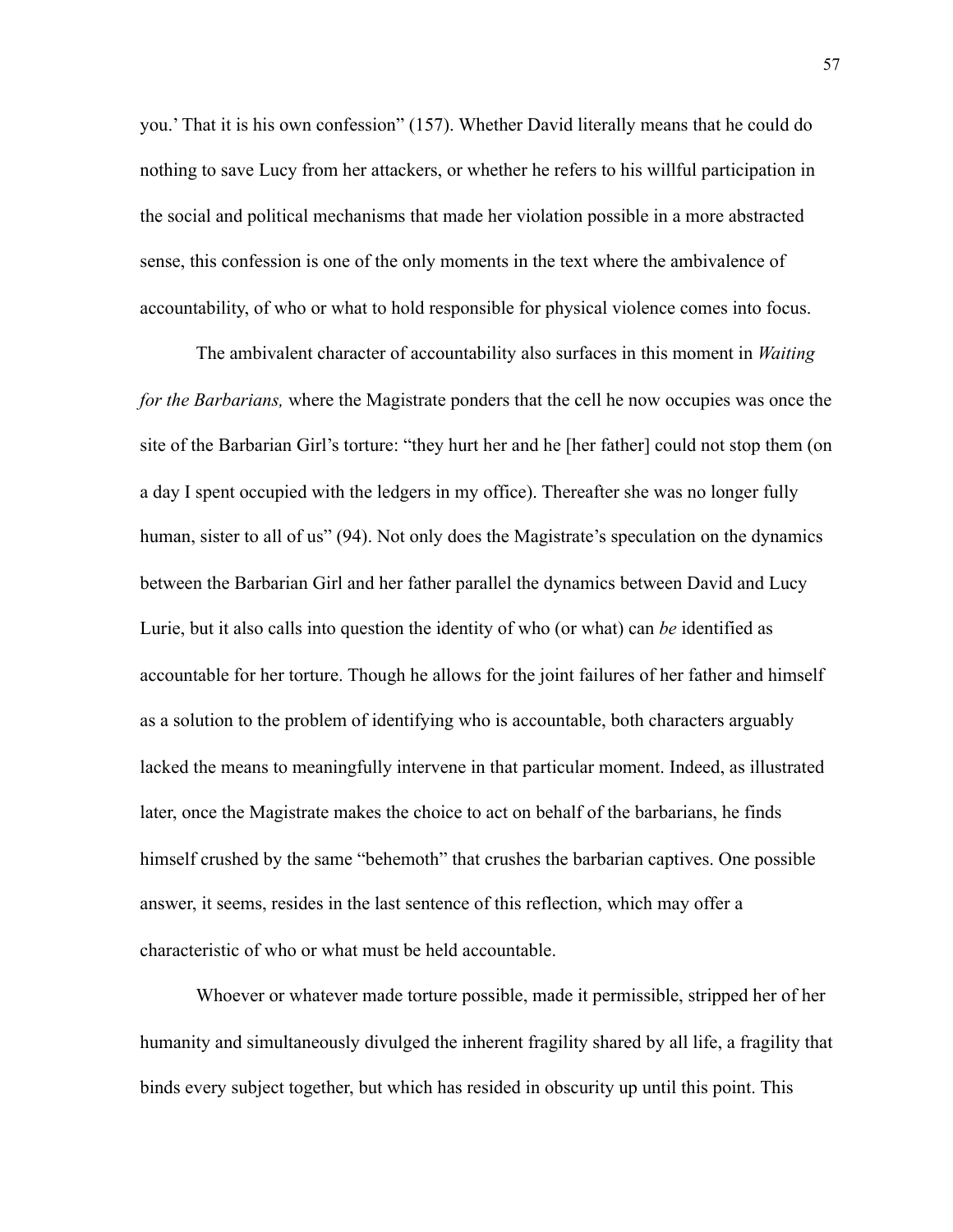you.' That it is his own confession" (157). Whether David literally means that he could do nothing to save Lucy from her attackers, or whether he refers to his willful participation in the social and political mechanisms that made her violation possible in a more abstracted sense, this confession is one of the only moments in the text where the ambivalence of accountability, of who or what to hold responsible for physical violence comes into focus.

The ambivalent character of accountability also surfaces in this moment in *Waiting for the Barbarians,* where the Magistrate ponders that the cell he now occupies was once the site of the Barbarian Girl's torture: "they hurt her and he [her father] could not stop them (on a day I spent occupied with the ledgers in my office). Thereafter she was no longer fully human, sister to all of us" (94). Not only does the Magistrate's speculation on the dynamics between the Barbarian Girl and her father parallel the dynamics between David and Lucy Lurie, but it also calls into question the identity of who (or what) can *be* identified as accountable for her torture. Though he allows for the joint failures of her father and himself as a solution to the problem of identifying who is accountable, both characters arguably lacked the means to meaningfully intervene in that particular moment. Indeed, as illustrated later, once the Magistrate makes the choice to act on behalf of the barbarians, he finds himself crushed by the same "behemoth" that crushes the barbarian captives. One possible answer, it seems, resides in the last sentence of this reflection, which may offer a characteristic of who or what must be held accountable.

Whoever or whatever made torture possible, made it permissible, stripped her of her humanity and simultaneously divulged the inherent fragility shared by all life, a fragility that binds every subject together, but which has resided in obscurity up until this point. This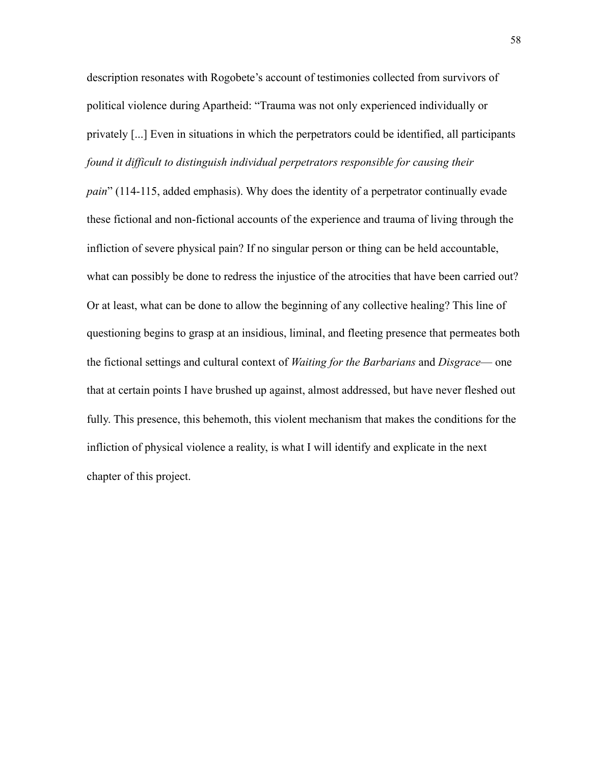description resonates with Rogobete's account of testimonies collected from survivors of political violence during Apartheid: "Trauma was not only experienced individually or privately [...] Even in situations in which the perpetrators could be identified, all participants *found it difficult to distinguish individual perpetrators responsible for causing their pain*" (114-115, added emphasis). Why does the identity of a perpetrator continually evade these fictional and non-fictional accounts of the experience and trauma of living through the infliction of severe physical pain? If no singular person or thing can be held accountable, what can possibly be done to redress the injustice of the atrocities that have been carried out? Or at least, what can be done to allow the beginning of any collective healing? This line of questioning begins to grasp at an insidious, liminal, and fleeting presence that permeates both the fictional settings and cultural context of *Waiting for the Barbarians* and *Disgrace*— one that at certain points I have brushed up against, almost addressed, but have never fleshed out fully. This presence, this behemoth, this violent mechanism that makes the conditions for the infliction of physical violence a reality, is what I will identify and explicate in the next chapter of this project.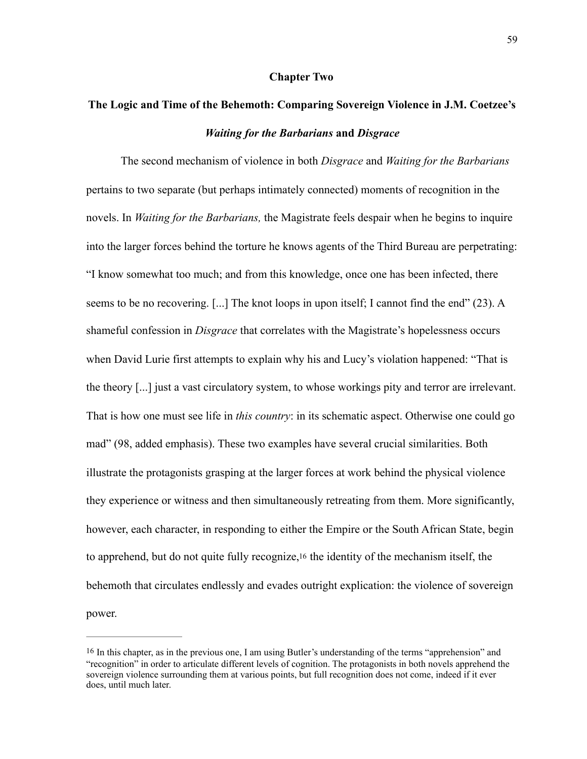# Chapter Two

## The Logic and Time of the Behemoth: Comparing Sovereign Violence in J.M. Coetzee's *Waiting for the Barbarians* and *Disgrace*

The second mechanism of violence in both *Disgrace* and *Waiting for the Barbarians* pertains to two separate (but perhaps intimately connected) moments of recognition in the novels. In *Waiting for the Barbarians,* the Magistrate feels despair when he begins to inquire into the larger forces behind the torture he knows agents of the Third Bureau are perpetrating: "I know somewhat too much; and from this knowledge, once one has been infected, there seems to be no recovering. [...] The knot loops in upon itself; I cannot find the end" (23). A shameful confession in *Disgrace* that correlates with the Magistrate's hopelessness occurs when David Lurie first attempts to explain why his and Lucy's violation happened: "That is the theory [...] just a vast circulatory system, to whose workings pity and terror are irrelevant. That is how one must see life in *this country*: in its schematic aspect. Otherwise one could go mad" (98, added emphasis). These two examples have several crucial similarities. Both illustrate the protagonists grasping at the larger forces at work behind the physical violence they experience or witness and then simultaneously retreating from them. More significantly, however, each character, in responding to either the Empire or the South African State, begin to apprehend, but do not quite fully recognize,[16] the identity of the mechanism itself, the behemoth that circulates endlessly and evades outright explication: the violence of sovereign power.

---

[16] In this chapter, as in the previous one, I am using Butler's understanding of the terms "apprehension" and "recognition" in order to articulate different levels of cognition. The protagonists in both novels apprehend the sovereign violence surrounding them at various points, but full recognition does not come, indeed if it ever does, until much later.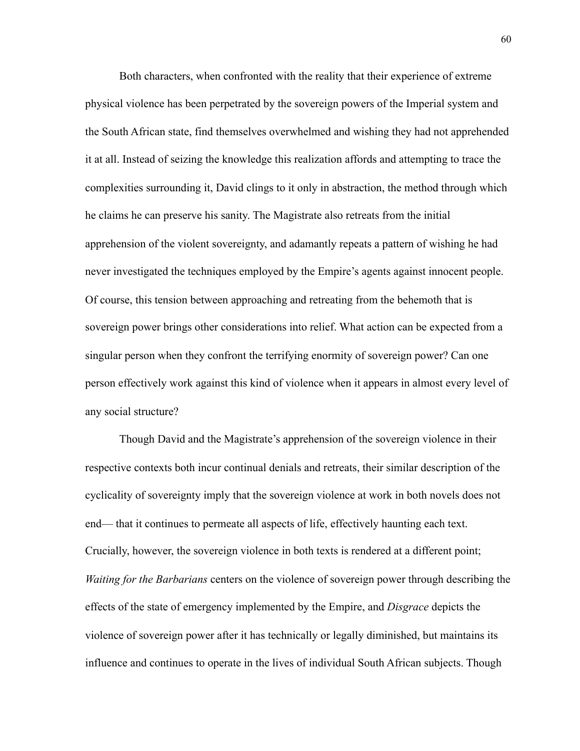Both characters, when confronted with the reality that their experience of extreme physical violence has been perpetrated by the sovereign powers of the Imperial system and the South African state, find themselves overwhelmed and wishing they had not apprehended it at all. Instead of seizing the knowledge this realization affords and attempting to trace the complexities surrounding it, David clings to it only in abstraction, the method through which he claims he can preserve his sanity. The Magistrate also retreats from the initial apprehension of the violent sovereignty, and adamantly repeats a pattern of wishing he had never investigated the techniques employed by the Empire's agents against innocent people. Of course, this tension between approaching and retreating from the behemoth that is sovereign power brings other considerations into relief. What action can be expected from a singular person when they confront the terrifying enormity of sovereign power? Can one person effectively work against this kind of violence when it appears in almost every level of any social structure?

Though David and the Magistrate's apprehension of the sovereign violence in their respective contexts both incur continual denials and retreats, their similar description of the cyclicality of sovereignty imply that the sovereign violence at work in both novels does not end— that it continues to permeate all aspects of life, effectively haunting each text. Crucially, however, the sovereign violence in both texts is rendered at a different point; *Waiting for the Barbarians* centers on the violence of sovereign power through describing the effects of the state of emergency implemented by the Empire, and *Disgrace* depicts the violence of sovereign power after it has technically or legally diminished, but maintains its influence and continues to operate in the lives of individual South African subjects. Though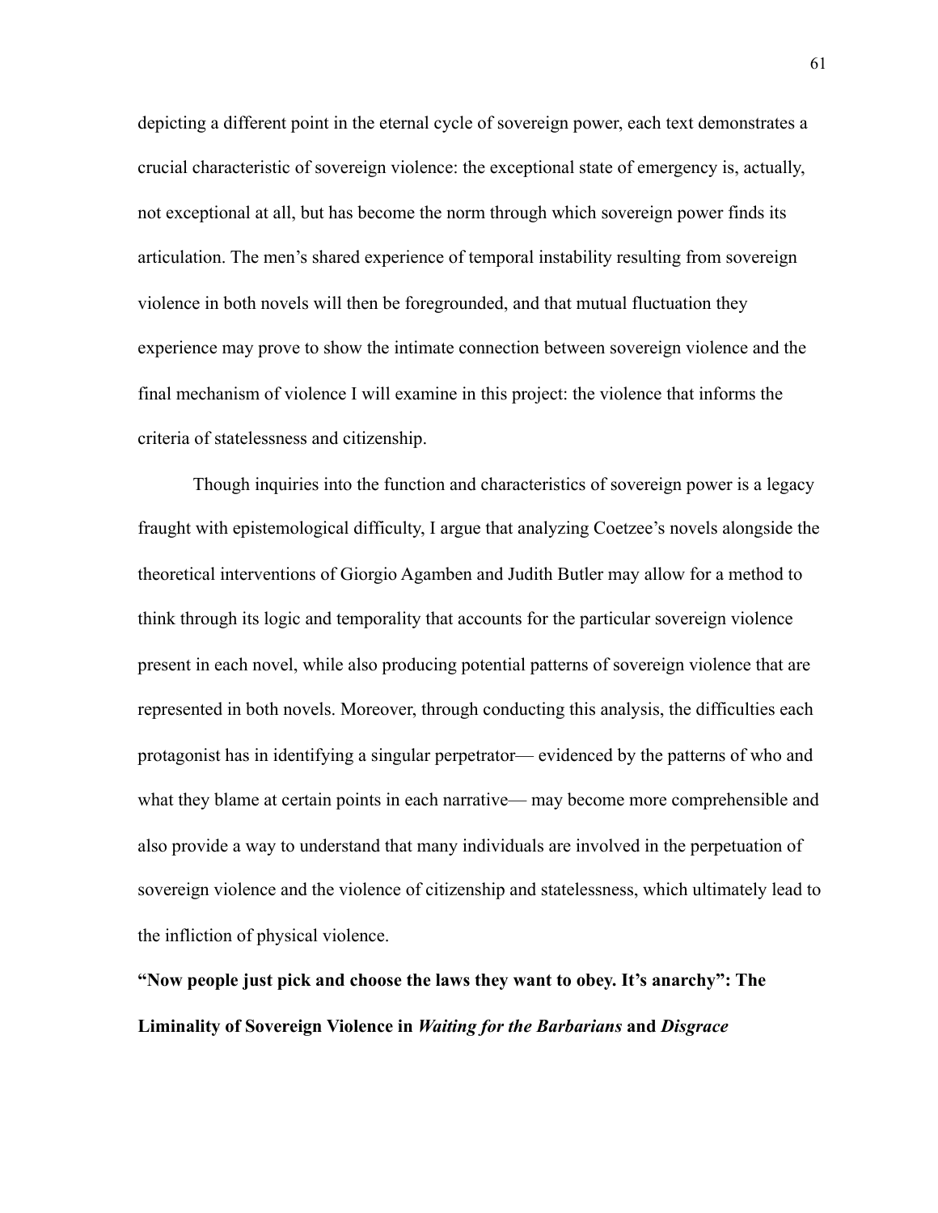depicting a different point in the eternal cycle of sovereign power, each text demonstrates a crucial characteristic of sovereign violence: the exceptional state of emergency is, actually, not exceptional at all, but has become the norm through which sovereign power finds its articulation. The men's shared experience of temporal instability resulting from sovereign violence in both novels will then be foregrounded, and that mutual fluctuation they experience may prove to show the intimate connection between sovereign violence and the final mechanism of violence I will examine in this project: the violence that informs the criteria of statelessness and citizenship.

Though inquiries into the function and characteristics of sovereign power is a legacy fraught with epistemological difficulty, I argue that analyzing Coetzee's novels alongside the theoretical interventions of Giorgio Agamben and Judith Butler may allow for a method to think through its logic and temporality that accounts for the particular sovereign violence present in each novel, while also producing potential patterns of sovereign violence that are represented in both novels. Moreover, through conducting this analysis, the difficulties each protagonist has in identifying a singular perpetrator— evidenced by the patterns of who and what they blame at certain points in each narrative— may become more comprehensible and also provide a way to understand that many individuals are involved in the perpetuation of sovereign violence and the violence of citizenship and statelessness, which ultimately lead to the infliction of physical violence.

**"Now people just pick and choose the laws they want to obey. It's anarchy": The Liminality of Sovereign Violence in *Waiting for the Barbarians* and *Disgrace***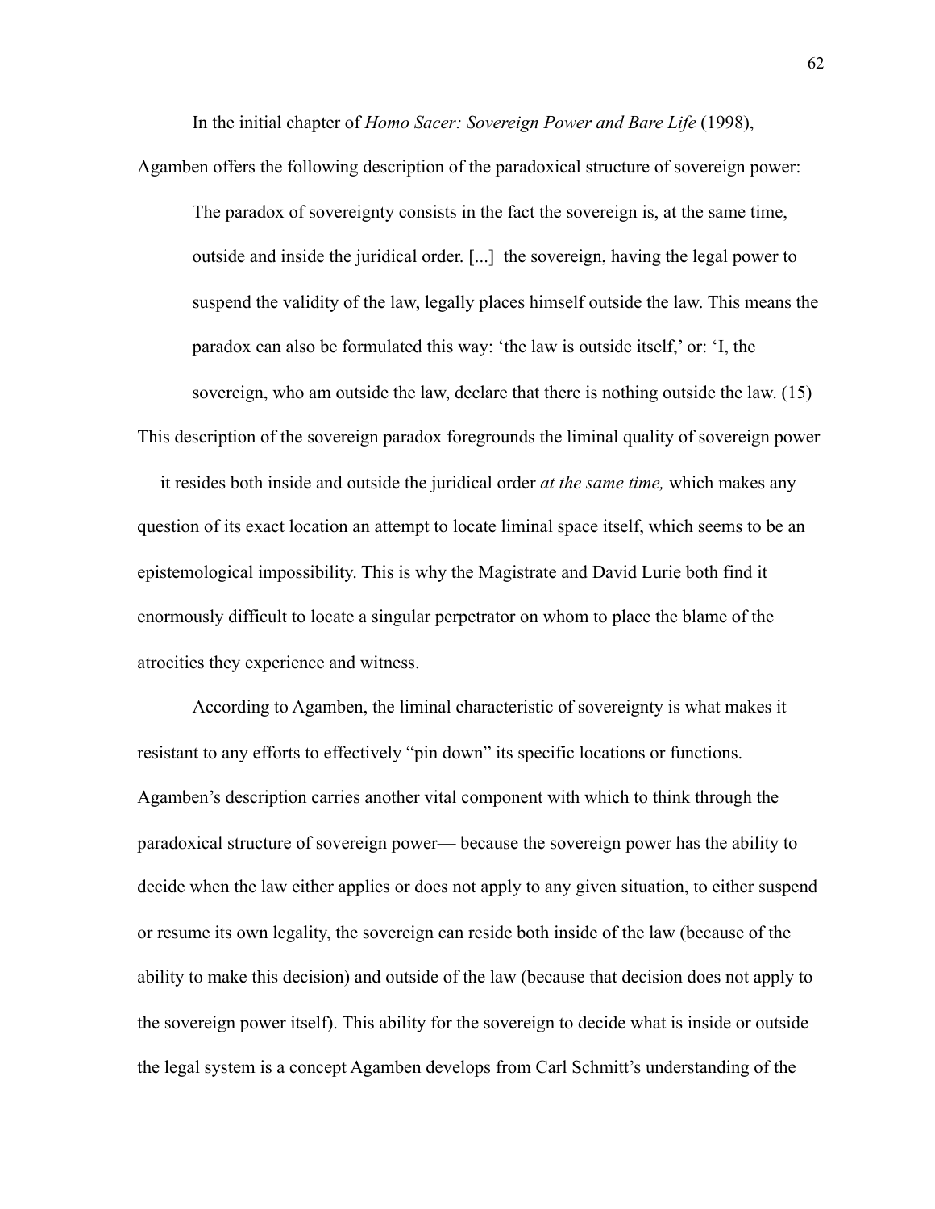In the initial chapter of *Homo Sacer: Sovereign Power and Bare Life* (1998), Agamben offers the following description of the paradoxical structure of sovereign power:

> The paradox of sovereignty consists in the fact the sovereign is, at the same time, outside and inside the juridical order. [...] the sovereign, having the legal power to suspend the validity of the law, legally places himself outside the law. This means the paradox can also be formulated this way: 'the law is outside itself,' or: 'I, the sovereign, who am outside the law, declare that there is nothing outside the law. (15)

This description of the sovereign paradox foregrounds the liminal quality of sovereign power — it resides both inside and outside the juridical order *at the same time,* which makes any question of its exact location an attempt to locate liminal space itself, which seems to be an epistemological impossibility. This is why the Magistrate and David Lurie both find it enormously difficult to locate a singular perpetrator on whom to place the blame of the atrocities they experience and witness.

According to Agamben, the liminal characteristic of sovereignty is what makes it resistant to any efforts to effectively "pin down" its specific locations or functions. Agamben's description carries another vital component with which to think through the paradoxical structure of sovereign power— because the sovereign power has the ability to decide when the law either applies or does not apply to any given situation, to either suspend or resume its own legality, the sovereign can reside both inside of the law (because of the ability to make this decision) and outside of the law (because that decision does not apply to the sovereign power itself). This ability for the sovereign to decide what is inside or outside the legal system is a concept Agamben develops from Carl Schmitt's understanding of the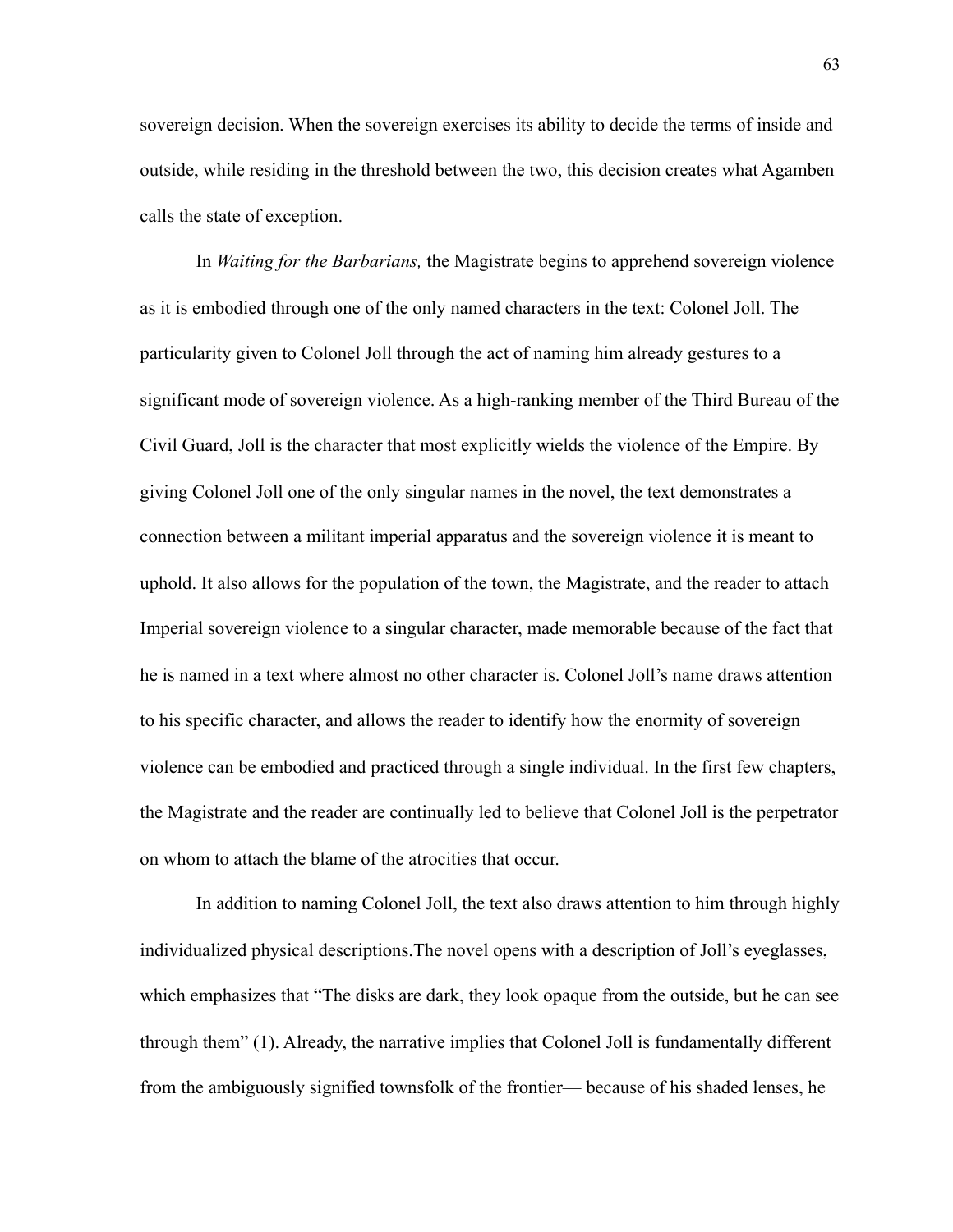sovereign decision. When the sovereign exercises its ability to decide the terms of inside and outside, while residing in the threshold between the two, this decision creates what Agamben calls the state of exception.

In *Waiting for the Barbarians,* the Magistrate begins to apprehend sovereign violence as it is embodied through one of the only named characters in the text: Colonel Joll. The particularity given to Colonel Joll through the act of naming him already gestures to a significant mode of sovereign violence. As a high-ranking member of the Third Bureau of the Civil Guard, Joll is the character that most explicitly wields the violence of the Empire. By giving Colonel Joll one of the only singular names in the novel, the text demonstrates a connection between a militant imperial apparatus and the sovereign violence it is meant to uphold. It also allows for the population of the town, the Magistrate, and the reader to attach Imperial sovereign violence to a singular character, made memorable because of the fact that he is named in a text where almost no other character is. Colonel Joll's name draws attention to his specific character, and allows the reader to identify how the enormity of sovereign violence can be embodied and practiced through a single individual. In the first few chapters, the Magistrate and the reader are continually led to believe that Colonel Joll is the perpetrator on whom to attach the blame of the atrocities that occur.

In addition to naming Colonel Joll, the text also draws attention to him through highly individualized physical descriptions.The novel opens with a description of Joll's eyeglasses, which emphasizes that "The disks are dark, they look opaque from the outside, but he can see through them" (1). Already, the narrative implies that Colonel Joll is fundamentally different from the ambiguously signified townsfolk of the frontier— because of his shaded lenses, he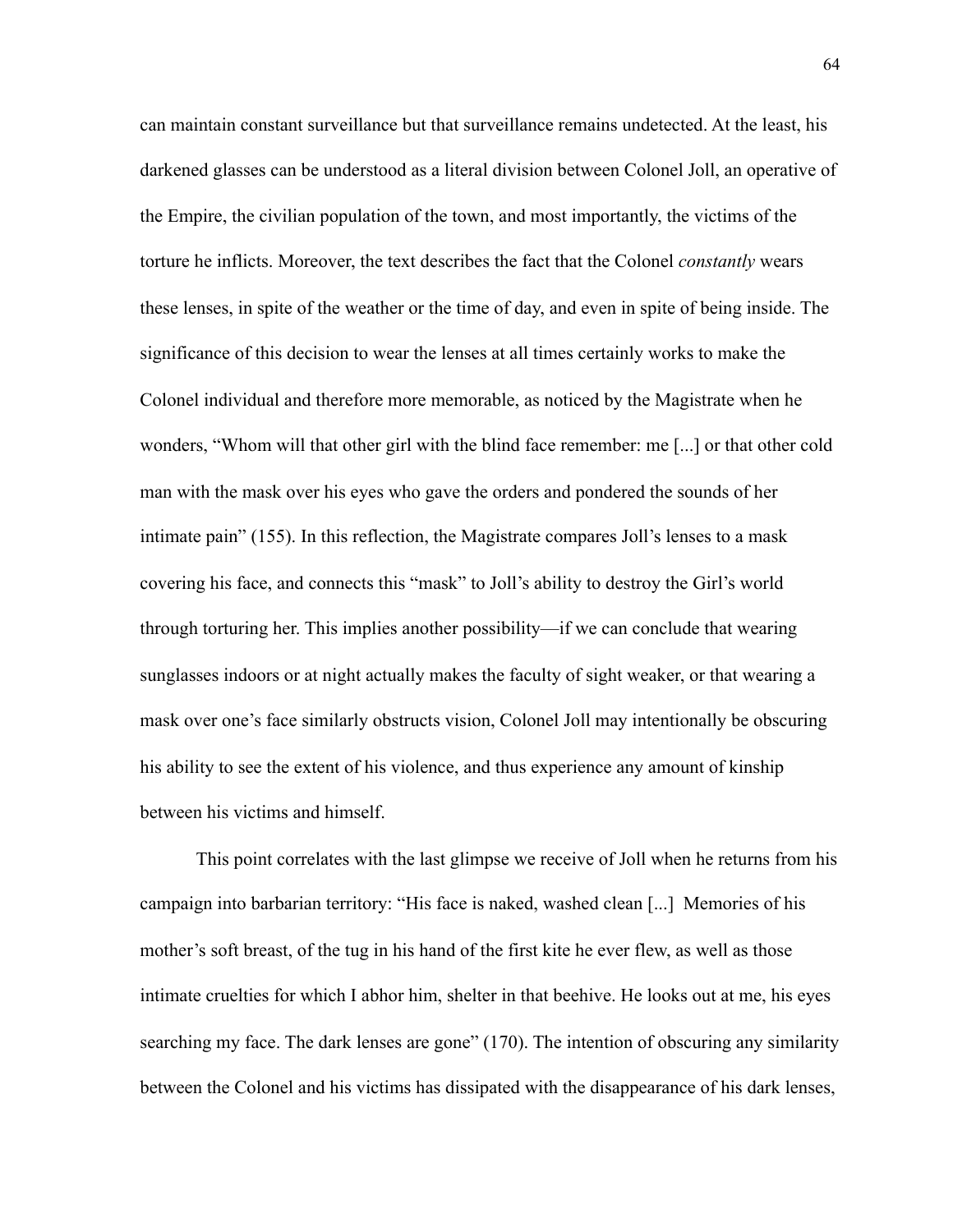can maintain constant surveillance but that surveillance remains undetected. At the least, his darkened glasses can be understood as a literal division between Colonel Joll, an operative of the Empire, the civilian population of the town, and most importantly, the victims of the torture he inflicts. Moreover, the text describes the fact that the Colonel *constantly* wears these lenses, in spite of the weather or the time of day, and even in spite of being inside. The significance of this decision to wear the lenses at all times certainly works to make the Colonel individual and therefore more memorable, as noticed by the Magistrate when he wonders, "Whom will that other girl with the blind face remember: me [...] or that other cold man with the mask over his eyes who gave the orders and pondered the sounds of her intimate pain" (155). In this reflection, the Magistrate compares Joll's lenses to a mask covering his face, and connects this "mask" to Joll's ability to destroy the Girl's world through torturing her. This implies another possibility—if we can conclude that wearing sunglasses indoors or at night actually makes the faculty of sight weaker, or that wearing a mask over one's face similarly obstructs vision, Colonel Joll may intentionally be obscuring his ability to see the extent of his violence, and thus experience any amount of kinship between his victims and himself.

This point correlates with the last glimpse we receive of Joll when he returns from his campaign into barbarian territory: "His face is naked, washed clean [...] Memories of his mother's soft breast, of the tug in his hand of the first kite he ever flew, as well as those intimate cruelties for which I abhor him, shelter in that beehive. He looks out at me, his eyes searching my face. The dark lenses are gone" (170). The intention of obscuring any similarity between the Colonel and his victims has dissipated with the disappearance of his dark lenses,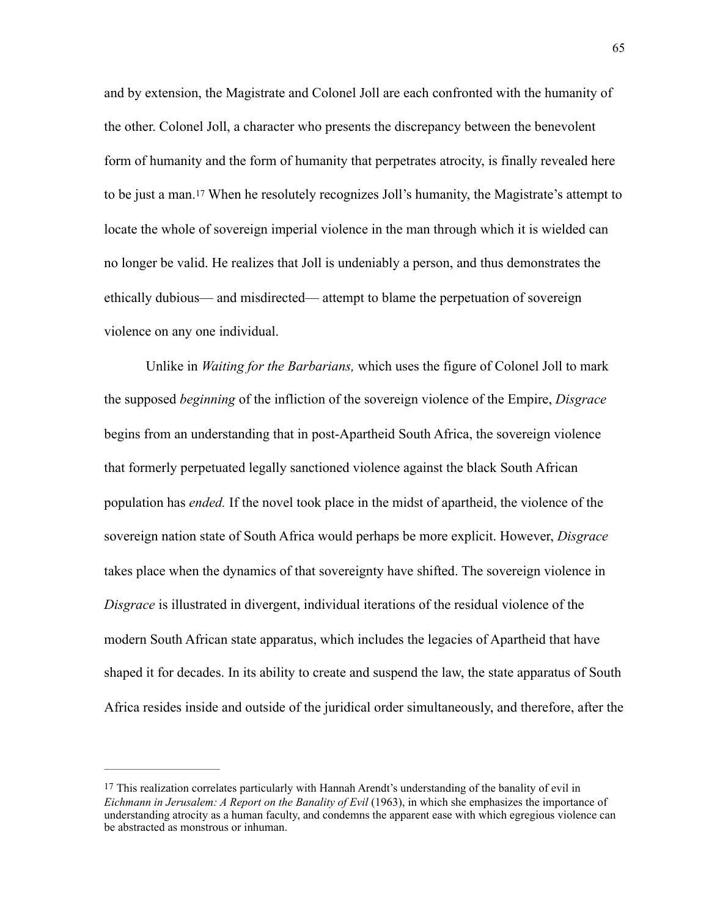and by extension, the Magistrate and Colonel Joll are each confronted with the humanity of the other. Colonel Joll, a character who presents the discrepancy between the benevolent form of humanity and the form of humanity that perpetrates atrocity, is finally revealed here to be just a man.[17] When he resolutely recognizes Joll's humanity, the Magistrate's attempt to locate the whole of sovereign imperial violence in the man through which it is wielded can no longer be valid. He realizes that Joll is undeniably a person, and thus demonstrates the ethically dubious— and misdirected— attempt to blame the perpetuation of sovereign violence on any one individual.

Unlike in *Waiting for the Barbarians,* which uses the figure of Colonel Joll to mark the supposed *beginning* of the infliction of the sovereign violence of the Empire, *Disgrace* begins from an understanding that in post-Apartheid South Africa, the sovereign violence that formerly perpetuated legally sanctioned violence against the black South African population has *ended.* If the novel took place in the midst of apartheid, the violence of the sovereign nation state of South Africa would perhaps be more explicit. However, *Disgrace* takes place when the dynamics of that sovereignty have shifted. The sovereign violence in *Disgrace* is illustrated in divergent, individual iterations of the residual violence of the modern South African state apparatus, which includes the legacies of Apartheid that have shaped it for decades. In its ability to create and suspend the law, the state apparatus of South Africa resides inside and outside of the juridical order simultaneously, and therefore, after the

---

[17] This realization correlates particularly with Hannah Arendt's understanding of the banality of evil in *Eichmann in Jerusalem: A Report on the Banality of Evil* (1963), in which she emphasizes the importance of understanding atrocity as a human faculty, and condemns the apparent ease with which egregious violence can be abstracted as monstrous or inhuman.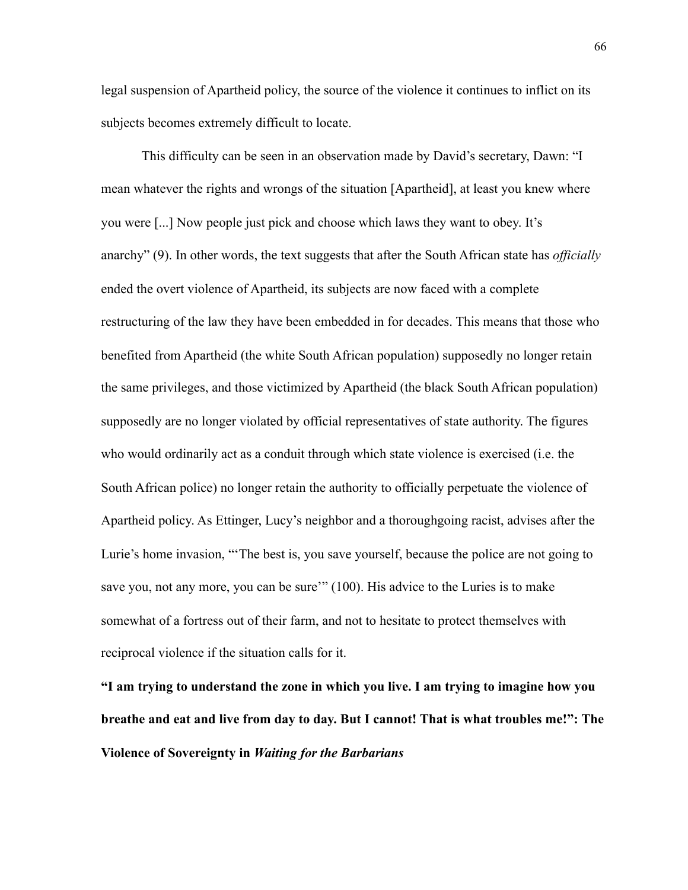legal suspension of Apartheid policy, the source of the violence it continues to inflict on its subjects becomes extremely difficult to locate.

This difficulty can be seen in an observation made by David's secretary, Dawn: "I mean whatever the rights and wrongs of the situation [Apartheid], at least you knew where you were [...] Now people just pick and choose which laws they want to obey. It's anarchy" (9). In other words, the text suggests that after the South African state has *officially* ended the overt violence of Apartheid, its subjects are now faced with a complete restructuring of the law they have been embedded in for decades. This means that those who benefited from Apartheid (the white South African population) supposedly no longer retain the same privileges, and those victimized by Apartheid (the black South African population) supposedly are no longer violated by official representatives of state authority. The figures who would ordinarily act as a conduit through which state violence is exercised (i.e. the South African police) no longer retain the authority to officially perpetuate the violence of Apartheid policy. As Ettinger, Lucy's neighbor and a thoroughgoing racist, advises after the Lurie's home invasion, "'The best is, you save yourself, because the police are not going to save you, not any more, you can be sure'" (100). His advice to the Luries is to make somewhat of a fortress out of their farm, and not to hesitate to protect themselves with reciprocal violence if the situation calls for it.

**"I am trying to understand the zone in which you live. I am trying to imagine how you breathe and eat and live from day to day. But I cannot! That is what troubles me!": The Violence of Sovereignty in *Waiting for the Barbarians***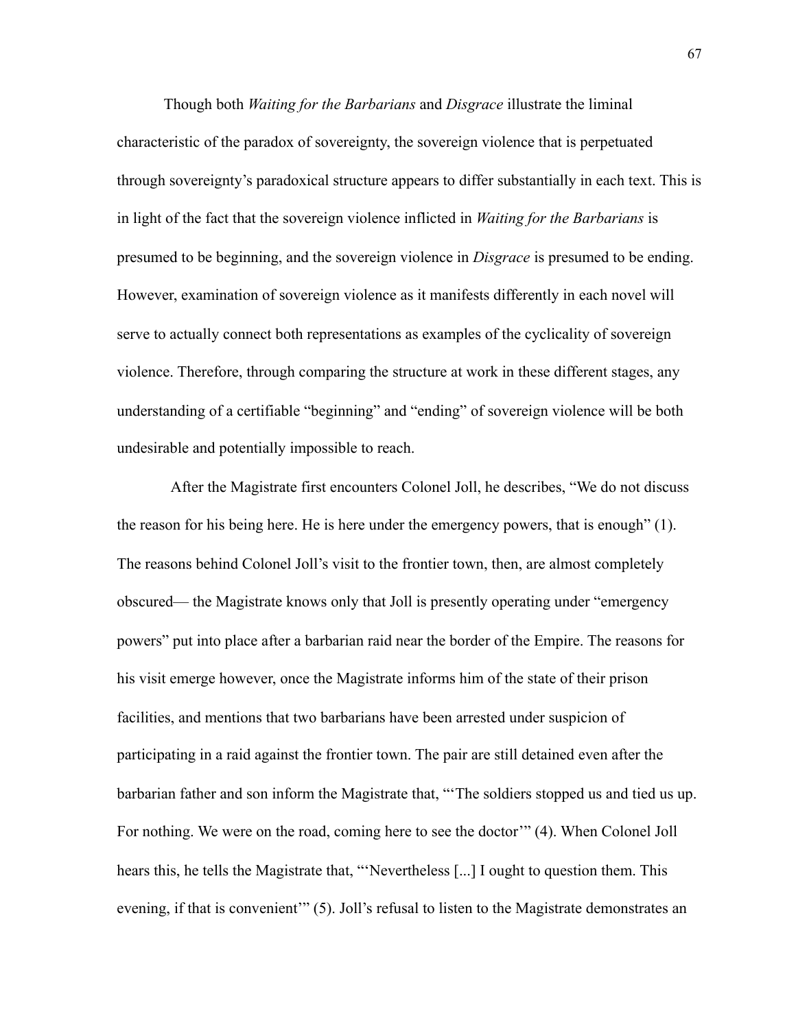Though both *Waiting for the Barbarians* and *Disgrace* illustrate the liminal characteristic of the paradox of sovereignty, the sovereign violence that is perpetuated through sovereignty's paradoxical structure appears to differ substantially in each text. This is in light of the fact that the sovereign violence inflicted in *Waiting for the Barbarians* is presumed to be beginning, and the sovereign violence in *Disgrace* is presumed to be ending. However, examination of sovereign violence as it manifests differently in each novel will serve to actually connect both representations as examples of the cyclicality of sovereign violence. Therefore, through comparing the structure at work in these different stages, any understanding of a certifiable "beginning" and "ending" of sovereign violence will be both undesirable and potentially impossible to reach.

After the Magistrate first encounters Colonel Joll, he describes, "We do not discuss the reason for his being here. He is here under the emergency powers, that is enough" (1). The reasons behind Colonel Joll's visit to the frontier town, then, are almost completely obscured— the Magistrate knows only that Joll is presently operating under "emergency powers" put into place after a barbarian raid near the border of the Empire. The reasons for his visit emerge however, once the Magistrate informs him of the state of their prison facilities, and mentions that two barbarians have been arrested under suspicion of participating in a raid against the frontier town. The pair are still detained even after the barbarian father and son inform the Magistrate that, "'The soldiers stopped us and tied us up. For nothing. We were on the road, coming here to see the doctor'" (4). When Colonel Joll hears this, he tells the Magistrate that, "'Nevertheless [...] I ought to question them. This evening, if that is convenient'" (5). Joll's refusal to listen to the Magistrate demonstrates an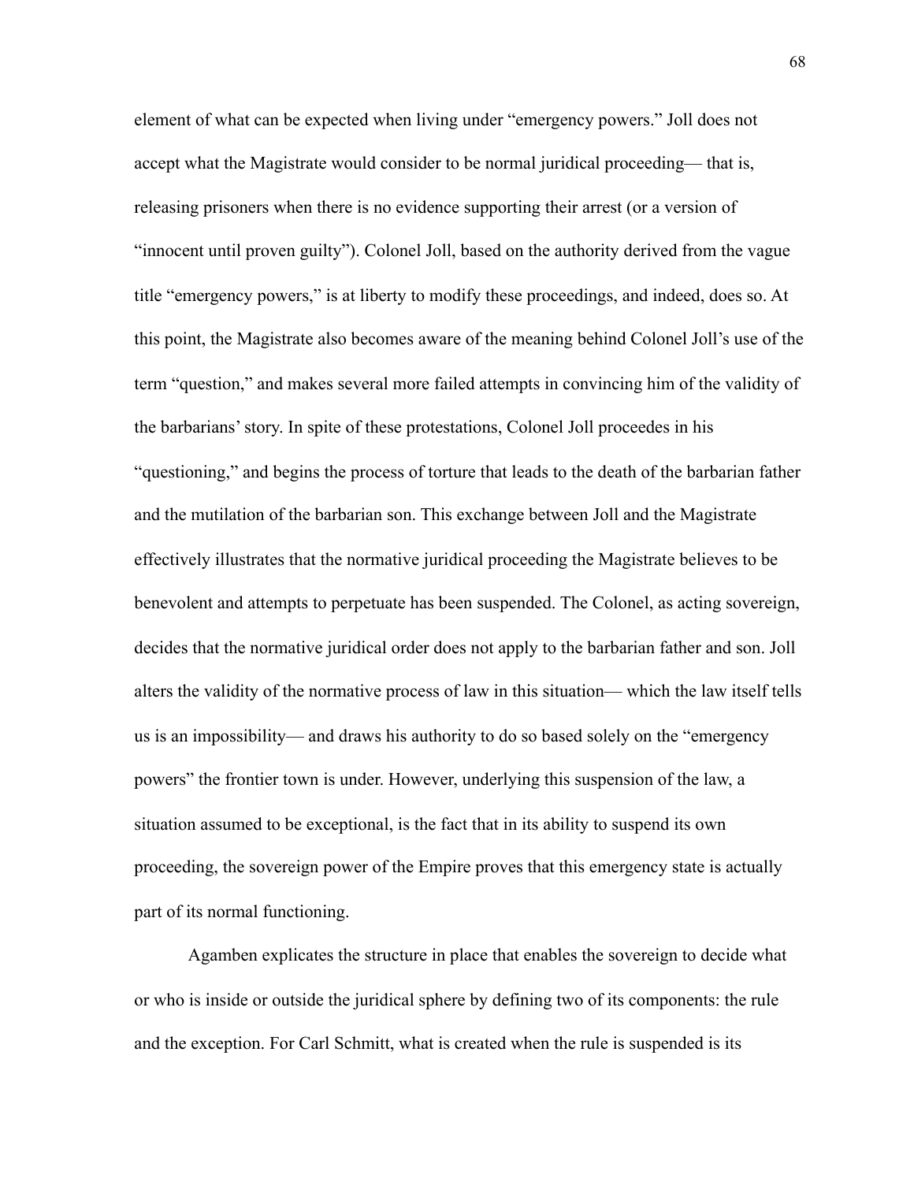element of what can be expected when living under "emergency powers." Joll does not accept what the Magistrate would consider to be normal juridical proceeding— that is, releasing prisoners when there is no evidence supporting their arrest (or a version of "innocent until proven guilty"). Colonel Joll, based on the authority derived from the vague title "emergency powers," is at liberty to modify these proceedings, and indeed, does so. At this point, the Magistrate also becomes aware of the meaning behind Colonel Joll's use of the term "question," and makes several more failed attempts in convincing him of the validity of the barbarians' story. In spite of these protestations, Colonel Joll proceedes in his "questioning," and begins the process of torture that leads to the death of the barbarian father and the mutilation of the barbarian son. This exchange between Joll and the Magistrate effectively illustrates that the normative juridical proceeding the Magistrate believes to be benevolent and attempts to perpetuate has been suspended. The Colonel, as acting sovereign, decides that the normative juridical order does not apply to the barbarian father and son. Joll alters the validity of the normative process of law in this situation— which the law itself tells us is an impossibility— and draws his authority to do so based solely on the "emergency powers" the frontier town is under. However, underlying this suspension of the law, a situation assumed to be exceptional, is the fact that in its ability to suspend its own proceeding, the sovereign power of the Empire proves that this emergency state is actually part of its normal functioning.

Agamben explicates the structure in place that enables the sovereign to decide what or who is inside or outside the juridical sphere by defining two of its components: the rule and the exception. For Carl Schmitt, what is created when the rule is suspended is its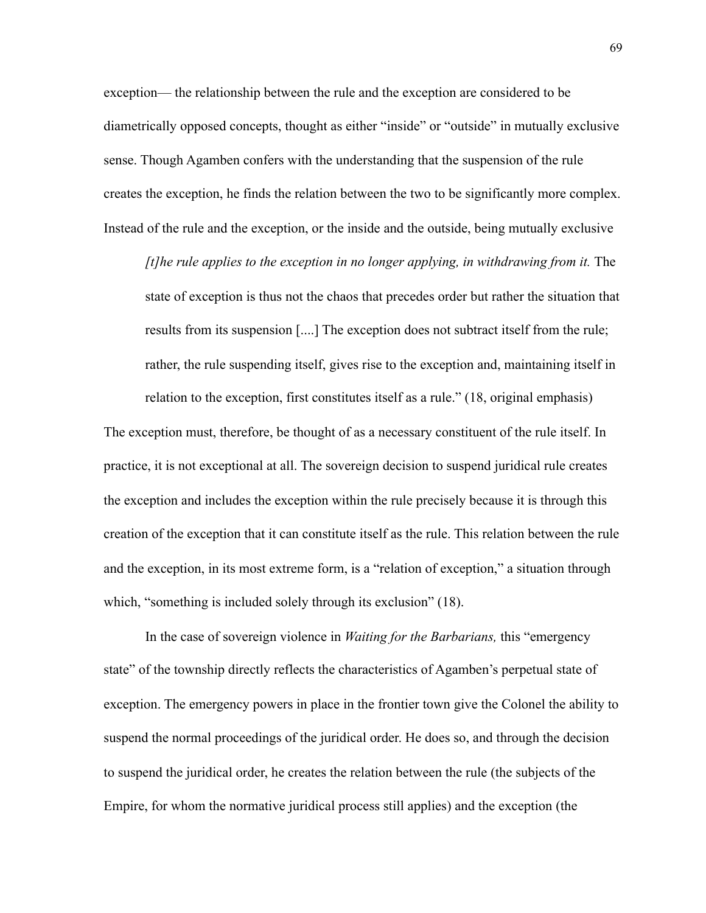exception— the relationship between the rule and the exception are considered to be diametrically opposed concepts, thought as either "inside" or "outside" in mutually exclusive sense. Though Agamben confers with the understanding that the suspension of the rule creates the exception, he finds the relation between the two to be significantly more complex. Instead of the rule and the exception, or the inside and the outside, being mutually exclusive

> *[t]he rule applies to the exception in no longer applying, in withdrawing from it.* The state of exception is thus not the chaos that precedes order but rather the situation that results from its suspension [....] The exception does not subtract itself from the rule; rather, the rule suspending itself, gives rise to the exception and, maintaining itself in relation to the exception, first constitutes itself as a rule." (18, original emphasis)

The exception must, therefore, be thought of as a necessary constituent of the rule itself. In practice, it is not exceptional at all. The sovereign decision to suspend juridical rule creates the exception and includes the exception within the rule precisely because it is through this creation of the exception that it can constitute itself as the rule. This relation between the rule and the exception, in its most extreme form, is a "relation of exception," a situation through which, "something is included solely through its exclusion" (18).

In the case of sovereign violence in *Waiting for the Barbarians,* this "emergency state" of the township directly reflects the characteristics of Agamben's perpetual state of exception. The emergency powers in place in the frontier town give the Colonel the ability to suspend the normal proceedings of the juridical order. He does so, and through the decision to suspend the juridical order, he creates the relation between the rule (the subjects of the Empire, for whom the normative juridical process still applies) and the exception (the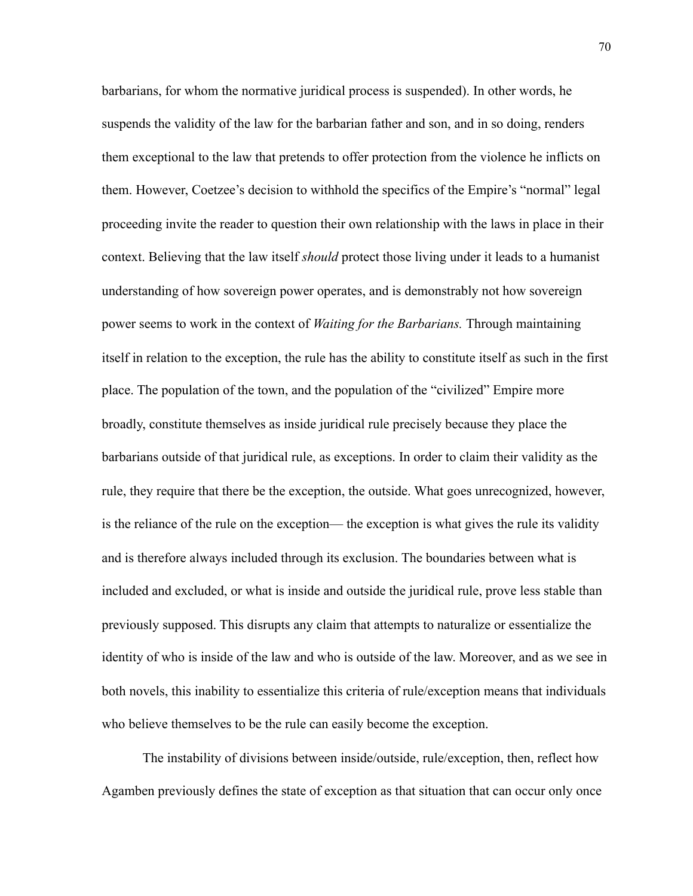barbarians, for whom the normative juridical process is suspended). In other words, he suspends the validity of the law for the barbarian father and son, and in so doing, renders them exceptional to the law that pretends to offer protection from the violence he inflicts on them. However, Coetzee's decision to withhold the specifics of the Empire's "normal" legal proceeding invite the reader to question their own relationship with the laws in place in their context. Believing that the law itself *should* protect those living under it leads to a humanist understanding of how sovereign power operates, and is demonstrably not how sovereign power seems to work in the context of *Waiting for the Barbarians.* Through maintaining itself in relation to the exception, the rule has the ability to constitute itself as such in the first place. The population of the town, and the population of the "civilized" Empire more broadly, constitute themselves as inside juridical rule precisely because they place the barbarians outside of that juridical rule, as exceptions. In order to claim their validity as the rule, they require that there be the exception, the outside. What goes unrecognized, however, is the reliance of the rule on the exception— the exception is what gives the rule its validity and is therefore always included through its exclusion. The boundaries between what is included and excluded, or what is inside and outside the juridical rule, prove less stable than previously supposed. This disrupts any claim that attempts to naturalize or essentialize the identity of who is inside of the law and who is outside of the law. Moreover, and as we see in both novels, this inability to essentialize this criteria of rule/exception means that individuals who believe themselves to be the rule can easily become the exception.

The instability of divisions between inside/outside, rule/exception, then, reflect how Agamben previously defines the state of exception as that situation that can occur only once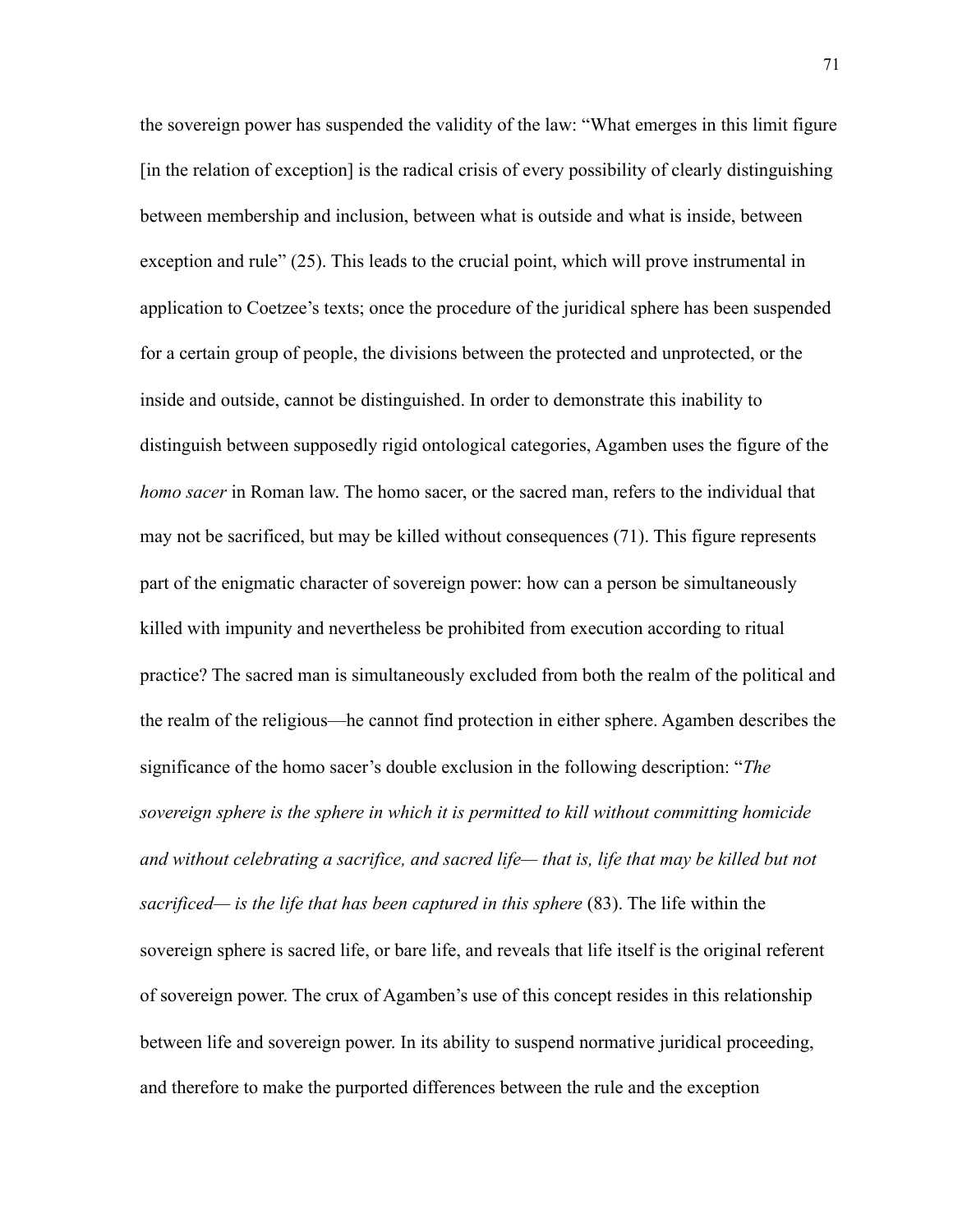the sovereign power has suspended the validity of the law: “What emerges in this limit figure [in the relation of exception] is the radical crisis of every possibility of clearly distinguishing between membership and inclusion, between what is outside and what is inside, between exception and rule” (25). This leads to the crucial point, which will prove instrumental in application to Coetzee’s texts; once the procedure of the juridical sphere has been suspended for a certain group of people, the divisions between the protected and unprotected, or the inside and outside, cannot be distinguished. In order to demonstrate this inability to distinguish between supposedly rigid ontological categories, Agamben uses the figure of the *homo sacer* in Roman law. The homo sacer, or the sacred man, refers to the individual that may not be sacrificed, but may be killed without consequences (71). This figure represents part of the enigmatic character of sovereign power: how can a person be simultaneously killed with impunity and nevertheless be prohibited from execution according to ritual practice? The sacred man is simultaneously excluded from both the realm of the political and the realm of the religious—he cannot find protection in either sphere. Agamben describes the significance of the homo sacer’s double exclusion in the following description: “*The sovereign sphere is the sphere in which it is permitted to kill without committing homicide and without celebrating a sacrifice, and sacred life— that is, life that may be killed but not sacrificed— is the life that has been captured in this sphere* (83). The life within the sovereign sphere is sacred life, or bare life, and reveals that life itself is the original referent of sovereign power. The crux of Agamben’s use of this concept resides in this relationship between life and sovereign power. In its ability to suspend normative juridical proceeding, and therefore to make the purported differences between the rule and the exception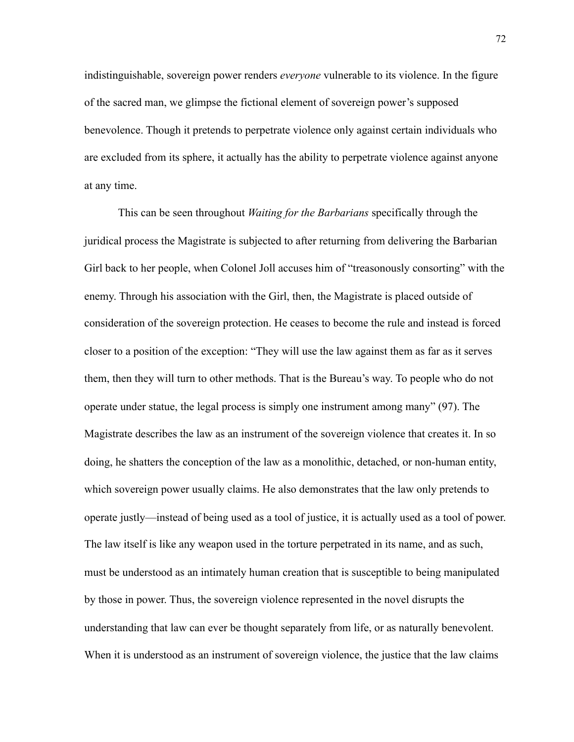indistinguishable, sovereign power renders *everyone* vulnerable to its violence. In the figure of the sacred man, we glimpse the fictional element of sovereign power's supposed benevolence. Though it pretends to perpetrate violence only against certain individuals who are excluded from its sphere, it actually has the ability to perpetrate violence against anyone at any time.

This can be seen throughout *Waiting for the Barbarians* specifically through the juridical process the Magistrate is subjected to after returning from delivering the Barbarian Girl back to her people, when Colonel Joll accuses him of "treasonously consorting" with the enemy. Through his association with the Girl, then, the Magistrate is placed outside of consideration of the sovereign protection. He ceases to become the rule and instead is forced closer to a position of the exception: "They will use the law against them as far as it serves them, then they will turn to other methods. That is the Bureau's way. To people who do not operate under statue, the legal process is simply one instrument among many" (97). The Magistrate describes the law as an instrument of the sovereign violence that creates it. In so doing, he shatters the conception of the law as a monolithic, detached, or non-human entity, which sovereign power usually claims. He also demonstrates that the law only pretends to operate justly—instead of being used as a tool of justice, it is actually used as a tool of power. The law itself is like any weapon used in the torture perpetrated in its name, and as such, must be understood as an intimately human creation that is susceptible to being manipulated by those in power. Thus, the sovereign violence represented in the novel disrupts the understanding that law can ever be thought separately from life, or as naturally benevolent. When it is understood as an instrument of sovereign violence, the justice that the law claims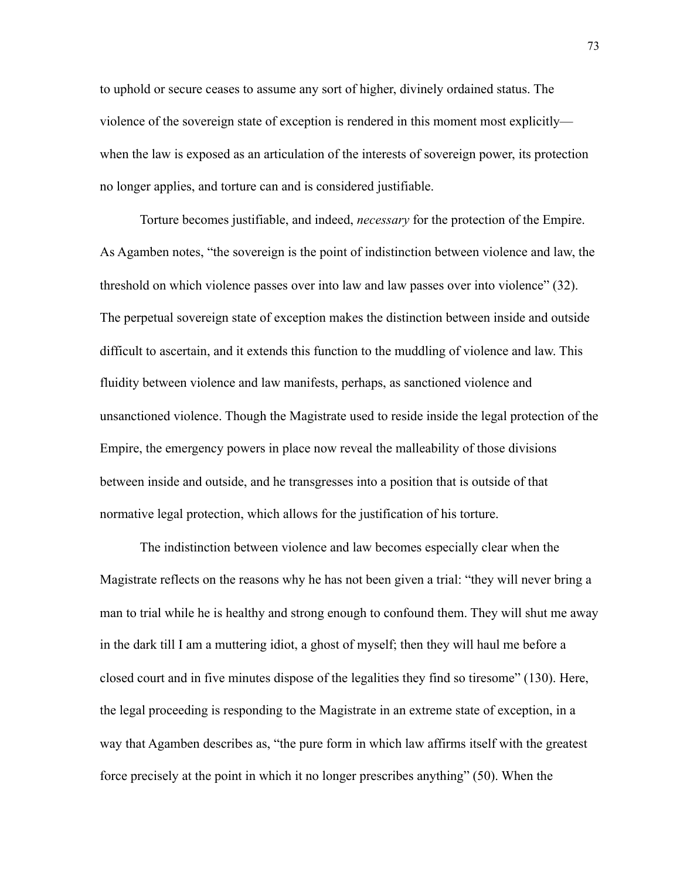to uphold or secure ceases to assume any sort of higher, divinely ordained status. The violence of the sovereign state of exception is rendered in this moment most explicitly—when the law is exposed as an articulation of the interests of sovereign power, its protection no longer applies, and torture can and is considered justifiable.

Torture becomes justifiable, and indeed, *necessary* for the protection of the Empire. As Agamben notes, "the sovereign is the point of indistinction between violence and law, the threshold on which violence passes over into law and law passes over into violence" (32). The perpetual sovereign state of exception makes the distinction between inside and outside difficult to ascertain, and it extends this function to the muddling of violence and law. This fluidity between violence and law manifests, perhaps, as sanctioned violence and unsanctioned violence. Though the Magistrate used to reside inside the legal protection of the Empire, the emergency powers in place now reveal the malleability of those divisions between inside and outside, and he transgresses into a position that is outside of that normative legal protection, which allows for the justification of his torture.

The indistinction between violence and law becomes especially clear when the Magistrate reflects on the reasons why he has not been given a trial: "they will never bring a man to trial while he is healthy and strong enough to confound them. They will shut me away in the dark till I am a muttering idiot, a ghost of myself; then they will haul me before a closed court and in five minutes dispose of the legalities they find so tiresome" (130). Here, the legal proceeding is responding to the Magistrate in an extreme state of exception, in a way that Agamben describes as, "the pure form in which law affirms itself with the greatest force precisely at the point in which it no longer prescribes anything" (50). When the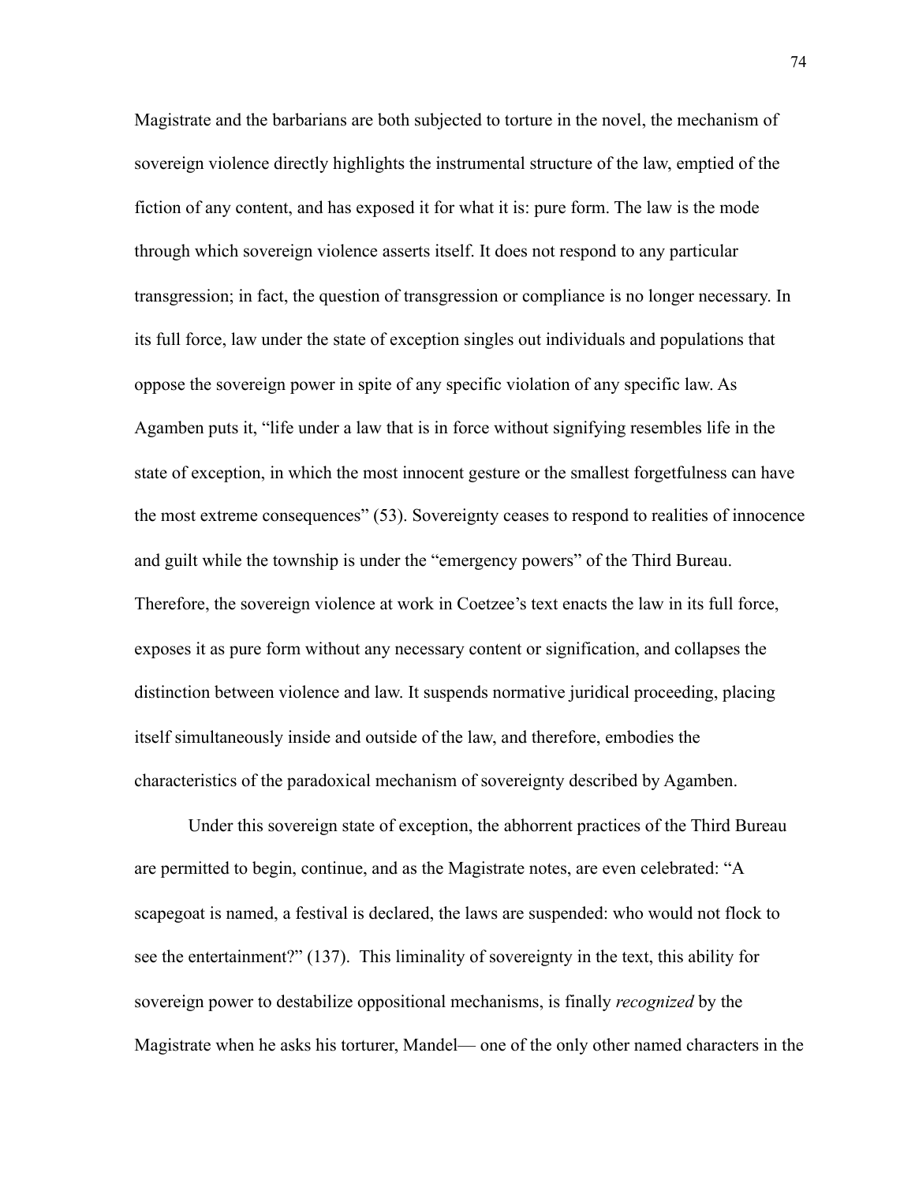Magistrate and the barbarians are both subjected to torture in the novel, the mechanism of sovereign violence directly highlights the instrumental structure of the law, emptied of the fiction of any content, and has exposed it for what it is: pure form. The law is the mode through which sovereign violence asserts itself. It does not respond to any particular transgression; in fact, the question of transgression or compliance is no longer necessary. In its full force, law under the state of exception singles out individuals and populations that oppose the sovereign power in spite of any specific violation of any specific law. As Agamben puts it, "life under a law that is in force without signifying resembles life in the state of exception, in which the most innocent gesture or the smallest forgetfulness can have the most extreme consequences" (53). Sovereignty ceases to respond to realities of innocence and guilt while the township is under the "emergency powers" of the Third Bureau. Therefore, the sovereign violence at work in Coetzee's text enacts the law in its full force, exposes it as pure form without any necessary content or signification, and collapses the distinction between violence and law. It suspends normative juridical proceeding, placing itself simultaneously inside and outside of the law, and therefore, embodies the characteristics of the paradoxical mechanism of sovereignty described by Agamben.

Under this sovereign state of exception, the abhorrent practices of the Third Bureau are permitted to begin, continue, and as the Magistrate notes, are even celebrated: "A scapegoat is named, a festival is declared, the laws are suspended: who would not flock to see the entertainment?" (137). This liminality of sovereignty in the text, this ability for sovereign power to destabilize oppositional mechanisms, is finally *recognized* by the Magistrate when he asks his torturer, Mandel— one of the only other named characters in the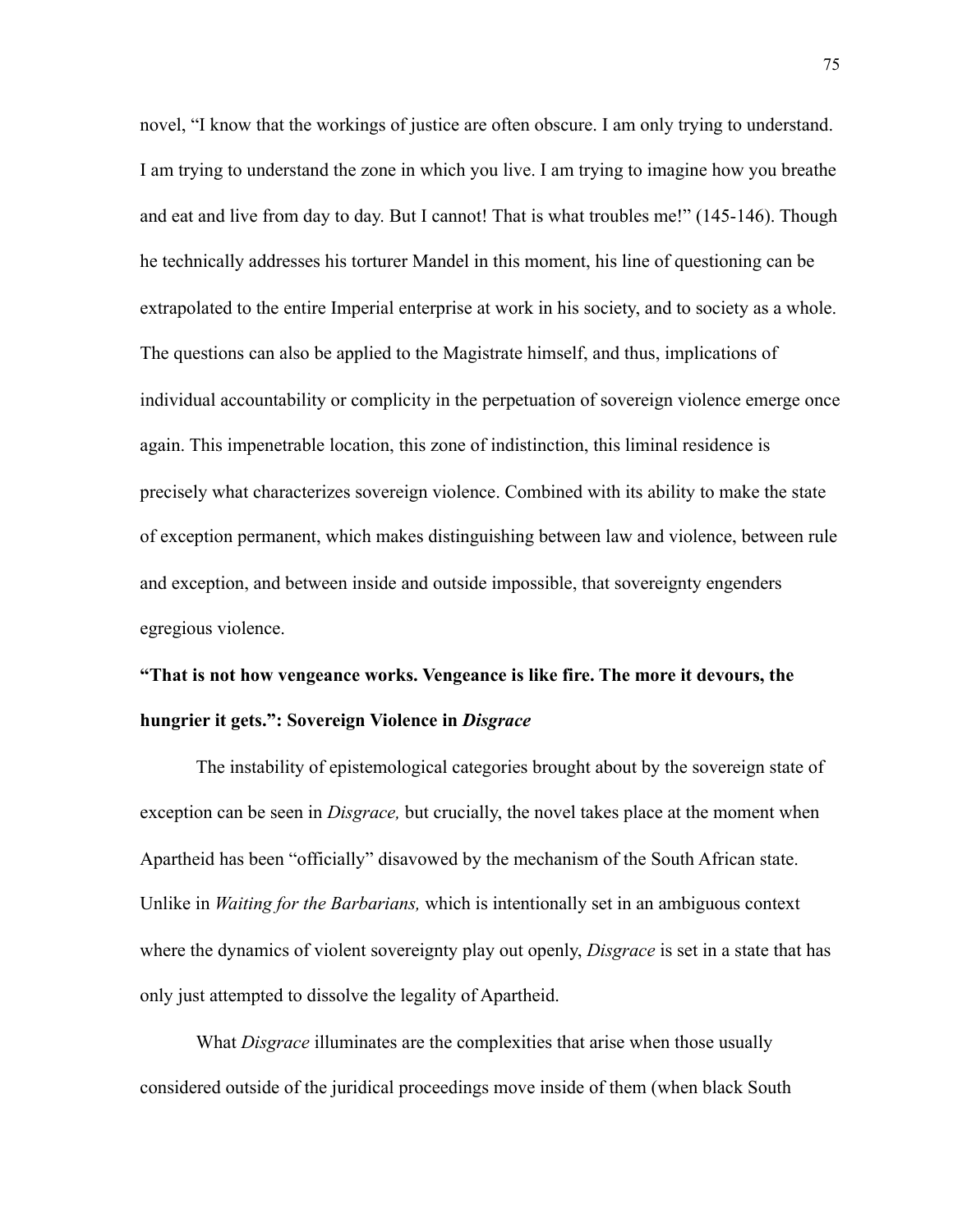novel, "I know that the workings of justice are often obscure. I am only trying to understand. I am trying to understand the zone in which you live. I am trying to imagine how you breathe and eat and live from day to day. But I cannot! That is what troubles me!" (145-146). Though he technically addresses his torturer Mandel in this moment, his line of questioning can be extrapolated to the entire Imperial enterprise at work in his society, and to society as a whole. The questions can also be applied to the Magistrate himself, and thus, implications of individual accountability or complicity in the perpetuation of sovereign violence emerge once again. This impenetrable location, this zone of indistinction, this liminal residence is precisely what characterizes sovereign violence. Combined with its ability to make the state of exception permanent, which makes distinguishing between law and violence, between rule and exception, and between inside and outside impossible, that sovereignty engenders egregious violence.

**"That is not how vengeance works. Vengeance is like fire. The more it devours, the hungrier it gets.": Sovereign Violence in *Disgrace***

The instability of epistemological categories brought about by the sovereign state of exception can be seen in *Disgrace,* but crucially, the novel takes place at the moment when Apartheid has been "officially" disavowed by the mechanism of the South African state. Unlike in *Waiting for the Barbarians,* which is intentionally set in an ambiguous context where the dynamics of violent sovereignty play out openly, *Disgrace* is set in a state that has only just attempted to dissolve the legality of Apartheid.

What *Disgrace* illuminates are the complexities that arise when those usually considered outside of the juridical proceedings move inside of them (when black South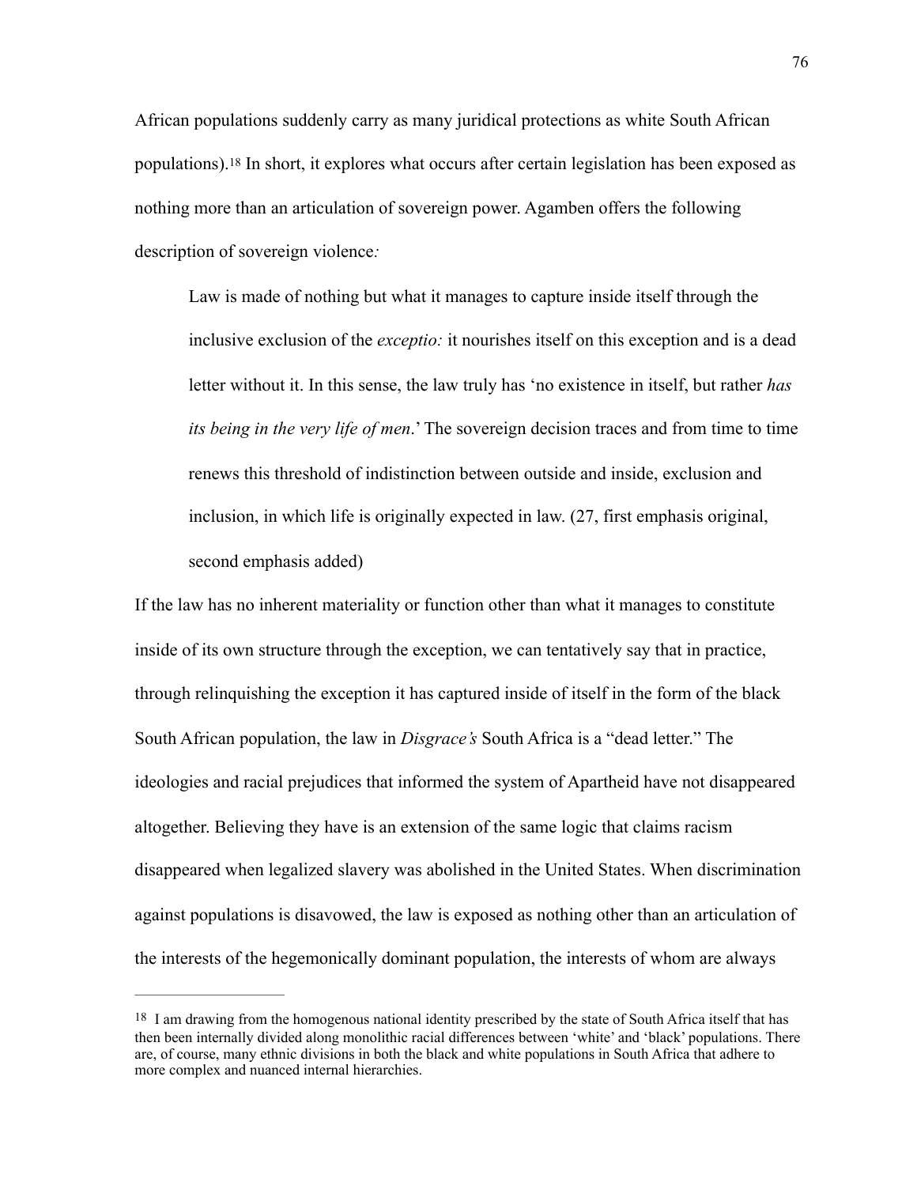African populations suddenly carry as many juridical protections as white South African populations).[18] In short, it explores what occurs after certain legislation has been exposed as nothing more than an articulation of sovereign power. Agamben offers the following description of sovereign violence*:*

> Law is made of nothing but what it manages to capture inside itself through the inclusive exclusion of the *exceptio:* it nourishes itself on this exception and is a dead letter without it. In this sense, the law truly has 'no existence in itself, but rather *has its being in the very life of men*.' The sovereign decision traces and from time to time renews this threshold of indistinction between outside and inside, exclusion and inclusion, in which life is originally expected in law. (27, first emphasis original, second emphasis added)

If the law has no inherent materiality or function other than what it manages to constitute inside of its own structure through the exception, we can tentatively say that in practice, through relinquishing the exception it has captured inside of itself in the form of the black South African population, the law in *Disgrace's* South Africa is a "dead letter." The ideologies and racial prejudices that informed the system of Apartheid have not disappeared altogether. Believing they have is an extension of the same logic that claims racism disappeared when legalized slavery was abolished in the United States. When discrimination against populations is disavowed, the law is exposed as nothing other than an articulation of the interests of the hegemonically dominant population, the interests of whom are always

---

[18] I am drawing from the homogenous national identity prescribed by the state of South Africa itself that has then been internally divided along monolithic racial differences between 'white' and 'black' populations. There are, of course, many ethnic divisions in both the black and white populations in South Africa that adhere to more complex and nuanced internal hierarchies.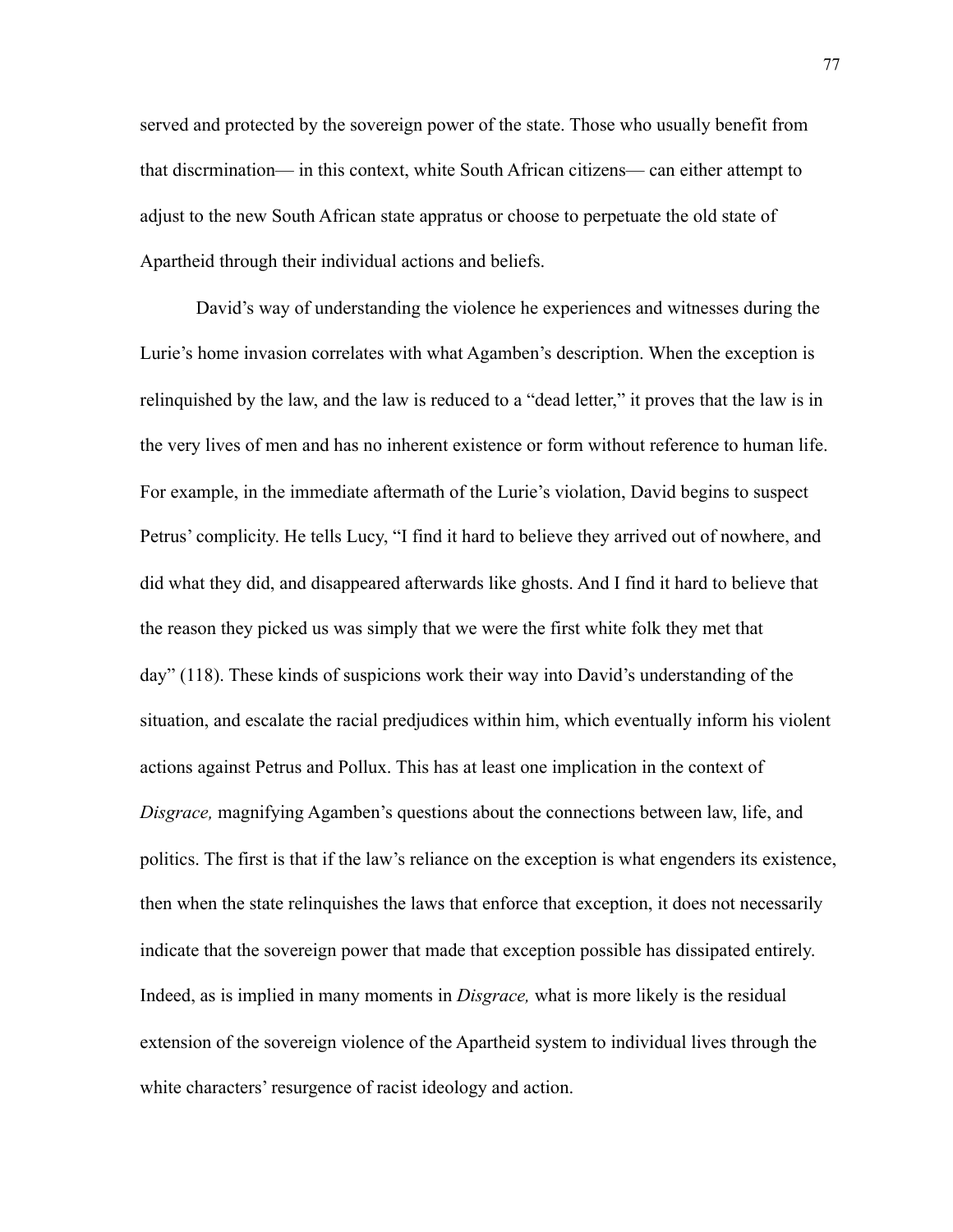served and protected by the sovereign power of the state. Those who usually benefit from that discrmination— in this context, white South African citizens— can either attempt to adjust to the new South African state appratus or choose to perpetuate the old state of Apartheid through their individual actions and beliefs.

David's way of understanding the violence he experiences and witnesses during the Lurie's home invasion correlates with what Agamben's description. When the exception is relinquished by the law, and the law is reduced to a "dead letter," it proves that the law is in the very lives of men and has no inherent existence or form without reference to human life. For example, in the immediate aftermath of the Lurie's violation, David begins to suspect Petrus' complicity. He tells Lucy, "I find it hard to believe they arrived out of nowhere, and did what they did, and disappeared afterwards like ghosts. And I find it hard to believe that the reason they picked us was simply that we were the first white folk they met that day" (118). These kinds of suspicions work their way into David's understanding of the situation, and escalate the racial predjudices within him, which eventually inform his violent actions against Petrus and Pollux. This has at least one implication in the context of *Disgrace,* magnifying Agamben's questions about the connections between law, life, and politics. The first is that if the law's reliance on the exception is what engenders its existence, then when the state relinquishes the laws that enforce that exception, it does not necessarily indicate that the sovereign power that made that exception possible has dissipated entirely. Indeed, as is implied in many moments in *Disgrace,* what is more likely is the residual extension of the sovereign violence of the Apartheid system to individual lives through the white characters' resurgence of racist ideology and action.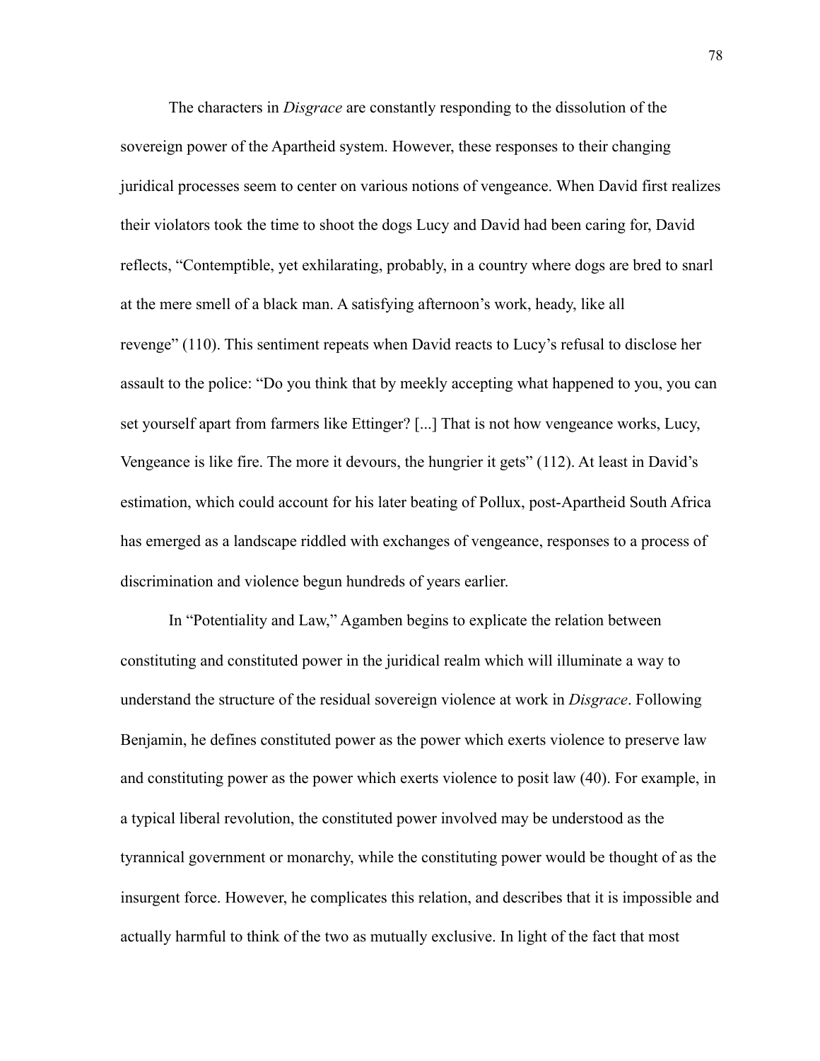The characters in *Disgrace* are constantly responding to the dissolution of the sovereign power of the Apartheid system. However, these responses to their changing juridical processes seem to center on various notions of vengeance. When David first realizes their violators took the time to shoot the dogs Lucy and David had been caring for, David reflects, "Contemptible, yet exhilarating, probably, in a country where dogs are bred to snarl at the mere smell of a black man. A satisfying afternoon's work, heady, like all revenge" (110). This sentiment repeats when David reacts to Lucy's refusal to disclose her assault to the police: "Do you think that by meekly accepting what happened to you, you can set yourself apart from farmers like Ettinger? [...] That is not how vengeance works, Lucy, Vengeance is like fire. The more it devours, the hungrier it gets" (112). At least in David's estimation, which could account for his later beating of Pollux, post-Apartheid South Africa has emerged as a landscape riddled with exchanges of vengeance, responses to a process of discrimination and violence begun hundreds of years earlier.

In "Potentiality and Law," Agamben begins to explicate the relation between constituting and constituted power in the juridical realm which will illuminate a way to understand the structure of the residual sovereign violence at work in *Disgrace*. Following Benjamin, he defines constituted power as the power which exerts violence to preserve law and constituting power as the power which exerts violence to posit law (40). For example, in a typical liberal revolution, the constituted power involved may be understood as the tyrannical government or monarchy, while the constituting power would be thought of as the insurgent force. However, he complicates this relation, and describes that it is impossible and actually harmful to think of the two as mutually exclusive. In light of the fact that most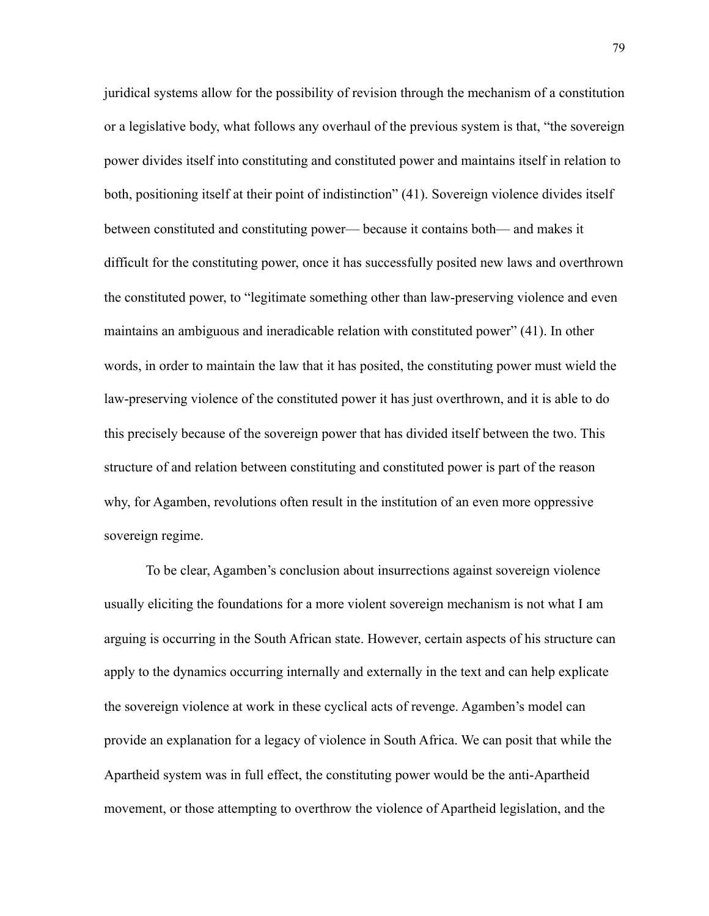juridical systems allow for the possibility of revision through the mechanism of a constitution or a legislative body, what follows any overhaul of the previous system is that, "the sovereign power divides itself into constituting and constituted power and maintains itself in relation to both, positioning itself at their point of indistinction" (41). Sovereign violence divides itself between constituted and constituting power— because it contains both— and makes it difficult for the constituting power, once it has successfully posited new laws and overthrown the constituted power, to "legitimate something other than law-preserving violence and even maintains an ambiguous and ineradicable relation with constituted power" (41). In other words, in order to maintain the law that it has posited, the constituting power must wield the law-preserving violence of the constituted power it has just overthrown, and it is able to do this precisely because of the sovereign power that has divided itself between the two. This structure of and relation between constituting and constituted power is part of the reason why, for Agamben, revolutions often result in the institution of an even more oppressive sovereign regime.

To be clear, Agamben's conclusion about insurrections against sovereign violence usually eliciting the foundations for a more violent sovereign mechanism is not what I am arguing is occurring in the South African state. However, certain aspects of his structure can apply to the dynamics occurring internally and externally in the text and can help explicate the sovereign violence at work in these cyclical acts of revenge. Agamben's model can provide an explanation for a legacy of violence in South Africa. We can posit that while the Apartheid system was in full effect, the constituting power would be the anti-Apartheid movement, or those attempting to overthrow the violence of Apartheid legislation, and the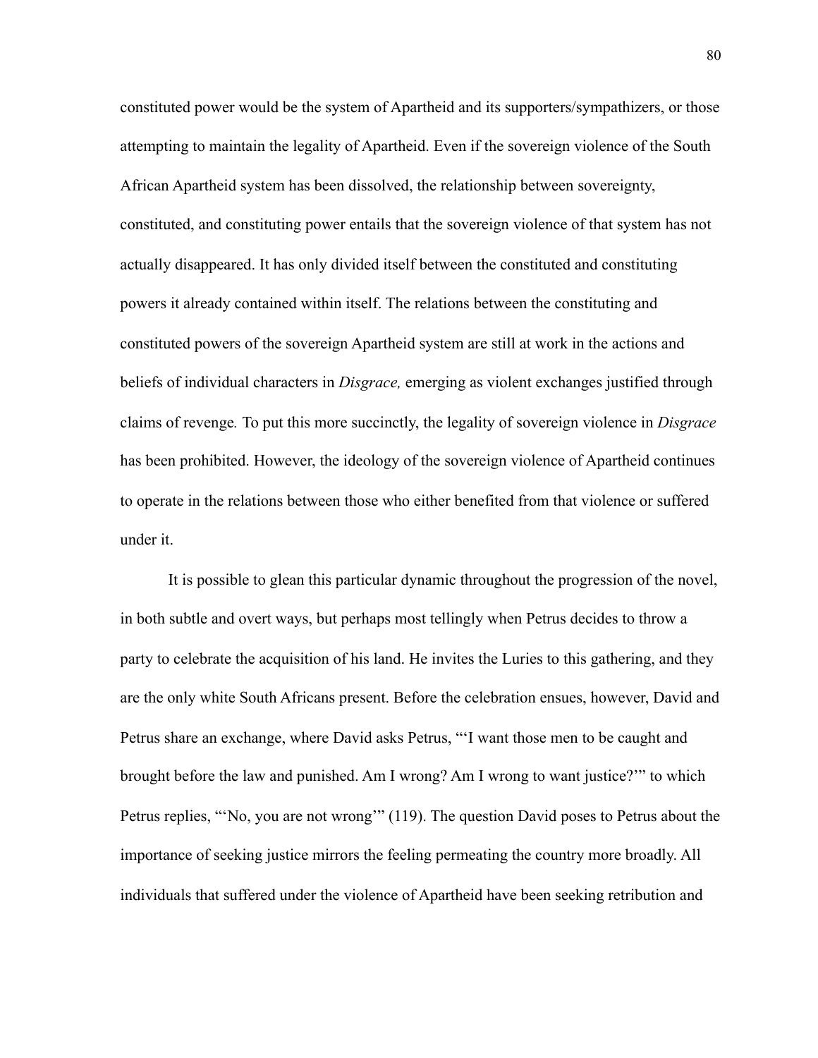constituted power would be the system of Apartheid and its supporters/sympathizers, or those attempting to maintain the legality of Apartheid. Even if the sovereign violence of the South African Apartheid system has been dissolved, the relationship between sovereignty, constituted, and constituting power entails that the sovereign violence of that system has not actually disappeared. It has only divided itself between the constituted and constituting powers it already contained within itself. The relations between the constituting and constituted powers of the sovereign Apartheid system are still at work in the actions and beliefs of individual characters in *Disgrace,* emerging as violent exchanges justified through claims of revenge*.* To put this more succinctly, the legality of sovereign violence in *Disgrace* has been prohibited. However, the ideology of the sovereign violence of Apartheid continues to operate in the relations between those who either benefited from that violence or suffered under it.

It is possible to glean this particular dynamic throughout the progression of the novel, in both subtle and overt ways, but perhaps most tellingly when Petrus decides to throw a party to celebrate the acquisition of his land. He invites the Luries to this gathering, and they are the only white South Africans present. Before the celebration ensues, however, David and Petrus share an exchange, where David asks Petrus, "'I want those men to be caught and brought before the law and punished. Am I wrong? Am I wrong to want justice?'" to which Petrus replies, "'No, you are not wrong'" (119). The question David poses to Petrus about the importance of seeking justice mirrors the feeling permeating the country more broadly. All individuals that suffered under the violence of Apartheid have been seeking retribution and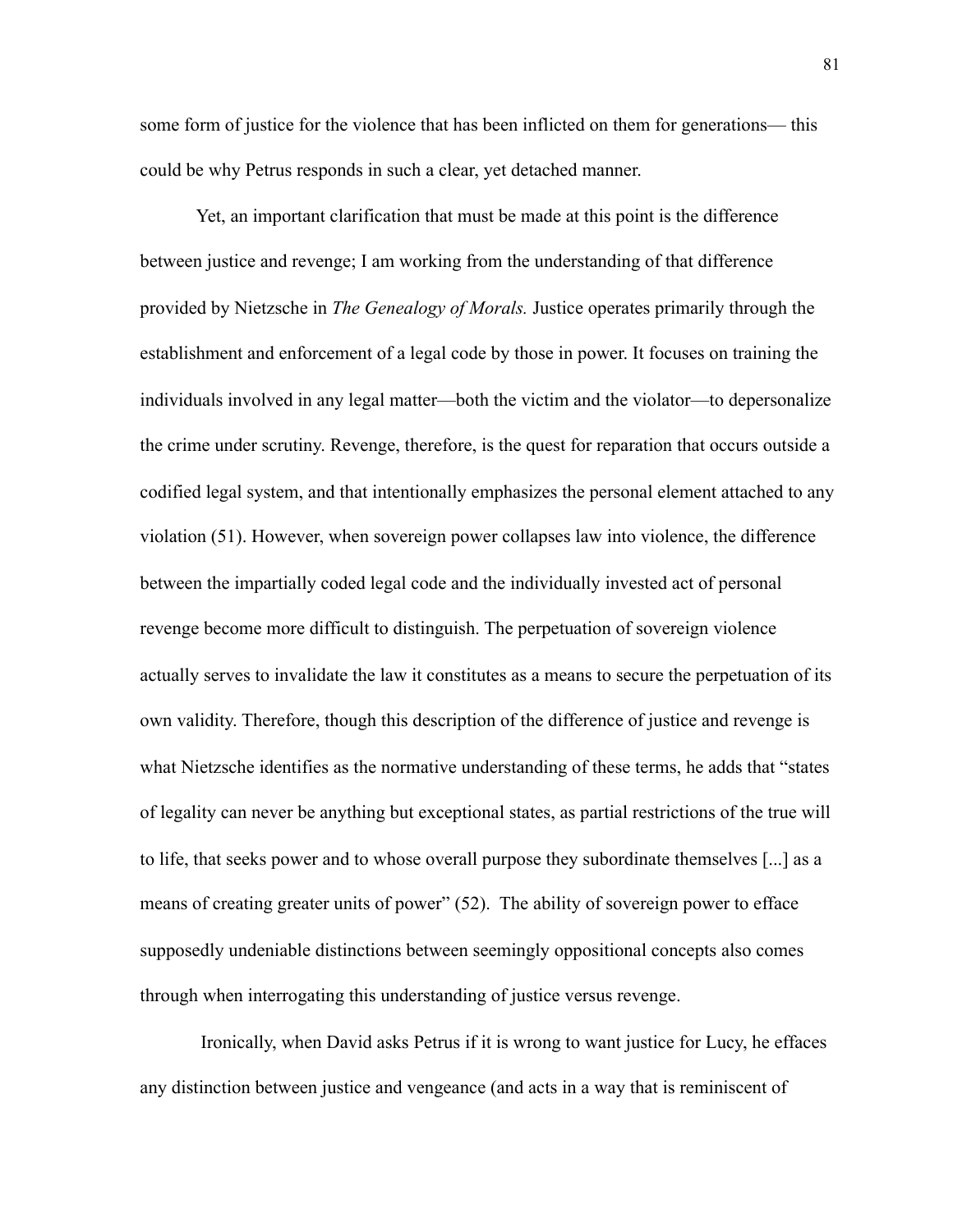some form of justice for the violence that has been inflicted on them for generations— this could be why Petrus responds in such a clear, yet detached manner.

Yet, an important clarification that must be made at this point is the difference between justice and revenge; I am working from the understanding of that difference provided by Nietzsche in *The Genealogy of Morals.* Justice operates primarily through the establishment and enforcement of a legal code by those in power. It focuses on training the individuals involved in any legal matter—both the victim and the violator—to depersonalize the crime under scrutiny. Revenge, therefore, is the quest for reparation that occurs outside a codified legal system, and that intentionally emphasizes the personal element attached to any violation (51). However, when sovereign power collapses law into violence, the difference between the impartially coded legal code and the individually invested act of personal revenge become more difficult to distinguish. The perpetuation of sovereign violence actually serves to invalidate the law it constitutes as a means to secure the perpetuation of its own validity. Therefore, though this description of the difference of justice and revenge is what Nietzsche identifies as the normative understanding of these terms, he adds that "states of legality can never be anything but exceptional states, as partial restrictions of the true will to life, that seeks power and to whose overall purpose they subordinate themselves [...] as a means of creating greater units of power" (52). The ability of sovereign power to efface supposedly undeniable distinctions between seemingly oppositional concepts also comes through when interrogating this understanding of justice versus revenge.

Ironically, when David asks Petrus if it is wrong to want justice for Lucy, he effaces any distinction between justice and vengeance (and acts in a way that is reminiscent of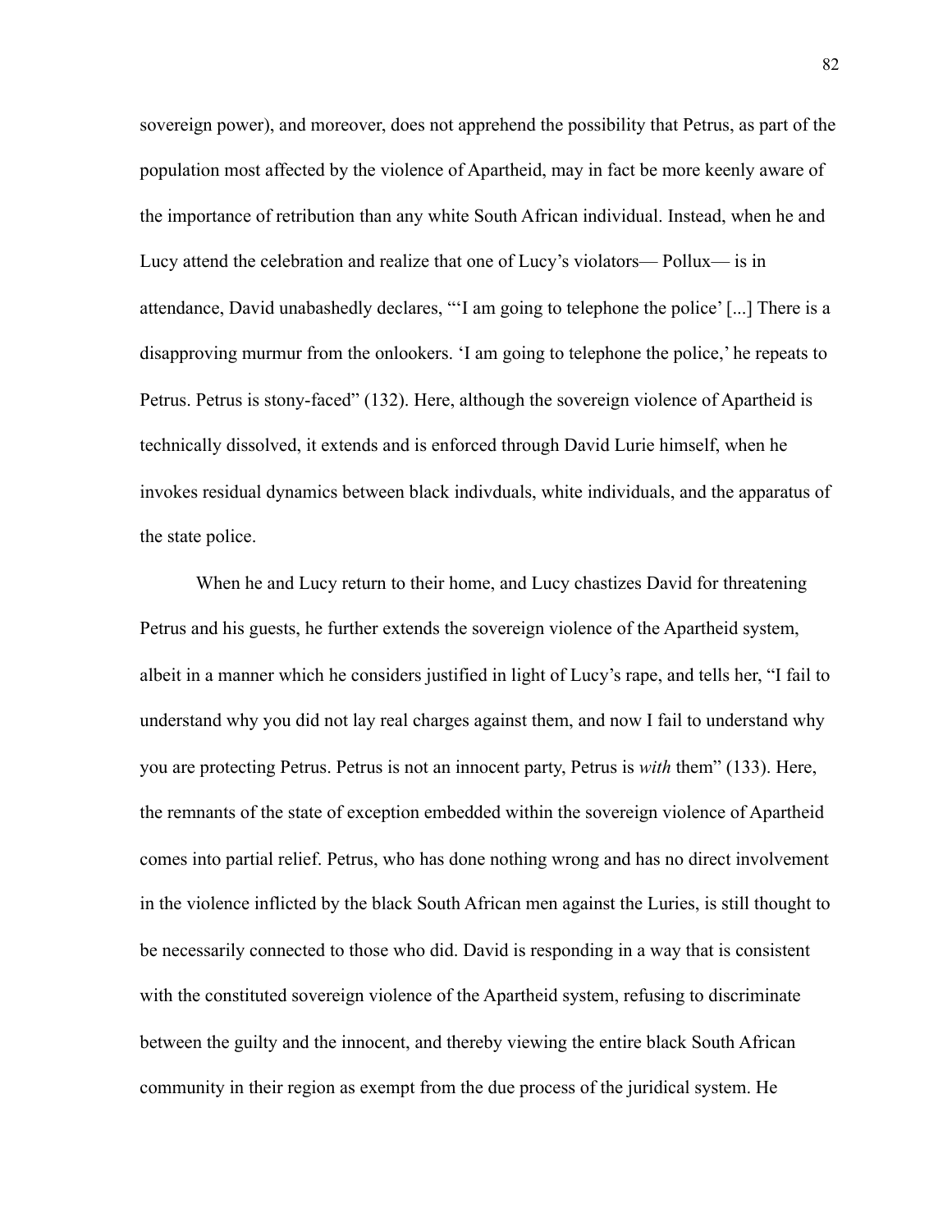sovereign power), and moreover, does not apprehend the possibility that Petrus, as part of the population most affected by the violence of Apartheid, may in fact be more keenly aware of the importance of retribution than any white South African individual. Instead, when he and Lucy attend the celebration and realize that one of Lucy's violators— Pollux— is in attendance, David unabashedly declares, "'I am going to telephone the police' [...] There is a disapproving murmur from the onlookers. 'I am going to telephone the police,' he repeats to Petrus. Petrus is stony-faced" (132). Here, although the sovereign violence of Apartheid is technically dissolved, it extends and is enforced through David Lurie himself, when he invokes residual dynamics between black indivduals, white individuals, and the apparatus of the state police.

When he and Lucy return to their home, and Lucy chastizes David for threatening Petrus and his guests, he further extends the sovereign violence of the Apartheid system, albeit in a manner which he considers justified in light of Lucy's rape, and tells her, "I fail to understand why you did not lay real charges against them, and now I fail to understand why you are protecting Petrus. Petrus is not an innocent party, Petrus is *with* them" (133). Here, the remnants of the state of exception embedded within the sovereign violence of Apartheid comes into partial relief. Petrus, who has done nothing wrong and has no direct involvement in the violence inflicted by the black South African men against the Luries, is still thought to be necessarily connected to those who did. David is responding in a way that is consistent with the constituted sovereign violence of the Apartheid system, refusing to discriminate between the guilty and the innocent, and thereby viewing the entire black South African community in their region as exempt from the due process of the juridical system. He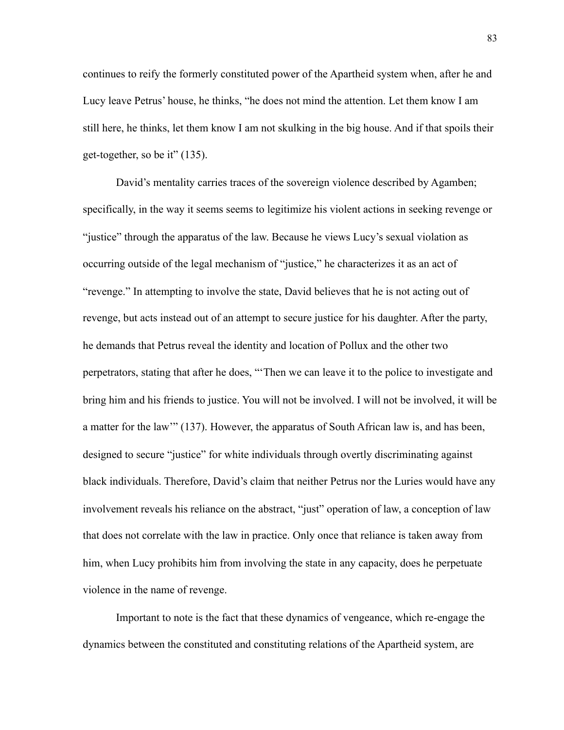continues to reify the formerly constituted power of the Apartheid system when, after he and Lucy leave Petrus' house, he thinks, "he does not mind the attention. Let them know I am still here, he thinks, let them know I am not skulking in the big house. And if that spoils their get-together, so be it" (135).

David's mentality carries traces of the sovereign violence described by Agamben; specifically, in the way it seems seems to legitimize his violent actions in seeking revenge or "justice" through the apparatus of the law. Because he views Lucy's sexual violation as occurring outside of the legal mechanism of "justice," he characterizes it as an act of "revenge." In attempting to involve the state, David believes that he is not acting out of revenge, but acts instead out of an attempt to secure justice for his daughter. After the party, he demands that Petrus reveal the identity and location of Pollux and the other two perpetrators, stating that after he does, "'Then we can leave it to the police to investigate and bring him and his friends to justice. You will not be involved. I will not be involved, it will be a matter for the law'" (137). However, the apparatus of South African law is, and has been, designed to secure "justice" for white individuals through overtly discriminating against black individuals. Therefore, David's claim that neither Petrus nor the Luries would have any involvement reveals his reliance on the abstract, "just" operation of law, a conception of law that does not correlate with the law in practice. Only once that reliance is taken away from him, when Lucy prohibits him from involving the state in any capacity, does he perpetuate violence in the name of revenge.

Important to note is the fact that these dynamics of vengeance, which re-engage the dynamics between the constituted and constituting relations of the Apartheid system, are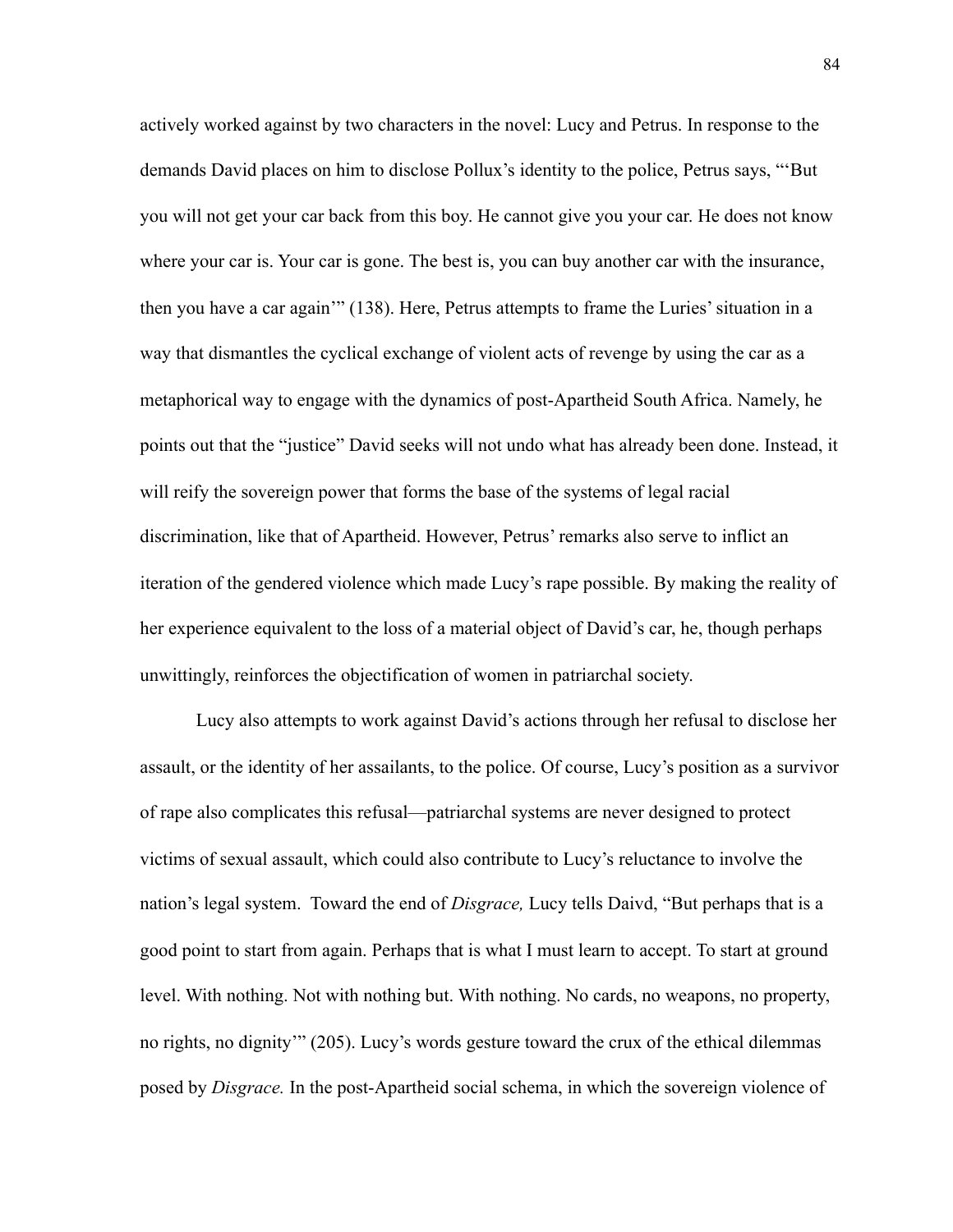actively worked against by two characters in the novel: Lucy and Petrus. In response to the demands David places on him to disclose Pollux's identity to the police, Petrus says, "'But you will not get your car back from this boy. He cannot give you your car. He does not know where your car is. Your car is gone. The best is, you can buy another car with the insurance, then you have a car again'" (138). Here, Petrus attempts to frame the Luries' situation in a way that dismantles the cyclical exchange of violent acts of revenge by using the car as a metaphorical way to engage with the dynamics of post-Apartheid South Africa. Namely, he points out that the "justice" David seeks will not undo what has already been done. Instead, it will reify the sovereign power that forms the base of the systems of legal racial discrimination, like that of Apartheid. However, Petrus' remarks also serve to inflict an iteration of the gendered violence which made Lucy's rape possible. By making the reality of her experience equivalent to the loss of a material object of David's car, he, though perhaps unwittingly, reinforces the objectification of women in patriarchal society.

Lucy also attempts to work against David's actions through her refusal to disclose her assault, or the identity of her assailants, to the police. Of course, Lucy's position as a survivor of rape also complicates this refusal—patriarchal systems are never designed to protect victims of sexual assault, which could also contribute to Lucy's reluctance to involve the nation's legal system.  Toward the end of *Disgrace,* Lucy tells Daivd, "But perhaps that is a good point to start from again. Perhaps that is what I must learn to accept. To start at ground level. With nothing. Not with nothing but. With nothing. No cards, no weapons, no property, no rights, no dignity'" (205). Lucy's words gesture toward the crux of the ethical dilemmas posed by *Disgrace.* In the post-Apartheid social schema, in which the sovereign violence of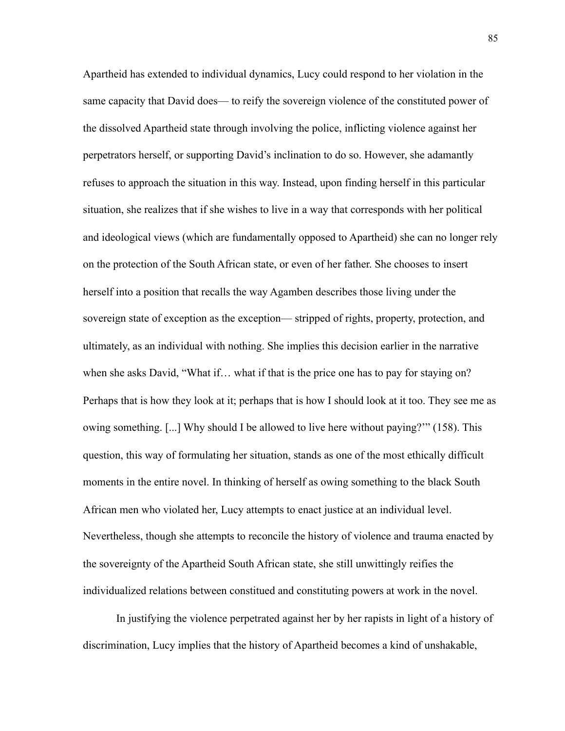Apartheid has extended to individual dynamics, Lucy could respond to her violation in the same capacity that David does— to reify the sovereign violence of the constituted power of the dissolved Apartheid state through involving the police, inflicting violence against her perpetrators herself, or supporting David's inclination to do so. However, she adamantly refuses to approach the situation in this way. Instead, upon finding herself in this particular situation, she realizes that if she wishes to live in a way that corresponds with her political and ideological views (which are fundamentally opposed to Apartheid) she can no longer rely on the protection of the South African state, or even of her father. She chooses to insert herself into a position that recalls the way Agamben describes those living under the sovereign state of exception as the exception— stripped of rights, property, protection, and ultimately, as an individual with nothing. She implies this decision earlier in the narrative when she asks David, "What if… what if that is the price one has to pay for staying on? Perhaps that is how they look at it; perhaps that is how I should look at it too. They see me as owing something. [...] Why should I be allowed to live here without paying?'" (158). This question, this way of formulating her situation, stands as one of the most ethically difficult moments in the entire novel. In thinking of herself as owing something to the black South African men who violated her, Lucy attempts to enact justice at an individual level. Nevertheless, though she attempts to reconcile the history of violence and trauma enacted by the sovereignty of the Apartheid South African state, she still unwittingly reifies the individualized relations between constitued and constituting powers at work in the novel.

In justifying the violence perpetrated against her by her rapists in light of a history of discrimination, Lucy implies that the history of Apartheid becomes a kind of unshakable,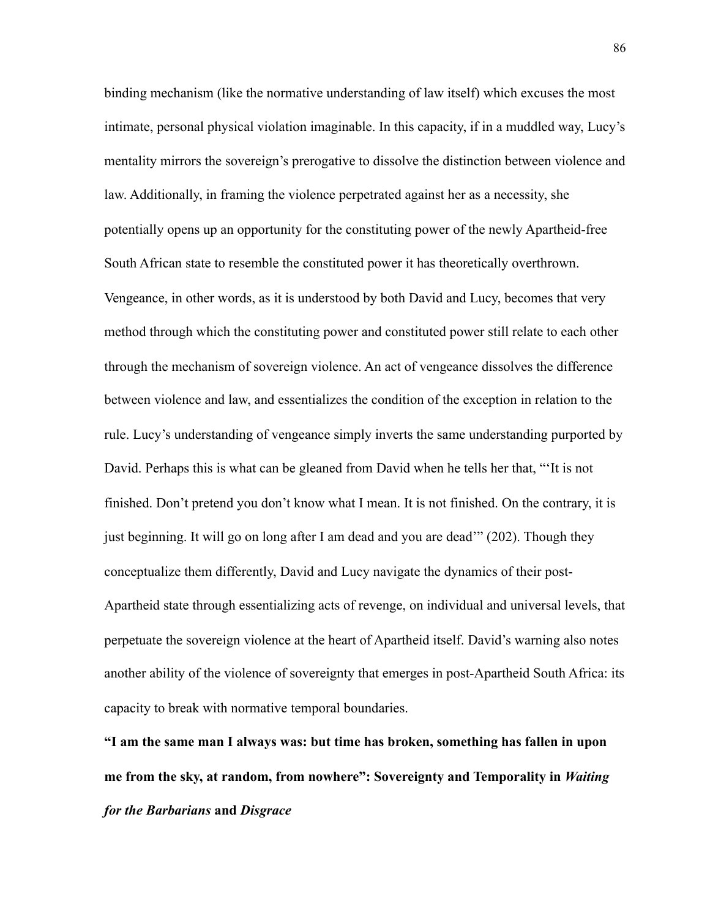binding mechanism (like the normative understanding of law itself) which excuses the most intimate, personal physical violation imaginable. In this capacity, if in a muddled way, Lucy's mentality mirrors the sovereign's prerogative to dissolve the distinction between violence and law. Additionally, in framing the violence perpetrated against her as a necessity, she potentially opens up an opportunity for the constituting power of the newly Apartheid-free South African state to resemble the constituted power it has theoretically overthrown. Vengeance, in other words, as it is understood by both David and Lucy, becomes that very method through which the constituting power and constituted power still relate to each other through the mechanism of sovereign violence. An act of vengeance dissolves the difference between violence and law, and essentializes the condition of the exception in relation to the rule. Lucy's understanding of vengeance simply inverts the same understanding purported by David. Perhaps this is what can be gleaned from David when he tells her that, "'It is not finished. Don't pretend you don't know what I mean. It is not finished. On the contrary, it is just beginning. It will go on long after I am dead and you are dead'" (202). Though they conceptualize them differently, David and Lucy navigate the dynamics of their post-Apartheid state through essentializing acts of revenge, on individual and universal levels, that perpetuate the sovereign violence at the heart of Apartheid itself. David's warning also notes another ability of the violence of sovereignty that emerges in post-Apartheid South Africa: its capacity to break with normative temporal boundaries.

**"I am the same man I always was: but time has broken, something has fallen in upon me from the sky, at random, from nowhere": Sovereignty and Temporality in *Waiting for the Barbarians* and *Disgrace***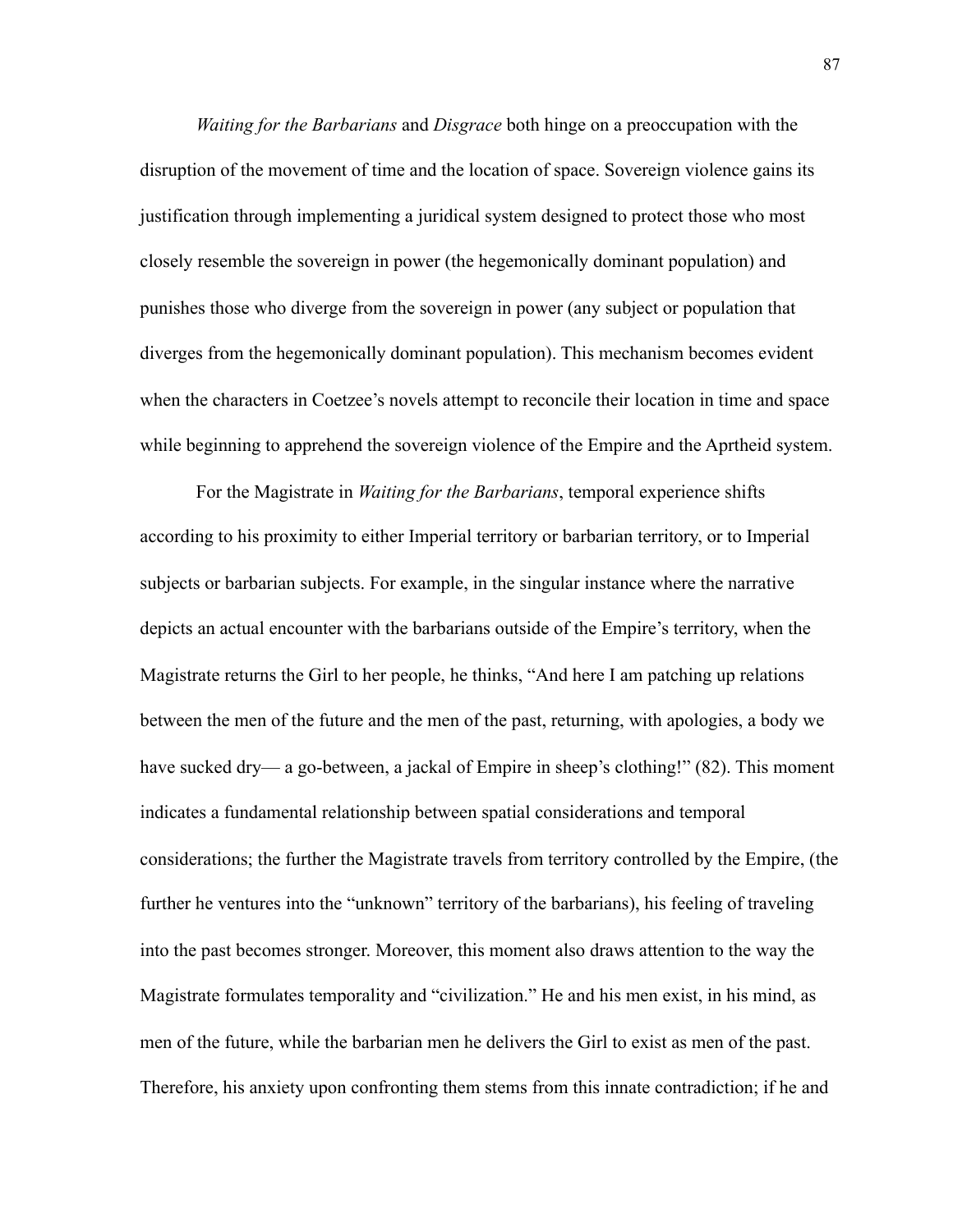*Waiting for the Barbarians* and *Disgrace* both hinge on a preoccupation with the disruption of the movement of time and the location of space. Sovereign violence gains its justification through implementing a juridical system designed to protect those who most closely resemble the sovereign in power (the hegemonically dominant population) and punishes those who diverge from the sovereign in power (any subject or population that diverges from the hegemonically dominant population). This mechanism becomes evident when the characters in Coetzee's novels attempt to reconcile their location in time and space while beginning to apprehend the sovereign violence of the Empire and the Aprtheid system.

For the Magistrate in *Waiting for the Barbarians*, temporal experience shifts according to his proximity to either Imperial territory or barbarian territory, or to Imperial subjects or barbarian subjects. For example, in the singular instance where the narrative depicts an actual encounter with the barbarians outside of the Empire's territory, when the Magistrate returns the Girl to her people, he thinks, "And here I am patching up relations between the men of the future and the men of the past, returning, with apologies, a body we have sucked dry— a go-between, a jackal of Empire in sheep's clothing!" (82). This moment indicates a fundamental relationship between spatial considerations and temporal considerations; the further the Magistrate travels from territory controlled by the Empire, (the further he ventures into the "unknown" territory of the barbarians), his feeling of traveling into the past becomes stronger. Moreover, this moment also draws attention to the way the Magistrate formulates temporality and "civilization." He and his men exist, in his mind, as men of the future, while the barbarian men he delivers the Girl to exist as men of the past. Therefore, his anxiety upon confronting them stems from this innate contradiction; if he and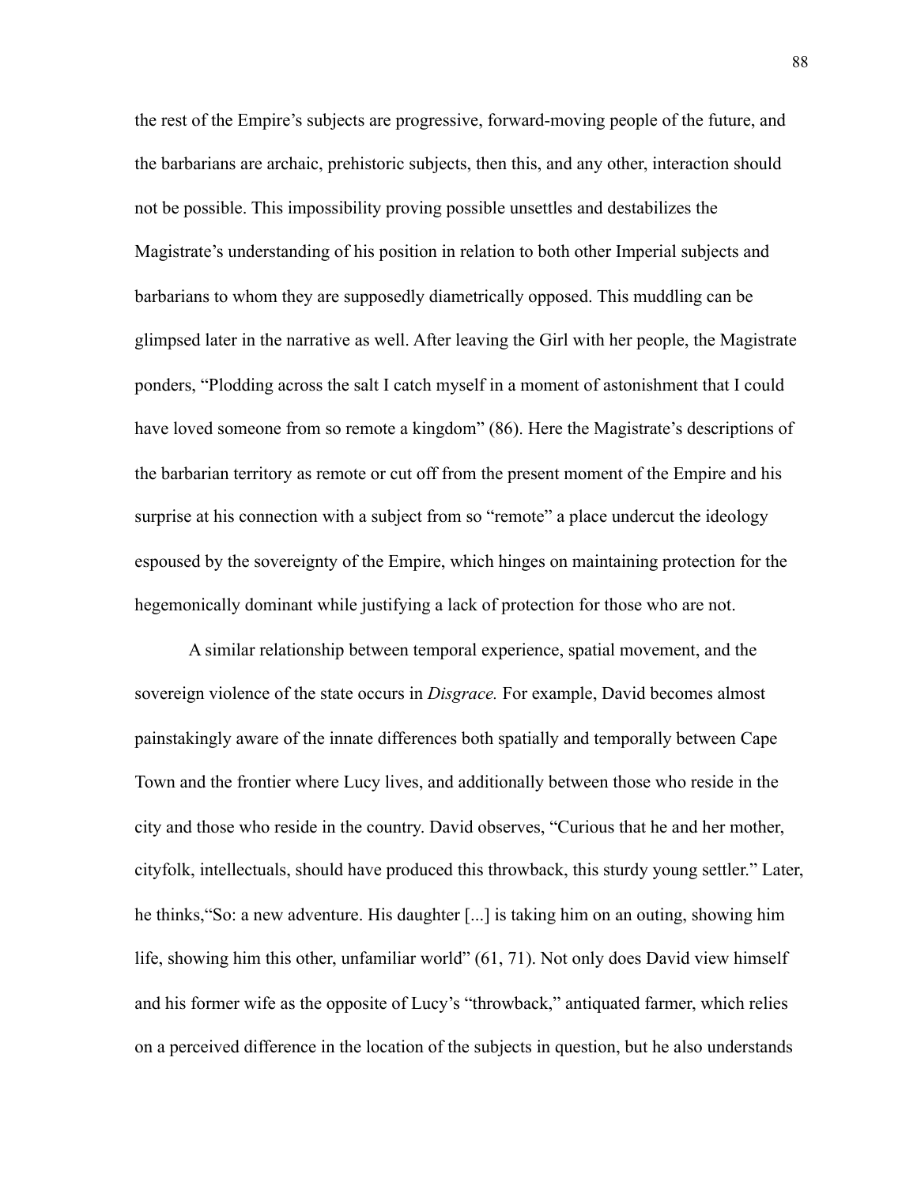the rest of the Empire's subjects are progressive, forward-moving people of the future, and the barbarians are archaic, prehistoric subjects, then this, and any other, interaction should not be possible. This impossibility proving possible unsettles and destabilizes the Magistrate's understanding of his position in relation to both other Imperial subjects and barbarians to whom they are supposedly diametrically opposed. This muddling can be glimpsed later in the narrative as well. After leaving the Girl with her people, the Magistrate ponders, "Plodding across the salt I catch myself in a moment of astonishment that I could have loved someone from so remote a kingdom" (86). Here the Magistrate's descriptions of the barbarian territory as remote or cut off from the present moment of the Empire and his surprise at his connection with a subject from so "remote" a place undercut the ideology espoused by the sovereignty of the Empire, which hinges on maintaining protection for the hegemonically dominant while justifying a lack of protection for those who are not.

A similar relationship between temporal experience, spatial movement, and the sovereign violence of the state occurs in *Disgrace.* For example, David becomes almost painstakingly aware of the innate differences both spatially and temporally between Cape Town and the frontier where Lucy lives, and additionally between those who reside in the city and those who reside in the country. David observes, "Curious that he and her mother, cityfolk, intellectuals, should have produced this throwback, this sturdy young settler." Later, he thinks,"So: a new adventure. His daughter [...] is taking him on an outing, showing him life, showing him this other, unfamiliar world" (61, 71). Not only does David view himself and his former wife as the opposite of Lucy's "throwback," antiquated farmer, which relies on a perceived difference in the location of the subjects in question, but he also understands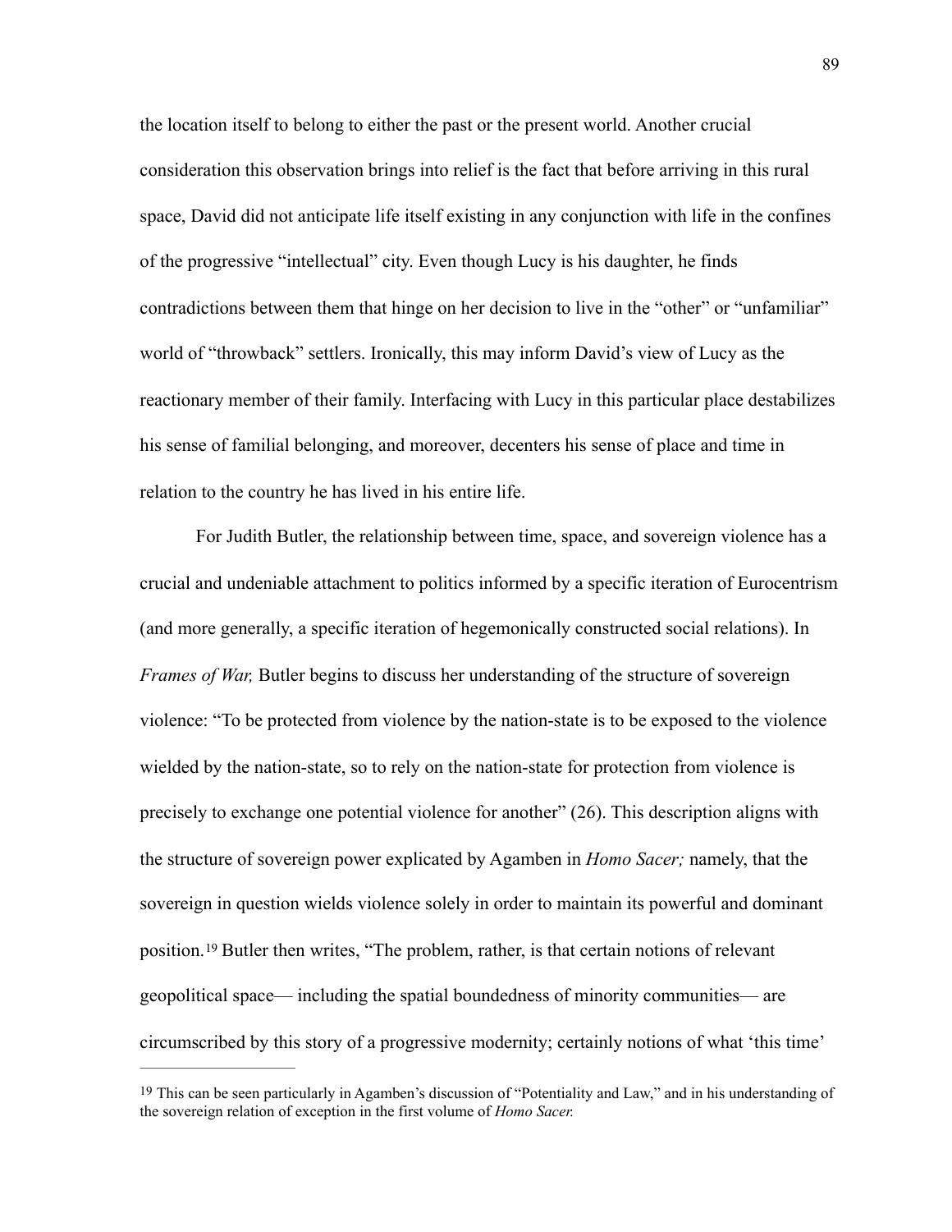the location itself to belong to either the past or the present world. Another crucial consideration this observation brings into relief is the fact that before arriving in this rural space, David did not anticipate life itself existing in any conjunction with life in the confines of the progressive "intellectual" city. Even though Lucy is his daughter, he finds contradictions between them that hinge on her decision to live in the "other" or "unfamiliar" world of "throwback" settlers. Ironically, this may inform David's view of Lucy as the reactionary member of their family. Interfacing with Lucy in this particular place destabilizes his sense of familial belonging, and moreover, decenters his sense of place and time in relation to the country he has lived in his entire life.

For Judith Butler, the relationship between time, space, and sovereign violence has a crucial and undeniable attachment to politics informed by a specific iteration of Eurocentrism (and more generally, a specific iteration of hegemonically constructed social relations). In *Frames of War,* Butler begins to discuss her understanding of the structure of sovereign violence: "To be protected from violence by the nation-state is to be exposed to the violence wielded by the nation-state, so to rely on the nation-state for protection from violence is precisely to exchange one potential violence for another" (26). This description aligns with the structure of sovereign power explicated by Agamben in *Homo Sacer;* namely, that the sovereign in question wields violence solely in order to maintain its powerful and dominant position.[19] Butler then writes, "The problem, rather, is that certain notions of relevant geopolitical space— including the spatial boundedness of minority communities— are circumscribed by this story of a progressive modernity; certainly notions of what 'this time'

---

[19] This can be seen particularly in Agamben's discussion of "Potentiality and Law," and in his understanding of the sovereign relation of exception in the first volume of *Homo Sacer.*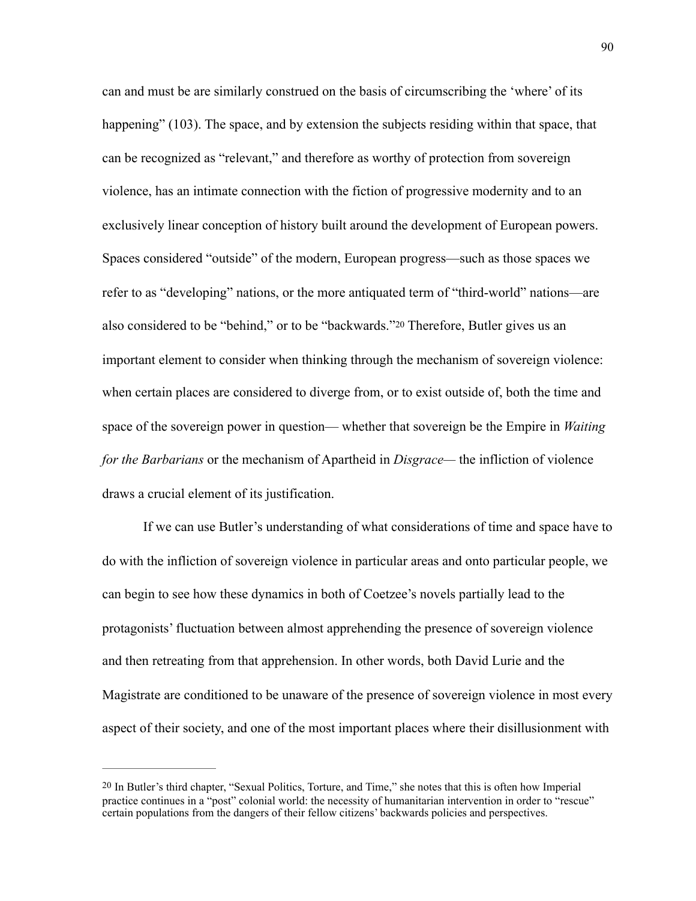can and must be are similarly construed on the basis of circumscribing the 'where' of its happening" (103). The space, and by extension the subjects residing within that space, that can be recognized as "relevant," and therefore as worthy of protection from sovereign violence, has an intimate connection with the fiction of progressive modernity and to an exclusively linear conception of history built around the development of European powers. Spaces considered "outside" of the modern, European progress—such as those spaces we refer to as "developing" nations, or the more antiquated term of "third-world" nations—are also considered to be "behind," or to be "backwards."[20] Therefore, Butler gives us an important element to consider when thinking through the mechanism of sovereign violence: when certain places are considered to diverge from, or to exist outside of, both the time and space of the sovereign power in question— whether that sovereign be the Empire in *Waiting for the Barbarians* or the mechanism of Apartheid in *Disgrace*— the infliction of violence draws a crucial element of its justification.

If we can use Butler's understanding of what considerations of time and space have to do with the infliction of sovereign violence in particular areas and onto particular people, we can begin to see how these dynamics in both of Coetzee's novels partially lead to the protagonists' fluctuation between almost apprehending the presence of sovereign violence and then retreating from that apprehension. In other words, both David Lurie and the Magistrate are conditioned to be unaware of the presence of sovereign violence in most every aspect of their society, and one of the most important places where their disillusionment with

---

[20] In Butler's third chapter, "Sexual Politics, Torture, and Time," she notes that this is often how Imperial practice continues in a "post" colonial world: the necessity of humanitarian intervention in order to "rescue" certain populations from the dangers of their fellow citizens' backwards policies and perspectives.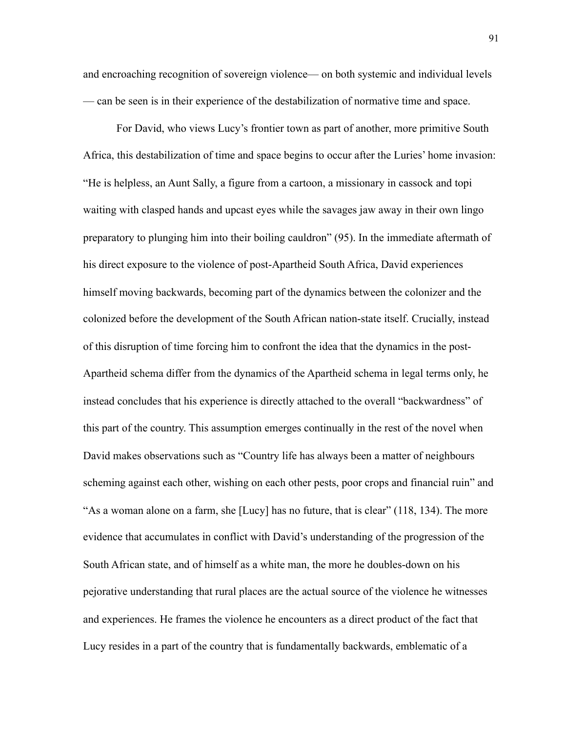and encroaching recognition of sovereign violence— on both systemic and individual levels — can be seen is in their experience of the destabilization of normative time and space.

For David, who views Lucy's frontier town as part of another, more primitive South Africa, this destabilization of time and space begins to occur after the Luries' home invasion: "He is helpless, an Aunt Sally, a figure from a cartoon, a missionary in cassock and topi waiting with clasped hands and upcast eyes while the savages jaw away in their own lingo preparatory to plunging him into their boiling cauldron" (95). In the immediate aftermath of his direct exposure to the violence of post-Apartheid South Africa, David experiences himself moving backwards, becoming part of the dynamics between the colonizer and the colonized before the development of the South African nation-state itself. Crucially, instead of this disruption of time forcing him to confront the idea that the dynamics in the post-Apartheid schema differ from the dynamics of the Apartheid schema in legal terms only, he instead concludes that his experience is directly attached to the overall "backwardness" of this part of the country. This assumption emerges continually in the rest of the novel when David makes observations such as "Country life has always been a matter of neighbours scheming against each other, wishing on each other pests, poor crops and financial ruin" and "As a woman alone on a farm, she [Lucy] has no future, that is clear" (118, 134). The more evidence that accumulates in conflict with David's understanding of the progression of the South African state, and of himself as a white man, the more he doubles-down on his pejorative understanding that rural places are the actual source of the violence he witnesses and experiences. He frames the violence he encounters as a direct product of the fact that Lucy resides in a part of the country that is fundamentally backwards, emblematic of a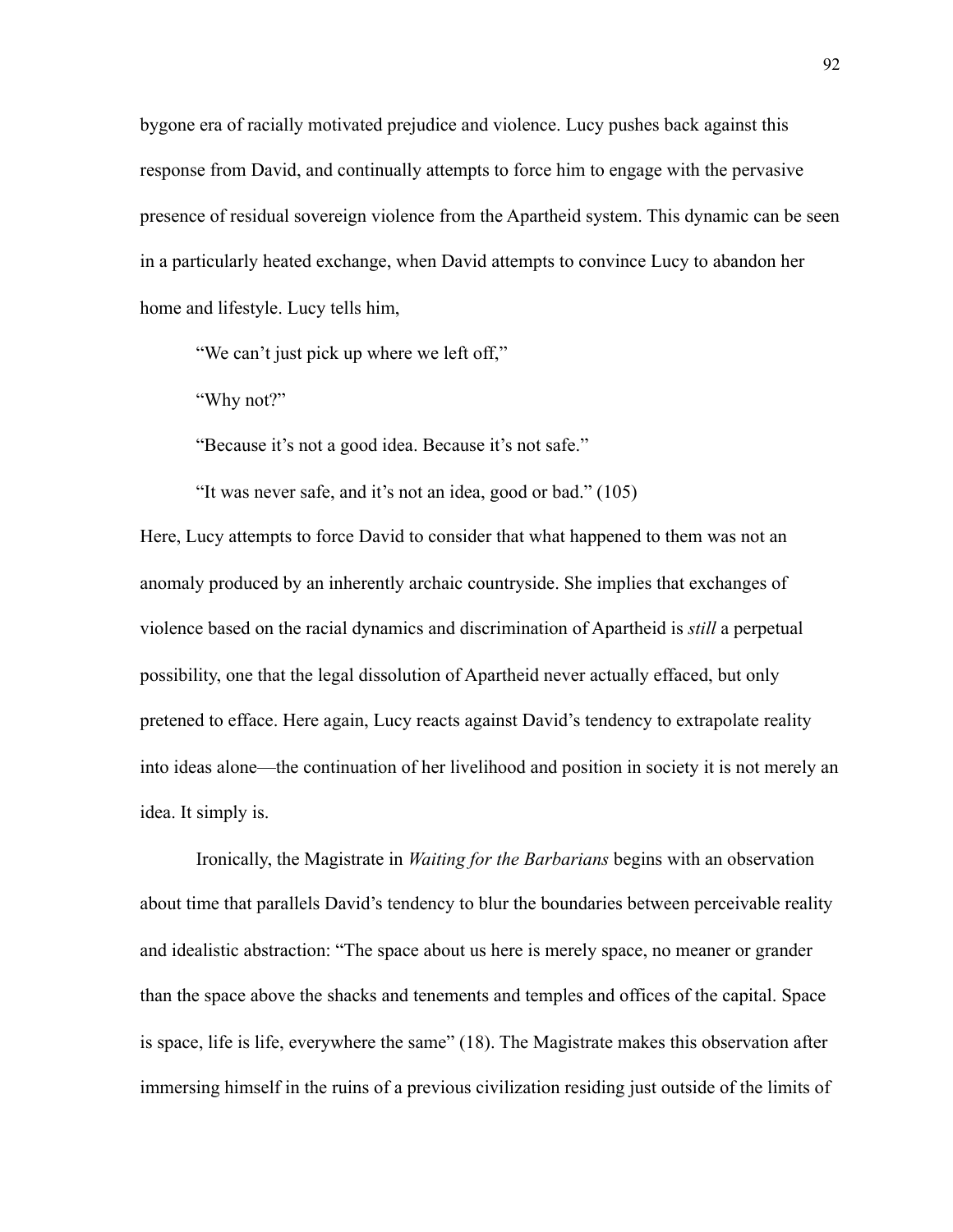bygone era of racially motivated prejudice and violence. Lucy pushes back against this response from David, and continually attempts to force him to engage with the pervasive presence of residual sovereign violence from the Apartheid system. This dynamic can be seen in a particularly heated exchange, when David attempts to convince Lucy to abandon her home and lifestyle. Lucy tells him,

> "We can't just pick up where we left off,"
>
> "Why not?"
>
> "Because it's not a good idea. Because it's not safe."
>
> "It was never safe, and it's not an idea, good or bad." (105)

Here, Lucy attempts to force David to consider that what happened to them was not an anomaly produced by an inherently archaic countryside. She implies that exchanges of violence based on the racial dynamics and discrimination of Apartheid is *still* a perpetual possibility, one that the legal dissolution of Apartheid never actually effaced, but only pretened to efface. Here again, Lucy reacts against David's tendency to extrapolate reality into ideas alone—the continuation of her livelihood and position in society it is not merely an idea. It simply is.

Ironically, the Magistrate in *Waiting for the Barbarians* begins with an observation about time that parallels David's tendency to blur the boundaries between perceivable reality and idealistic abstraction: "The space about us here is merely space, no meaner or grander than the space above the shacks and tenements and temples and offices of the capital. Space is space, life is life, everywhere the same" (18). The Magistrate makes this observation after immersing himself in the ruins of a previous civilization residing just outside of the limits of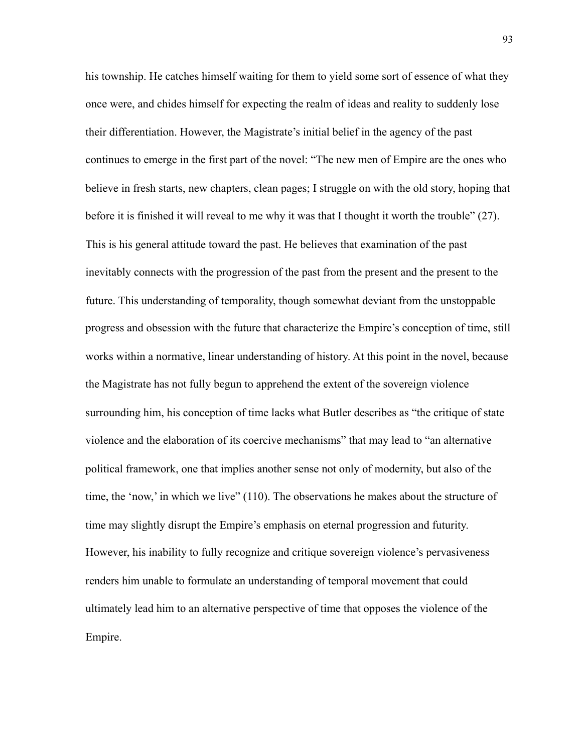his township. He catches himself waiting for them to yield some sort of essence of what they once were, and chides himself for expecting the realm of ideas and reality to suddenly lose their differentiation. However, the Magistrate's initial belief in the agency of the past continues to emerge in the first part of the novel: "The new men of Empire are the ones who believe in fresh starts, new chapters, clean pages; I struggle on with the old story, hoping that before it is finished it will reveal to me why it was that I thought it worth the trouble" (27). This is his general attitude toward the past. He believes that examination of the past inevitably connects with the progression of the past from the present and the present to the future. This understanding of temporality, though somewhat deviant from the unstoppable progress and obsession with the future that characterize the Empire's conception of time, still works within a normative, linear understanding of history. At this point in the novel, because the Magistrate has not fully begun to apprehend the extent of the sovereign violence surrounding him, his conception of time lacks what Butler describes as "the critique of state violence and the elaboration of its coercive mechanisms" that may lead to "an alternative political framework, one that implies another sense not only of modernity, but also of the time, the 'now,' in which we live" (110). The observations he makes about the structure of time may slightly disrupt the Empire's emphasis on eternal progression and futurity. However, his inability to fully recognize and critique sovereign violence's pervasiveness renders him unable to formulate an understanding of temporal movement that could ultimately lead him to an alternative perspective of time that opposes the violence of the Empire.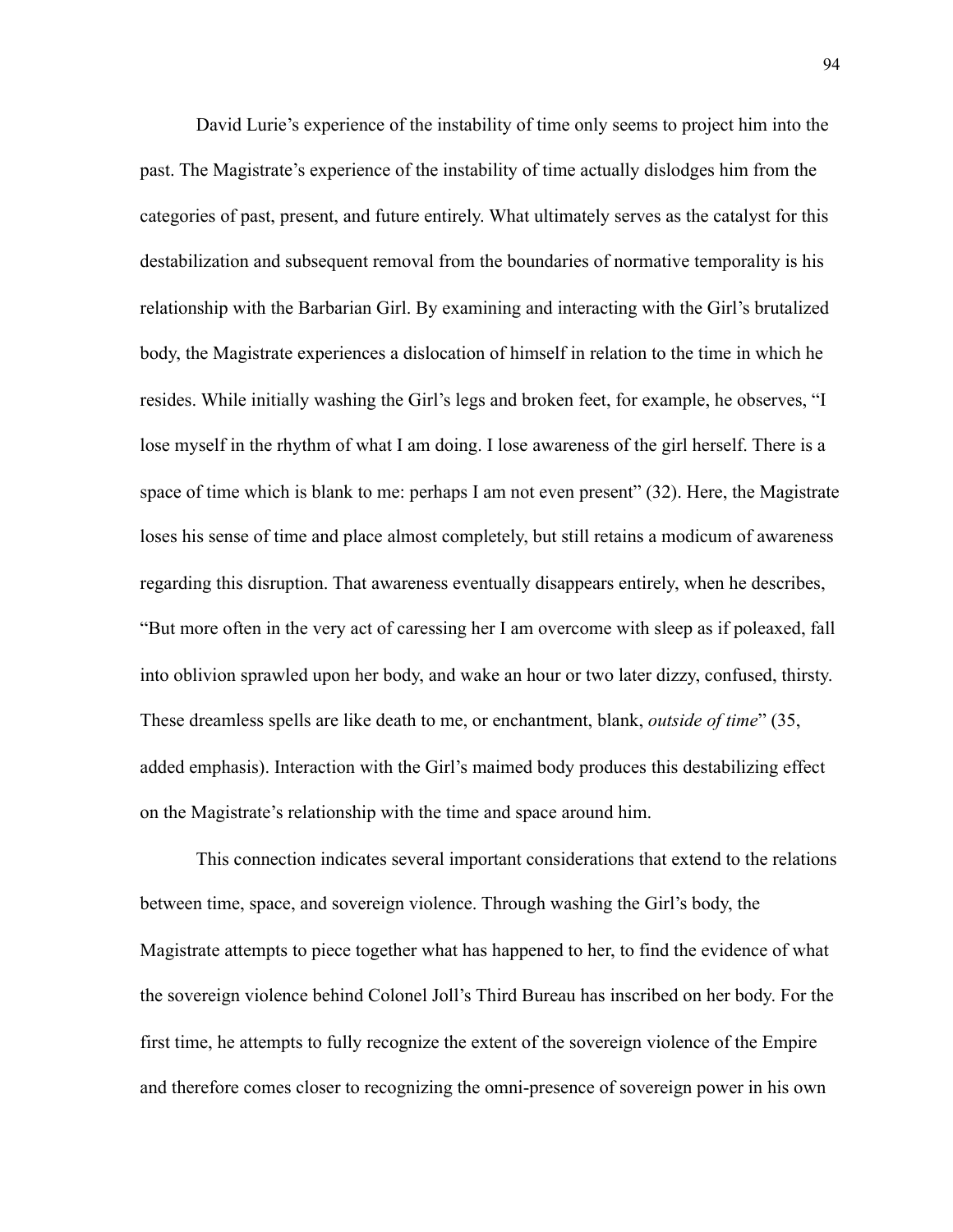David Lurie's experience of the instability of time only seems to project him into the past. The Magistrate's experience of the instability of time actually dislodges him from the categories of past, present, and future entirely. What ultimately serves as the catalyst for this destabilization and subsequent removal from the boundaries of normative temporality is his relationship with the Barbarian Girl. By examining and interacting with the Girl's brutalized body, the Magistrate experiences a dislocation of himself in relation to the time in which he resides. While initially washing the Girl's legs and broken feet, for example, he observes, "I lose myself in the rhythm of what I am doing. I lose awareness of the girl herself. There is a space of time which is blank to me: perhaps I am not even present" (32). Here, the Magistrate loses his sense of time and place almost completely, but still retains a modicum of awareness regarding this disruption. That awareness eventually disappears entirely, when he describes, "But more often in the very act of caressing her I am overcome with sleep as if poleaxed, fall into oblivion sprawled upon her body, and wake an hour or two later dizzy, confused, thirsty. These dreamless spells are like death to me, or enchantment, blank, *outside of time*" (35, added emphasis). Interaction with the Girl's maimed body produces this destabilizing effect on the Magistrate's relationship with the time and space around him.

This connection indicates several important considerations that extend to the relations between time, space, and sovereign violence. Through washing the Girl's body, the Magistrate attempts to piece together what has happened to her, to find the evidence of what the sovereign violence behind Colonel Joll's Third Bureau has inscribed on her body. For the first time, he attempts to fully recognize the extent of the sovereign violence of the Empire and therefore comes closer to recognizing the omni-presence of sovereign power in his own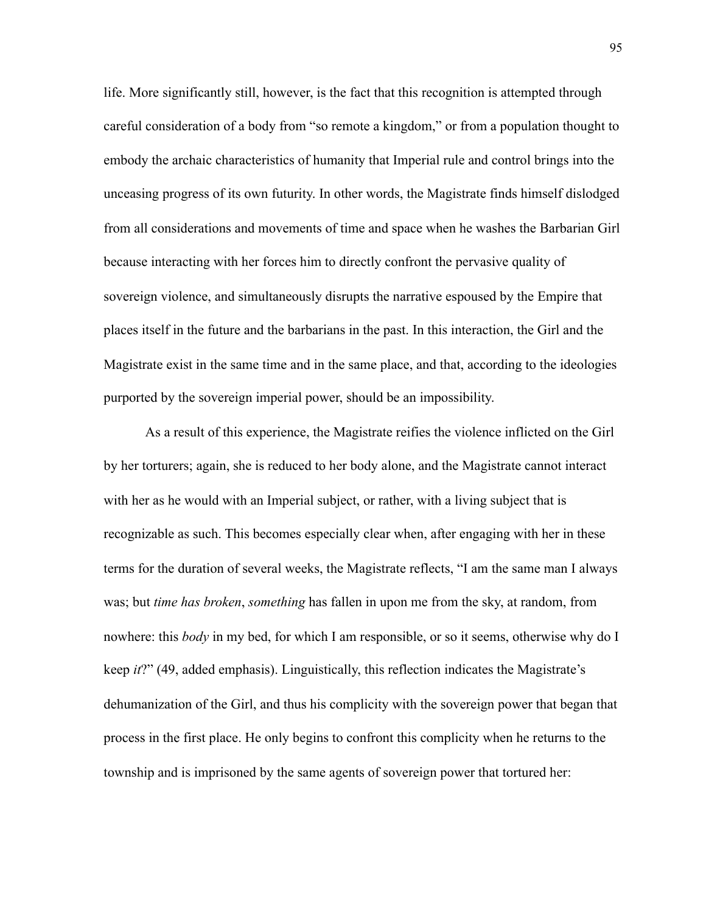life. More significantly still, however, is the fact that this recognition is attempted through careful consideration of a body from "so remote a kingdom," or from a population thought to embody the archaic characteristics of humanity that Imperial rule and control brings into the unceasing progress of its own futurity. In other words, the Magistrate finds himself dislodged from all considerations and movements of time and space when he washes the Barbarian Girl because interacting with her forces him to directly confront the pervasive quality of sovereign violence, and simultaneously disrupts the narrative espoused by the Empire that places itself in the future and the barbarians in the past. In this interaction, the Girl and the Magistrate exist in the same time and in the same place, and that, according to the ideologies purported by the sovereign imperial power, should be an impossibility.

As a result of this experience, the Magistrate reifies the violence inflicted on the Girl by her torturers; again, she is reduced to her body alone, and the Magistrate cannot interact with her as he would with an Imperial subject, or rather, with a living subject that is recognizable as such. This becomes especially clear when, after engaging with her in these terms for the duration of several weeks, the Magistrate reflects, "I am the same man I always was; but *time has broken*, *something* has fallen in upon me from the sky, at random, from nowhere: this *body* in my bed, for which I am responsible, or so it seems, otherwise why do I keep *it*?" (49, added emphasis). Linguistically, this reflection indicates the Magistrate's dehumanization of the Girl, and thus his complicity with the sovereign power that began that process in the first place. He only begins to confront this complicity when he returns to the township and is imprisoned by the same agents of sovereign power that tortured her: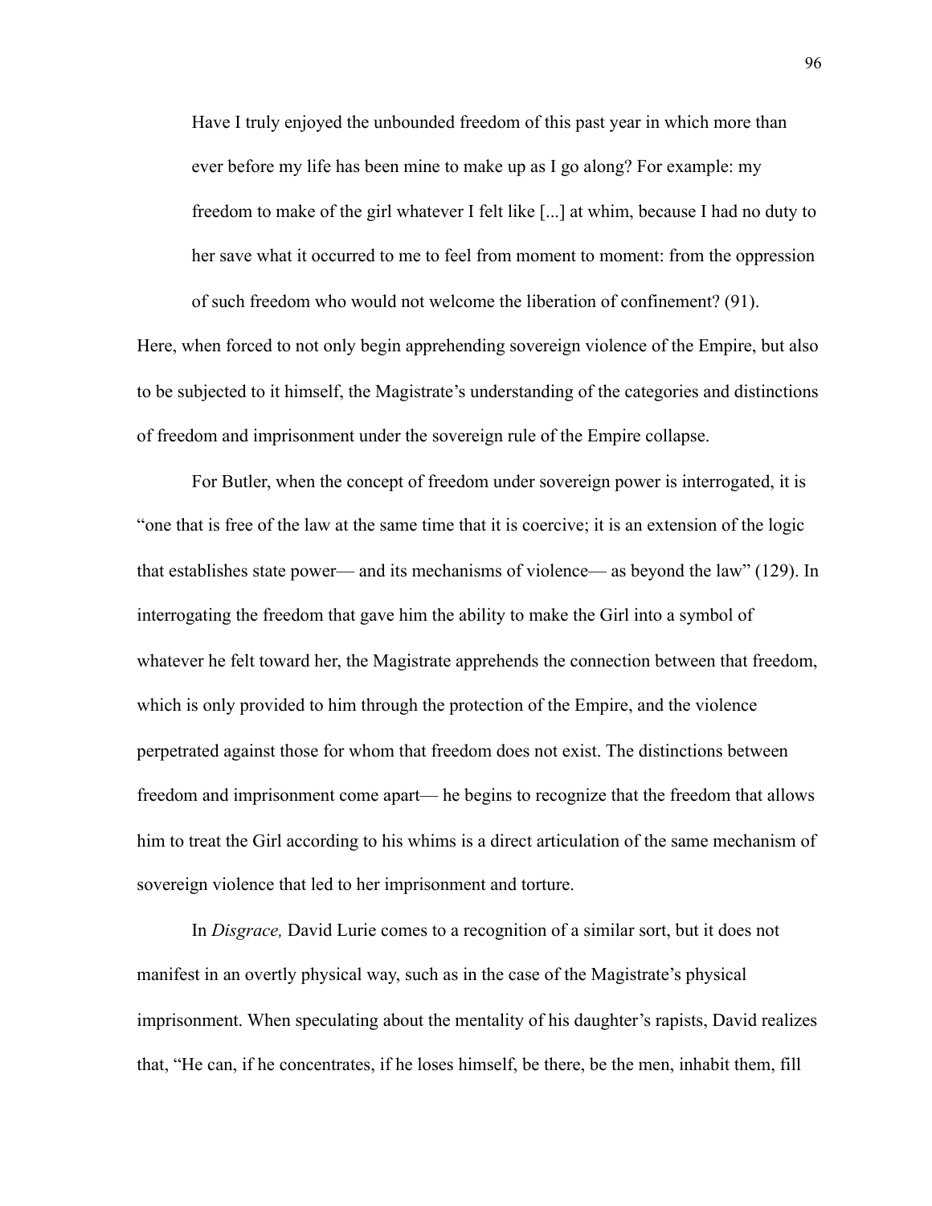> Have I truly enjoyed the unbounded freedom of this past year in which more than ever before my life has been mine to make up as I go along? For example: my freedom to make of the girl whatever I felt like [...] at whim, because I had no duty to her save what it occurred to me to feel from moment to moment: from the oppression of such freedom who would not welcome the liberation of confinement? (91).

Here, when forced to not only begin apprehending sovereign violence of the Empire, but also to be subjected to it himself, the Magistrate's understanding of the categories and distinctions of freedom and imprisonment under the sovereign rule of the Empire collapse.

For Butler, when the concept of freedom under sovereign power is interrogated, it is "one that is free of the law at the same time that it is coercive; it is an extension of the logic that establishes state power— and its mechanisms of violence— as beyond the law" (129). In interrogating the freedom that gave him the ability to make the Girl into a symbol of whatever he felt toward her, the Magistrate apprehends the connection between that freedom, which is only provided to him through the protection of the Empire, and the violence perpetrated against those for whom that freedom does not exist. The distinctions between freedom and imprisonment come apart— he begins to recognize that the freedom that allows him to treat the Girl according to his whims is a direct articulation of the same mechanism of sovereign violence that led to her imprisonment and torture.

In *Disgrace,* David Lurie comes to a recognition of a similar sort, but it does not manifest in an overtly physical way, such as in the case of the Magistrate's physical imprisonment. When speculating about the mentality of his daughter's rapists, David realizes that, "He can, if he concentrates, if he loses himself, be there, be the men, inhabit them, fill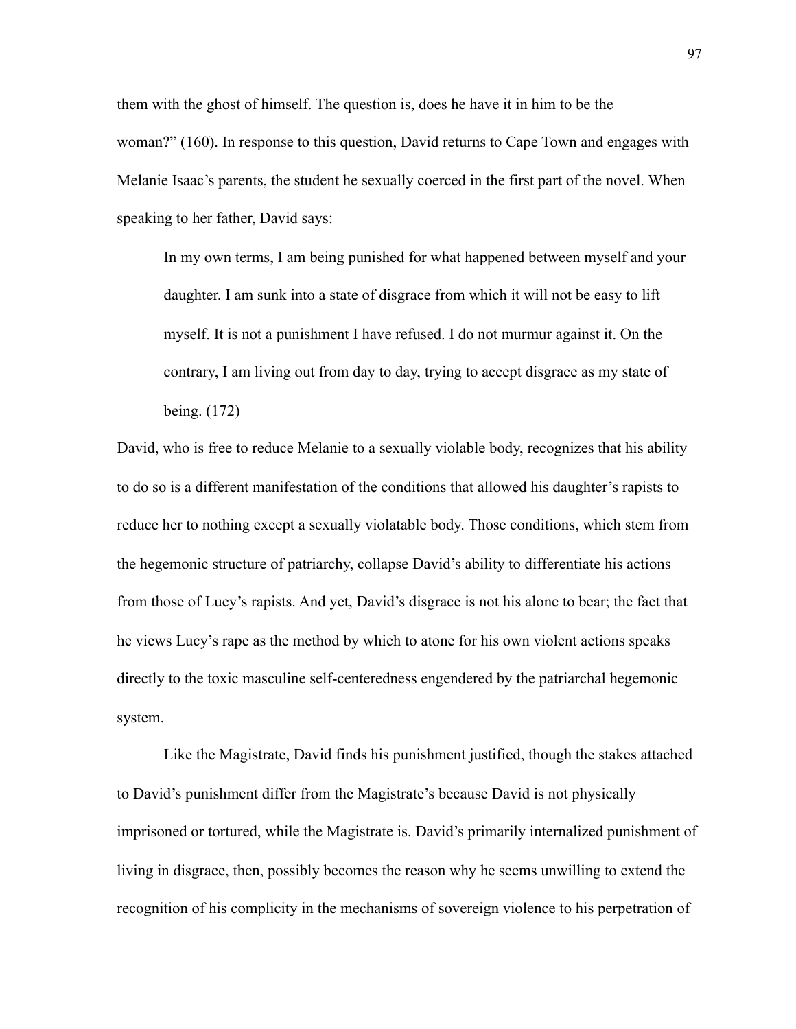them with the ghost of himself. The question is, does he have it in him to be the woman?" (160). In response to this question, David returns to Cape Town and engages with Melanie Isaac's parents, the student he sexually coerced in the first part of the novel. When speaking to her father, David says:

> In my own terms, I am being punished for what happened between myself and your daughter. I am sunk into a state of disgrace from which it will not be easy to lift myself. It is not a punishment I have refused. I do not murmur against it. On the contrary, I am living out from day to day, trying to accept disgrace as my state of being. (172)

David, who is free to reduce Melanie to a sexually violable body, recognizes that his ability to do so is a different manifestation of the conditions that allowed his daughter's rapists to reduce her to nothing except a sexually violatable body. Those conditions, which stem from the hegemonic structure of patriarchy, collapse David's ability to differentiate his actions from those of Lucy's rapists. And yet, David's disgrace is not his alone to bear; the fact that he views Lucy's rape as the method by which to atone for his own violent actions speaks directly to the toxic masculine self-centeredness engendered by the patriarchal hegemonic system.

Like the Magistrate, David finds his punishment justified, though the stakes attached to David's punishment differ from the Magistrate's because David is not physically imprisoned or tortured, while the Magistrate is. David's primarily internalized punishment of living in disgrace, then, possibly becomes the reason why he seems unwilling to extend the recognition of his complicity in the mechanisms of sovereign violence to his perpetration of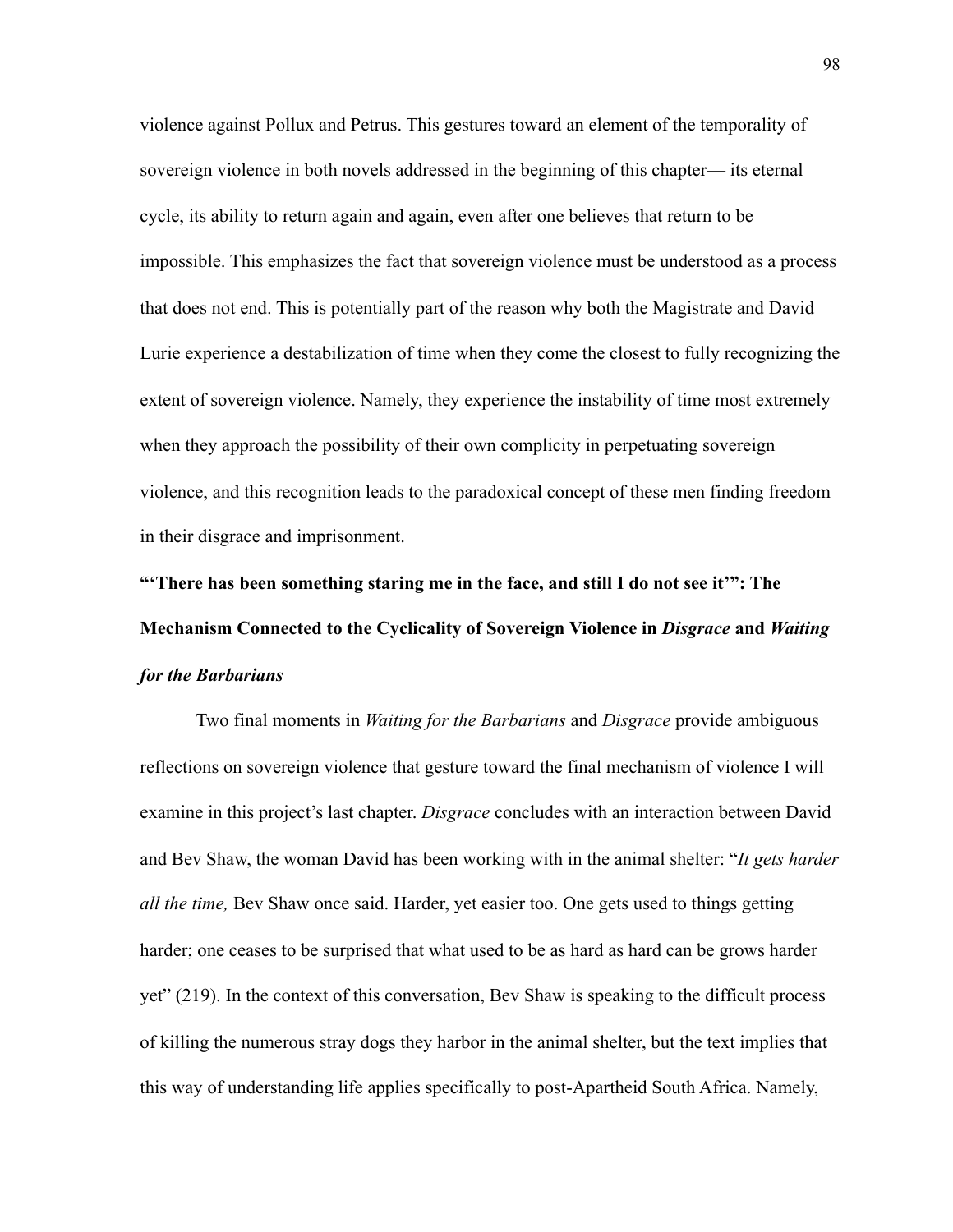violence against Pollux and Petrus. This gestures toward an element of the temporality of sovereign violence in both novels addressed in the beginning of this chapter— its eternal cycle, its ability to return again and again, even after one believes that return to be impossible. This emphasizes the fact that sovereign violence must be understood as a process that does not end. This is potentially part of the reason why both the Magistrate and David Lurie experience a destabilization of time when they come the closest to fully recognizing the extent of sovereign violence. Namely, they experience the instability of time most extremely when they approach the possibility of their own complicity in perpetuating sovereign violence, and this recognition leads to the paradoxical concept of these men finding freedom in their disgrace and imprisonment.

### "'There has been something staring me in the face, and still I do not see it'": The Mechanism Connected to the Cyclicality of Sovereign Violence in *Disgrace* and *Waiting for the Barbarians*

Two final moments in *Waiting for the Barbarians* and *Disgrace* provide ambiguous reflections on sovereign violence that gesture toward the final mechanism of violence I will examine in this project's last chapter. *Disgrace* concludes with an interaction between David and Bev Shaw, the woman David has been working with in the animal shelter: "*It gets harder all the time,* Bev Shaw once said. Harder, yet easier too. One gets used to things getting harder; one ceases to be surprised that what used to be as hard as hard can be grows harder yet" (219). In the context of this conversation, Bev Shaw is speaking to the difficult process of killing the numerous stray dogs they harbor in the animal shelter, but the text implies that this way of understanding life applies specifically to post-Apartheid South Africa. Namely,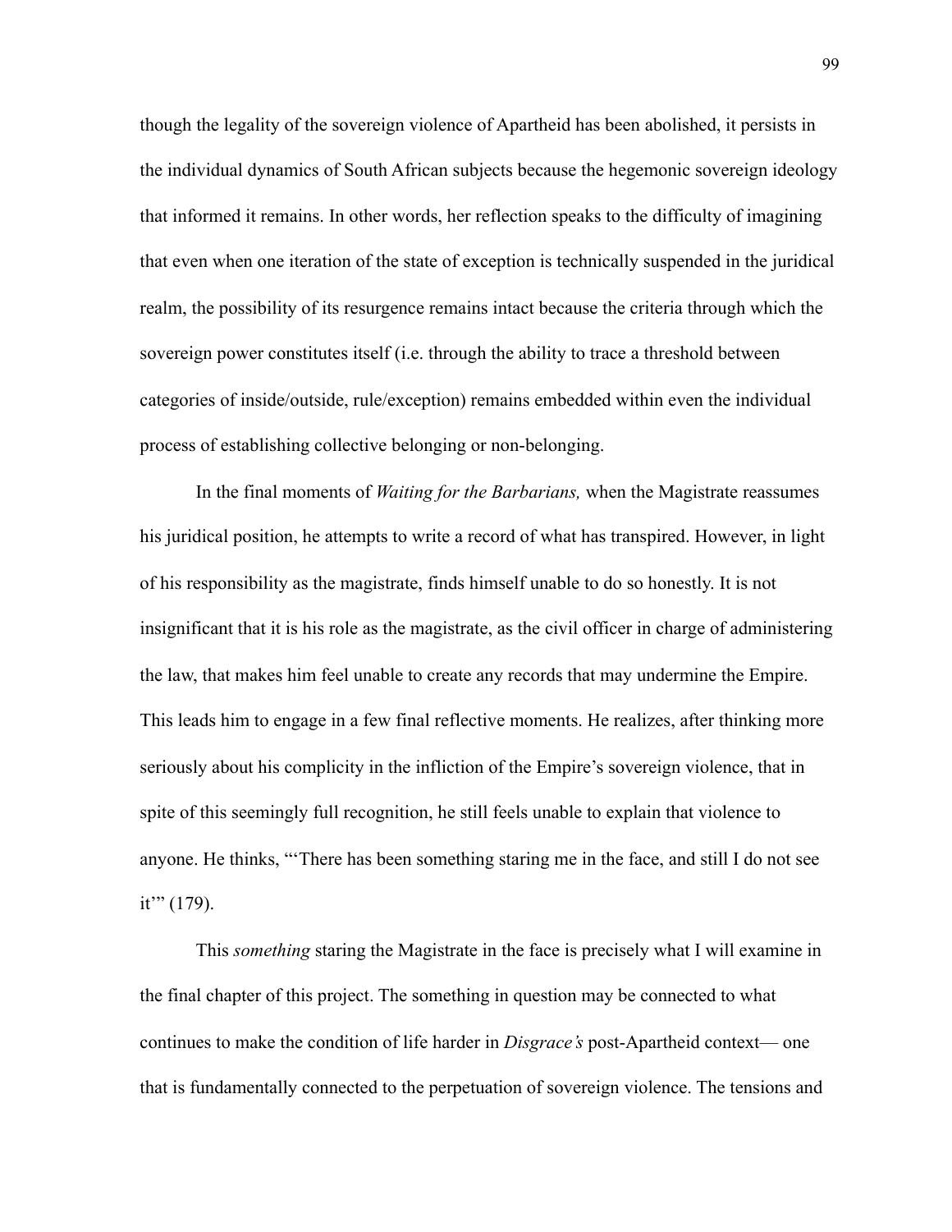though the legality of the sovereign violence of Apartheid has been abolished, it persists in the individual dynamics of South African subjects because the hegemonic sovereign ideology that informed it remains. In other words, her reflection speaks to the difficulty of imagining that even when one iteration of the state of exception is technically suspended in the juridical realm, the possibility of its resurgence remains intact because the criteria through which the sovereign power constitutes itself (i.e. through the ability to trace a threshold between categories of inside/outside, rule/exception) remains embedded within even the individual process of establishing collective belonging or non-belonging.

In the final moments of *Waiting for the Barbarians,* when the Magistrate reassumes his juridical position, he attempts to write a record of what has transpired. However, in light of his responsibility as the magistrate, finds himself unable to do so honestly. It is not insignificant that it is his role as the magistrate, as the civil officer in charge of administering the law, that makes him feel unable to create any records that may undermine the Empire. This leads him to engage in a few final reflective moments. He realizes, after thinking more seriously about his complicity in the infliction of the Empire's sovereign violence, that in spite of this seemingly full recognition, he still feels unable to explain that violence to anyone. He thinks, "'There has been something staring me in the face, and still I do not see it'" (179).

This *something* staring the Magistrate in the face is precisely what I will examine in the final chapter of this project. The something in question may be connected to what continues to make the condition of life harder in *Disgrace's* post-Apartheid context— one that is fundamentally connected to the perpetuation of sovereign violence. The tensions and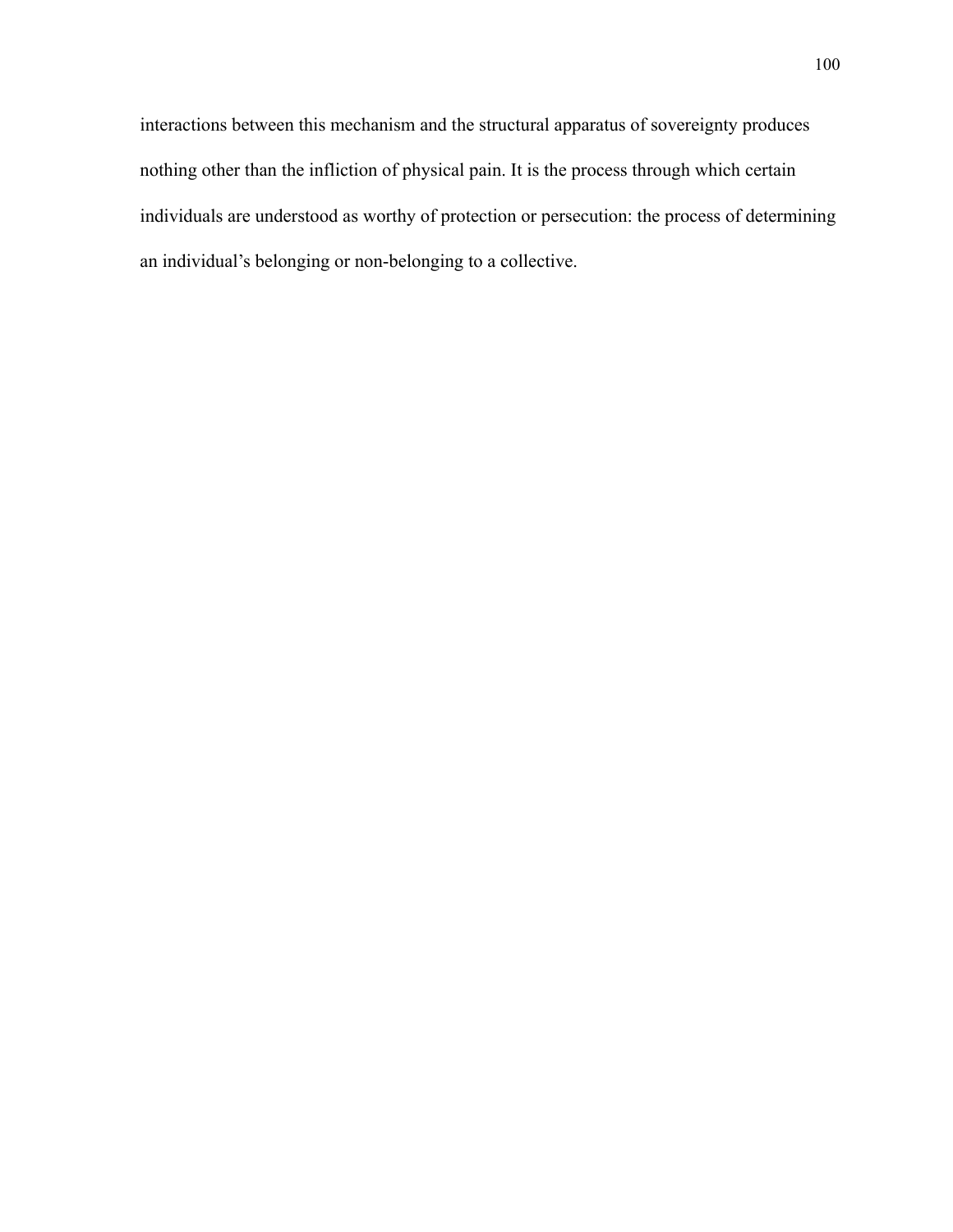interactions between this mechanism and the structural apparatus of sovereignty produces nothing other than the infliction of physical pain. It is the process through which certain individuals are understood as worthy of protection or persecution: the process of determining an individual's belonging or non-belonging to a collective.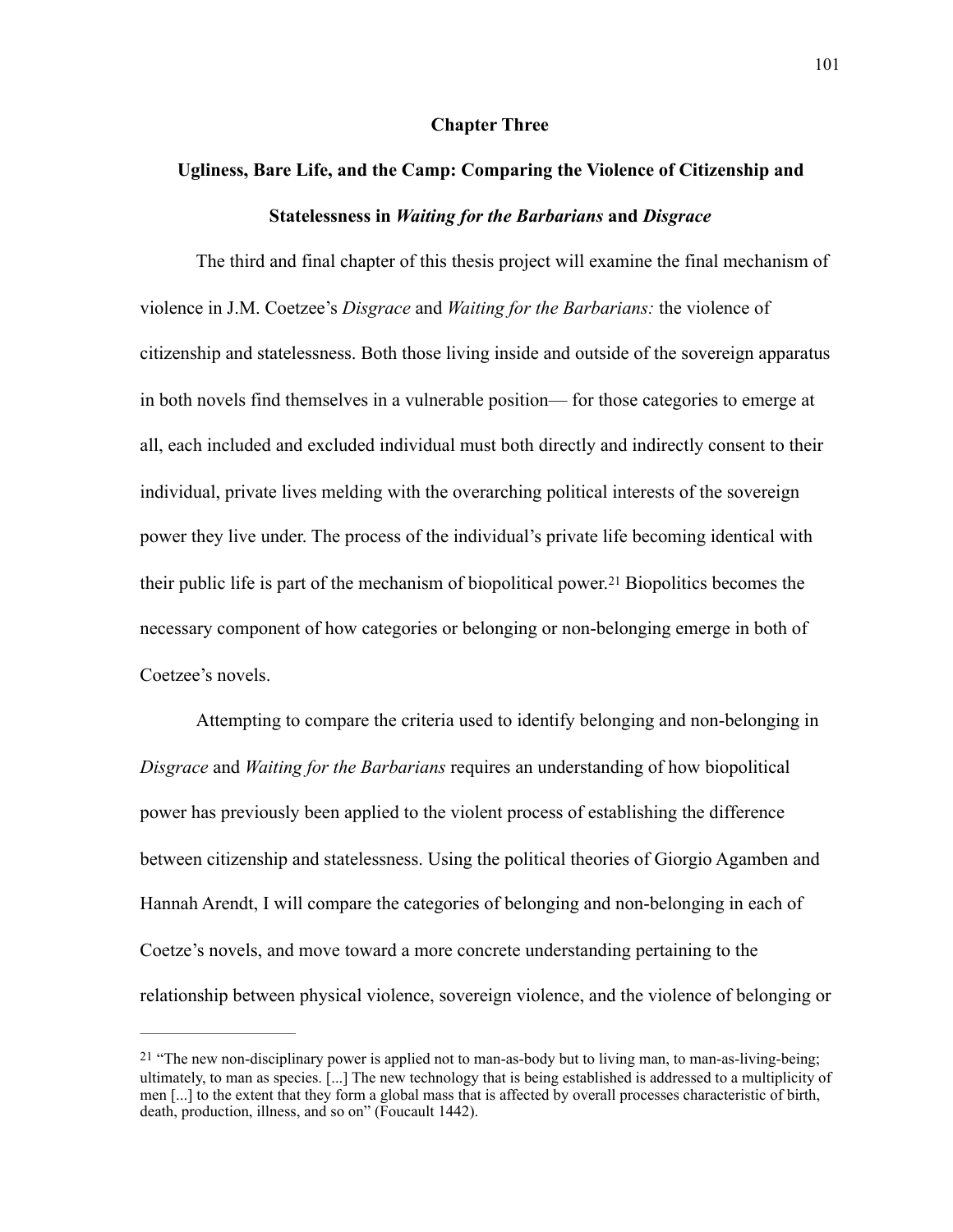## Chapter Three

### Ugliness, Bare Life, and the Camp: Comparing the Violence of Citizenship and Statelessness in *Waiting for the Barbarians* and *Disgrace*

The third and final chapter of this thesis project will examine the final mechanism of violence in J.M. Coetzee's *Disgrace* and *Waiting for the Barbarians:* the violence of citizenship and statelessness. Both those living inside and outside of the sovereign apparatus in both novels find themselves in a vulnerable position— for those categories to emerge at all, each included and excluded individual must both directly and indirectly consent to their individual, private lives melding with the overarching political interests of the sovereign power they live under. The process of the individual's private life becoming identical with their public life is part of the mechanism of biopolitical power.[21] Biopolitics becomes the necessary component of how categories or belonging or non-belonging emerge in both of Coetzee's novels.

Attempting to compare the criteria used to identify belonging and non-belonging in *Disgrace* and *Waiting for the Barbarians* requires an understanding of how biopolitical power has previously been applied to the violent process of establishing the difference between citizenship and statelessness. Using the political theories of Giorgio Agamben and Hannah Arendt, I will compare the categories of belonging and non-belonging in each of Coetze's novels, and move toward a more concrete understanding pertaining to the relationship between physical violence, sovereign violence, and the violence of belonging or

---

[21] "The new non-disciplinary power is applied not to man-as-body but to living man, to man-as-living-being; ultimately, to man as species. [...] The new technology that is being established is addressed to a multiplicity of men [...] to the extent that they form a global mass that is affected by overall processes characteristic of birth, death, production, illness, and so on" (Foucault 1442).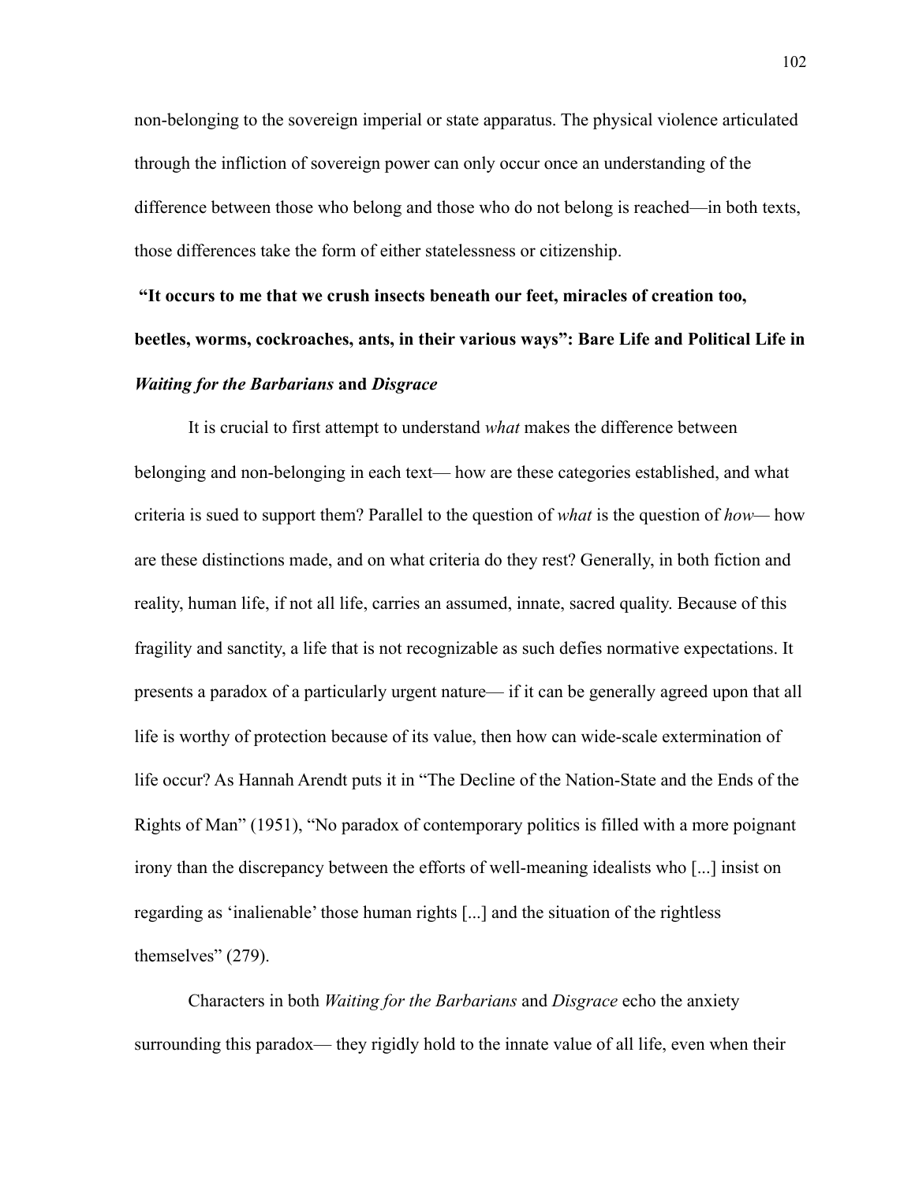non-belonging to the sovereign imperial or state apparatus. The physical violence articulated through the infliction of sovereign power can only occur once an understanding of the difference between those who belong and those who do not belong is reached—in both texts, those differences take the form of either statelessness or citizenship.

### "It occurs to me that we crush insects beneath our feet, miracles of creation too, beetles, worms, cockroaches, ants, in their various ways": Bare Life and Political Life in *Waiting for the Barbarians* and *Disgrace*

It is crucial to first attempt to understand *what* makes the difference between belonging and non-belonging in each text— how are these categories established, and what criteria is sued to support them? Parallel to the question of *what* is the question of *how*— how are these distinctions made, and on what criteria do they rest? Generally, in both fiction and reality, human life, if not all life, carries an assumed, innate, sacred quality. Because of this fragility and sanctity, a life that is not recognizable as such defies normative expectations. It presents a paradox of a particularly urgent nature— if it can be generally agreed upon that all life is worthy of protection because of its value, then how can wide-scale extermination of life occur? As Hannah Arendt puts it in "The Decline of the Nation-State and the Ends of the Rights of Man" (1951), "No paradox of contemporary politics is filled with a more poignant irony than the discrepancy between the efforts of well-meaning idealists who [...] insist on regarding as 'inalienable' those human rights [...] and the situation of the rightless themselves" (279).

Characters in both *Waiting for the Barbarians* and *Disgrace* echo the anxiety surrounding this paradox— they rigidly hold to the innate value of all life, even when their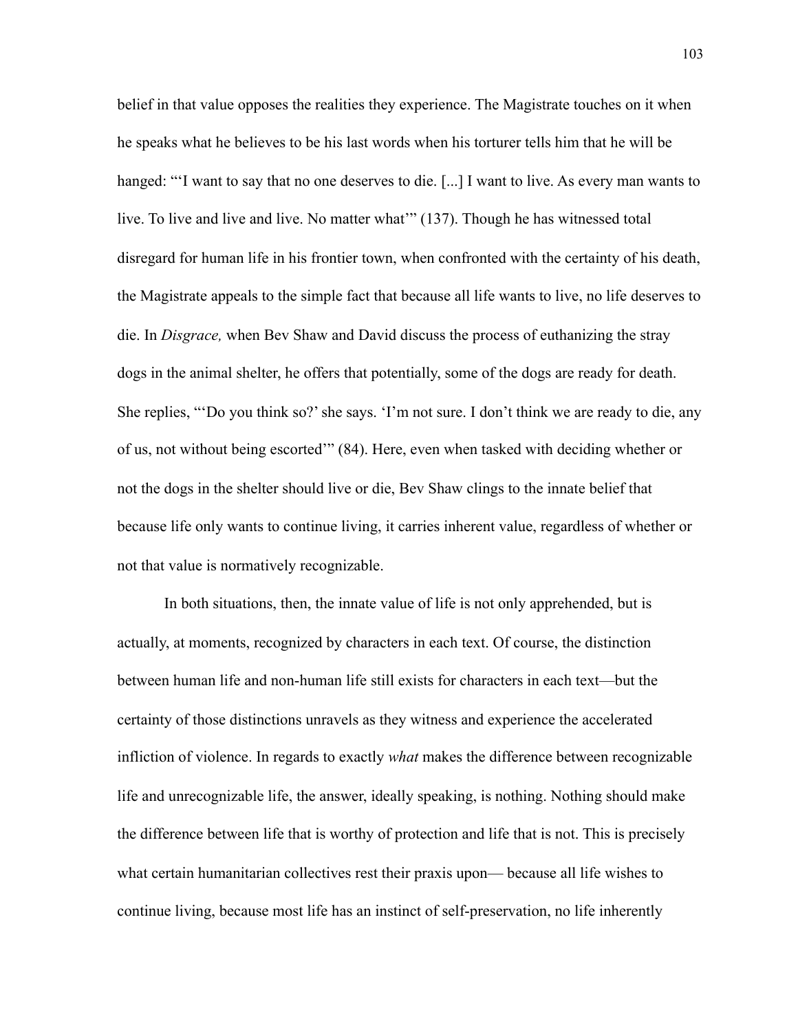belief in that value opposes the realities they experience. The Magistrate touches on it when he speaks what he believes to be his last words when his torturer tells him that he will be hanged: "'I want to say that no one deserves to die. [...] I want to live. As every man wants to live. To live and live and live. No matter what'" (137). Though he has witnessed total disregard for human life in his frontier town, when confronted with the certainty of his death, the Magistrate appeals to the simple fact that because all life wants to live, no life deserves to die. In *Disgrace,* when Bev Shaw and David discuss the process of euthanizing the stray dogs in the animal shelter, he offers that potentially, some of the dogs are ready for death. She replies, "'Do you think so?' she says. 'I'm not sure. I don't think we are ready to die, any of us, not without being escorted'" (84). Here, even when tasked with deciding whether or not the dogs in the shelter should live or die, Bev Shaw clings to the innate belief that because life only wants to continue living, it carries inherent value, regardless of whether or not that value is normatively recognizable.

In both situations, then, the innate value of life is not only apprehended, but is actually, at moments, recognized by characters in each text. Of course, the distinction between human life and non-human life still exists for characters in each text—but the certainty of those distinctions unravels as they witness and experience the accelerated infliction of violence. In regards to exactly *what* makes the difference between recognizable life and unrecognizable life, the answer, ideally speaking, is nothing. Nothing should make the difference between life that is worthy of protection and life that is not. This is precisely what certain humanitarian collectives rest their praxis upon— because all life wishes to continue living, because most life has an instinct of self-preservation, no life inherently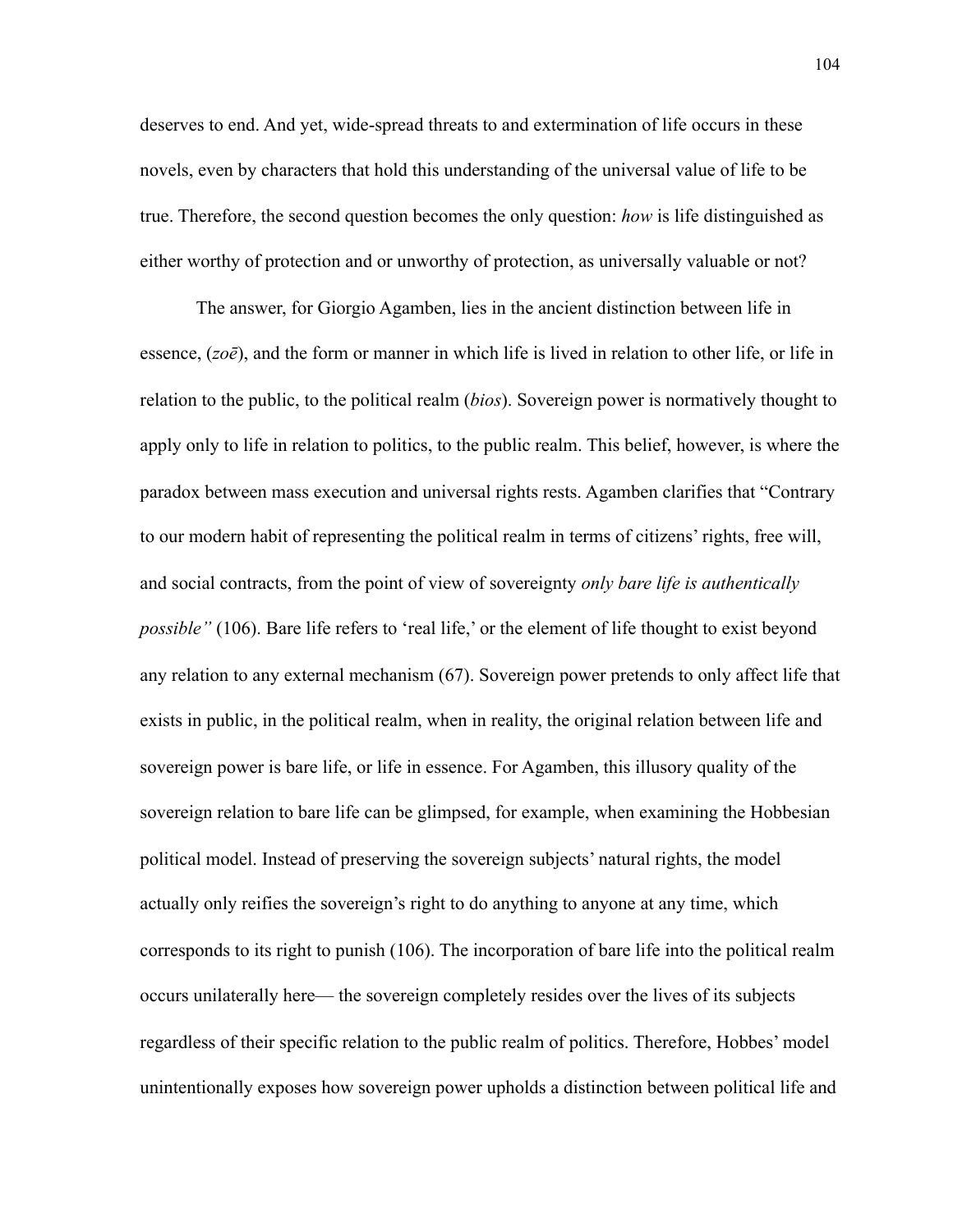deserves to end. And yet, wide-spread threats to and extermination of life occurs in these novels, even by characters that hold this understanding of the universal value of life to be true. Therefore, the second question becomes the only question: *how* is life distinguished as either worthy of protection and or unworthy of protection, as universally valuable or not?

The answer, for Giorgio Agamben, lies in the ancient distinction between life in essence, (*zoē*), and the form or manner in which life is lived in relation to other life, or life in relation to the public, to the political realm (*bios*). Sovereign power is normatively thought to apply only to life in relation to politics, to the public realm. This belief, however, is where the paradox between mass execution and universal rights rests. Agamben clarifies that "Contrary to our modern habit of representing the political realm in terms of citizens' rights, free will, and social contracts, from the point of view of sovereignty *only bare life is authentically possible"* (106). Bare life refers to 'real life,' or the element of life thought to exist beyond any relation to any external mechanism (67). Sovereign power pretends to only affect life that exists in public, in the political realm, when in reality, the original relation between life and sovereign power is bare life, or life in essence. For Agamben, this illusory quality of the sovereign relation to bare life can be glimpsed, for example, when examining the Hobbesian political model. Instead of preserving the sovereign subjects' natural rights, the model actually only reifies the sovereign's right to do anything to anyone at any time, which corresponds to its right to punish (106). The incorporation of bare life into the political realm occurs unilaterally here— the sovereign completely resides over the lives of its subjects regardless of their specific relation to the public realm of politics. Therefore, Hobbes' model unintentionally exposes how sovereign power upholds a distinction between political life and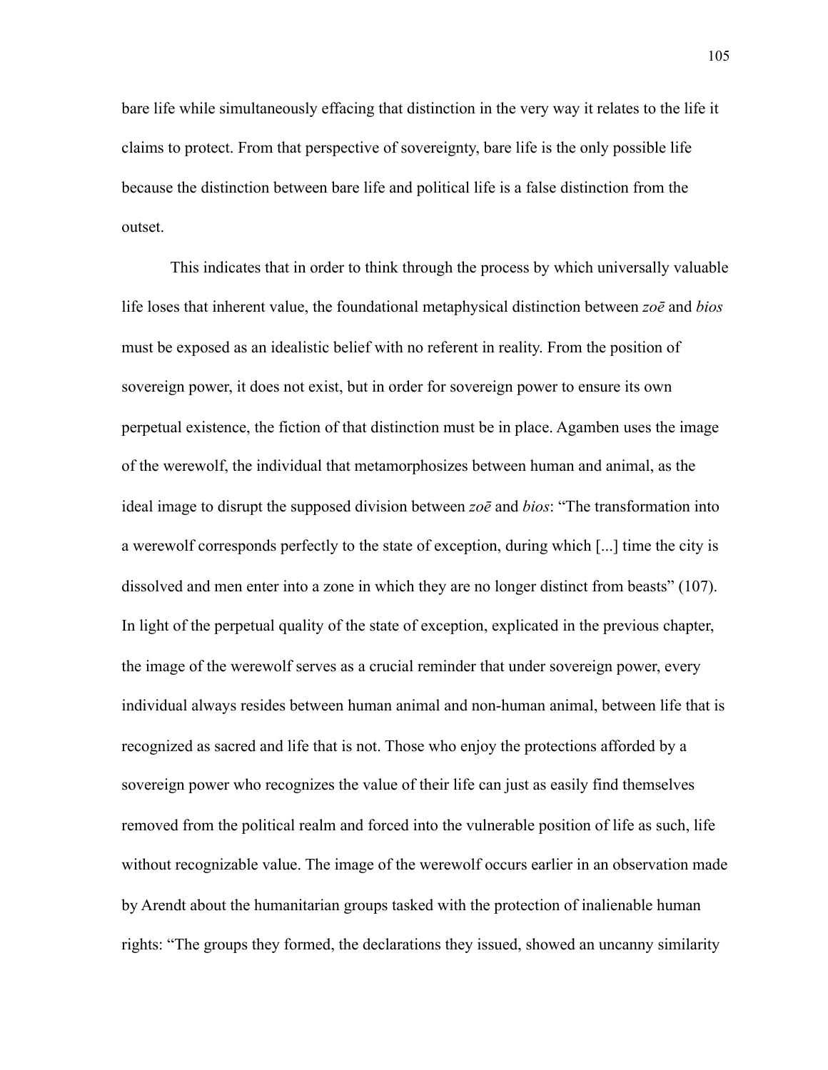bare life while simultaneously effacing that distinction in the very way it relates to the life it claims to protect. From that perspective of sovereignty, bare life is the only possible life because the distinction between bare life and political life is a false distinction from the outset.

This indicates that in order to think through the process by which universally valuable life loses that inherent value, the foundational metaphysical distinction between *zoē* and *bios* must be exposed as an idealistic belief with no referent in reality. From the position of sovereign power, it does not exist, but in order for sovereign power to ensure its own perpetual existence, the fiction of that distinction must be in place. Agamben uses the image of the werewolf, the individual that metamorphosizes between human and animal, as the ideal image to disrupt the supposed division between *zoē* and *bios*: "The transformation into a werewolf corresponds perfectly to the state of exception, during which [...] time the city is dissolved and men enter into a zone in which they are no longer distinct from beasts" (107). In light of the perpetual quality of the state of exception, explicated in the previous chapter, the image of the werewolf serves as a crucial reminder that under sovereign power, every individual always resides between human animal and non-human animal, between life that is recognized as sacred and life that is not. Those who enjoy the protections afforded by a sovereign power who recognizes the value of their life can just as easily find themselves removed from the political realm and forced into the vulnerable position of life as such, life without recognizable value. The image of the werewolf occurs earlier in an observation made by Arendt about the humanitarian groups tasked with the protection of inalienable human rights: "The groups they formed, the declarations they issued, showed an uncanny similarity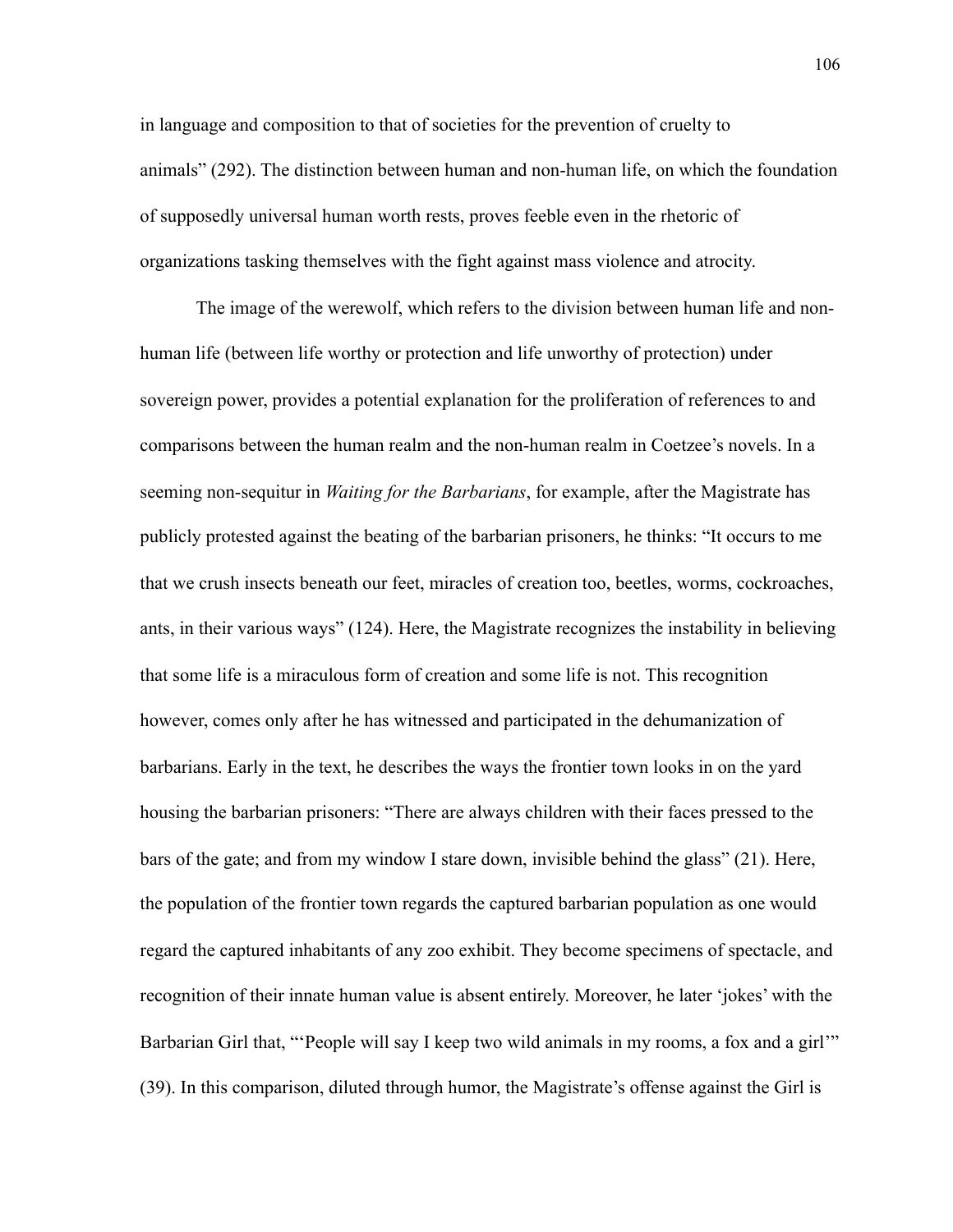in language and composition to that of societies for the prevention of cruelty to animals" (292). The distinction between human and non-human life, on which the foundation of supposedly universal human worth rests, proves feeble even in the rhetoric of organizations tasking themselves with the fight against mass violence and atrocity.

The image of the werewolf, which refers to the division between human life and non-human life (between life worthy or protection and life unworthy of protection) under sovereign power, provides a potential explanation for the proliferation of references to and comparisons between the human realm and the non-human realm in Coetzee's novels. In a seeming non-sequitur in *Waiting for the Barbarians*, for example, after the Magistrate has publicly protested against the beating of the barbarian prisoners, he thinks: "It occurs to me that we crush insects beneath our feet, miracles of creation too, beetles, worms, cockroaches, ants, in their various ways" (124). Here, the Magistrate recognizes the instability in believing that some life is a miraculous form of creation and some life is not. This recognition however, comes only after he has witnessed and participated in the dehumanization of barbarians. Early in the text, he describes the ways the frontier town looks in on the yard housing the barbarian prisoners: "There are always children with their faces pressed to the bars of the gate; and from my window I stare down, invisible behind the glass" (21). Here, the population of the frontier town regards the captured barbarian population as one would regard the captured inhabitants of any zoo exhibit. They become specimens of spectacle, and recognition of their innate human value is absent entirely. Moreover, he later 'jokes' with the Barbarian Girl that, "'People will say I keep two wild animals in my rooms, a fox and a girl'" (39). In this comparison, diluted through humor, the Magistrate's offense against the Girl is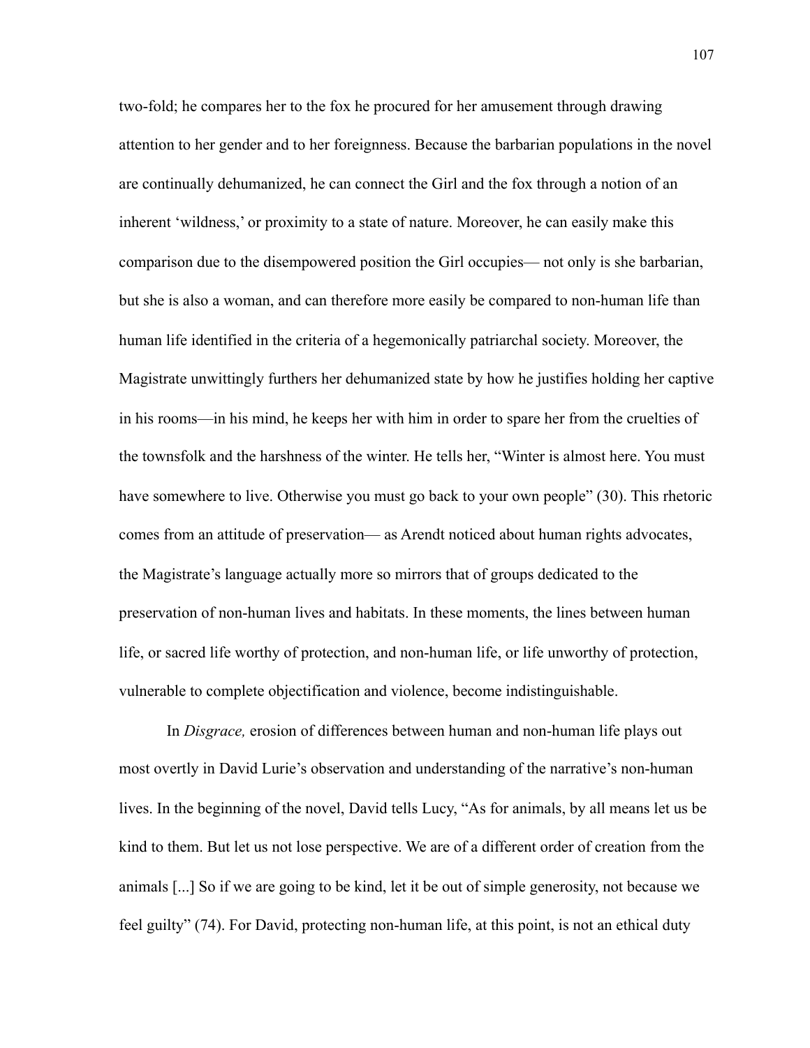two-fold; he compares her to the fox he procured for her amusement through drawing attention to her gender and to her foreignness. Because the barbarian populations in the novel are continually dehumanized, he can connect the Girl and the fox through a notion of an inherent 'wildness,' or proximity to a state of nature. Moreover, he can easily make this comparison due to the disempowered position the Girl occupies— not only is she barbarian, but she is also a woman, and can therefore more easily be compared to non-human life than human life identified in the criteria of a hegemonically patriarchal society. Moreover, the Magistrate unwittingly furthers her dehumanized state by how he justifies holding her captive in his rooms—in his mind, he keeps her with him in order to spare her from the cruelties of the townsfolk and the harshness of the winter. He tells her, "Winter is almost here. You must have somewhere to live. Otherwise you must go back to your own people" (30). This rhetoric comes from an attitude of preservation— as Arendt noticed about human rights advocates, the Magistrate's language actually more so mirrors that of groups dedicated to the preservation of non-human lives and habitats. In these moments, the lines between human life, or sacred life worthy of protection, and non-human life, or life unworthy of protection, vulnerable to complete objectification and violence, become indistinguishable.

In *Disgrace,* erosion of differences between human and non-human life plays out most overtly in David Lurie's observation and understanding of the narrative's non-human lives. In the beginning of the novel, David tells Lucy, "As for animals, by all means let us be kind to them. But let us not lose perspective. We are of a different order of creation from the animals [...] So if we are going to be kind, let it be out of simple generosity, not because we feel guilty" (74). For David, protecting non-human life, at this point, is not an ethical duty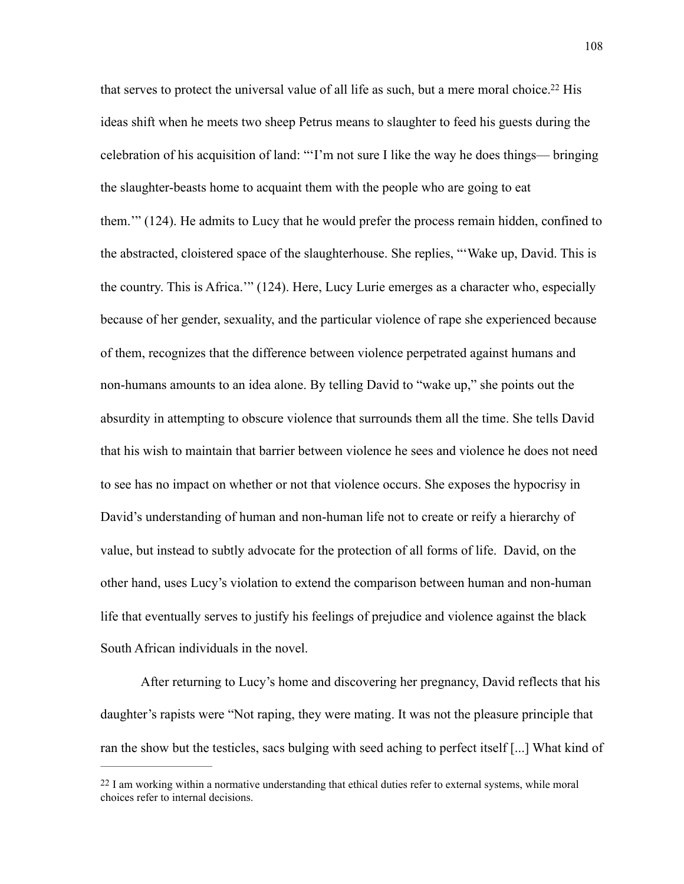that serves to protect the universal value of all life as such, but a mere moral choice.[22] His ideas shift when he meets two sheep Petrus means to slaughter to feed his guests during the celebration of his acquisition of land: "'I'm not sure I like the way he does things— bringing the slaughter-beasts home to acquaint them with the people who are going to eat them.'" (124). He admits to Lucy that he would prefer the process remain hidden, confined to the abstracted, cloistered space of the slaughterhouse. She replies, "'Wake up, David. This is the country. This is Africa.'" (124). Here, Lucy Lurie emerges as a character who, especially because of her gender, sexuality, and the particular violence of rape she experienced because of them, recognizes that the difference between violence perpetrated against humans and non-humans amounts to an idea alone. By telling David to "wake up," she points out the absurdity in attempting to obscure violence that surrounds them all the time. She tells David that his wish to maintain that barrier between violence he sees and violence he does not need to see has no impact on whether or not that violence occurs. She exposes the hypocrisy in David's understanding of human and non-human life not to create or reify a hierarchy of value, but instead to subtly advocate for the protection of all forms of life. David, on the other hand, uses Lucy's violation to extend the comparison between human and non-human life that eventually serves to justify his feelings of prejudice and violence against the black South African individuals in the novel.

After returning to Lucy's home and discovering her pregnancy, David reflects that his daughter's rapists were "Not raping, they were mating. It was not the pleasure principle that ran the show but the testicles, sacs bulging with seed aching to perfect itself [...] What kind of

---

[22] I am working within a normative understanding that ethical duties refer to external systems, while moral choices refer to internal decisions.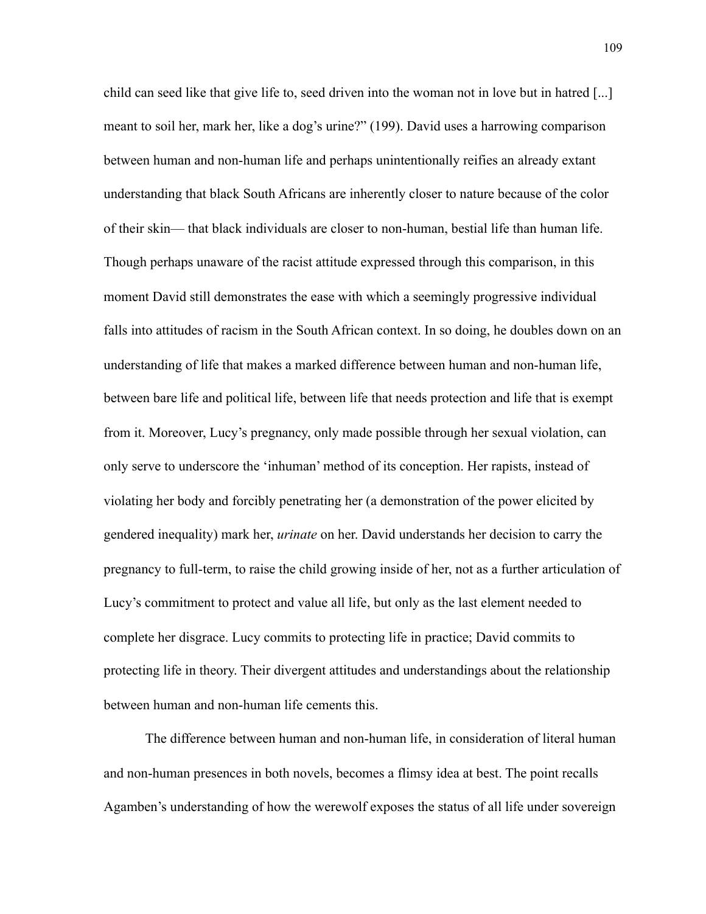child can seed like that give life to, seed driven into the woman not in love but in hatred [...] meant to soil her, mark her, like a dog's urine?" (199). David uses a harrowing comparison between human and non-human life and perhaps unintentionally reifies an already extant understanding that black South Africans are inherently closer to nature because of the color of their skin— that black individuals are closer to non-human, bestial life than human life. Though perhaps unaware of the racist attitude expressed through this comparison, in this moment David still demonstrates the ease with which a seemingly progressive individual falls into attitudes of racism in the South African context. In so doing, he doubles down on an understanding of life that makes a marked difference between human and non-human life, between bare life and political life, between life that needs protection and life that is exempt from it. Moreover, Lucy's pregnancy, only made possible through her sexual violation, can only serve to underscore the 'inhuman' method of its conception. Her rapists, instead of violating her body and forcibly penetrating her (a demonstration of the power elicited by gendered inequality) mark her, *urinate* on her. David understands her decision to carry the pregnancy to full-term, to raise the child growing inside of her, not as a further articulation of Lucy's commitment to protect and value all life, but only as the last element needed to complete her disgrace. Lucy commits to protecting life in practice; David commits to protecting life in theory. Their divergent attitudes and understandings about the relationship between human and non-human life cements this.

The difference between human and non-human life, in consideration of literal human and non-human presences in both novels, becomes a flimsy idea at best. The point recalls Agamben's understanding of how the werewolf exposes the status of all life under sovereign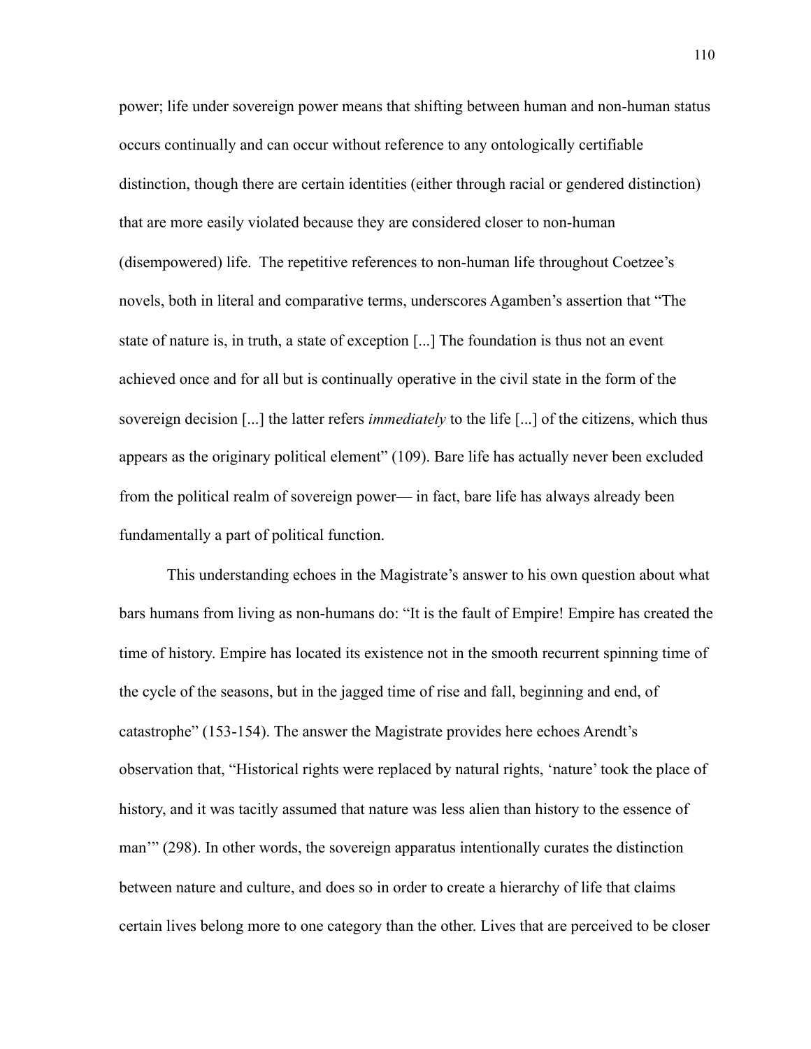power; life under sovereign power means that shifting between human and non-human status occurs continually and can occur without reference to any ontologically certifiable distinction, though there are certain identities (either through racial or gendered distinction) that are more easily violated because they are considered closer to non-human (disempowered) life.  The repetitive references to non-human life throughout Coetzee's novels, both in literal and comparative terms, underscores Agamben's assertion that "The state of nature is, in truth, a state of exception [...] The foundation is thus not an event achieved once and for all but is continually operative in the civil state in the form of the sovereign decision [...] the latter refers *immediately* to the life [...] of the citizens, which thus appears as the originary political element" (109). Bare life has actually never been excluded from the political realm of sovereign power— in fact, bare life has always already been fundamentally a part of political function.

This understanding echoes in the Magistrate's answer to his own question about what bars humans from living as non-humans do: "It is the fault of Empire! Empire has created the time of history. Empire has located its existence not in the smooth recurrent spinning time of the cycle of the seasons, but in the jagged time of rise and fall, beginning and end, of catastrophe" (153-154). The answer the Magistrate provides here echoes Arendt's observation that, "Historical rights were replaced by natural rights, 'nature' took the place of history, and it was tacitly assumed that nature was less alien than history to the essence of man'" (298). In other words, the sovereign apparatus intentionally curates the distinction between nature and culture, and does so in order to create a hierarchy of life that claims certain lives belong more to one category than the other. Lives that are perceived to be closer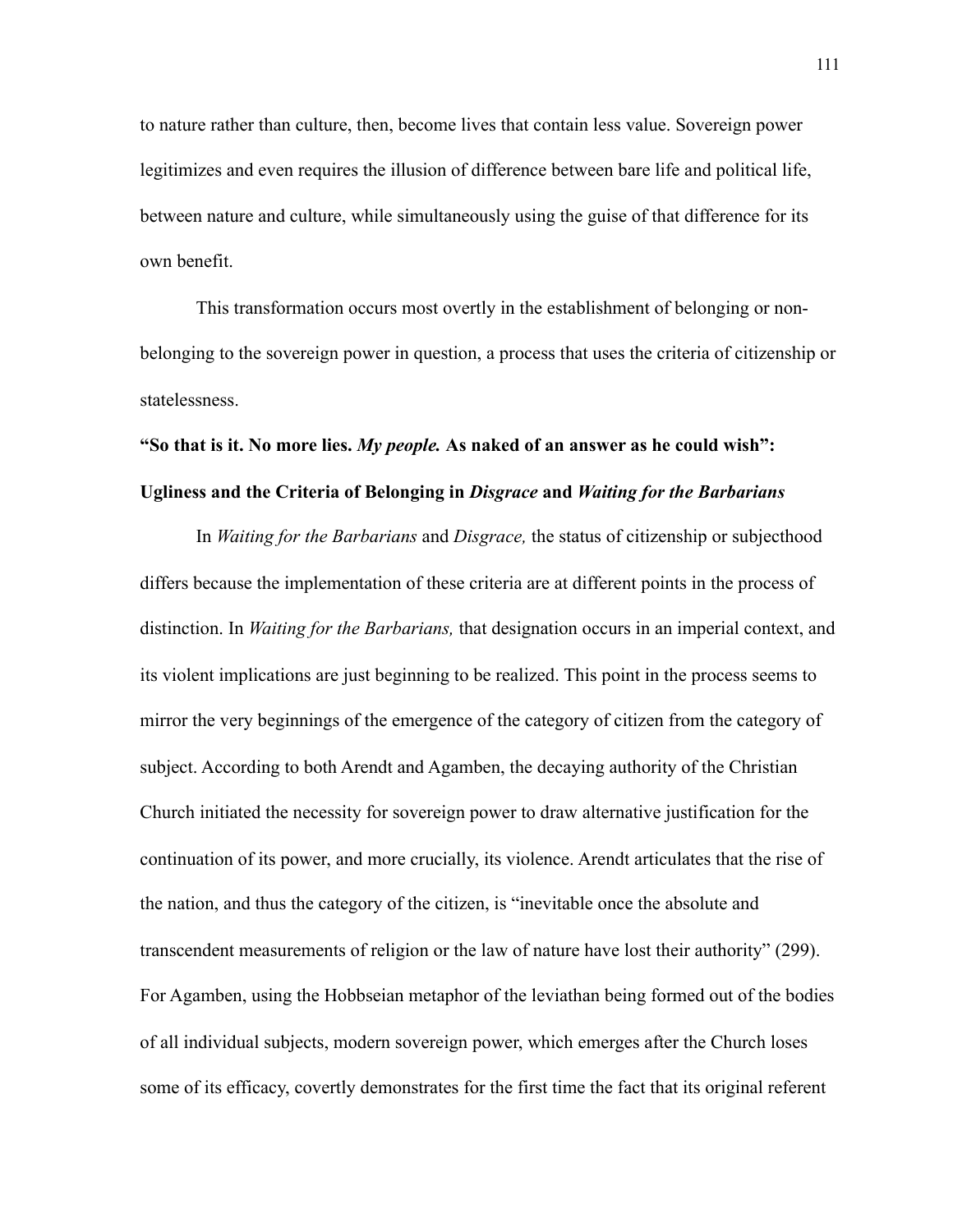to nature rather than culture, then, become lives that contain less value. Sovereign power legitimizes and even requires the illusion of difference between bare life and political life, between nature and culture, while simultaneously using the guise of that difference for its own benefit.

This transformation occurs most overtly in the establishment of belonging or non-belonging to the sovereign power in question, a process that uses the criteria of citizenship or statelessness.

**"So that is it. No more lies. *My people.* As naked of an answer as he could wish": Ugliness and the Criteria of Belonging in *Disgrace* and *Waiting for the Barbarians***

In *Waiting for the Barbarians* and *Disgrace,* the status of citizenship or subjecthood differs because the implementation of these criteria are at different points in the process of distinction. In *Waiting for the Barbarians,* that designation occurs in an imperial context, and its violent implications are just beginning to be realized. This point in the process seems to mirror the very beginnings of the emergence of the category of citizen from the category of subject. According to both Arendt and Agamben, the decaying authority of the Christian Church initiated the necessity for sovereign power to draw alternative justification for the continuation of its power, and more crucially, its violence. Arendt articulates that the rise of the nation, and thus the category of the citizen, is "inevitable once the absolute and transcendent measurements of religion or the law of nature have lost their authority" (299). For Agamben, using the Hobbseian metaphor of the leviathan being formed out of the bodies of all individual subjects, modern sovereign power, which emerges after the Church loses some of its efficacy, covertly demonstrates for the first time the fact that its original referent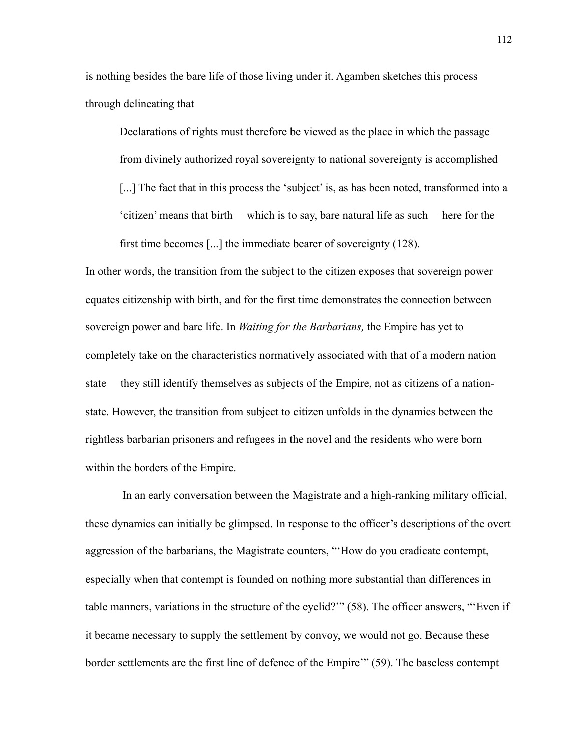is nothing besides the bare life of those living under it. Agamben sketches this process through delineating that

> Declarations of rights must therefore be viewed as the place in which the passage from divinely authorized royal sovereignty to national sovereignty is accomplished [...] The fact that in this process the 'subject' is, as has been noted, transformed into a 'citizen' means that birth— which is to say, bare natural life as such— here for the first time becomes [...] the immediate bearer of sovereignty (128).

In other words, the transition from the subject to the citizen exposes that sovereign power equates citizenship with birth, and for the first time demonstrates the connection between sovereign power and bare life. In *Waiting for the Barbarians,* the Empire has yet to completely take on the characteristics normatively associated with that of a modern nation state— they still identify themselves as subjects of the Empire, not as citizens of a nation-state. However, the transition from subject to citizen unfolds in the dynamics between the rightless barbarian prisoners and refugees in the novel and the residents who were born within the borders of the Empire.

In an early conversation between the Magistrate and a high-ranking military official, these dynamics can initially be glimpsed. In response to the officer's descriptions of the overt aggression of the barbarians, the Magistrate counters, "'How do you eradicate contempt, especially when that contempt is founded on nothing more substantial than differences in table manners, variations in the structure of the eyelid?'" (58). The officer answers, "'Even if it became necessary to supply the settlement by convoy, we would not go. Because these border settlements are the first line of defence of the Empire'" (59). The baseless contempt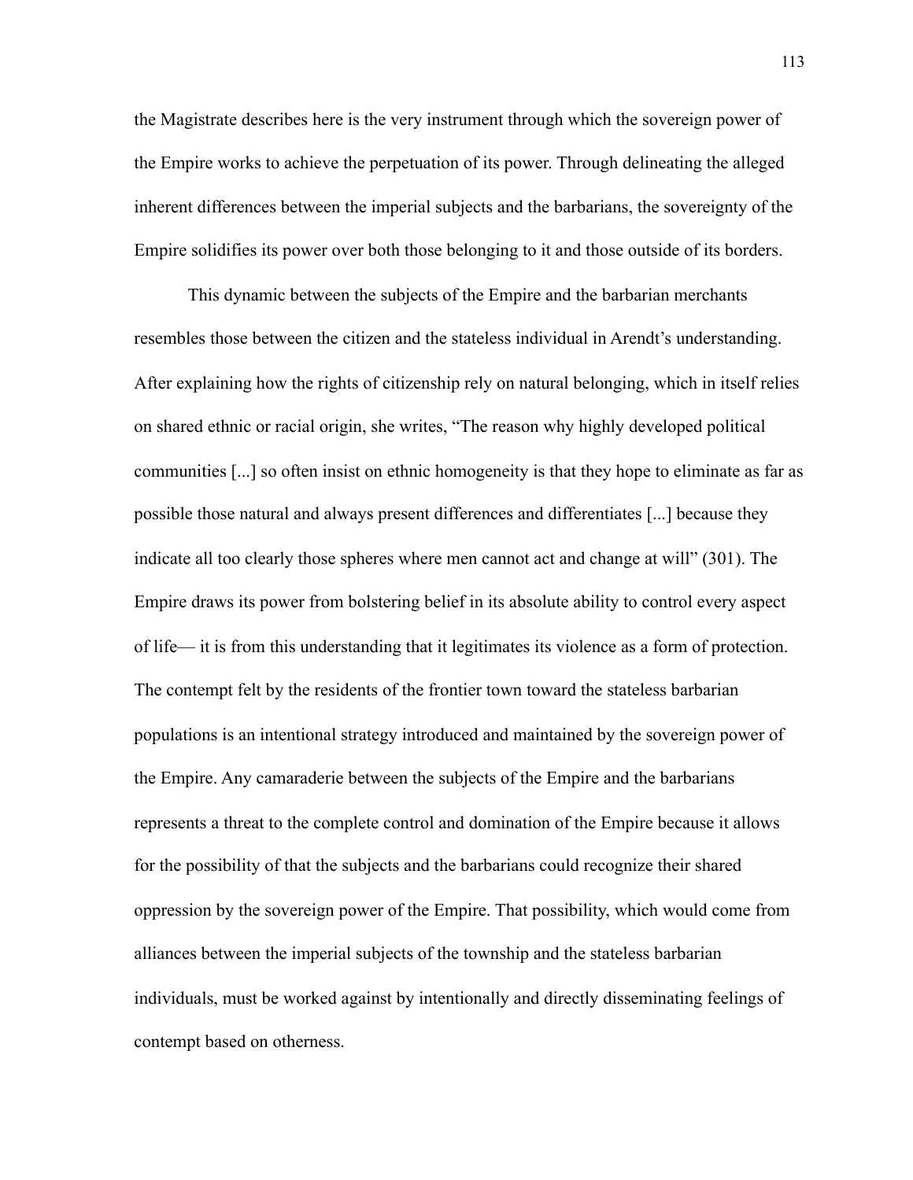the Magistrate describes here is the very instrument through which the sovereign power of the Empire works to achieve the perpetuation of its power. Through delineating the alleged inherent differences between the imperial subjects and the barbarians, the sovereignty of the Empire solidifies its power over both those belonging to it and those outside of its borders.

This dynamic between the subjects of the Empire and the barbarian merchants resembles those between the citizen and the stateless individual in Arendt's understanding. After explaining how the rights of citizenship rely on natural belonging, which in itself relies on shared ethnic or racial origin, she writes, "The reason why highly developed political communities [...] so often insist on ethnic homogeneity is that they hope to eliminate as far as possible those natural and always present differences and differentiates [...] because they indicate all too clearly those spheres where men cannot act and change at will" (301). The Empire draws its power from bolstering belief in its absolute ability to control every aspect of life— it is from this understanding that it legitimates its violence as a form of protection. The contempt felt by the residents of the frontier town toward the stateless barbarian populations is an intentional strategy introduced and maintained by the sovereign power of the Empire. Any camaraderie between the subjects of the Empire and the barbarians represents a threat to the complete control and domination of the Empire because it allows for the possibility of that the subjects and the barbarians could recognize their shared oppression by the sovereign power of the Empire. That possibility, which would come from alliances between the imperial subjects of the township and the stateless barbarian individuals, must be worked against by intentionally and directly disseminating feelings of contempt based on otherness.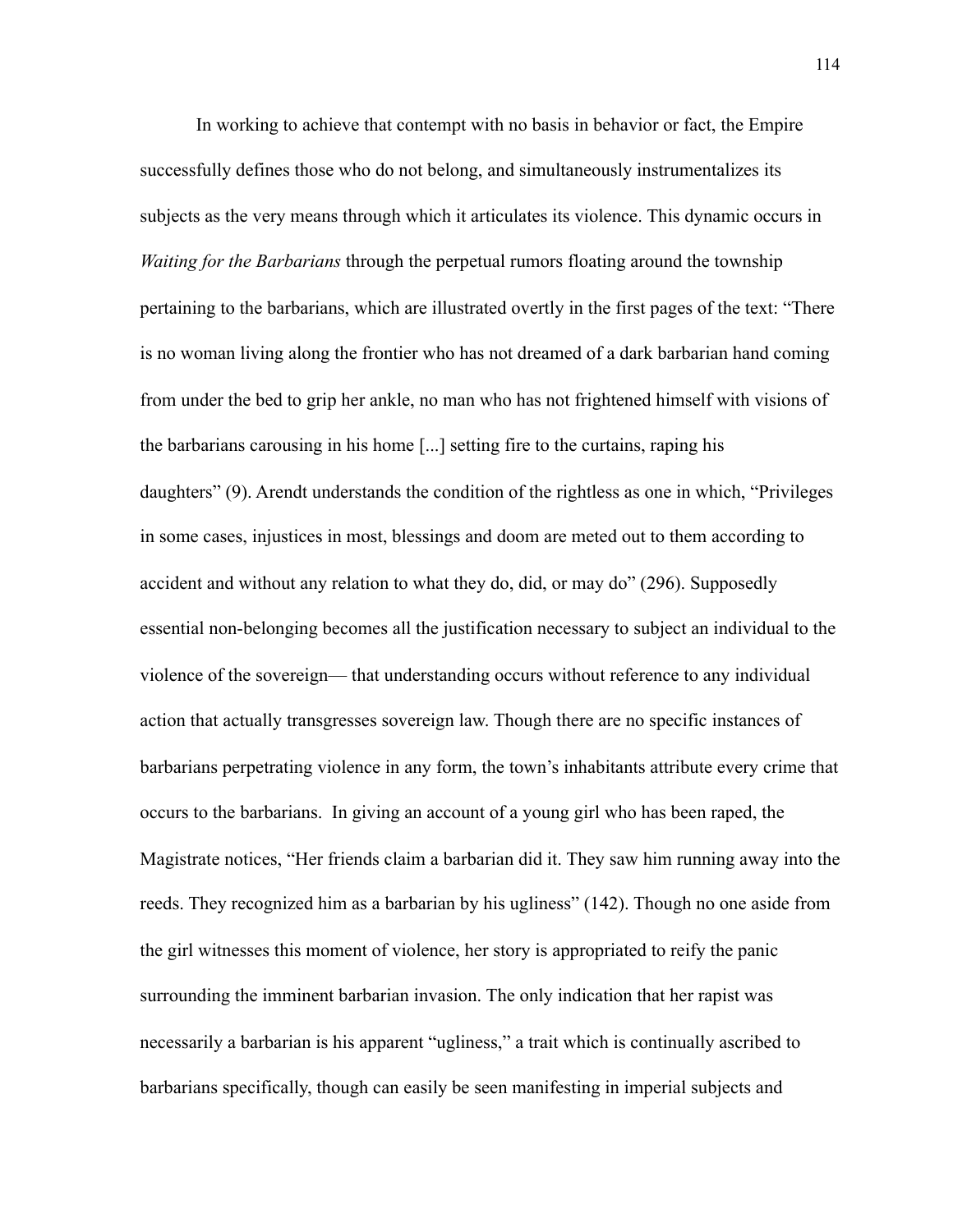In working to achieve that contempt with no basis in behavior or fact, the Empire successfully defines those who do not belong, and simultaneously instrumentalizes its subjects as the very means through which it articulates its violence. This dynamic occurs in *Waiting for the Barbarians* through the perpetual rumors floating around the township pertaining to the barbarians, which are illustrated overtly in the first pages of the text: "There is no woman living along the frontier who has not dreamed of a dark barbarian hand coming from under the bed to grip her ankle, no man who has not frightened himself with visions of the barbarians carousing in his home [...] setting fire to the curtains, raping his daughters" (9). Arendt understands the condition of the rightless as one in which, "Privileges in some cases, injustices in most, blessings and doom are meted out to them according to accident and without any relation to what they do, did, or may do" (296). Supposedly essential non-belonging becomes all the justification necessary to subject an individual to the violence of the sovereign— that understanding occurs without reference to any individual action that actually transgresses sovereign law. Though there are no specific instances of barbarians perpetrating violence in any form, the town's inhabitants attribute every crime that occurs to the barbarians. In giving an account of a young girl who has been raped, the Magistrate notices, "Her friends claim a barbarian did it. They saw him running away into the reeds. They recognized him as a barbarian by his ugliness" (142). Though no one aside from the girl witnesses this moment of violence, her story is appropriated to reify the panic surrounding the imminent barbarian invasion. The only indication that her rapist was necessarily a barbarian is his apparent "ugliness," a trait which is continually ascribed to barbarians specifically, though can easily be seen manifesting in imperial subjects and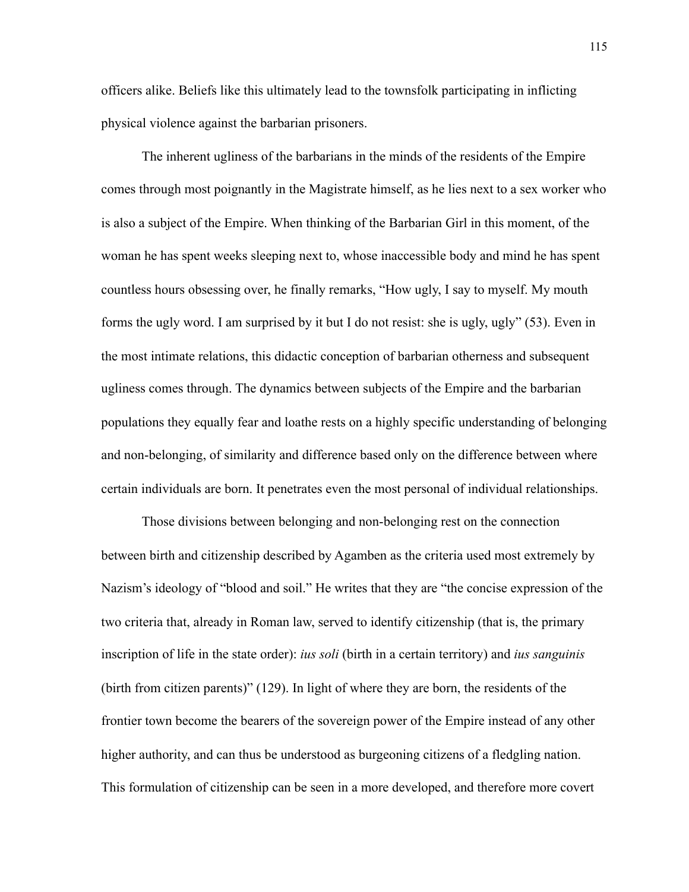officers alike. Beliefs like this ultimately lead to the townsfolk participating in inflicting physical violence against the barbarian prisoners.

The inherent ugliness of the barbarians in the minds of the residents of the Empire comes through most poignantly in the Magistrate himself, as he lies next to a sex worker who is also a subject of the Empire. When thinking of the Barbarian Girl in this moment, of the woman he has spent weeks sleeping next to, whose inaccessible body and mind he has spent countless hours obsessing over, he finally remarks, "How ugly, I say to myself. My mouth forms the ugly word. I am surprised by it but I do not resist: she is ugly, ugly" (53). Even in the most intimate relations, this didactic conception of barbarian otherness and subsequent ugliness comes through. The dynamics between subjects of the Empire and the barbarian populations they equally fear and loathe rests on a highly specific understanding of belonging and non-belonging, of similarity and difference based only on the difference between where certain individuals are born. It penetrates even the most personal of individual relationships.

Those divisions between belonging and non-belonging rest on the connection between birth and citizenship described by Agamben as the criteria used most extremely by Nazism's ideology of "blood and soil." He writes that they are "the concise expression of the two criteria that, already in Roman law, served to identify citizenship (that is, the primary inscription of life in the state order): *ius soli* (birth in a certain territory) and *ius sanguinis* (birth from citizen parents)" (129). In light of where they are born, the residents of the frontier town become the bearers of the sovereign power of the Empire instead of any other higher authority, and can thus be understood as burgeoning citizens of a fledgling nation. This formulation of citizenship can be seen in a more developed, and therefore more covert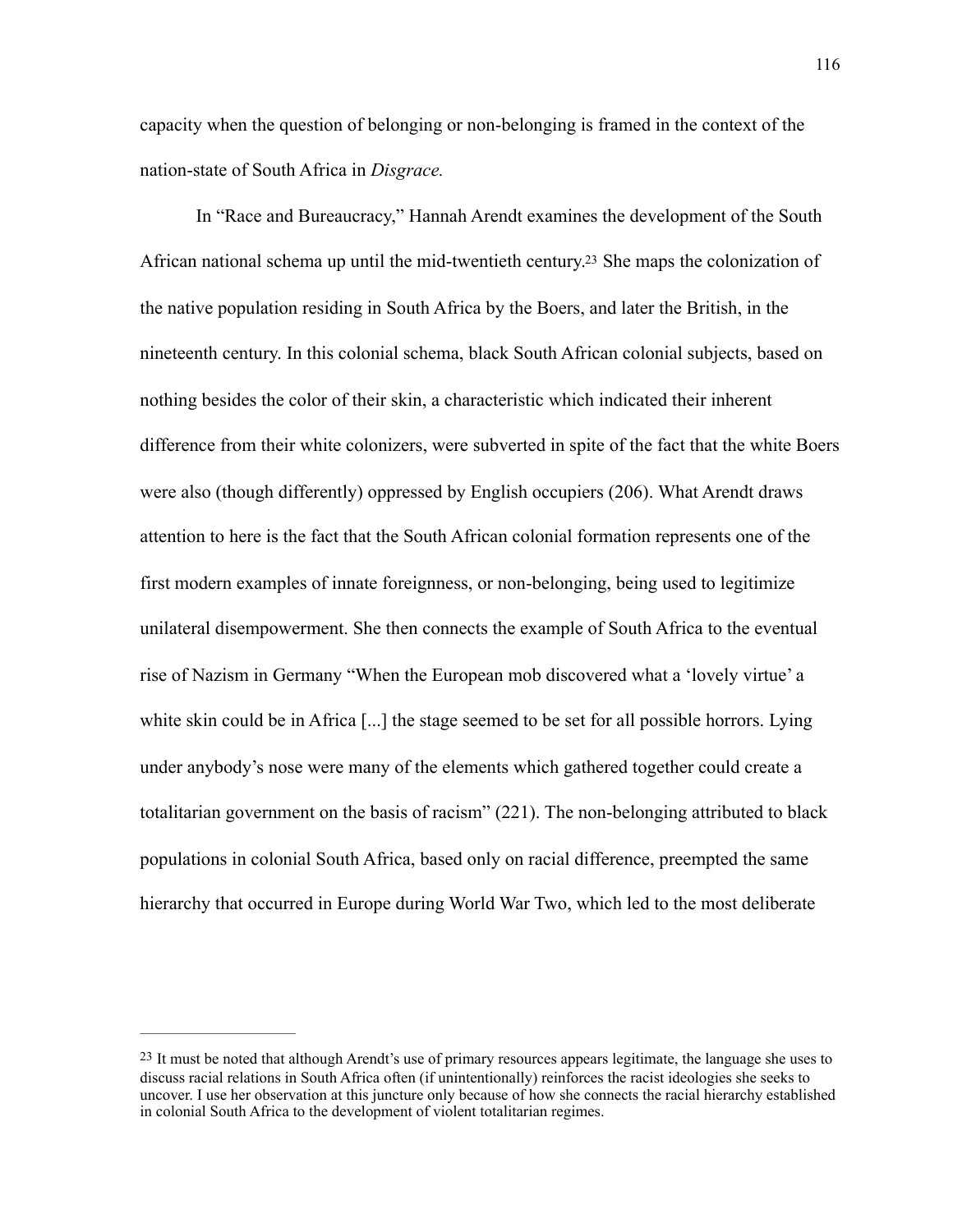capacity when the question of belonging or non-belonging is framed in the context of the nation-state of South Africa in *Disgrace.*

In "Race and Bureaucracy," Hannah Arendt examines the development of the South African national schema up until the mid-twentieth century.[23] She maps the colonization of the native population residing in South Africa by the Boers, and later the British, in the nineteenth century. In this colonial schema, black South African colonial subjects, based on nothing besides the color of their skin, a characteristic which indicated their inherent difference from their white colonizers, were subverted in spite of the fact that the white Boers were also (though differently) oppressed by English occupiers (206). What Arendt draws attention to here is the fact that the South African colonial formation represents one of the first modern examples of innate foreignness, or non-belonging, being used to legitimize unilateral disempowerment. She then connects the example of South Africa to the eventual rise of Nazism in Germany "When the European mob discovered what a 'lovely virtue' a white skin could be in Africa [...] the stage seemed to be set for all possible horrors. Lying under anybody's nose were many of the elements which gathered together could create a totalitarian government on the basis of racism" (221). The non-belonging attributed to black populations in colonial South Africa, based only on racial difference, preempted the same hierarchy that occurred in Europe during World War Two, which led to the most deliberate

---

[23] It must be noted that although Arendt's use of primary resources appears legitimate, the language she uses to discuss racial relations in South Africa often (if unintentionally) reinforces the racist ideologies she seeks to uncover. I use her observation at this juncture only because of how she connects the racial hierarchy established in colonial South Africa to the development of violent totalitarian regimes.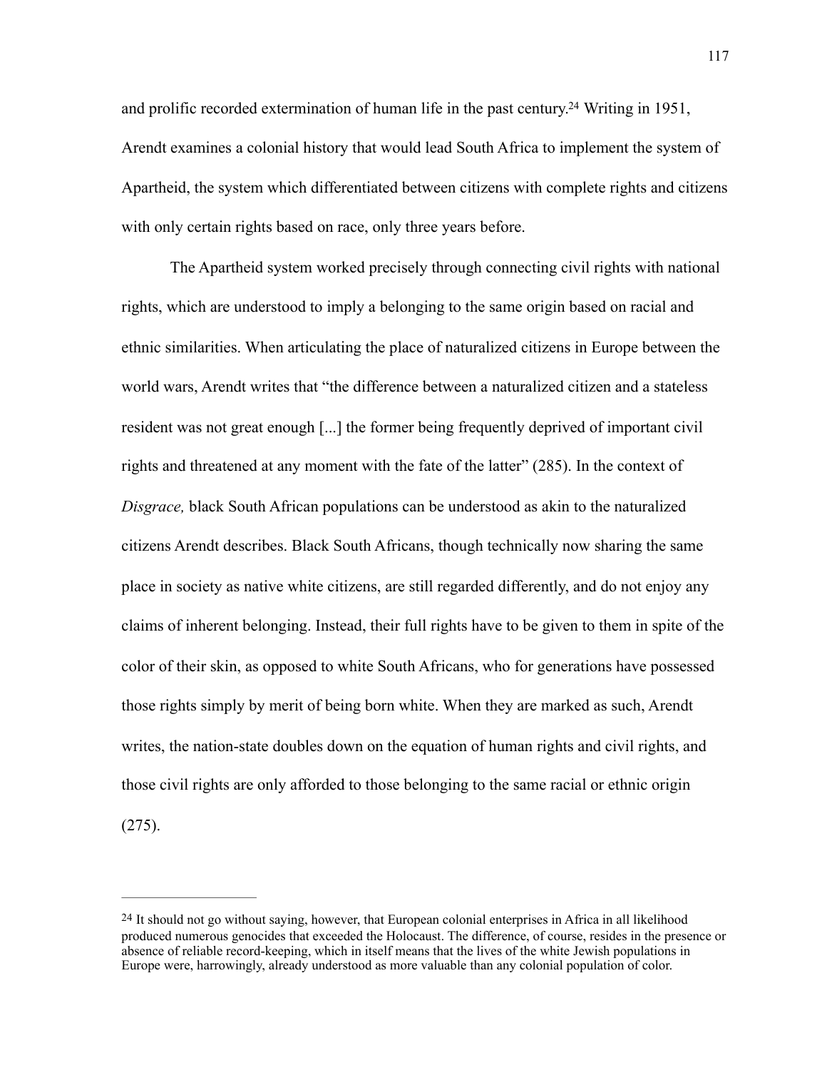and prolific recorded extermination of human life in the past century.[24] Writing in 1951, Arendt examines a colonial history that would lead South Africa to implement the system of Apartheid, the system which differentiated between citizens with complete rights and citizens with only certain rights based on race, only three years before.

The Apartheid system worked precisely through connecting civil rights with national rights, which are understood to imply a belonging to the same origin based on racial and ethnic similarities. When articulating the place of naturalized citizens in Europe between the world wars, Arendt writes that "the difference between a naturalized citizen and a stateless resident was not great enough [...] the former being frequently deprived of important civil rights and threatened at any moment with the fate of the latter" (285). In the context of *Disgrace,* black South African populations can be understood as akin to the naturalized citizens Arendt describes. Black South Africans, though technically now sharing the same place in society as native white citizens, are still regarded differently, and do not enjoy any claims of inherent belonging. Instead, their full rights have to be given to them in spite of the color of their skin, as opposed to white South Africans, who for generations have possessed those rights simply by merit of being born white. When they are marked as such, Arendt writes, the nation-state doubles down on the equation of human rights and civil rights, and those civil rights are only afforded to those belonging to the same racial or ethnic origin (275).

---

[24] It should not go without saying, however, that European colonial enterprises in Africa in all likelihood produced numerous genocides that exceeded the Holocaust. The difference, of course, resides in the presence or absence of reliable record-keeping, which in itself means that the lives of the white Jewish populations in Europe were, harrowingly, already understood as more valuable than any colonial population of color.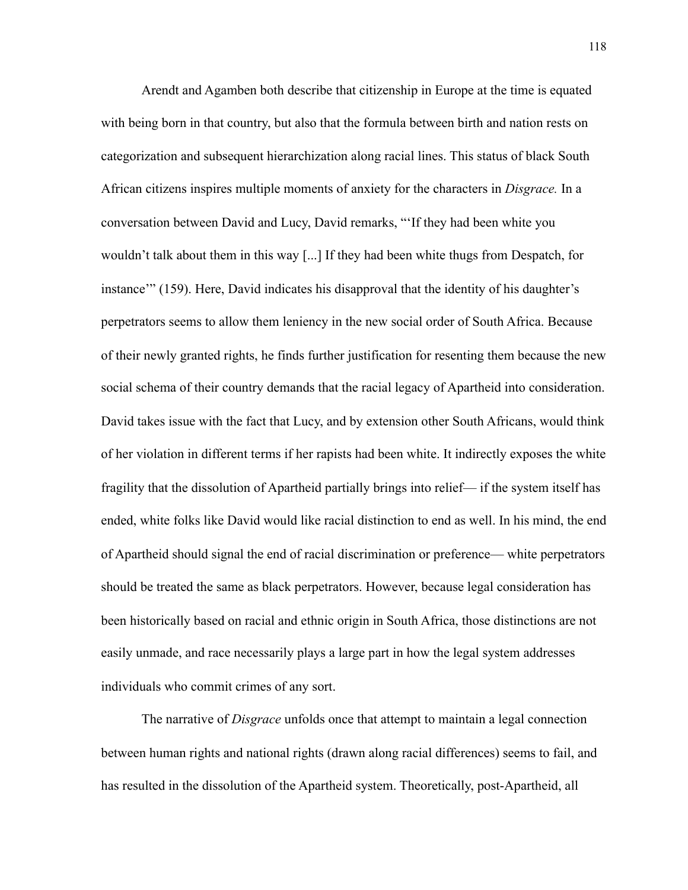Arendt and Agamben both describe that citizenship in Europe at the time is equated with being born in that country, but also that the formula between birth and nation rests on categorization and subsequent hierarchization along racial lines. This status of black South African citizens inspires multiple moments of anxiety for the characters in *Disgrace.* In a conversation between David and Lucy, David remarks, "'If they had been white you wouldn't talk about them in this way [...] If they had been white thugs from Despatch, for instance'" (159). Here, David indicates his disapproval that the identity of his daughter's perpetrators seems to allow them leniency in the new social order of South Africa. Because of their newly granted rights, he finds further justification for resenting them because the new social schema of their country demands that the racial legacy of Apartheid into consideration. David takes issue with the fact that Lucy, and by extension other South Africans, would think of her violation in different terms if her rapists had been white. It indirectly exposes the white fragility that the dissolution of Apartheid partially brings into relief— if the system itself has ended, white folks like David would like racial distinction to end as well. In his mind, the end of Apartheid should signal the end of racial discrimination or preference— white perpetrators should be treated the same as black perpetrators. However, because legal consideration has been historically based on racial and ethnic origin in South Africa, those distinctions are not easily unmade, and race necessarily plays a large part in how the legal system addresses individuals who commit crimes of any sort.

The narrative of *Disgrace* unfolds once that attempt to maintain a legal connection between human rights and national rights (drawn along racial differences) seems to fail, and has resulted in the dissolution of the Apartheid system. Theoretically, post-Apartheid, all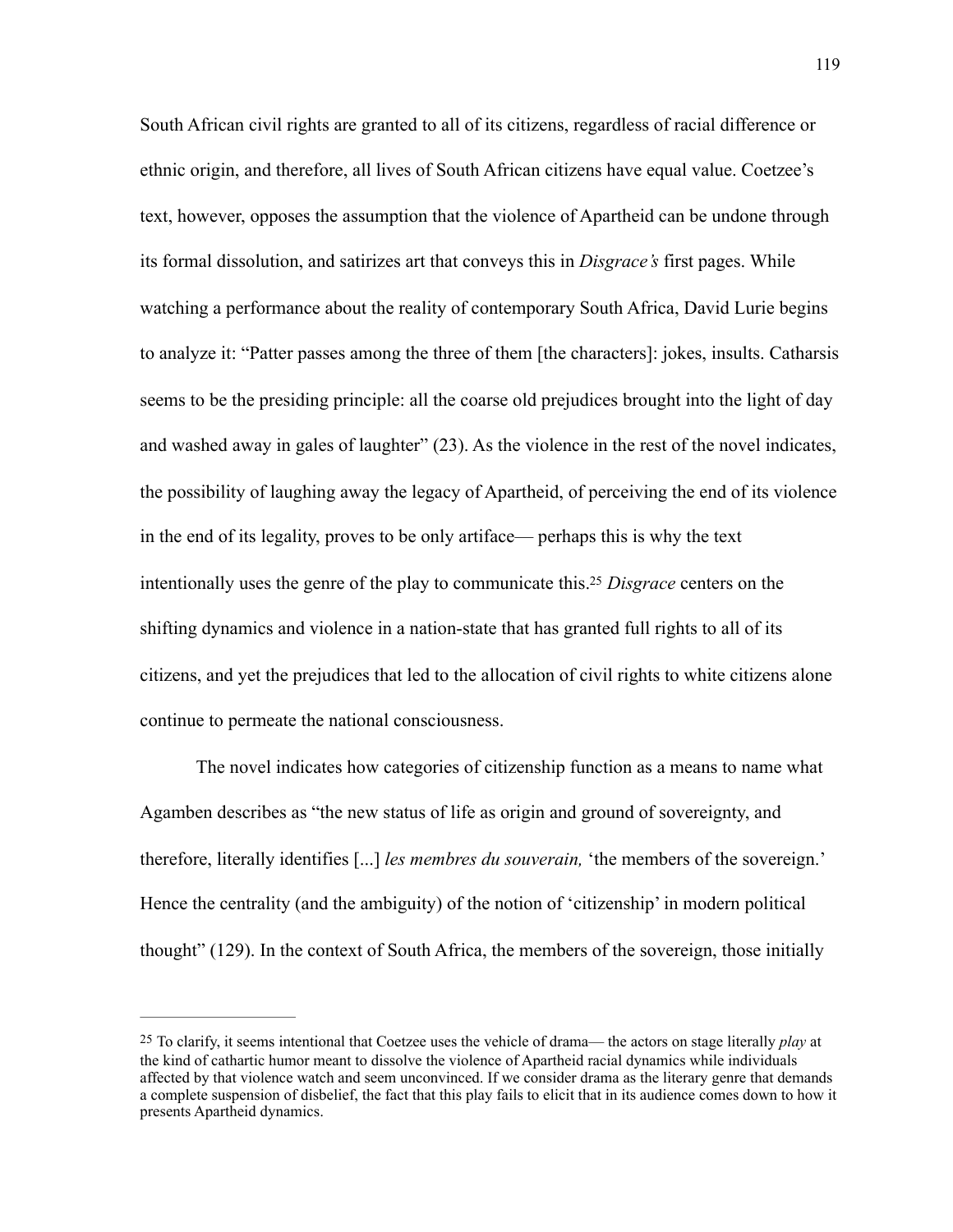South African civil rights are granted to all of its citizens, regardless of racial difference or ethnic origin, and therefore, all lives of South African citizens have equal value. Coetzee's text, however, opposes the assumption that the violence of Apartheid can be undone through its formal dissolution, and satirizes art that conveys this in *Disgrace's* first pages. While watching a performance about the reality of contemporary South Africa, David Lurie begins to analyze it: "Patter passes among the three of them [the characters]: jokes, insults. Catharsis seems to be the presiding principle: all the coarse old prejudices brought into the light of day and washed away in gales of laughter" (23). As the violence in the rest of the novel indicates, the possibility of laughing away the legacy of Apartheid, of perceiving the end of its violence in the end of its legality, proves to be only artiface— perhaps this is why the text intentionally uses the genre of the play to communicate this.[25] *Disgrace* centers on the shifting dynamics and violence in a nation-state that has granted full rights to all of its citizens, and yet the prejudices that led to the allocation of civil rights to white citizens alone continue to permeate the national consciousness.

The novel indicates how categories of citizenship function as a means to name what Agamben describes as "the new status of life as origin and ground of sovereignty, and therefore, literally identifies [...] *les membres du souverain,* 'the members of the sovereign.' Hence the centrality (and the ambiguity) of the notion of 'citizenship' in modern political thought" (129). In the context of South Africa, the members of the sovereign, those initially

---

[25] To clarify, it seems intentional that Coetzee uses the vehicle of drama— the actors on stage literally *play* at the kind of cathartic humor meant to dissolve the violence of Apartheid racial dynamics while individuals affected by that violence watch and seem unconvinced. If we consider drama as the literary genre that demands a complete suspension of disbelief, the fact that this play fails to elicit that in its audience comes down to how it presents Apartheid dynamics.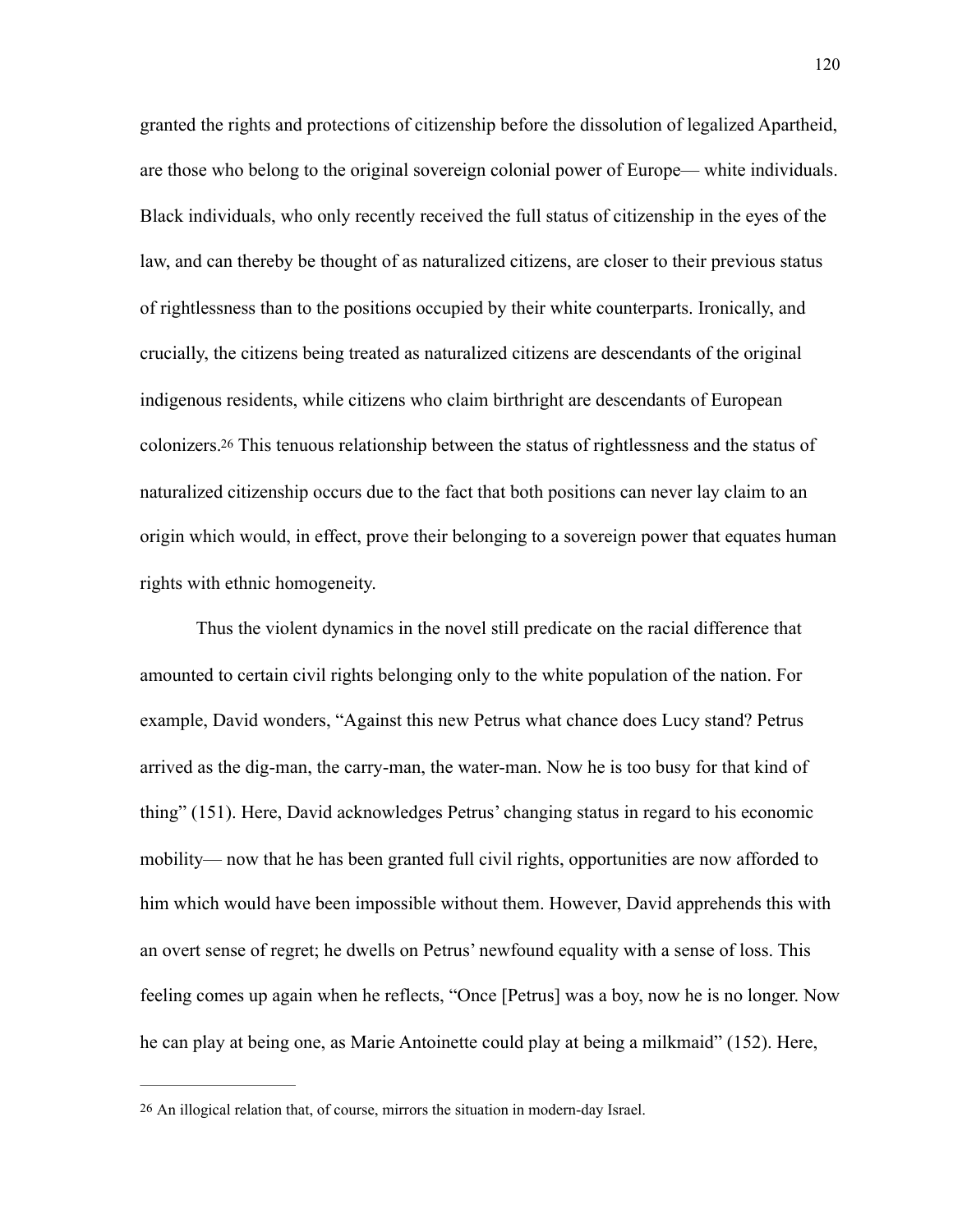granted the rights and protections of citizenship before the dissolution of legalized Apartheid, are those who belong to the original sovereign colonial power of Europe— white individuals. Black individuals, who only recently received the full status of citizenship in the eyes of the law, and can thereby be thought of as naturalized citizens, are closer to their previous status of rightlessness than to the positions occupied by their white counterparts. Ironically, and crucially, the citizens being treated as naturalized citizens are descendants of the original indigenous residents, while citizens who claim birthright are descendants of European colonizers.[26] This tenuous relationship between the status of rightlessness and the status of naturalized citizenship occurs due to the fact that both positions can never lay claim to an origin which would, in effect, prove their belonging to a sovereign power that equates human rights with ethnic homogeneity.

Thus the violent dynamics in the novel still predicate on the racial difference that amounted to certain civil rights belonging only to the white population of the nation. For example, David wonders, "Against this new Petrus what chance does Lucy stand? Petrus arrived as the dig-man, the carry-man, the water-man. Now he is too busy for that kind of thing" (151). Here, David acknowledges Petrus' changing status in regard to his economic mobility— now that he has been granted full civil rights, opportunities are now afforded to him which would have been impossible without them. However, David apprehends this with an overt sense of regret; he dwells on Petrus' newfound equality with a sense of loss. This feeling comes up again when he reflects, "Once [Petrus] was a boy, now he is no longer. Now he can play at being one, as Marie Antoinette could play at being a milkmaid" (152). Here,

---

[26] An illogical relation that, of course, mirrors the situation in modern-day Israel.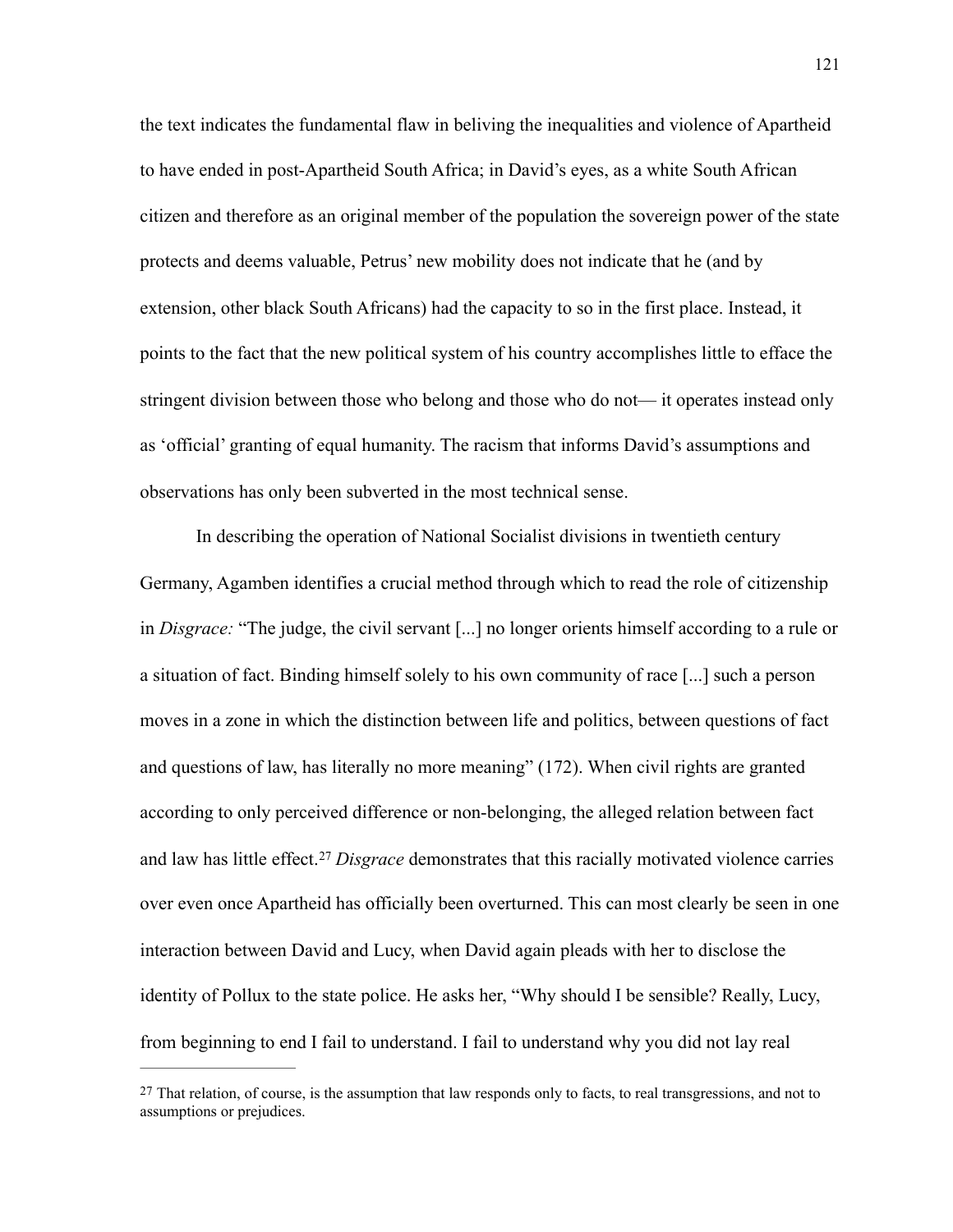the text indicates the fundamental flaw in beliving the inequalities and violence of Apartheid to have ended in post-Apartheid South Africa; in David's eyes, as a white South African citizen and therefore as an original member of the population the sovereign power of the state protects and deems valuable, Petrus' new mobility does not indicate that he (and by extension, other black South Africans) had the capacity to so in the first place. Instead, it points to the fact that the new political system of his country accomplishes little to efface the stringent division between those who belong and those who do not— it operates instead only as 'official' granting of equal humanity. The racism that informs David's assumptions and observations has only been subverted in the most technical sense.

In describing the operation of National Socialist divisions in twentieth century Germany, Agamben identifies a crucial method through which to read the role of citizenship in *Disgrace:* "The judge, the civil servant [...] no longer orients himself according to a rule or a situation of fact. Binding himself solely to his own community of race [...] such a person moves in a zone in which the distinction between life and politics, between questions of fact and questions of law, has literally no more meaning" (172). When civil rights are granted according to only perceived difference or non-belonging, the alleged relation between fact and law has little effect.[27] *Disgrace* demonstrates that this racially motivated violence carries over even once Apartheid has officially been overturned. This can most clearly be seen in one interaction between David and Lucy, when David again pleads with her to disclose the identity of Pollux to the state police. He asks her, "Why should I be sensible? Really, Lucy, from beginning to end I fail to understand. I fail to understand why you did not lay real

---

[27] That relation, of course, is the assumption that law responds only to facts, to real transgressions, and not to assumptions or prejudices.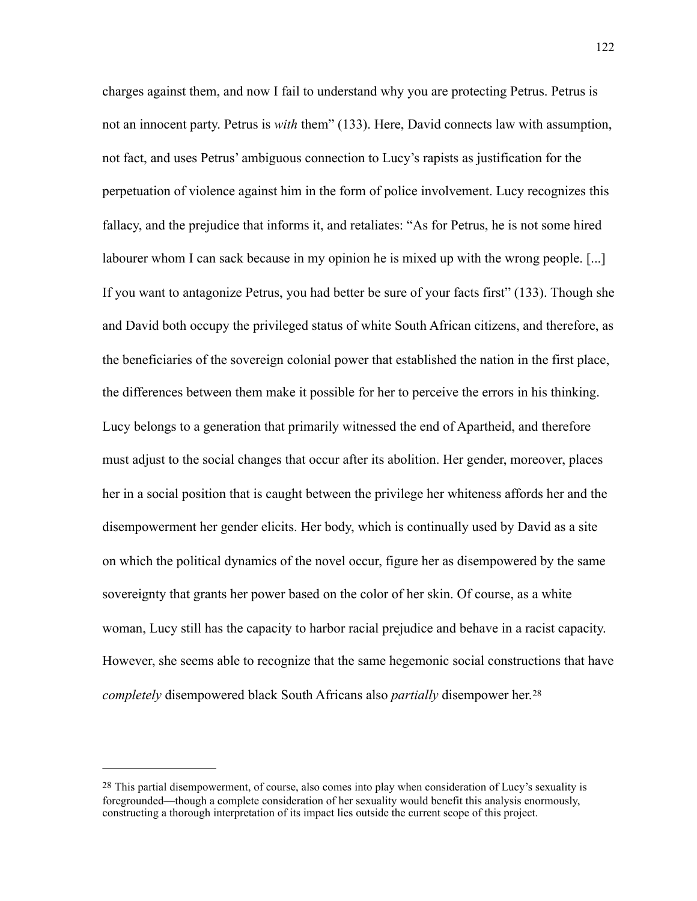charges against them, and now I fail to understand why you are protecting Petrus. Petrus is not an innocent party. Petrus is *with* them" (133). Here, David connects law with assumption, not fact, and uses Petrus' ambiguous connection to Lucy's rapists as justification for the perpetuation of violence against him in the form of police involvement. Lucy recognizes this fallacy, and the prejudice that informs it, and retaliates: "As for Petrus, he is not some hired labourer whom I can sack because in my opinion he is mixed up with the wrong people. [...] If you want to antagonize Petrus, you had better be sure of your facts first" (133). Though she and David both occupy the privileged status of white South African citizens, and therefore, as the beneficiaries of the sovereign colonial power that established the nation in the first place, the differences between them make it possible for her to perceive the errors in his thinking. Lucy belongs to a generation that primarily witnessed the end of Apartheid, and therefore must adjust to the social changes that occur after its abolition. Her gender, moreover, places her in a social position that is caught between the privilege her whiteness affords her and the disempowerment her gender elicits. Her body, which is continually used by David as a site on which the political dynamics of the novel occur, figure her as disempowered by the same sovereignty that grants her power based on the color of her skin. Of course, as a white woman, Lucy still has the capacity to harbor racial prejudice and behave in a racist capacity. However, she seems able to recognize that the same hegemonic social constructions that have *completely* disempowered black South Africans also *partially* disempower her.[28]

---

[28] This partial disempowerment, of course, also comes into play when consideration of Lucy's sexuality is foregrounded—though a complete consideration of her sexuality would benefit this analysis enormously, constructing a thorough interpretation of its impact lies outside the current scope of this project.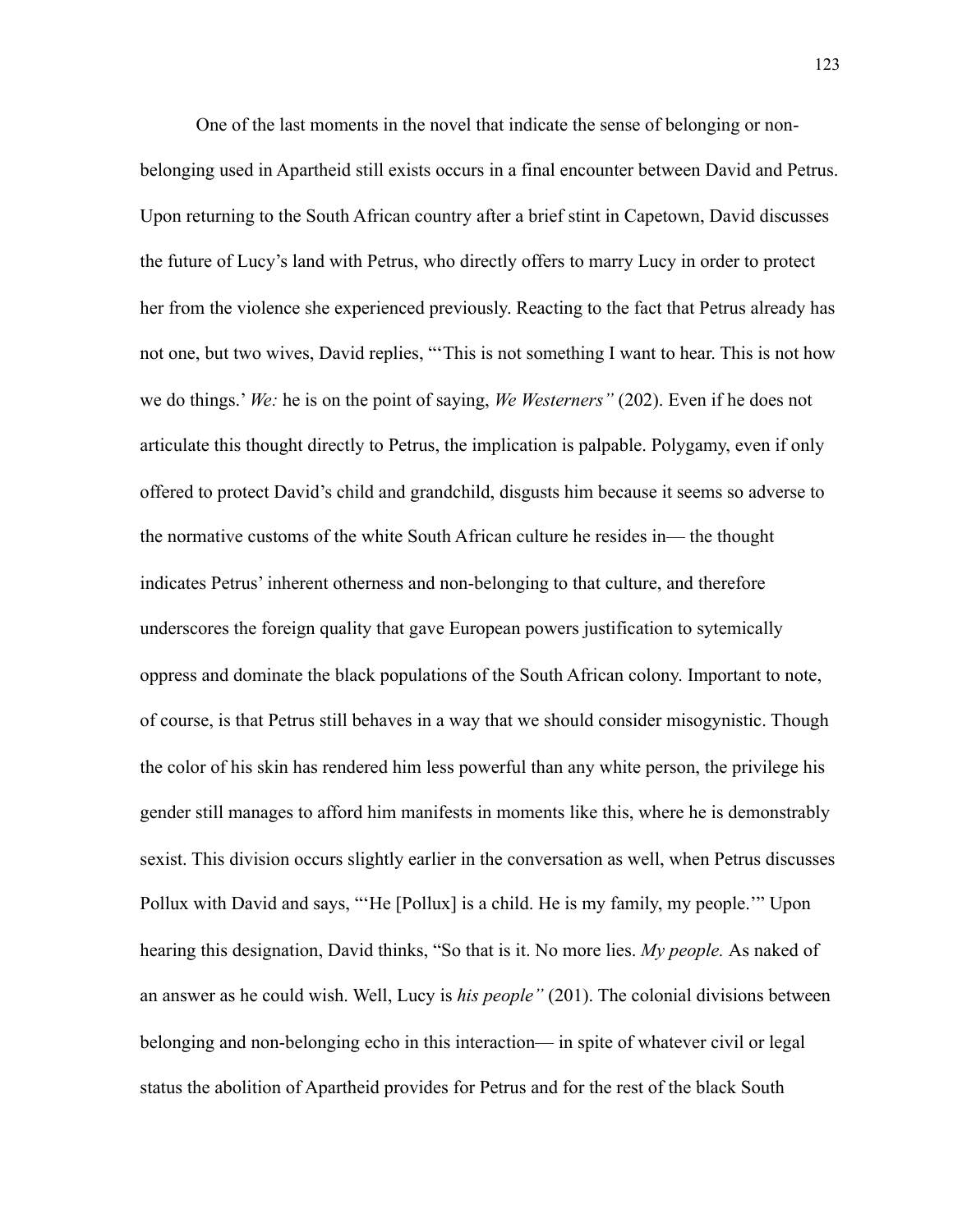One of the last moments in the novel that indicate the sense of belonging or non-belonging used in Apartheid still exists occurs in a final encounter between David and Petrus. Upon returning to the South African country after a brief stint in Capetown, David discusses the future of Lucy's land with Petrus, who directly offers to marry Lucy in order to protect her from the violence she experienced previously. Reacting to the fact that Petrus already has not one, but two wives, David replies, "'This is not something I want to hear. This is not how we do things.' *We:* he is on the point of saying, *We Westerners"* (202). Even if he does not articulate this thought directly to Petrus, the implication is palpable. Polygamy, even if only offered to protect David's child and grandchild, disgusts him because it seems so adverse to the normative customs of the white South African culture he resides in— the thought indicates Petrus' inherent otherness and non-belonging to that culture, and therefore underscores the foreign quality that gave European powers justification to sytemically oppress and dominate the black populations of the South African colony. Important to note, of course, is that Petrus still behaves in a way that we should consider misogynistic. Though the color of his skin has rendered him less powerful than any white person, the privilege his gender still manages to afford him manifests in moments like this, where he is demonstrably sexist. This division occurs slightly earlier in the conversation as well, when Petrus discusses Pollux with David and says, "'He [Pollux] is a child. He is my family, my people.'" Upon hearing this designation, David thinks, "So that is it. No more lies. *My people.* As naked of an answer as he could wish. Well, Lucy is *his people"* (201). The colonial divisions between belonging and non-belonging echo in this interaction— in spite of whatever civil or legal status the abolition of Apartheid provides for Petrus and for the rest of the black South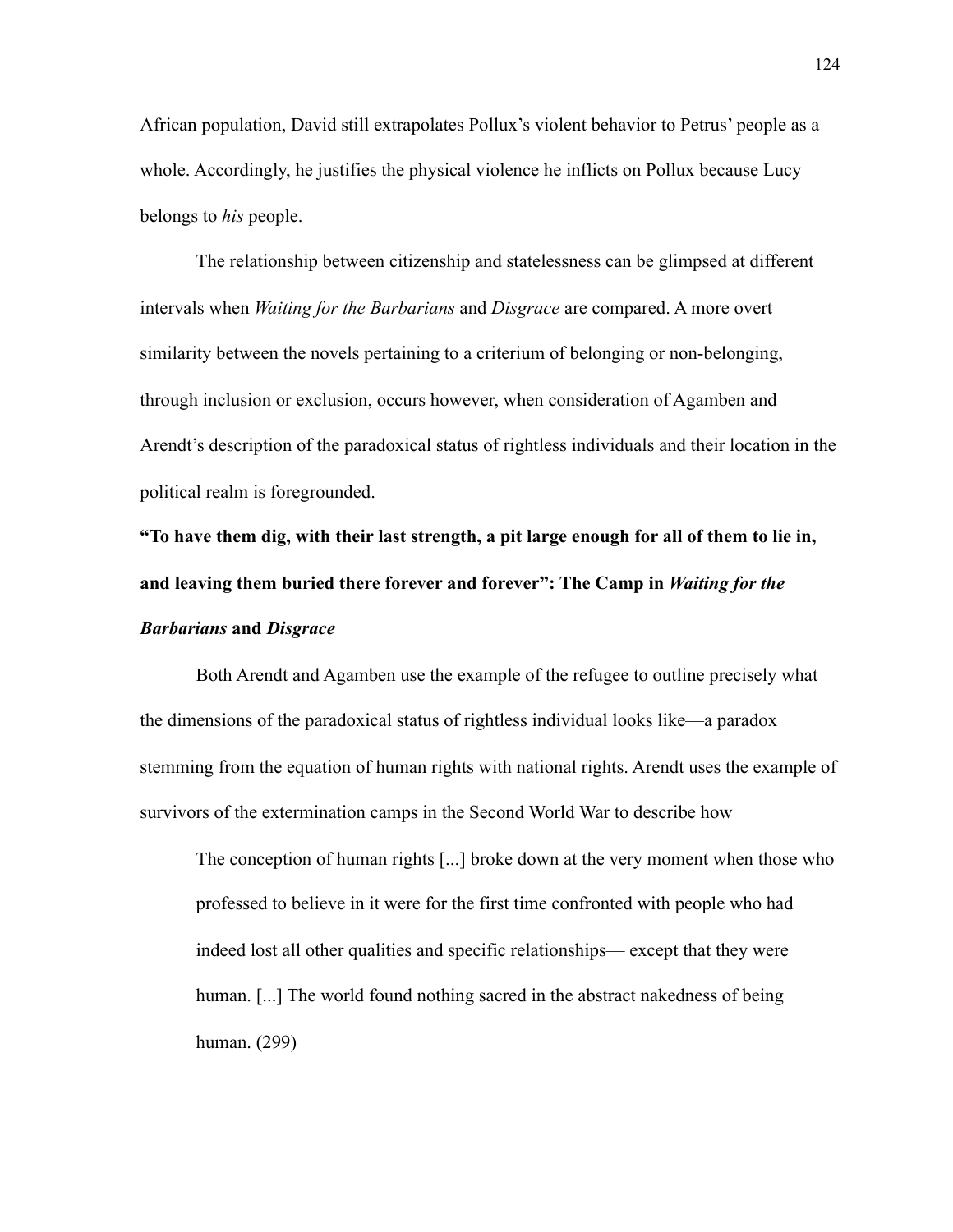African population, David still extrapolates Pollux's violent behavior to Petrus' people as a whole. Accordingly, he justifies the physical violence he inflicts on Pollux because Lucy belongs to *his* people.

The relationship between citizenship and statelessness can be glimpsed at different intervals when *Waiting for the Barbarians* and *Disgrace* are compared. A more overt similarity between the novels pertaining to a criterium of belonging or non-belonging, through inclusion or exclusion, occurs however, when consideration of Agamben and Arendt's description of the paradoxical status of rightless individuals and their location in the political realm is foregrounded.

### "To have them dig, with their last strength, a pit large enough for all of them to lie in, and leaving them buried there forever and forever": The Camp in *Waiting for the Barbarians* and *Disgrace*

Both Arendt and Agamben use the example of the refugee to outline precisely what the dimensions of the paradoxical status of rightless individual looks like—a paradox stemming from the equation of human rights with national rights. Arendt uses the example of survivors of the extermination camps in the Second World War to describe how

> The conception of human rights [...] broke down at the very moment when those who professed to believe in it were for the first time confronted with people who had indeed lost all other qualities and specific relationships— except that they were human. [...] The world found nothing sacred in the abstract nakedness of being human. (299)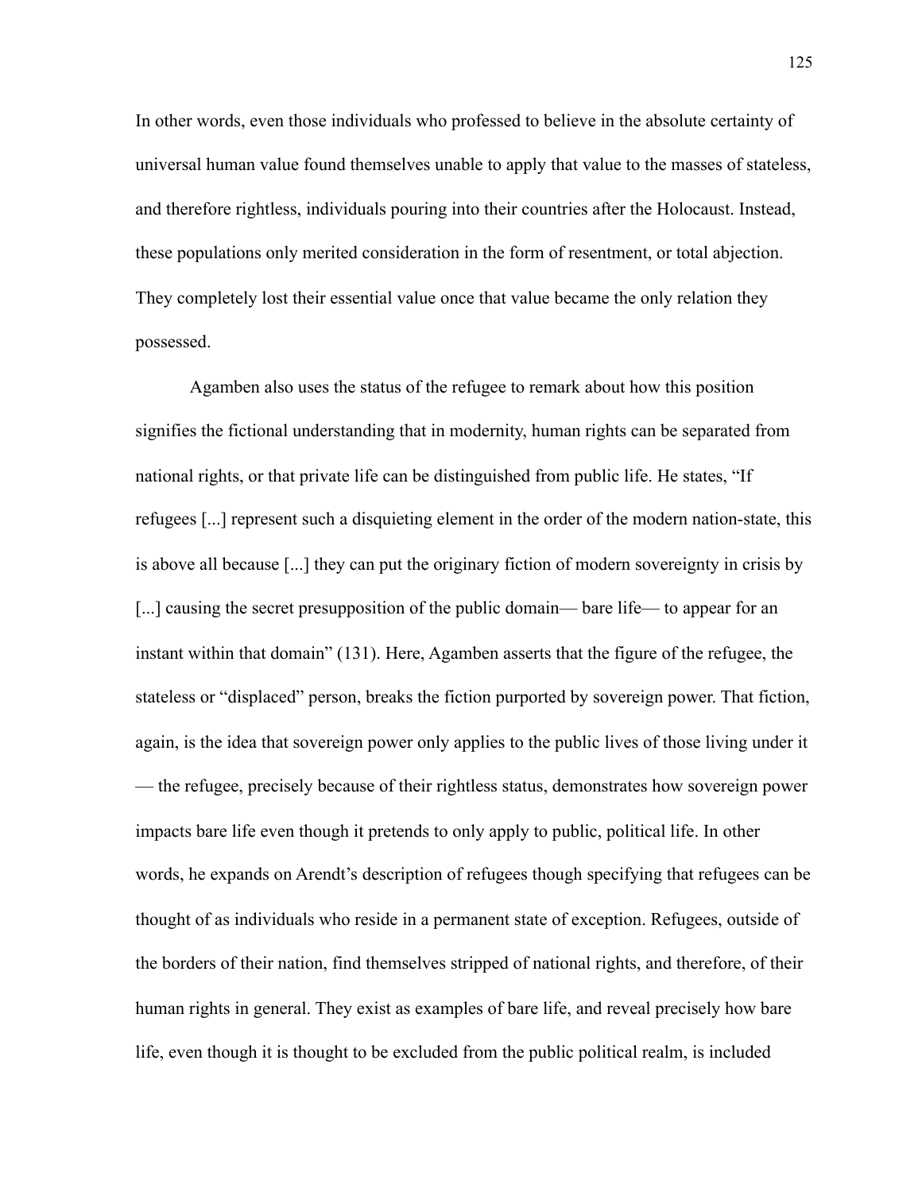In other words, even those individuals who professed to believe in the absolute certainty of universal human value found themselves unable to apply that value to the masses of stateless, and therefore rightless, individuals pouring into their countries after the Holocaust. Instead, these populations only merited consideration in the form of resentment, or total abjection. They completely lost their essential value once that value became the only relation they possessed.

Agamben also uses the status of the refugee to remark about how this position signifies the fictional understanding that in modernity, human rights can be separated from national rights, or that private life can be distinguished from public life. He states, "If refugees [...] represent such a disquieting element in the order of the modern nation-state, this is above all because [...] they can put the originary fiction of modern sovereignty in crisis by [...] causing the secret presupposition of the public domain— bare life— to appear for an instant within that domain" (131). Here, Agamben asserts that the figure of the refugee, the stateless or "displaced" person, breaks the fiction purported by sovereign power. That fiction, again, is the idea that sovereign power only applies to the public lives of those living under it — the refugee, precisely because of their rightless status, demonstrates how sovereign power impacts bare life even though it pretends to only apply to public, political life. In other words, he expands on Arendt's description of refugees though specifying that refugees can be thought of as individuals who reside in a permanent state of exception. Refugees, outside of the borders of their nation, find themselves stripped of national rights, and therefore, of their human rights in general. They exist as examples of bare life, and reveal precisely how bare life, even though it is thought to be excluded from the public political realm, is included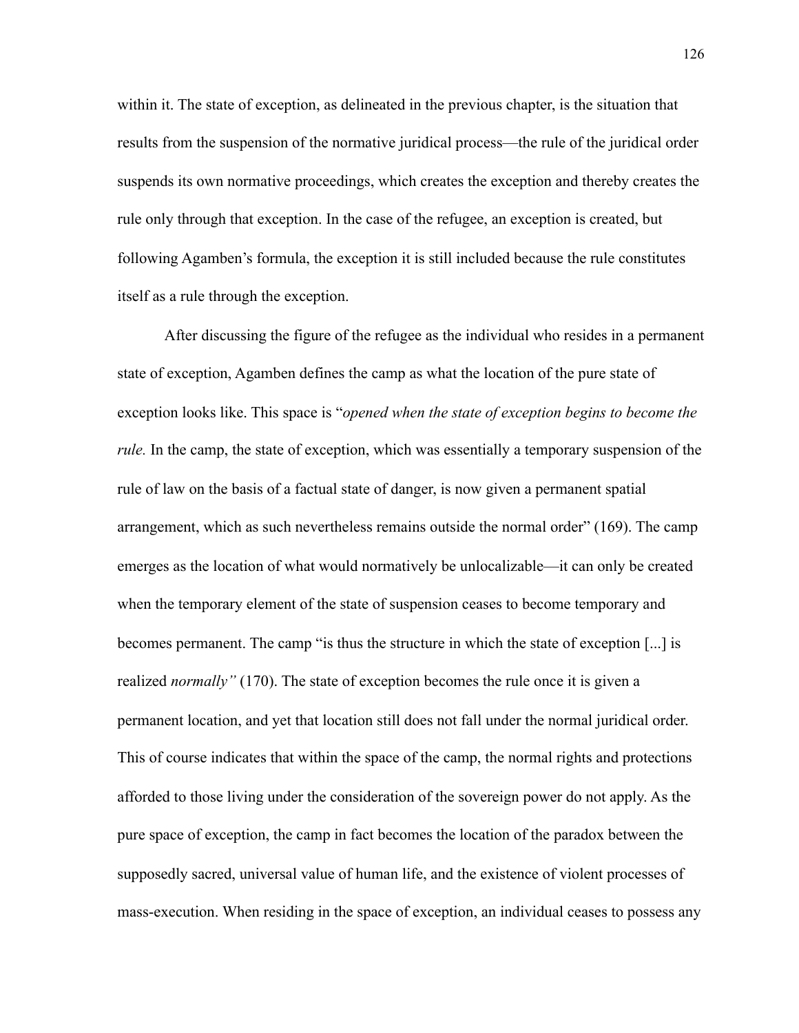within it. The state of exception, as delineated in the previous chapter, is the situation that results from the suspension of the normative juridical process—the rule of the juridical order suspends its own normative proceedings, which creates the exception and thereby creates the rule only through that exception. In the case of the refugee, an exception is created, but following Agamben's formula, the exception it is still included because the rule constitutes itself as a rule through the exception.

After discussing the figure of the refugee as the individual who resides in a permanent state of exception, Agamben defines the camp as what the location of the pure state of exception looks like. This space is "*opened when the state of exception begins to become the rule.* In the camp, the state of exception, which was essentially a temporary suspension of the rule of law on the basis of a factual state of danger, is now given a permanent spatial arrangement, which as such nevertheless remains outside the normal order" (169). The camp emerges as the location of what would normatively be unlocalizable—it can only be created when the temporary element of the state of suspension ceases to become temporary and becomes permanent. The camp "is thus the structure in which the state of exception [...] is realized *normally"* (170). The state of exception becomes the rule once it is given a permanent location, and yet that location still does not fall under the normal juridical order. This of course indicates that within the space of the camp, the normal rights and protections afforded to those living under the consideration of the sovereign power do not apply. As the pure space of exception, the camp in fact becomes the location of the paradox between the supposedly sacred, universal value of human life, and the existence of violent processes of mass-execution. When residing in the space of exception, an individual ceases to possess any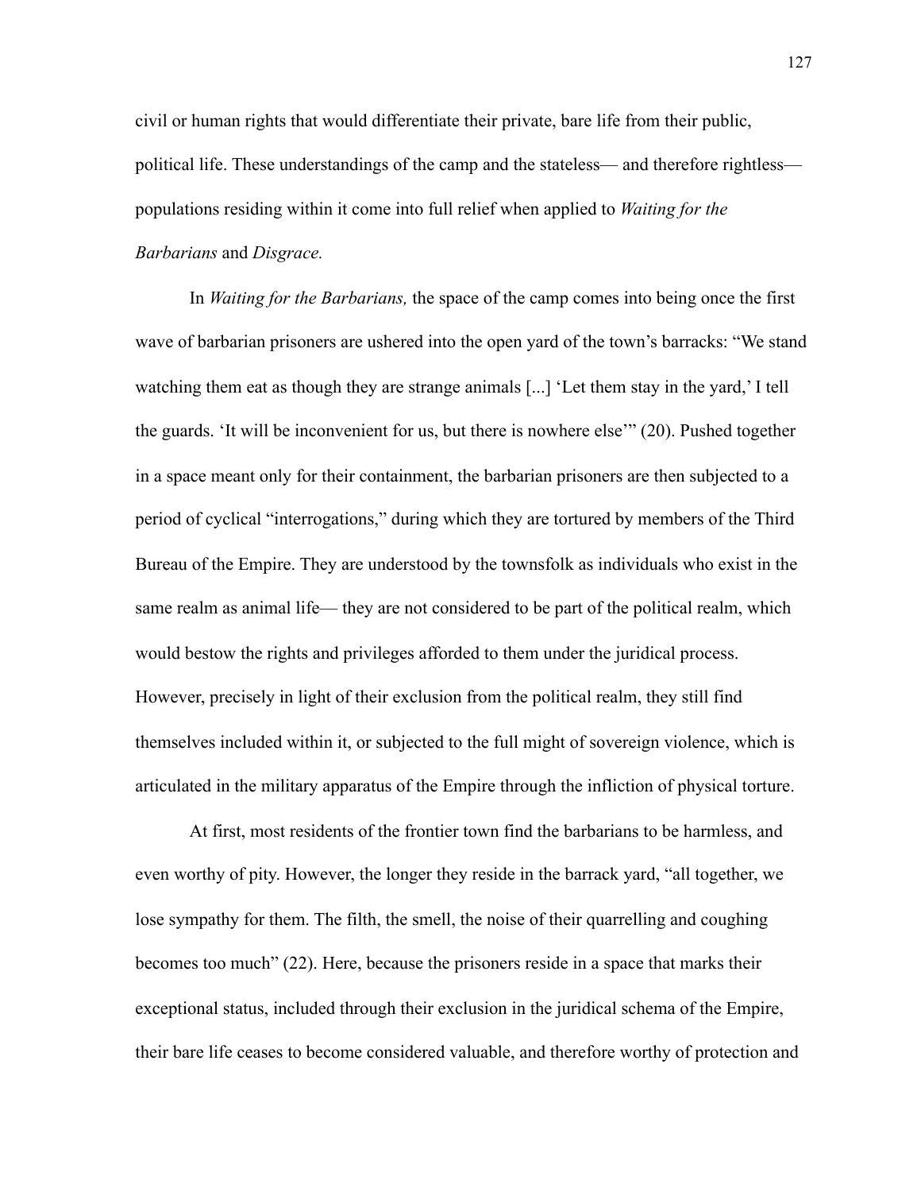civil or human rights that would differentiate their private, bare life from their public, political life. These understandings of the camp and the stateless— and therefore rightless— populations residing within it come into full relief when applied to *Waiting for the Barbarians* and *Disgrace.*

In *Waiting for the Barbarians,* the space of the camp comes into being once the first wave of barbarian prisoners are ushered into the open yard of the town's barracks: "We stand watching them eat as though they are strange animals [...] 'Let them stay in the yard,' I tell the guards. 'It will be inconvenient for us, but there is nowhere else'" (20). Pushed together in a space meant only for their containment, the barbarian prisoners are then subjected to a period of cyclical "interrogations," during which they are tortured by members of the Third Bureau of the Empire. They are understood by the townsfolk as individuals who exist in the same realm as animal life— they are not considered to be part of the political realm, which would bestow the rights and privileges afforded to them under the juridical process. However, precisely in light of their exclusion from the political realm, they still find themselves included within it, or subjected to the full might of sovereign violence, which is articulated in the military apparatus of the Empire through the infliction of physical torture.

At first, most residents of the frontier town find the barbarians to be harmless, and even worthy of pity. However, the longer they reside in the barrack yard, "all together, we lose sympathy for them. The filth, the smell, the noise of their quarrelling and coughing becomes too much" (22). Here, because the prisoners reside in a space that marks their exceptional status, included through their exclusion in the juridical schema of the Empire, their bare life ceases to become considered valuable, and therefore worthy of protection and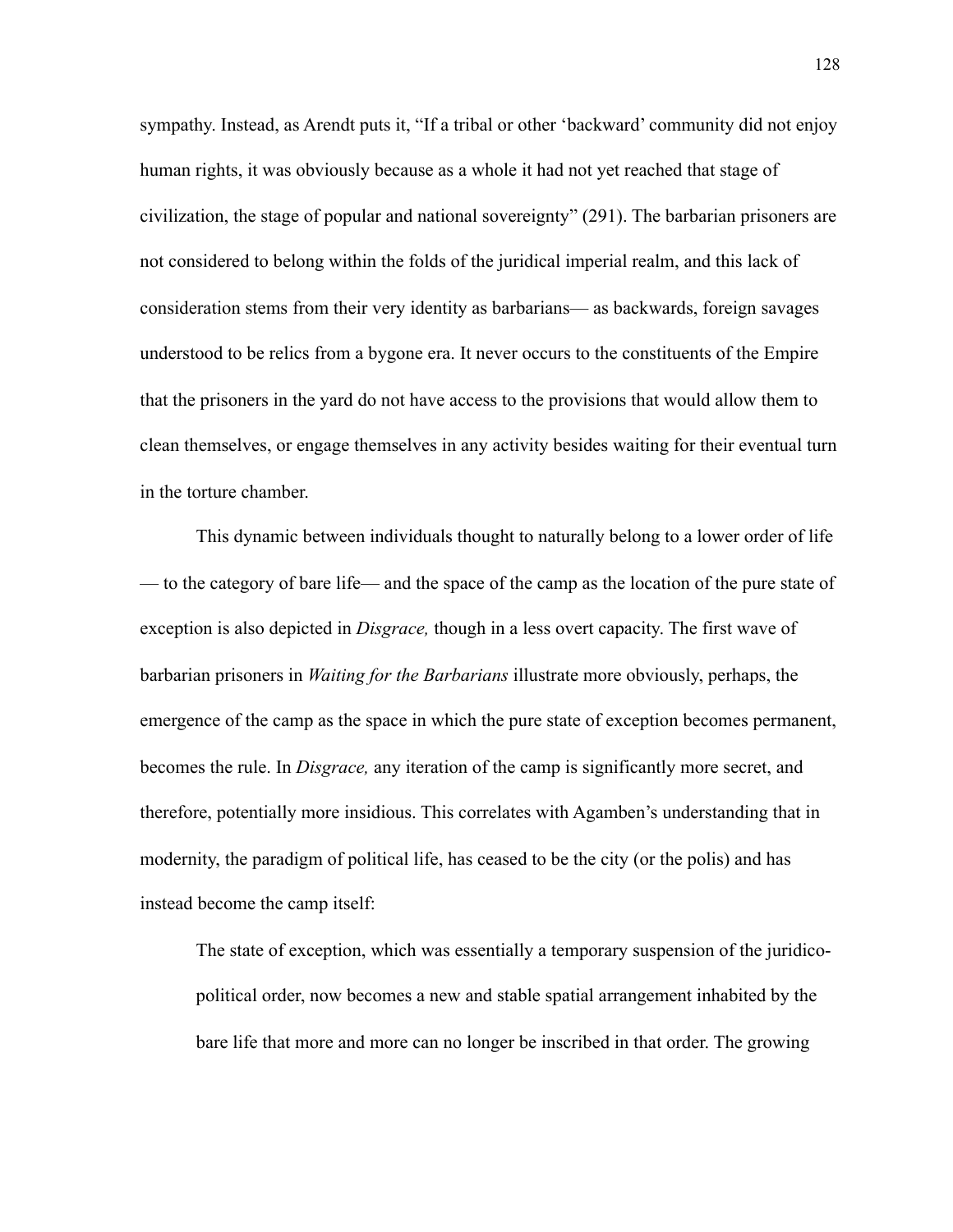sympathy. Instead, as Arendt puts it, "If a tribal or other 'backward' community did not enjoy human rights, it was obviously because as a whole it had not yet reached that stage of civilization, the stage of popular and national sovereignty" (291). The barbarian prisoners are not considered to belong within the folds of the juridical imperial realm, and this lack of consideration stems from their very identity as barbarians— as backwards, foreign savages understood to be relics from a bygone era. It never occurs to the constituents of the Empire that the prisoners in the yard do not have access to the provisions that would allow them to clean themselves, or engage themselves in any activity besides waiting for their eventual turn in the torture chamber.

This dynamic between individuals thought to naturally belong to a lower order of life — to the category of bare life— and the space of the camp as the location of the pure state of exception is also depicted in *Disgrace,* though in a less overt capacity. The first wave of barbarian prisoners in *Waiting for the Barbarians* illustrate more obviously, perhaps, the emergence of the camp as the space in which the pure state of exception becomes permanent, becomes the rule. In *Disgrace,* any iteration of the camp is significantly more secret, and therefore, potentially more insidious. This correlates with Agamben's understanding that in modernity, the paradigm of political life, has ceased to be the city (or the polis) and has instead become the camp itself:

> The state of exception, which was essentially a temporary suspension of the juridico-political order, now becomes a new and stable spatial arrangement inhabited by the bare life that more and more can no longer be inscribed in that order. The growing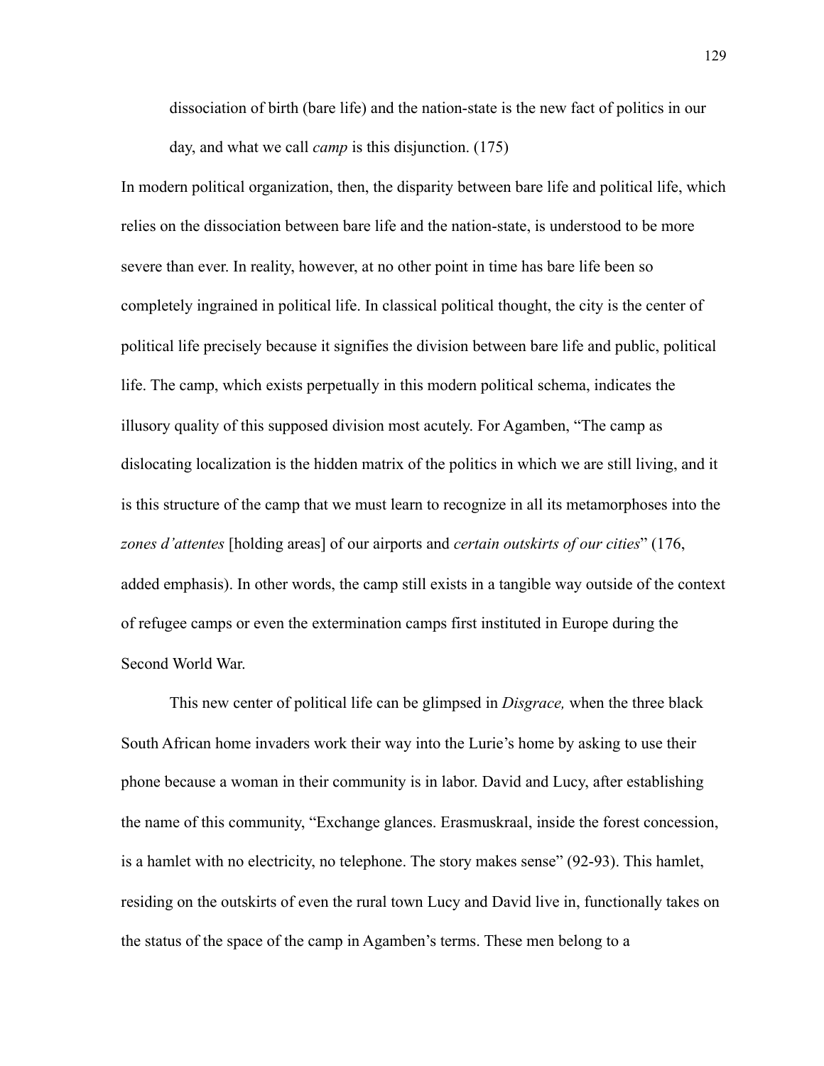dissociation of birth (bare life) and the nation-state is the new fact of politics in our day, and what we call *camp* is this disjunction. (175)

In modern political organization, then, the disparity between bare life and political life, which relies on the dissociation between bare life and the nation-state, is understood to be more severe than ever. In reality, however, at no other point in time has bare life been so completely ingrained in political life. In classical political thought, the city is the center of political life precisely because it signifies the division between bare life and public, political life. The camp, which exists perpetually in this modern political schema, indicates the illusory quality of this supposed division most acutely. For Agamben, "The camp as dislocating localization is the hidden matrix of the politics in which we are still living, and it is this structure of the camp that we must learn to recognize in all its metamorphoses into the *zones d'attentes* [holding areas] of our airports and *certain outskirts of our cities*" (176, added emphasis). In other words, the camp still exists in a tangible way outside of the context of refugee camps or even the extermination camps first instituted in Europe during the Second World War.

This new center of political life can be glimpsed in *Disgrace,* when the three black South African home invaders work their way into the Lurie's home by asking to use their phone because a woman in their community is in labor. David and Lucy, after establishing the name of this community, "Exchange glances. Erasmuskraal, inside the forest concession, is a hamlet with no electricity, no telephone. The story makes sense" (92-93). This hamlet, residing on the outskirts of even the rural town Lucy and David live in, functionally takes on the status of the space of the camp in Agamben's terms. These men belong to a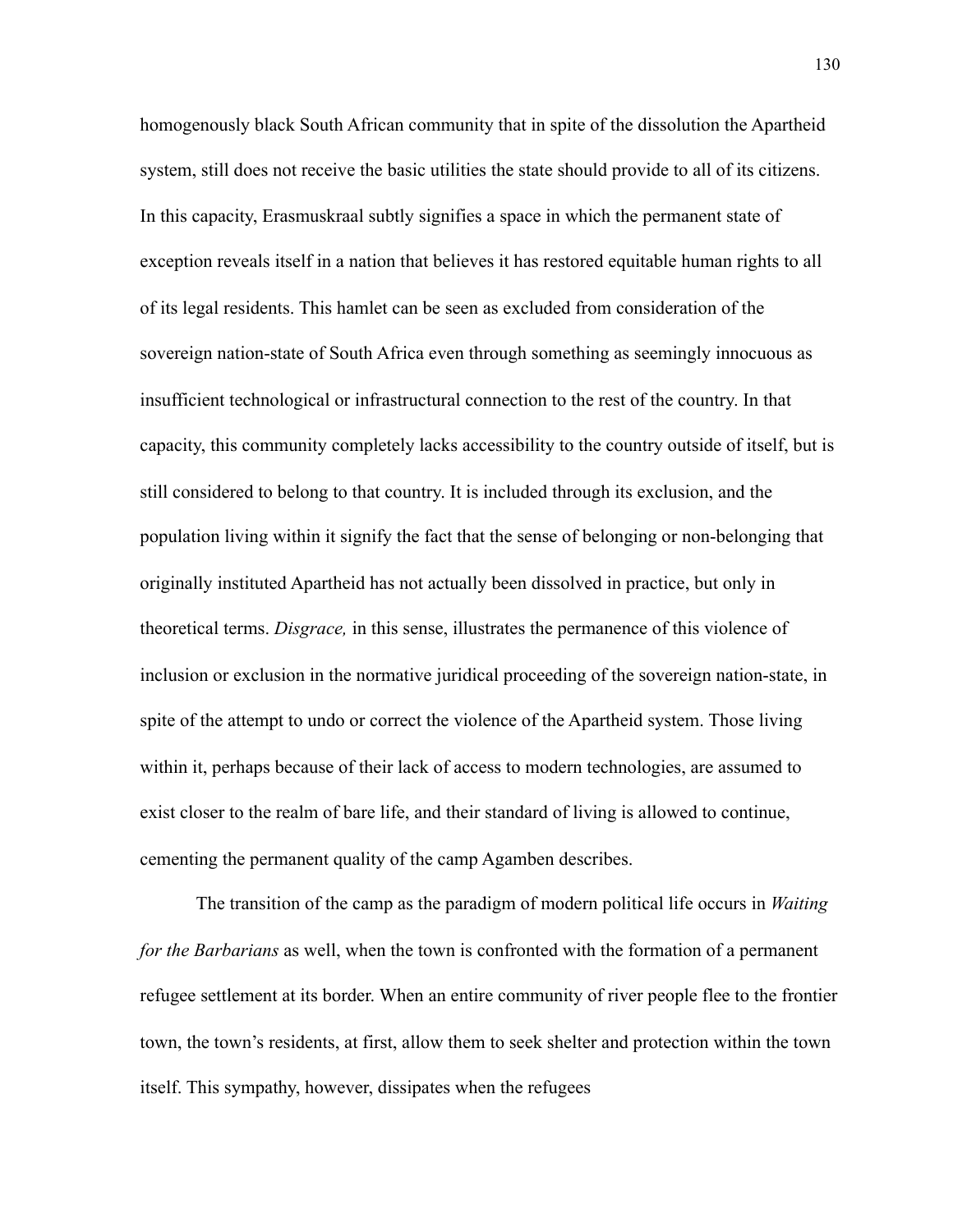homogenously black South African community that in spite of the dissolution the Apartheid system, still does not receive the basic utilities the state should provide to all of its citizens. In this capacity, Erasmuskraal subtly signifies a space in which the permanent state of exception reveals itself in a nation that believes it has restored equitable human rights to all of its legal residents. This hamlet can be seen as excluded from consideration of the sovereign nation-state of South Africa even through something as seemingly innocuous as insufficient technological or infrastructural connection to the rest of the country. In that capacity, this community completely lacks accessibility to the country outside of itself, but is still considered to belong to that country. It is included through its exclusion, and the population living within it signify the fact that the sense of belonging or non-belonging that originally instituted Apartheid has not actually been dissolved in practice, but only in theoretical terms. *Disgrace,* in this sense, illustrates the permanence of this violence of inclusion or exclusion in the normative juridical proceeding of the sovereign nation-state, in spite of the attempt to undo or correct the violence of the Apartheid system. Those living within it, perhaps because of their lack of access to modern technologies, are assumed to exist closer to the realm of bare life, and their standard of living is allowed to continue, cementing the permanent quality of the camp Agamben describes.

The transition of the camp as the paradigm of modern political life occurs in *Waiting for the Barbarians* as well, when the town is confronted with the formation of a permanent refugee settlement at its border. When an entire community of river people flee to the frontier town, the town's residents, at first, allow them to seek shelter and protection within the town itself. This sympathy, however, dissipates when the refugees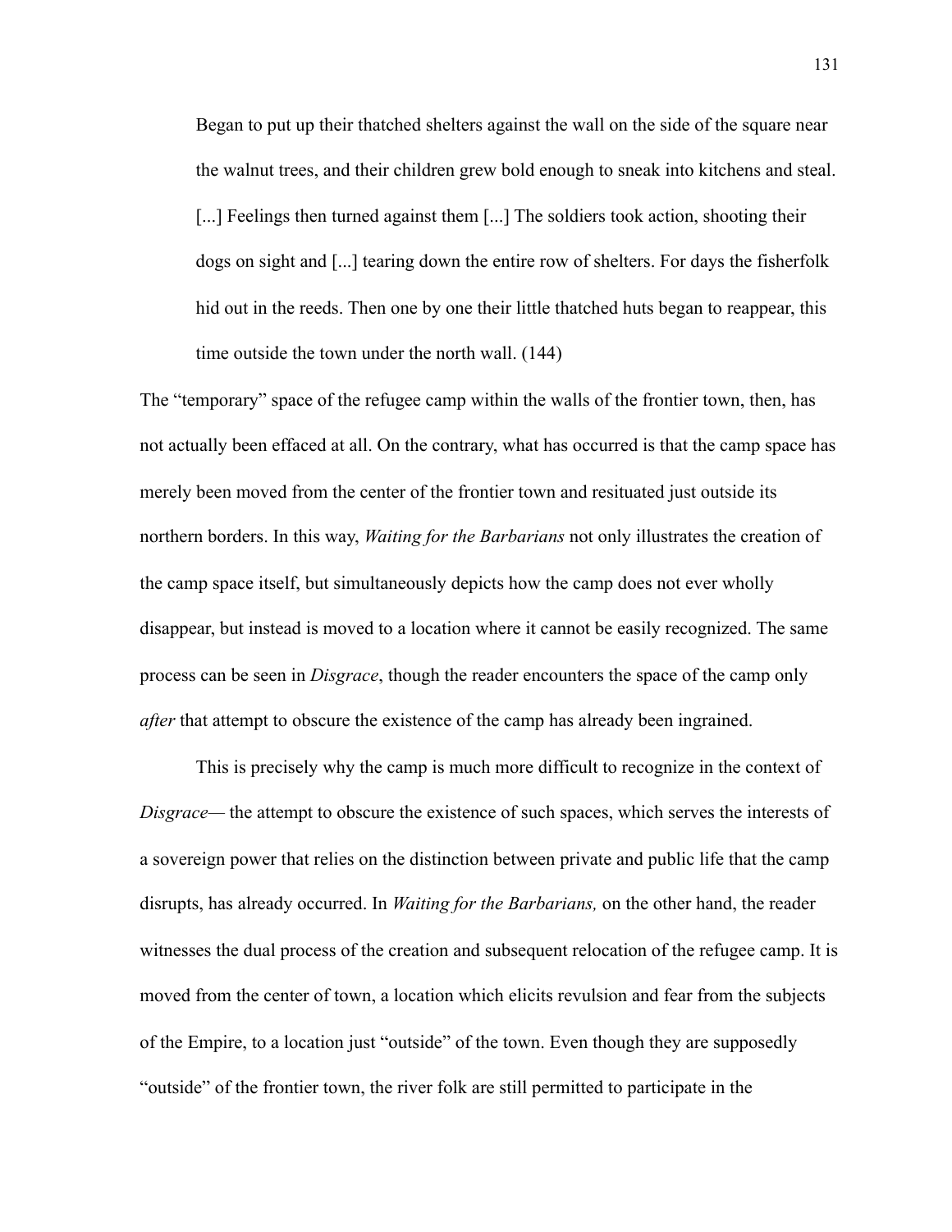> Began to put up their thatched shelters against the wall on the side of the square near the walnut trees, and their children grew bold enough to sneak into kitchens and steal. [...] Feelings then turned against them [...] The soldiers took action, shooting their dogs on sight and [...] tearing down the entire row of shelters. For days the fisherfolk hid out in the reeds. Then one by one their little thatched huts began to reappear, this time outside the town under the north wall. (144)

The "temporary" space of the refugee camp within the walls of the frontier town, then, has not actually been effaced at all. On the contrary, what has occurred is that the camp space has merely been moved from the center of the frontier town and resituated just outside its northern borders. In this way, *Waiting for the Barbarians* not only illustrates the creation of the camp space itself, but simultaneously depicts how the camp does not ever wholly disappear, but instead is moved to a location where it cannot be easily recognized. The same process can be seen in *Disgrace*, though the reader encounters the space of the camp only *after* that attempt to obscure the existence of the camp has already been ingrained.

This is precisely why the camp is much more difficult to recognize in the context of *Disgrace*— the attempt to obscure the existence of such spaces, which serves the interests of a sovereign power that relies on the distinction between private and public life that the camp disrupts, has already occurred. In *Waiting for the Barbarians,* on the other hand, the reader witnesses the dual process of the creation and subsequent relocation of the refugee camp. It is moved from the center of town, a location which elicits revulsion and fear from the subjects of the Empire, to a location just "outside" of the town. Even though they are supposedly "outside" of the frontier town, the river folk are still permitted to participate in the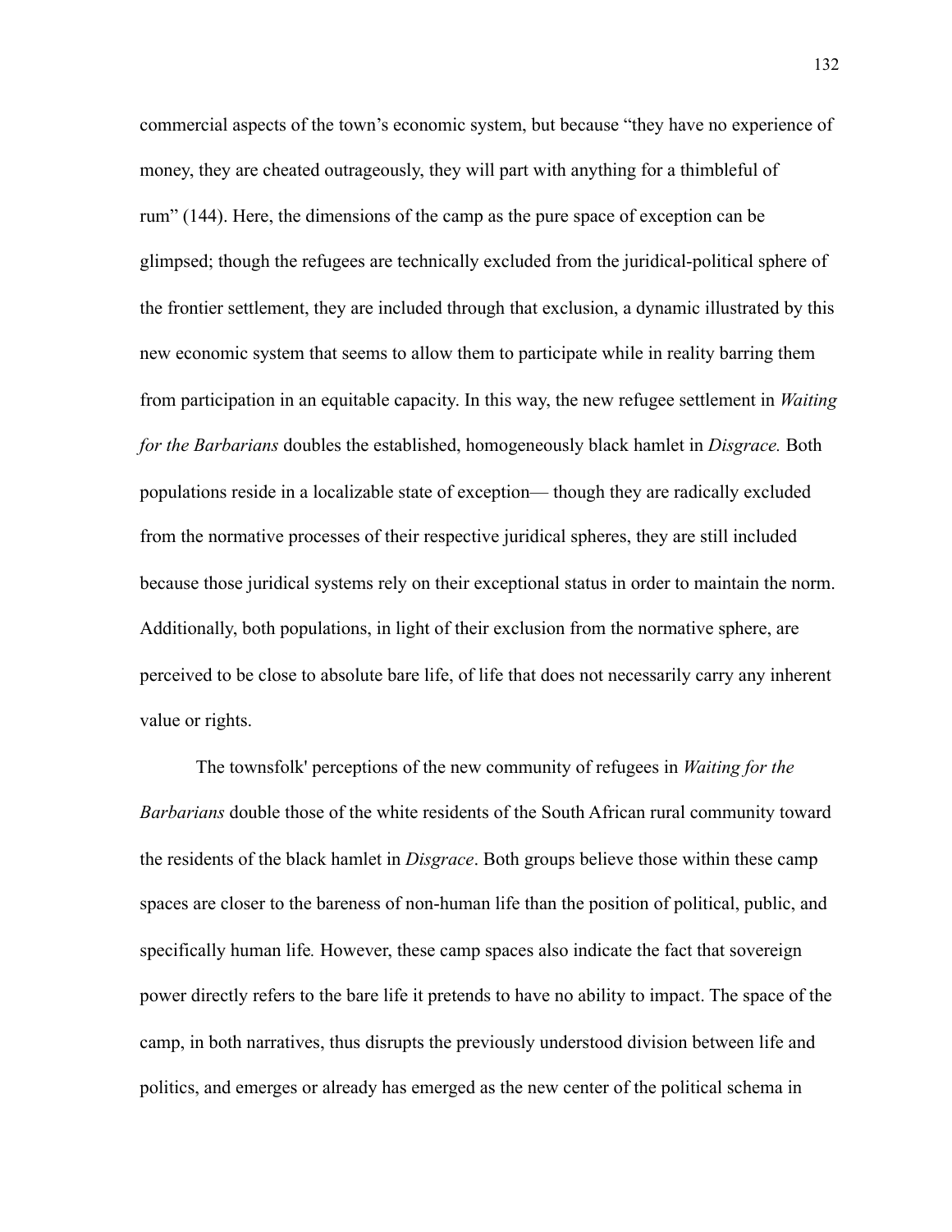commercial aspects of the town's economic system, but because "they have no experience of money, they are cheated outrageously, they will part with anything for a thimbleful of rum" (144). Here, the dimensions of the camp as the pure space of exception can be glimpsed; though the refugees are technically excluded from the juridical-political sphere of the frontier settlement, they are included through that exclusion, a dynamic illustrated by this new economic system that seems to allow them to participate while in reality barring them from participation in an equitable capacity. In this way, the new refugee settlement in *Waiting for the Barbarians* doubles the established, homogeneously black hamlet in *Disgrace.* Both populations reside in a localizable state of exception— though they are radically excluded from the normative processes of their respective juridical spheres, they are still included because those juridical systems rely on their exceptional status in order to maintain the norm. Additionally, both populations, in light of their exclusion from the normative sphere, are perceived to be close to absolute bare life, of life that does not necessarily carry any inherent value or rights.

The townsfolk' perceptions of the new community of refugees in *Waiting for the Barbarians* double those of the white residents of the South African rural community toward the residents of the black hamlet in *Disgrace*. Both groups believe those within these camp spaces are closer to the bareness of non-human life than the position of political, public, and specifically human life*.* However, these camp spaces also indicate the fact that sovereign power directly refers to the bare life it pretends to have no ability to impact. The space of the camp, in both narratives, thus disrupts the previously understood division between life and politics, and emerges or already has emerged as the new center of the political schema in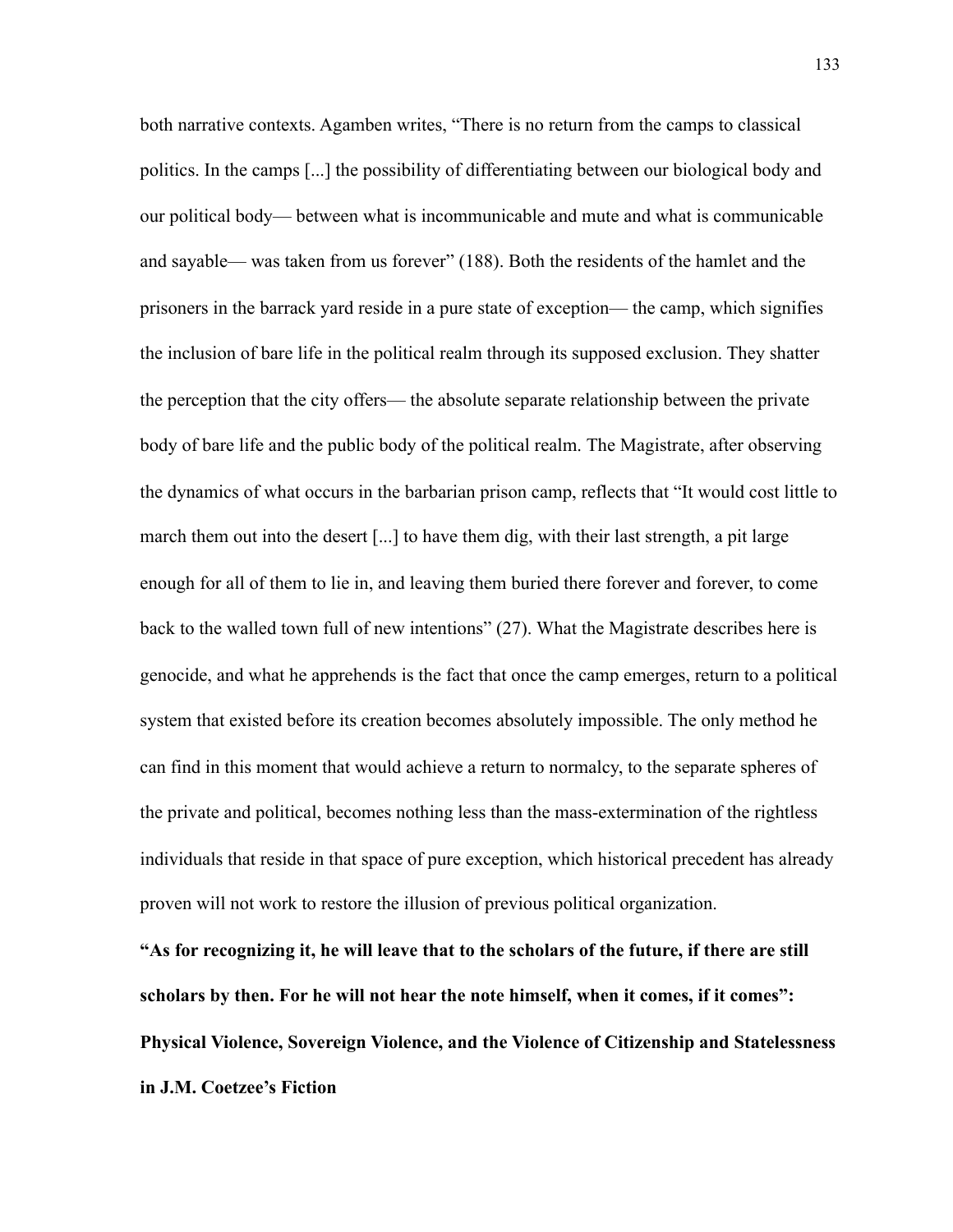both narrative contexts. Agamben writes, "There is no return from the camps to classical politics. In the camps [...] the possibility of differentiating between our biological body and our political body— between what is incommunicable and mute and what is communicable and sayable— was taken from us forever" (188). Both the residents of the hamlet and the prisoners in the barrack yard reside in a pure state of exception— the camp, which signifies the inclusion of bare life in the political realm through its supposed exclusion. They shatter the perception that the city offers— the absolute separate relationship between the private body of bare life and the public body of the political realm. The Magistrate, after observing the dynamics of what occurs in the barbarian prison camp, reflects that "It would cost little to march them out into the desert [...] to have them dig, with their last strength, a pit large enough for all of them to lie in, and leaving them buried there forever and forever, to come back to the walled town full of new intentions" (27). What the Magistrate describes here is genocide, and what he apprehends is the fact that once the camp emerges, return to a political system that existed before its creation becomes absolutely impossible. The only method he can find in this moment that would achieve a return to normalcy, to the separate spheres of the private and political, becomes nothing less than the mass-extermination of the rightless individuals that reside in that space of pure exception, which historical precedent has already proven will not work to restore the illusion of previous political organization.

## "As for recognizing it, he will leave that to the scholars of the future, if there are still scholars by then. For he will not hear the note himself, when it comes, if it comes": Physical Violence, Sovereign Violence, and the Violence of Citizenship and Statelessness in J.M. Coetzee's Fiction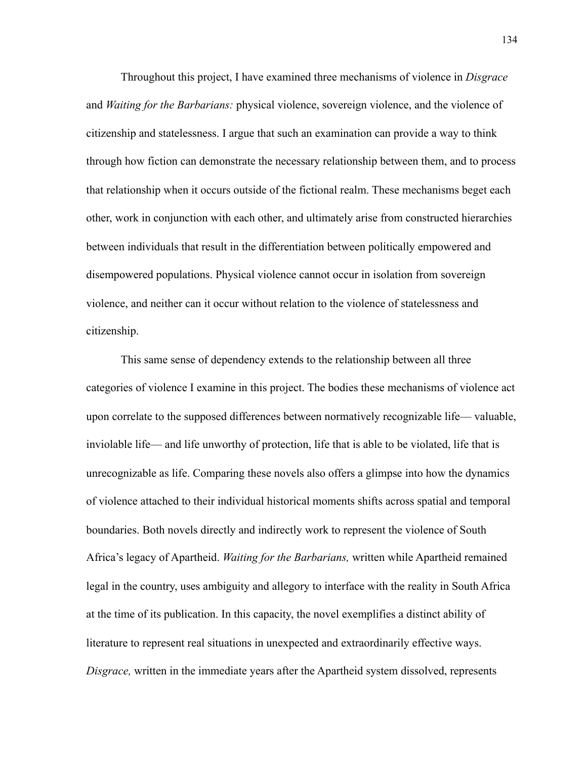Throughout this project, I have examined three mechanisms of violence in *Disgrace* and *Waiting for the Barbarians:* physical violence, sovereign violence, and the violence of citizenship and statelessness. I argue that such an examination can provide a way to think through how fiction can demonstrate the necessary relationship between them, and to process that relationship when it occurs outside of the fictional realm. These mechanisms beget each other, work in conjunction with each other, and ultimately arise from constructed hierarchies between individuals that result in the differentiation between politically empowered and disempowered populations. Physical violence cannot occur in isolation from sovereign violence, and neither can it occur without relation to the violence of statelessness and citizenship.

This same sense of dependency extends to the relationship between all three categories of violence I examine in this project. The bodies these mechanisms of violence act upon correlate to the supposed differences between normatively recognizable life— valuable, inviolable life— and life unworthy of protection, life that is able to be violated, life that is unrecognizable as life. Comparing these novels also offers a glimpse into how the dynamics of violence attached to their individual historical moments shifts across spatial and temporal boundaries. Both novels directly and indirectly work to represent the violence of South Africa's legacy of Apartheid. *Waiting for the Barbarians,* written while Apartheid remained legal in the country, uses ambiguity and allegory to interface with the reality in South Africa at the time of its publication. In this capacity, the novel exemplifies a distinct ability of literature to represent real situations in unexpected and extraordinarily effective ways. *Disgrace,* written in the immediate years after the Apartheid system dissolved, represents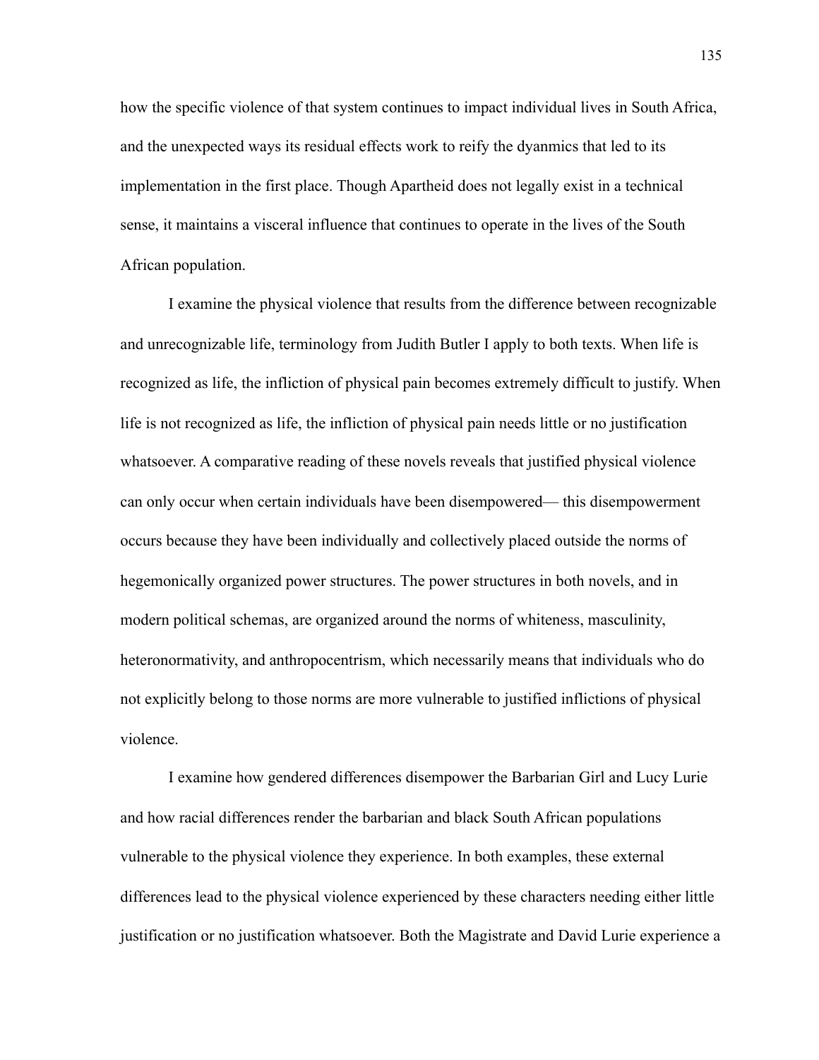how the specific violence of that system continues to impact individual lives in South Africa, and the unexpected ways its residual effects work to reify the dyanmics that led to its implementation in the first place. Though Apartheid does not legally exist in a technical sense, it maintains a visceral influence that continues to operate in the lives of the South African population.

I examine the physical violence that results from the difference between recognizable and unrecognizable life, terminology from Judith Butler I apply to both texts. When life is recognized as life, the infliction of physical pain becomes extremely difficult to justify. When life is not recognized as life, the infliction of physical pain needs little or no justification whatsoever. A comparative reading of these novels reveals that justified physical violence can only occur when certain individuals have been disempowered— this disempowerment occurs because they have been individually and collectively placed outside the norms of hegemonically organized power structures. The power structures in both novels, and in modern political schemas, are organized around the norms of whiteness, masculinity, heteronormativity, and anthropocentrism, which necessarily means that individuals who do not explicitly belong to those norms are more vulnerable to justified inflictions of physical violence.

I examine how gendered differences disempower the Barbarian Girl and Lucy Lurie and how racial differences render the barbarian and black South African populations vulnerable to the physical violence they experience. In both examples, these external differences lead to the physical violence experienced by these characters needing either little justification or no justification whatsoever. Both the Magistrate and David Lurie experience a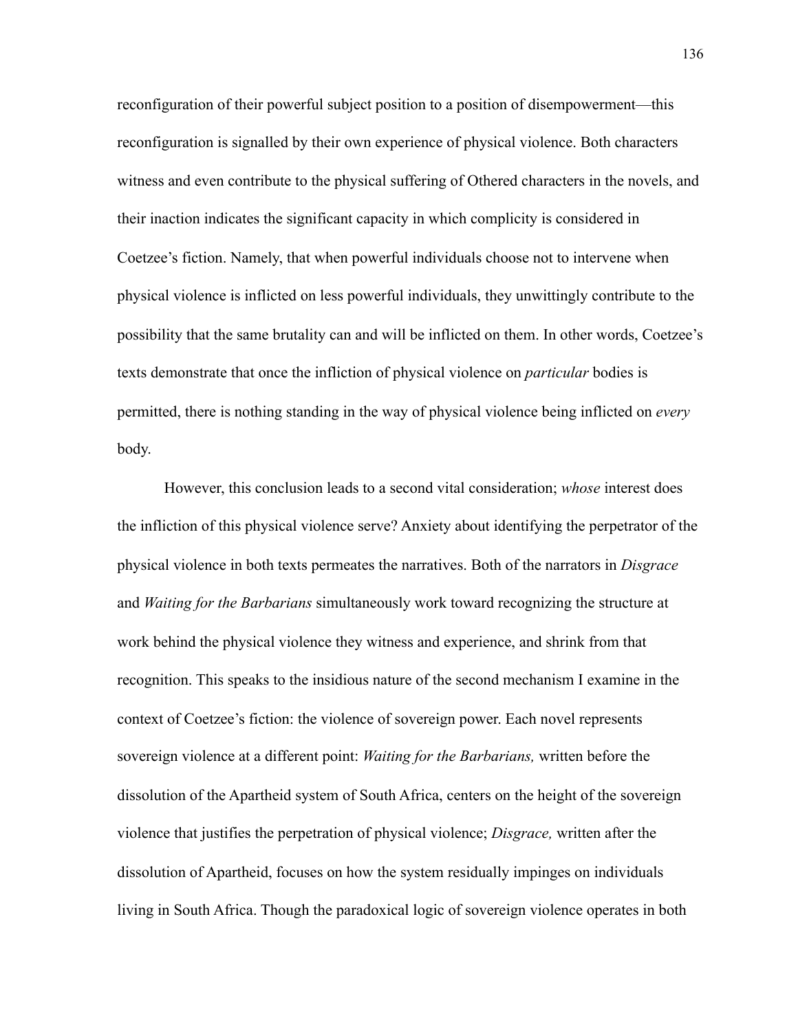reconfiguration of their powerful subject position to a position of disempowerment—this reconfiguration is signalled by their own experience of physical violence. Both characters witness and even contribute to the physical suffering of Othered characters in the novels, and their inaction indicates the significant capacity in which complicity is considered in Coetzee's fiction. Namely, that when powerful individuals choose not to intervene when physical violence is inflicted on less powerful individuals, they unwittingly contribute to the possibility that the same brutality can and will be inflicted on them. In other words, Coetzee's texts demonstrate that once the infliction of physical violence on *particular* bodies is permitted, there is nothing standing in the way of physical violence being inflicted on *every* body.

However, this conclusion leads to a second vital consideration; *whose* interest does the infliction of this physical violence serve? Anxiety about identifying the perpetrator of the physical violence in both texts permeates the narratives. Both of the narrators in *Disgrace* and *Waiting for the Barbarians* simultaneously work toward recognizing the structure at work behind the physical violence they witness and experience, and shrink from that recognition. This speaks to the insidious nature of the second mechanism I examine in the context of Coetzee's fiction: the violence of sovereign power. Each novel represents sovereign violence at a different point: *Waiting for the Barbarians,* written before the dissolution of the Apartheid system of South Africa, centers on the height of the sovereign violence that justifies the perpetration of physical violence; *Disgrace,* written after the dissolution of Apartheid, focuses on how the system residually impinges on individuals living in South Africa. Though the paradoxical logic of sovereign violence operates in both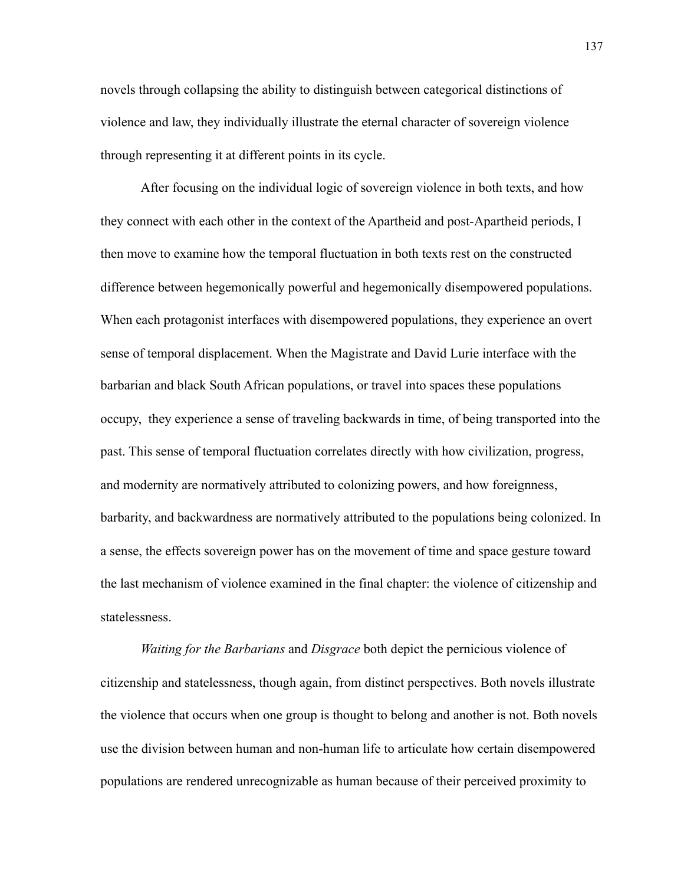novels through collapsing the ability to distinguish between categorical distinctions of violence and law, they individually illustrate the eternal character of sovereign violence through representing it at different points in its cycle.

After focusing on the individual logic of sovereign violence in both texts, and how they connect with each other in the context of the Apartheid and post-Apartheid periods, I then move to examine how the temporal fluctuation in both texts rest on the constructed difference between hegemonically powerful and hegemonically disempowered populations. When each protagonist interfaces with disempowered populations, they experience an overt sense of temporal displacement. When the Magistrate and David Lurie interface with the barbarian and black South African populations, or travel into spaces these populations occupy, they experience a sense of traveling backwards in time, of being transported into the past. This sense of temporal fluctuation correlates directly with how civilization, progress, and modernity are normatively attributed to colonizing powers, and how foreignness, barbarity, and backwardness are normatively attributed to the populations being colonized. In a sense, the effects sovereign power has on the movement of time and space gesture toward the last mechanism of violence examined in the final chapter: the violence of citizenship and statelessness.

*Waiting for the Barbarians* and *Disgrace* both depict the pernicious violence of citizenship and statelessness, though again, from distinct perspectives. Both novels illustrate the violence that occurs when one group is thought to belong and another is not. Both novels use the division between human and non-human life to articulate how certain disempowered populations are rendered unrecognizable as human because of their perceived proximity to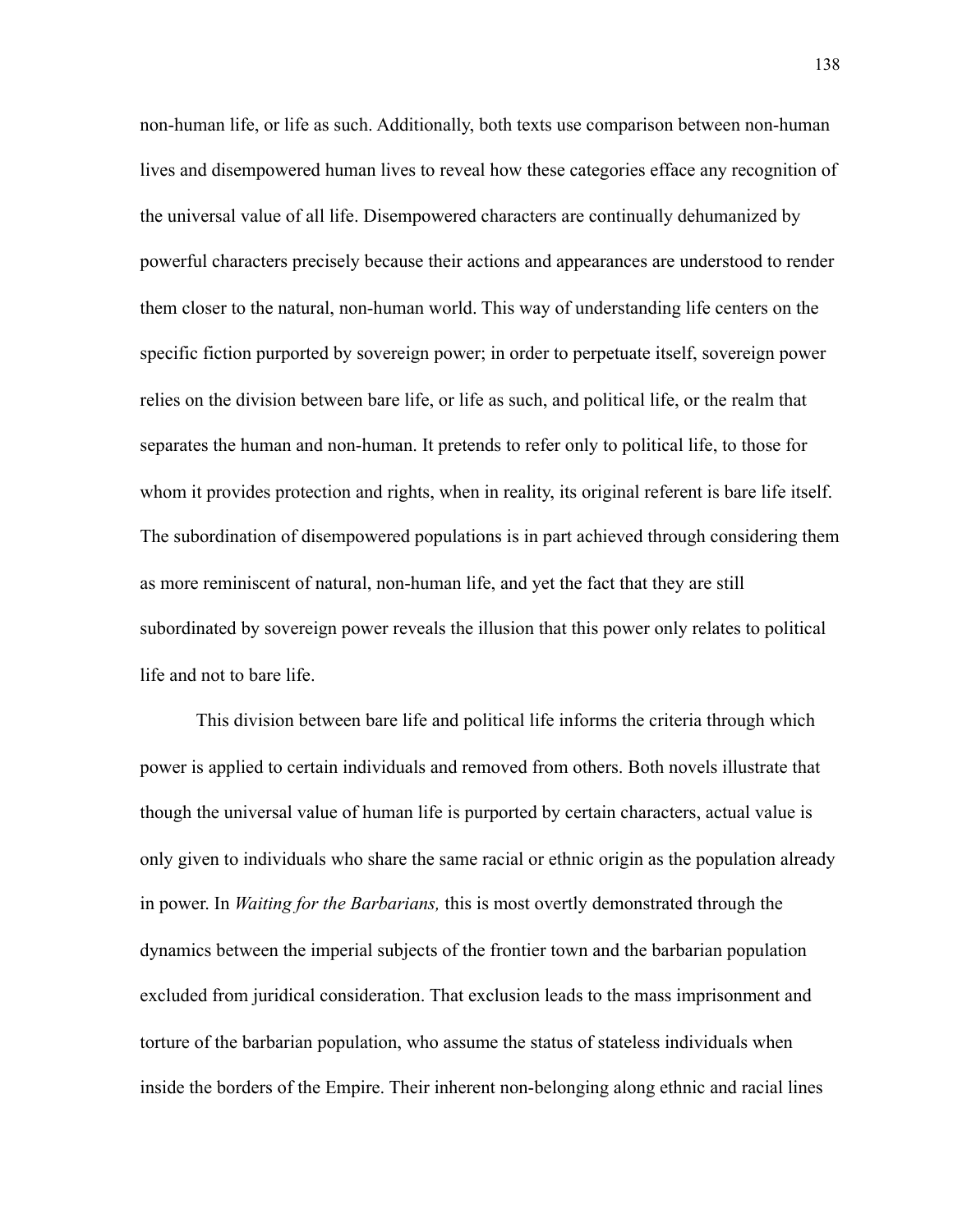non-human life, or life as such. Additionally, both texts use comparison between non-human lives and disempowered human lives to reveal how these categories efface any recognition of the universal value of all life. Disempowered characters are continually dehumanized by powerful characters precisely because their actions and appearances are understood to render them closer to the natural, non-human world. This way of understanding life centers on the specific fiction purported by sovereign power; in order to perpetuate itself, sovereign power relies on the division between bare life, or life as such, and political life, or the realm that separates the human and non-human. It pretends to refer only to political life, to those for whom it provides protection and rights, when in reality, its original referent is bare life itself. The subordination of disempowered populations is in part achieved through considering them as more reminiscent of natural, non-human life, and yet the fact that they are still subordinated by sovereign power reveals the illusion that this power only relates to political life and not to bare life.

This division between bare life and political life informs the criteria through which power is applied to certain individuals and removed from others. Both novels illustrate that though the universal value of human life is purported by certain characters, actual value is only given to individuals who share the same racial or ethnic origin as the population already in power. In *Waiting for the Barbarians,* this is most overtly demonstrated through the dynamics between the imperial subjects of the frontier town and the barbarian population excluded from juridical consideration. That exclusion leads to the mass imprisonment and torture of the barbarian population, who assume the status of stateless individuals when inside the borders of the Empire. Their inherent non-belonging along ethnic and racial lines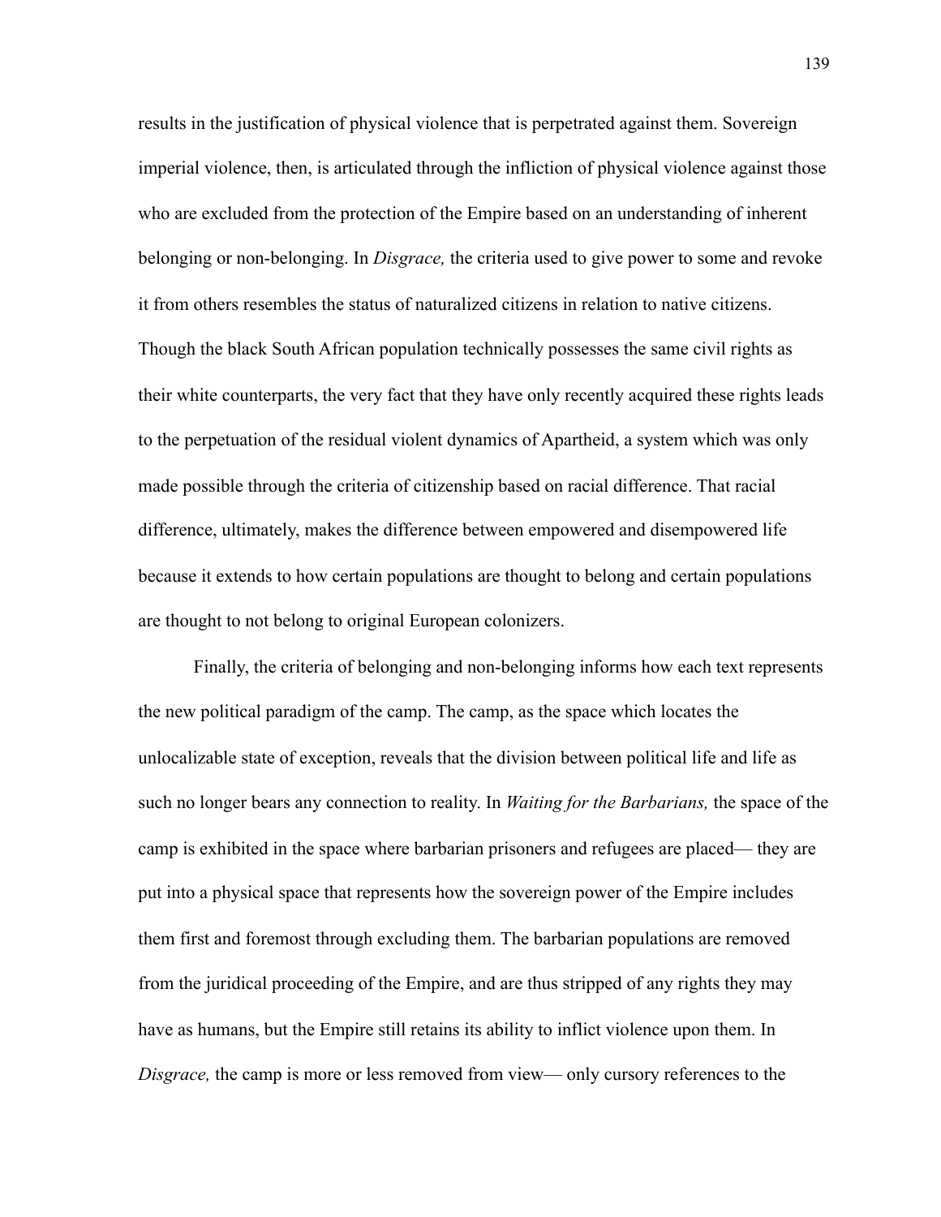results in the justification of physical violence that is perpetrated against them. Sovereign imperial violence, then, is articulated through the infliction of physical violence against those who are excluded from the protection of the Empire based on an understanding of inherent belonging or non-belonging. In *Disgrace,* the criteria used to give power to some and revoke it from others resembles the status of naturalized citizens in relation to native citizens. Though the black South African population technically possesses the same civil rights as their white counterparts, the very fact that they have only recently acquired these rights leads to the perpetuation of the residual violent dynamics of Apartheid, a system which was only made possible through the criteria of citizenship based on racial difference. That racial difference, ultimately, makes the difference between empowered and disempowered life because it extends to how certain populations are thought to belong and certain populations are thought to not belong to original European colonizers.

Finally, the criteria of belonging and non-belonging informs how each text represents the new political paradigm of the camp. The camp, as the space which locates the unlocalizable state of exception, reveals that the division between political life and life as such no longer bears any connection to reality. In *Waiting for the Barbarians,* the space of the camp is exhibited in the space where barbarian prisoners and refugees are placed— they are put into a physical space that represents how the sovereign power of the Empire includes them first and foremost through excluding them. The barbarian populations are removed from the juridical proceeding of the Empire, and are thus stripped of any rights they may have as humans, but the Empire still retains its ability to inflict violence upon them. In *Disgrace,* the camp is more or less removed from view— only cursory references to the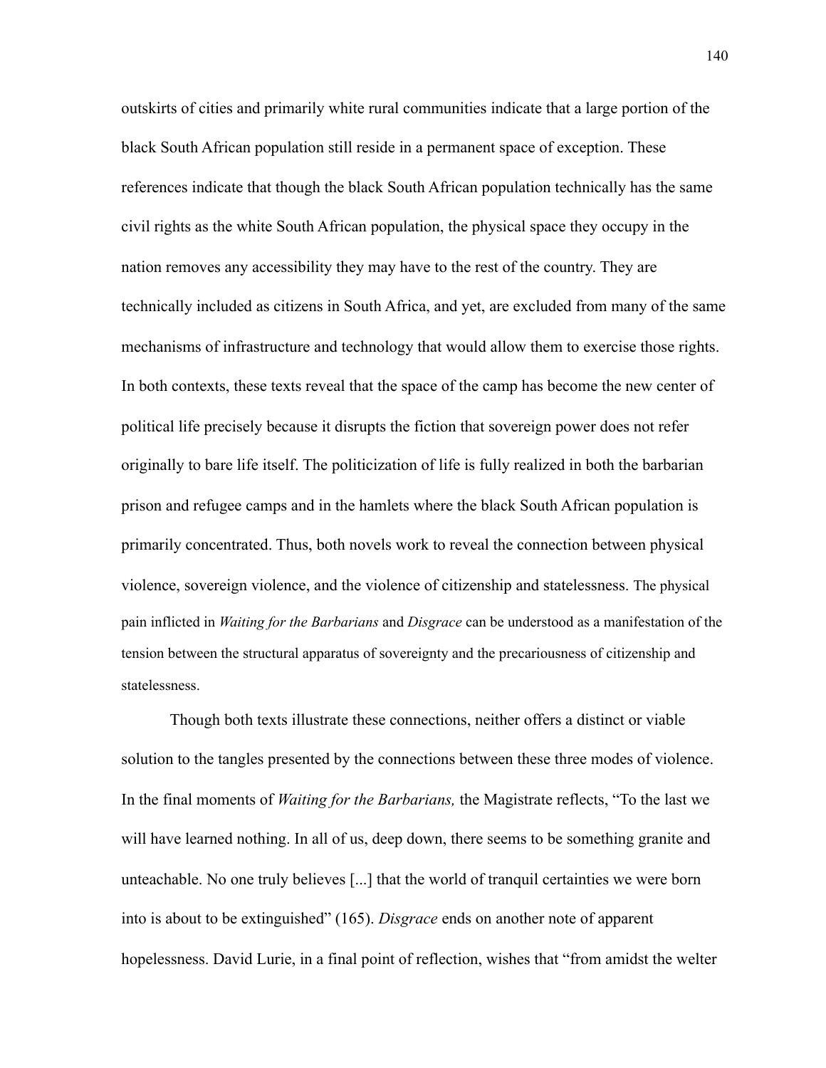outskirts of cities and primarily white rural communities indicate that a large portion of the black South African population still reside in a permanent space of exception. These references indicate that though the black South African population technically has the same civil rights as the white South African population, the physical space they occupy in the nation removes any accessibility they may have to the rest of the country. They are technically included as citizens in South Africa, and yet, are excluded from many of the same mechanisms of infrastructure and technology that would allow them to exercise those rights. In both contexts, these texts reveal that the space of the camp has become the new center of political life precisely because it disrupts the fiction that sovereign power does not refer originally to bare life itself. The politicization of life is fully realized in both the barbarian prison and refugee camps and in the hamlets where the black South African population is primarily concentrated. Thus, both novels work to reveal the connection between physical violence, sovereign violence, and the violence of citizenship and statelessness. The physical pain inflicted in *Waiting for the Barbarians* and *Disgrace* can be understood as a manifestation of the tension between the structural apparatus of sovereignty and the precariousness of citizenship and statelessness.

Though both texts illustrate these connections, neither offers a distinct or viable solution to the tangles presented by the connections between these three modes of violence. In the final moments of *Waiting for the Barbarians,* the Magistrate reflects, "To the last we will have learned nothing. In all of us, deep down, there seems to be something granite and unteachable. No one truly believes [...] that the world of tranquil certainties we were born into is about to be extinguished" (165). *Disgrace* ends on another note of apparent hopelessness. David Lurie, in a final point of reflection, wishes that "from amidst the welter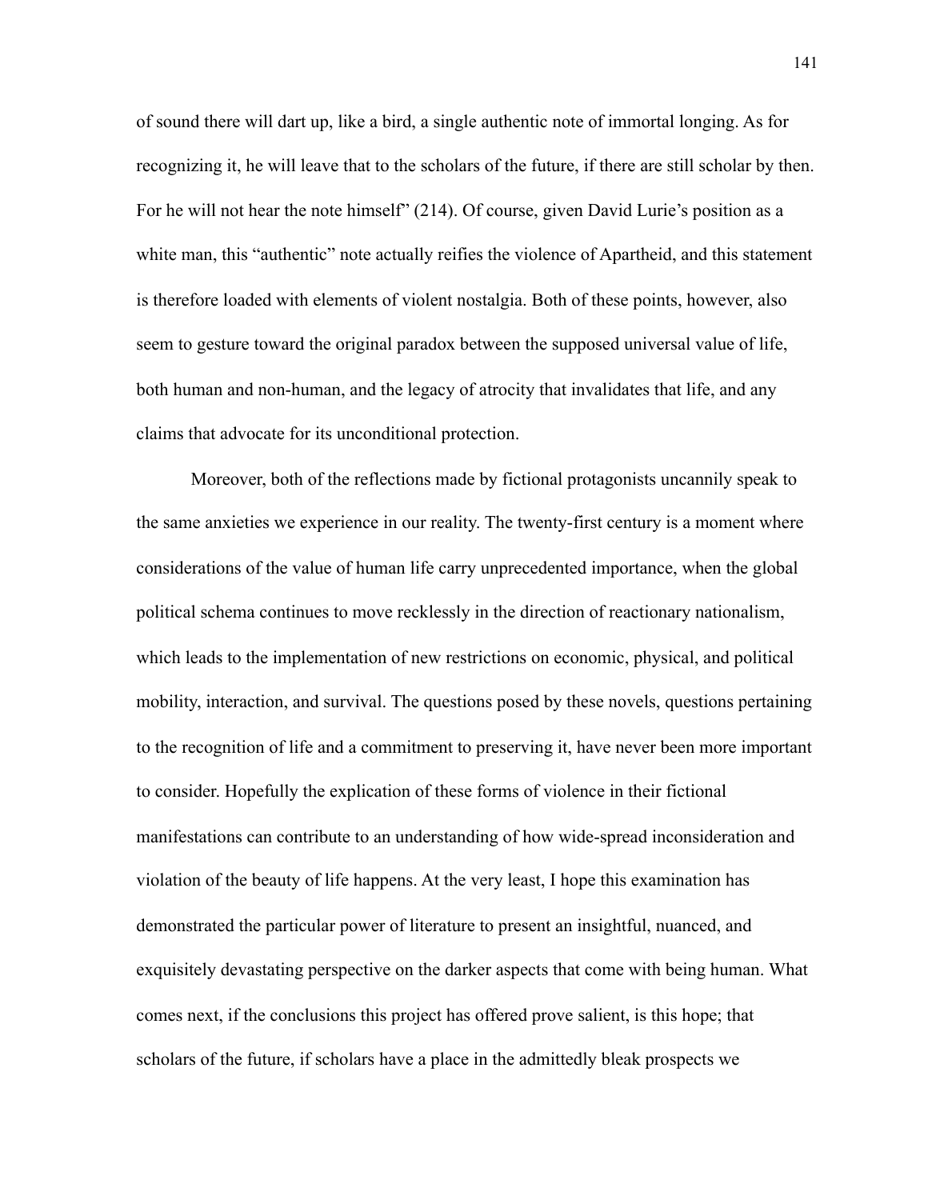of sound there will dart up, like a bird, a single authentic note of immortal longing. As for recognizing it, he will leave that to the scholars of the future, if there are still scholar by then. For he will not hear the note himself" (214). Of course, given David Lurie's position as a white man, this "authentic" note actually reifies the violence of Apartheid, and this statement is therefore loaded with elements of violent nostalgia. Both of these points, however, also seem to gesture toward the original paradox between the supposed universal value of life, both human and non-human, and the legacy of atrocity that invalidates that life, and any claims that advocate for its unconditional protection.

Moreover, both of the reflections made by fictional protagonists uncannily speak to the same anxieties we experience in our reality. The twenty-first century is a moment where considerations of the value of human life carry unprecedented importance, when the global political schema continues to move recklessly in the direction of reactionary nationalism, which leads to the implementation of new restrictions on economic, physical, and political mobility, interaction, and survival. The questions posed by these novels, questions pertaining to the recognition of life and a commitment to preserving it, have never been more important to consider. Hopefully the explication of these forms of violence in their fictional manifestations can contribute to an understanding of how wide-spread inconsideration and violation of the beauty of life happens. At the very least, I hope this examination has demonstrated the particular power of literature to present an insightful, nuanced, and exquisitely devastating perspective on the darker aspects that come with being human. What comes next, if the conclusions this project has offered prove salient, is this hope; that scholars of the future, if scholars have a place in the admittedly bleak prospects we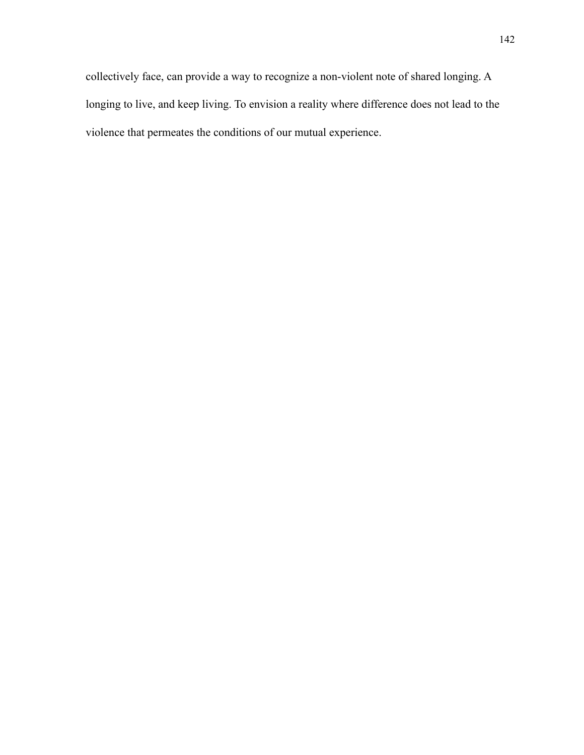collectively face, can provide a way to recognize a non-violent note of shared longing. A longing to live, and keep living. To envision a reality where difference does not lead to the violence that permeates the conditions of our mutual experience.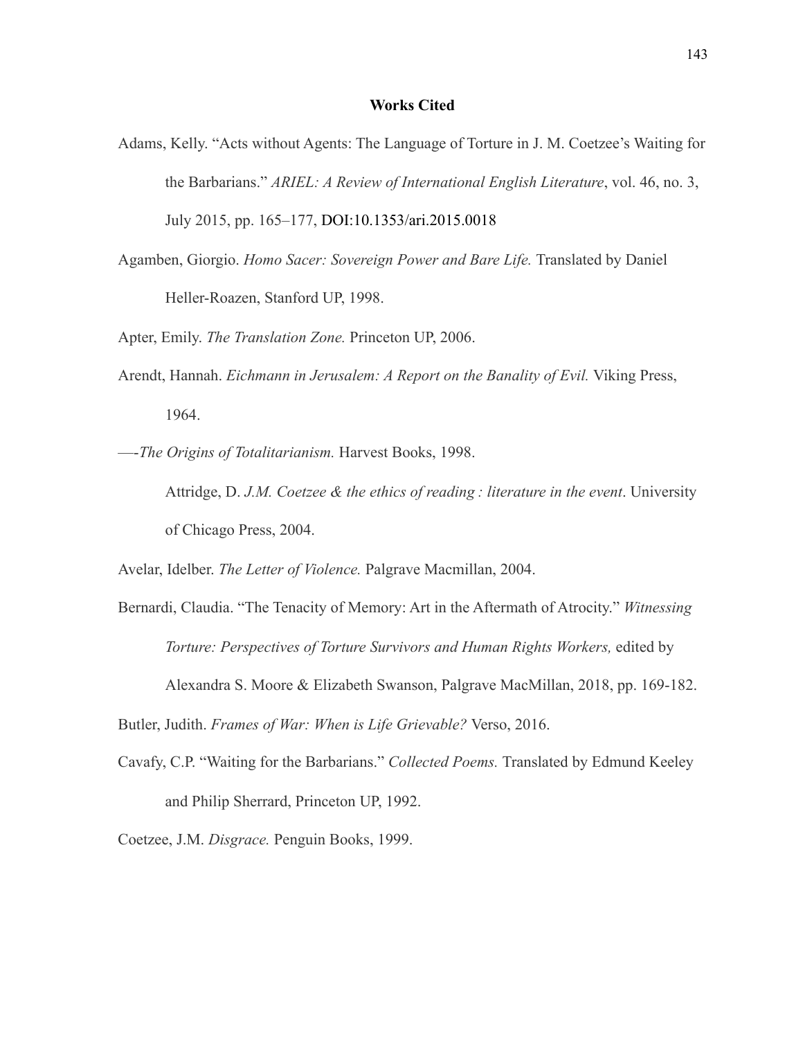**Works Cited**

Adams, Kelly. "Acts without Agents: The Language of Torture in J. M. Coetzee's Waiting for the Barbarians." *ARIEL: A Review of International English Literature*, vol. 46, no. 3, July 2015, pp. 165–177, DOI:10.1353/ari.2015.0018

Agamben, Giorgio. *Homo Sacer: Sovereign Power and Bare Life.* Translated by Daniel Heller-Roazen, Stanford UP, 1998.

Apter, Emily. *The Translation Zone.* Princeton UP, 2006.

Arendt, Hannah. *Eichmann in Jerusalem: A Report on the Banality of Evil.* Viking Press, 1964.

—-*The Origins of Totalitarianism.* Harvest Books, 1998.

Attridge, D. *J.M. Coetzee & the ethics of reading : literature in the event*. University of Chicago Press, 2004.

Avelar, Idelber. *The Letter of Violence.* Palgrave Macmillan, 2004.

Bernardi, Claudia. "The Tenacity of Memory: Art in the Aftermath of Atrocity." *Witnessing Torture: Perspectives of Torture Survivors and Human Rights Workers,* edited by Alexandra S. Moore & Elizabeth Swanson, Palgrave MacMillan, 2018, pp. 169-182.

Butler, Judith. *Frames of War: When is Life Grievable?* Verso, 2016.

Cavafy, C.P. "Waiting for the Barbarians." *Collected Poems.* Translated by Edmund Keeley and Philip Sherrard, Princeton UP, 1992.

Coetzee, J.M. *Disgrace.* Penguin Books, 1999.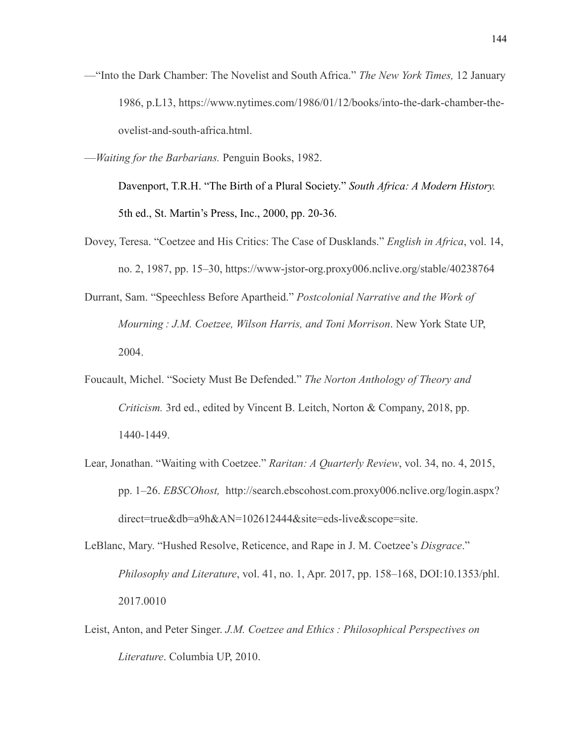—"Into the Dark Chamber: The Novelist and South Africa." *The New York Times,* 12 January 1986, p.L13, https://www.nytimes.com/1986/01/12/books/into-the-dark-chamber-the-ovelist-and-south-africa.html.

—*Waiting for the Barbarians.* Penguin Books, 1982.

Davenport, T.R.H. "The Birth of a Plural Society." *South Africa: A Modern History.* 5th ed., St. Martin's Press, Inc., 2000, pp. 20-36.

Dovey, Teresa. "Coetzee and His Critics: The Case of Dusklands." *English in Africa*, vol. 14, no. 2, 1987, pp. 15–30, https://www-jstor-org.proxy006.nclive.org/stable/40238764

Durrant, Sam. "Speechless Before Apartheid." *Postcolonial Narrative and the Work of Mourning : J.M. Coetzee, Wilson Harris, and Toni Morrison*. New York State UP, 2004.

Foucault, Michel. "Society Must Be Defended." *The Norton Anthology of Theory and Criticism.* 3rd ed., edited by Vincent B. Leitch, Norton & Company, 2018, pp. 1440-1449.

Lear, Jonathan. "Waiting with Coetzee." *Raritan: A Quarterly Review*, vol. 34, no. 4, 2015, pp. 1–26. *EBSCOhost,* http://search.ebscohost.com.proxy006.nclive.org/login.aspx?direct=true&db=a9h&AN=102612444&site=eds-live&scope=site.

LeBlanc, Mary. "Hushed Resolve, Reticence, and Rape in J. M. Coetzee's *Disgrace*." *Philosophy and Literature*, vol. 41, no. 1, Apr. 2017, pp. 158–168, DOI:10.1353/phl.2017.0010

Leist, Anton, and Peter Singer. *J.M. Coetzee and Ethics : Philosophical Perspectives on Literature*. Columbia UP, 2010.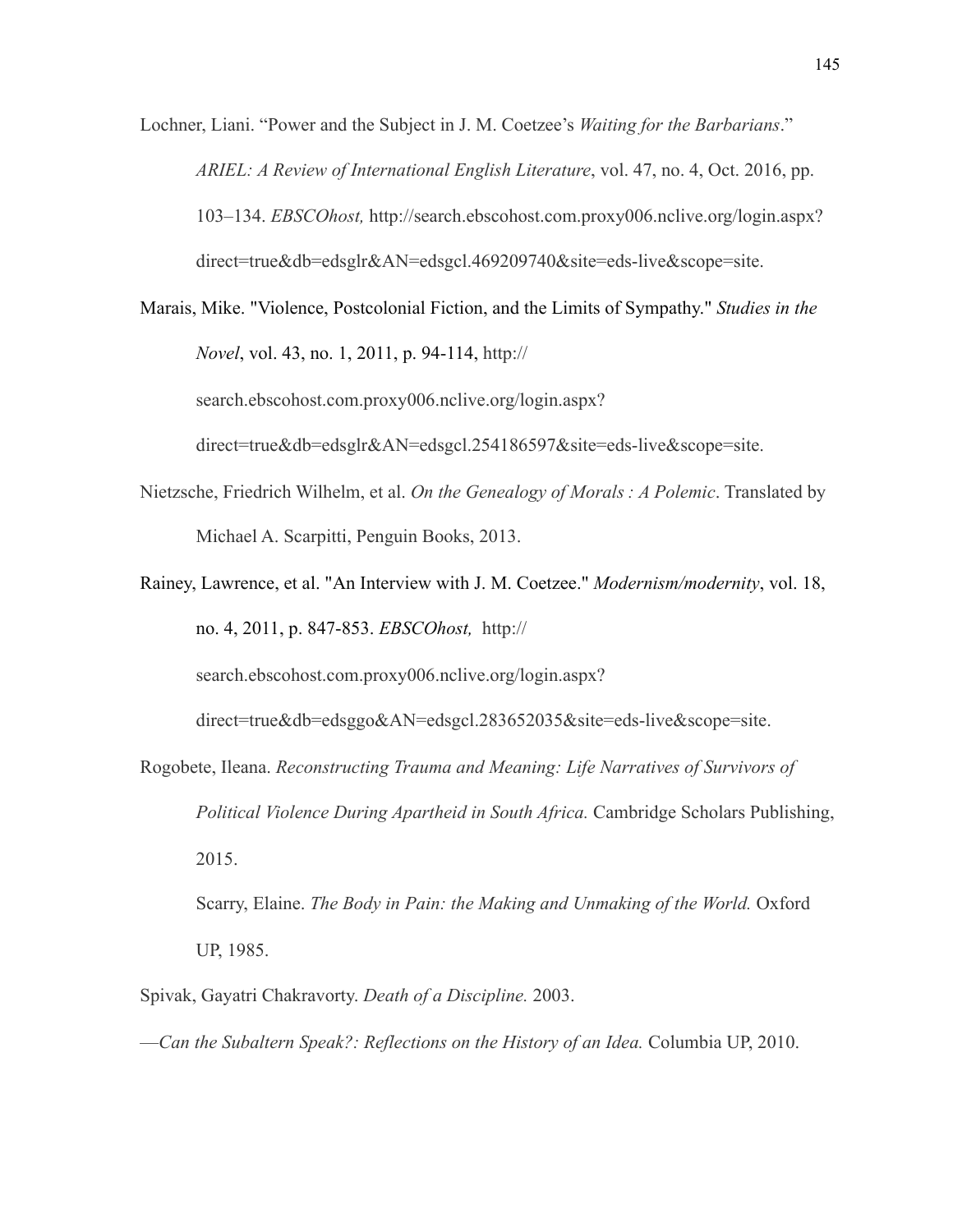Lochner, Liani. "Power and the Subject in J. M. Coetzee's *Waiting for the Barbarians*." *ARIEL: A Review of International English Literature*, vol. 47, no. 4, Oct. 2016, pp. 103–134. *EBSCOhost,* http://search.ebscohost.com.proxy006.nclive.org/login.aspx?direct=true&db=edsglr&AN=edsgcl.469209740&site=eds-live&scope=site.

Marais, Mike. "Violence, Postcolonial Fiction, and the Limits of Sympathy." *Studies in the Novel*, vol. 43, no. 1, 2011, p. 94-114, http://search.ebscohost.com.proxy006.nclive.org/login.aspx?direct=true&db=edsglr&AN=edsgcl.254186597&site=eds-live&scope=site.

Nietzsche, Friedrich Wilhelm, et al. *On the Genealogy of Morals : A Polemic*. Translated by Michael A. Scarpitti, Penguin Books, 2013.

Rainey, Lawrence, et al. "An Interview with J. M. Coetzee." *Modernism/modernity*, vol. 18, no. 4, 2011, p. 847-853. *EBSCOhost,* http://search.ebscohost.com.proxy006.nclive.org/login.aspx?direct=true&db=edsggo&AN=edsgcl.283652035&site=eds-live&scope=site.

Rogobete, Ileana. *Reconstructing Trauma and Meaning: Life Narratives of Survivors of Political Violence During Apartheid in South Africa.* Cambridge Scholars Publishing, 2015.

Scarry, Elaine. *The Body in Pain: the Making and Unmaking of the World.* Oxford UP, 1985.

Spivak, Gayatri Chakravorty. *Death of a Discipline.* 2003.

—*Can the Subaltern Speak?: Reflections on the History of an Idea.* Columbia UP, 2010.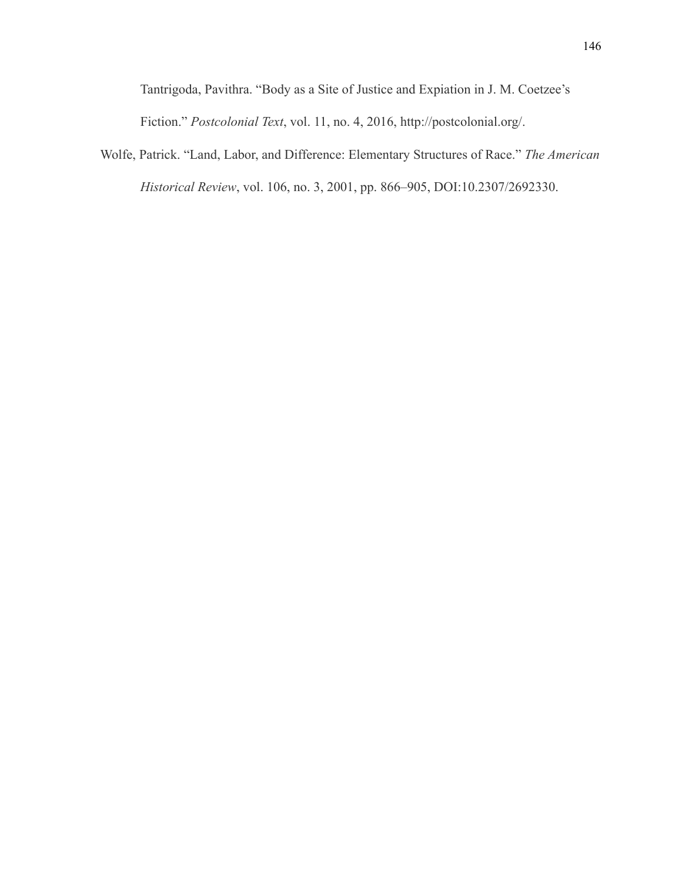Tantrigoda, Pavithra. “Body as a Site of Justice and Expiation in J. M. Coetzee’s Fiction.” *Postcolonial Text*, vol. 11, no. 4, 2016, http://postcolonial.org/.

Wolfe, Patrick. “Land, Labor, and Difference: Elementary Structures of Race.” *The American Historical Review*, vol. 106, no. 3, 2001, pp. 866–905, DOI:10.2307/2692330.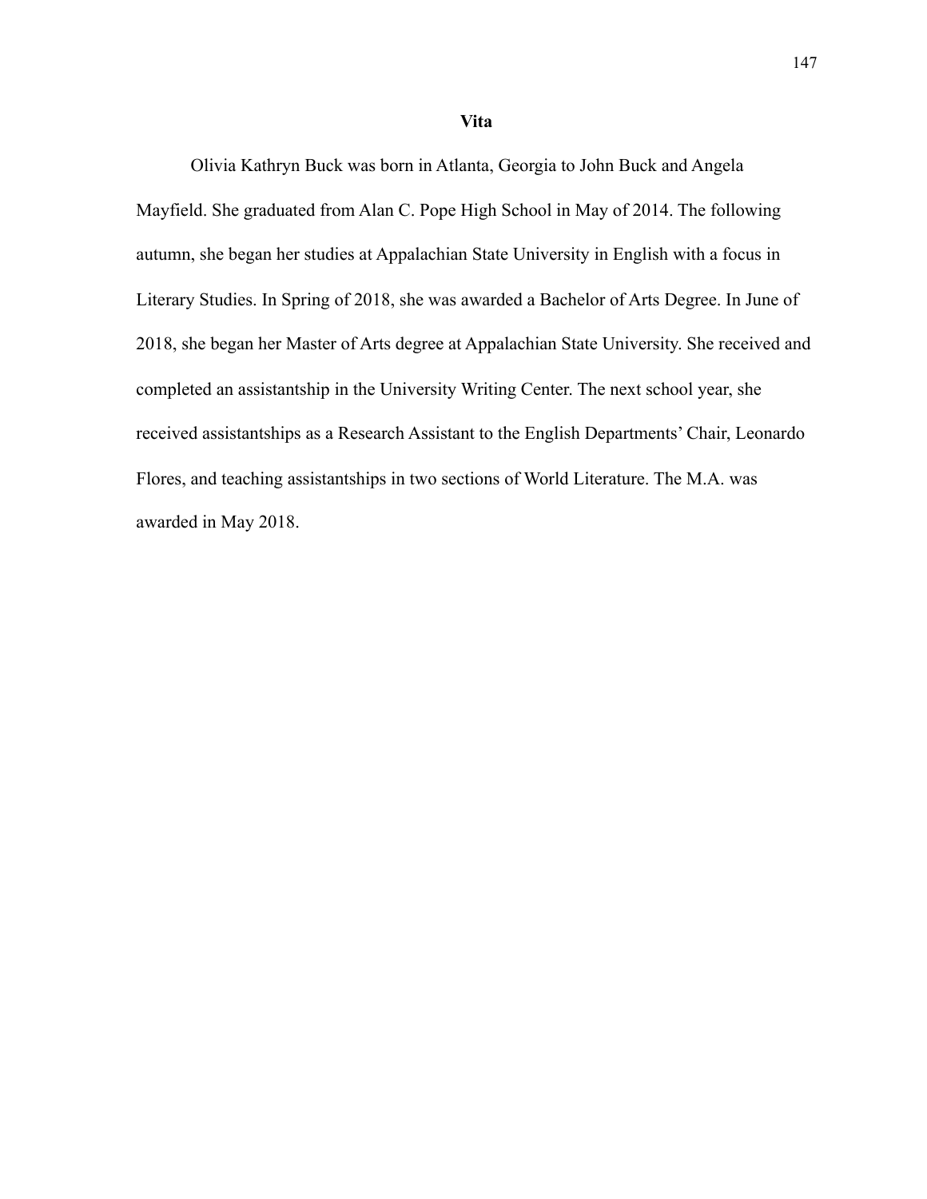# Vita

Olivia Kathryn Buck was born in Atlanta, Georgia to John Buck and Angela Mayfield. She graduated from Alan C. Pope High School in May of 2014. The following autumn, she began her studies at Appalachian State University in English with a focus in Literary Studies. In Spring of 2018, she was awarded a Bachelor of Arts Degree. In June of 2018, she began her Master of Arts degree at Appalachian State University. She received and completed an assistantship in the University Writing Center. The next school year, she received assistantships as a Research Assistant to the English Departments' Chair, Leonardo Flores, and teaching assistantships in two sections of World Literature. The M.A. was awarded in May 2018.